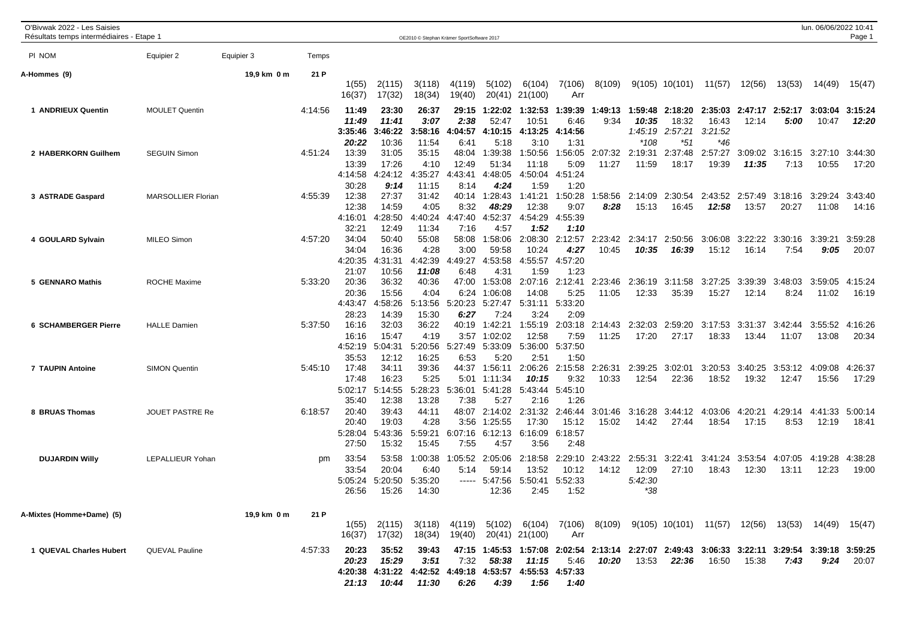# O'Bivwak 2022 - Les Saisies

Résultats temps intermédiaires - Etape 1

OE2010 © Stephan Krämer SportSoftware 2017

lun. 06/06/2022 10:41

| Pl NOM | Equipier 2 | Equipier 3 | Temps | | | | | | | | | | | | | | | |
|---|---|---|---|---|---|---|---|---|---|---|---|---|---|---|---|---|---|---|
| **A-Hommes (9)** | | 19,9 km 0 m | 21 P | | | | | | | | | | | | | | | |
| | | | | 1(55) | 2(115) | 3(118) | 4(119) | 5(102) | 6(104) | 7(106) | 8(109) | 9(105) | 10(101) | 11(57) | 12(56) | 13(53) | 14(49) | 15(47) |
| | | | | 16(37) | 17(32) | 18(34) | 19(40) | 20(41) | 21(100) | Arr | | | | | | | | |
| **1 ANDRIEUX Quentin** | MOULET Quentin | | 4:14:56 | 11:49 | 23:30 | 26:37 | 29:15 | 1:22:02 | 1:32:53 | 1:39:39 | 1:49:13 | 1:59:48 | 2:18:20 | 2:35:03 | 2:47:17 | 2:52:17 | 3:03:04 | 3:15:24 |
| | | | | 11:49 | 11:41 | 3:07 | 2:38 | 52:47 | 10:51 | 6:46 | 9:34 | 10:35 | 18:32 | 16:43 | 12:14 | 5:00 | 10:47 | 12:20 |
| | | | | 3:35:46 | 3:46:22 | 3:58:16 | 4:04:57 | 4:10:15 | 4:13:25 | 4:14:56 | | 1:45:19 | 2:57:21 | 3:21:52 | | | | |
| | | | | 20:22 | 10:36 | 11:54 | 6:41 | 5:18 | 3:10 | 1:31 | | *108 | *51 | *46 | | | | |
| **2 HABERKORN Guilhem** | SEGUIN Simon | | 4:51:24 | 13:39 | 31:05 | 35:15 | 48:04 | 1:39:38 | 1:50:56 | 1:56:05 | 2:07:32 | 2:19:31 | 2:37:48 | 2:57:27 | 3:09:02 | 3:16:15 | 3:27:10 | 3:44:30 |
| | | | | 13:39 | 17:26 | 4:10 | 12:49 | 51:34 | 11:18 | 5:09 | 11:27 | 11:59 | 18:17 | 19:39 | 11:35 | 7:13 | 10:55 | 17:20 |
| | | | | 4:14:58 | 4:24:12 | 4:35:27 | 4:43:41 | 4:48:05 | 4:50:04 | 4:51:24 | | | | | | | | |
| | | | | 30:28 | 9:14 | 11:15 | 8:14 | 4:24 | 1:59 | 1:20 | | | | | | | | |
| **3 ASTRADE Gaspard** | MARSOLLIER Florian | | 4:55:39 | 12:38 | 27:37 | 31:42 | 40:14 | 1:28:43 | 1:41:21 | 1:50:28 | 1:58:56 | 2:14:09 | 2:30:54 | 2:43:52 | 2:57:49 | 3:18:16 | 3:29:24 | 3:43:40 |
| | | | | 12:38 | 14:59 | 4:05 | 8:32 | 48:29 | 12:38 | 9:07 | 8:28 | 15:13 | 16:45 | 12:58 | 13:57 | 20:27 | 11:08 | 14:16 |
| | | | | 4:16:01 | 4:28:50 | 4:40:24 | 4:47:40 | 4:52:37 | 4:54:29 | 4:55:39 | | | | | | | | |
| | | | | 32:21 | 12:49 | 11:34 | 7:16 | 4:57 | 1:52 | 1:10 | | | | | | | | |
| **4 GOULARD Sylvain** | MILEO Simon | | 4:57:20 | 34:04 | 50:40 | 55:08 | 58:08 | 1:58:06 | 2:08:30 | 2:12:57 | 2:23:42 | 2:34:17 | 2:50:56 | 3:06:08 | 3:22:22 | 3:30:16 | 3:39:21 | 3:59:28 |
| | | | | 34:04 | 16:36 | 4:28 | 3:00 | 59:58 | 10:24 | 4:27 | 10:45 | 10:35 | 16:39 | 15:12 | 16:14 | 7:54 | 9:05 | 20:07 |
| | | | | 4:20:35 | 4:31:31 | 4:42:39 | 4:49:27 | 4:53:58 | 4:55:57 | 4:57:20 | | | | | | | | |
| | | | | 21:07 | 10:56 | 11:08 | 6:48 | 4:31 | 1:59 | 1:23 | | | | | | | | |
| **5 GENNARO Mathis** | ROCHE Maxime | | 5:33:20 | 20:36 | 36:32 | 40:36 | 47:00 | 1:53:08 | 2:07:16 | 2:12:41 | 2:23:46 | 2:36:19 | 3:11:58 | 3:27:25 | 3:39:39 | 3:48:03 | 3:59:05 | 4:15:24 |
| | | | | 20:36 | 15:56 | 4:04 | 6:24 | 1:06:08 | 14:08 | 5:25 | 11:05 | 12:33 | 35:39 | 15:27 | 12:14 | 8:24 | 11:02 | 16:19 |
| | | | | 4:43:47 | 4:58:26 | 5:13:56 | 5:20:23 | 5:27:47 | 5:31:11 | 5:33:20 | | | | | | | | |
| | | | | 28:23 | 14:39 | 15:30 | 6:27 | 7:24 | 3:24 | 2:09 | | | | | | | | |
| **6 SCHAMBERGER Pierre** | HALLE Damien | | 5:37:50 | 16:16 | 32:03 | 36:22 | 40:19 | 1:42:21 | 1:55:19 | 2:03:18 | 2:14:43 | 2:32:03 | 2:59:20 | 3:17:53 | 3:31:37 | 3:42:44 | 3:55:52 | 4:16:26 |
| | | | | 16:16 | 15:47 | 4:19 | 3:57 | 1:02:02 | 12:58 | 7:59 | 11:25 | 17:20 | 27:17 | 18:33 | 13:44 | 11:07 | 13:08 | 20:34 |
| | | | | 4:52:19 | 5:04:31 | 5:20:56 | 5:27:49 | 5:33:09 | 5:36:00 | 5:37:50 | | | | | | | | |
| | | | | 35:53 | 12:12 | 16:25 | 6:53 | 5:20 | 2:51 | 1:50 | | | | | | | | |
| **7 TAUPIN Antoine** | SIMON Quentin | | 5:45:10 | 17:48 | 34:11 | 39:36 | 44:37 | 1:56:11 | 2:06:26 | 2:15:58 | 2:26:31 | 2:39:25 | 3:02:01 | 3:20:53 | 3:40:25 | 3:53:12 | 4:09:08 | 4:26:37 |
| | | | | 17:48 | 16:23 | 5:25 | 5:01 | 1:11:34 | 10:15 | 9:32 | 10:33 | 12:54 | 22:36 | 18:52 | 19:32 | 12:47 | 15:56 | 17:29 |
| | | | | 5:02:17 | 5:14:55 | 5:28:23 | 5:36:01 | 5:41:28 | 5:43:44 | 5:45:10 | | | | | | | | |
| | | | | 35:40 | 12:38 | 13:28 | 7:38 | 5:27 | 2:16 | 1:26 | | | | | | | | |
| **8 BRUAS Thomas** | JOUET PASTRE Re | | 6:18:57 | 20:40 | 39:43 | 44:11 | 48:07 | 2:14:02 | 2:31:32 | 2:46:44 | 3:01:46 | 3:16:28 | 3:44:12 | 4:03:06 | 4:20:21 | 4:29:14 | 4:41:33 | 5:00:14 |
| | | | | 20:40 | 19:03 | 4:28 | 3:56 | 1:25:55 | 17:30 | 15:12 | 15:02 | 14:42 | 27:44 | 18:54 | 17:15 | 8:53 | 12:19 | 18:41 |
| | | | | 5:28:04 | 5:43:36 | 5:59:21 | 6:07:16 | 6:12:13 | 6:16:09 | 6:18:57 | | | | | | | | |
| | | | | 27:50 | 15:32 | 15:45 | 7:55 | 4:57 | 3:56 | 2:48 | | | | | | | | |
| **DUJARDIN Willy** | LEPALLIEUR Yohan | | pm | 33:54 | 53:58 | 1:00:38 | 1:05:52 | 2:05:06 | 2:18:58 | 2:29:10 | 2:43:22 | 2:55:31 | 3:22:41 | 3:41:24 | 3:53:54 | 4:07:05 | 4:19:28 | 4:38:28 |
| | | | | 33:54 | 20:04 | 6:40 | 5:14 | 59:14 | 13:52 | 10:12 | 14:12 | 12:09 | 27:10 | 18:43 | 12:30 | 13:11 | 12:23 | 19:00 |
| | | | | 5:05:24 | 5:20:50 | 5:35:20 | ----- | 5:47:56 | 5:50:41 | 5:52:33 | | 5:42:30 | | | | | | |
| | | | | 26:56 | 15:26 | 14:30 | | 12:36 | 2:45 | 1:52 | | *38 | | | | | | |
| **A-Mixtes (Homme+Dame) (5)** | | 19,9 km 0 m | 21 P | | | | | | | | | | | | | | | |
| | | | | 1(55) | 2(115) | 3(118) | 4(119) | 5(102) | 6(104) | 7(106) | 8(109) | 9(105) | 10(101) | 11(57) | 12(56) | 13(53) | 14(49) | 15(47) |
| | | | | 16(37) | 17(32) | 18(34) | 19(40) | 20(41) | 21(100) | Arr | | | | | | | | |
| **1 QUEVAL Charles Hubert** | QUEVAL Pauline | | 4:57:33 | 20:23 | 35:52 | 39:43 | 47:15 | 1:45:53 | 1:57:08 | 2:02:54 | 2:13:14 | 2:27:07 | 2:49:43 | 3:06:33 | 3:22:11 | 3:29:54 | 3:39:18 | 3:59:25 |
| | | | | 20:23 | 15:29 | 3:51 | 7:32 | 58:38 | 11:15 | 5:46 | 10:20 | 13:53 | 22:36 | 16:50 | 15:38 | 7:43 | 9:24 | 20:07 |
| | | | | 4:20:38 | 4:31:22 | 4:42:52 | 4:49:18 | 4:53:57 | 4:55:53 | 4:57:33 | | | | | | | | |
| | | | | 21:13 | 10:44 | 11:30 | 6:26 | 4:39 | 1:56 | 1:40 | | | | | | | | |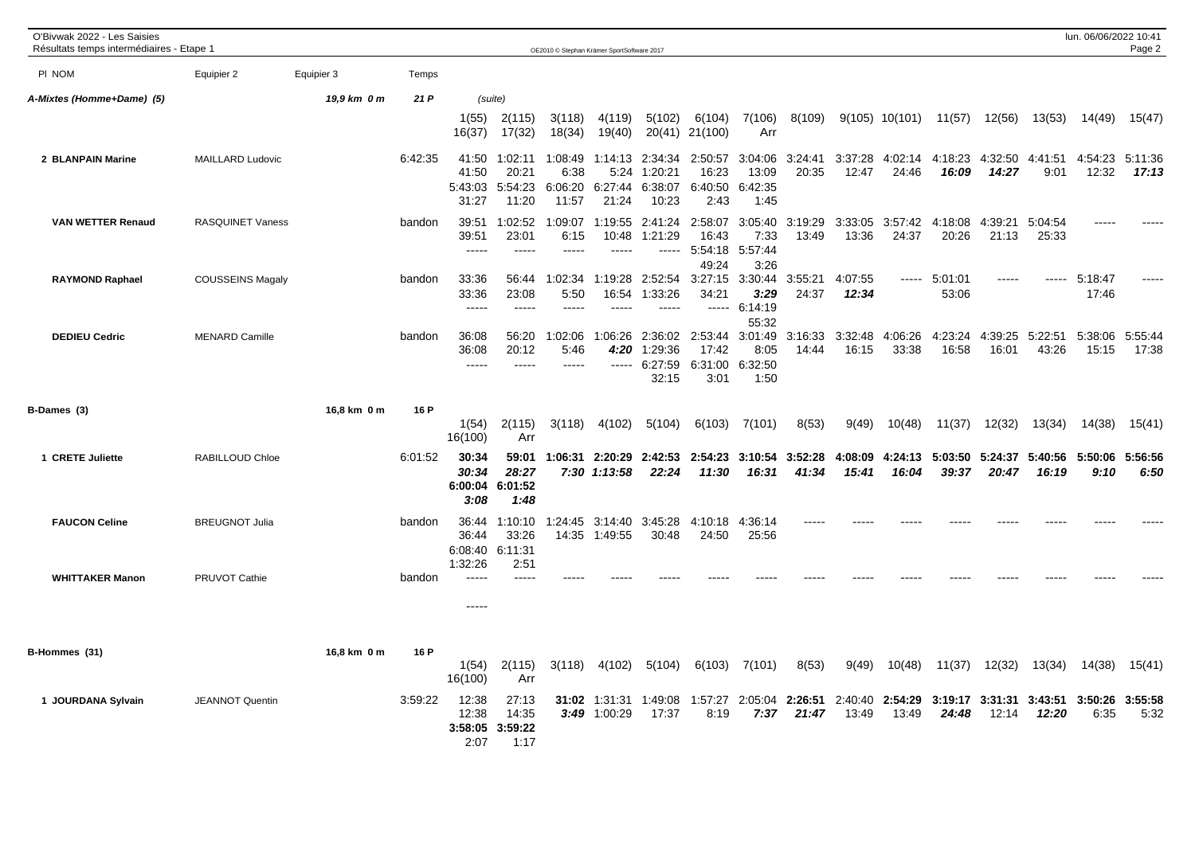| Pl NOM | Equipier 2 | Equipier 3 | Temps | | | | | | | | | | | | | | | |
|---|---|---|---|---|---|---|---|---|---|---|---|---|---|---|---|---|---|---|
| *A-Mixtes (Homme+Dame) (5)* | | *19,9 km 0 m* | *21 P* | (suite) | | | | | | | | | | | | | | |
| | | | | 1(55) | 2(115) | 3(118) | 4(119) | 5(102) | 6(104) | 7(106) | 8(109) | 9(105) | 10(101) | 11(57) | 12(56) | 13(53) | 14(49) | 15(47) |
| | | | | 16(37) | 17(32) | 18(34) | 19(40) | 20(41) | 21(100) | Arr | | | | | | | | |
| **2 BLANPAIN Marine** | MAILLARD Ludovic | | 6:42:35 | 41:50 | 1:02:11 | 1:08:49 | 1:14:13 | 2:34:34 | 2:50:57 | 3:04:06 | 3:24:41 | 3:37:28 | 4:02:14 | 4:18:23 | 4:32:50 | 4:41:51 | 4:54:23 | 5:11:36 |
| | | | | 41:50 | 20:21 | 6:38 | 5:24 | 1:20:21 | 16:23 | 13:09 | 20:35 | 12:47 | 24:46 | *16:09* | *14:27* | 9:01 | 12:32 | *17:13* |
| | | | | 5:43:03 | 5:54:23 | 6:06:20 | 6:27:44 | 6:38:07 | 6:40:50 | 6:42:35 | | | | | | | | |
| | | | | 31:27 | 11:20 | 11:57 | 21:24 | 10:23 | 2:43 | 1:45 | | | | | | | | |
| **VAN WETTER Renaud** | RASQUINET Vaness | | bandon | 39:51 | 1:02:52 | 1:09:07 | 1:19:55 | 2:41:24 | 2:58:07 | 3:05:40 | 3:19:29 | 3:33:05 | 3:57:42 | 4:18:08 | 4:39:21 | 5:04:54 | ----- | ----- |
| | | | | 39:51 | 23:01 | 6:15 | 10:48 | 1:21:29 | 16:43 | 7:33 | 13:49 | 13:36 | 24:37 | 20:26 | 21:13 | 25:33 | | |
| | | | | ----- | ----- | ----- | ----- | ----- | 5:54:18 | 5:57:44 | | | | | | | | |
| | | | | | | | | | 49:24 | 3:26 | | | | | | | | |
| **RAYMOND Raphael** | COUSSEINS Magaly | | bandon | 33:36 | 56:44 | 1:02:34 | 1:19:28 | 2:52:54 | 3:27:15 | 3:30:44 | 3:55:21 | 4:07:55 | ----- | 5:01:01 | ----- | ----- | 5:18:47 | ----- |
| | | | | 33:36 | 23:08 | 5:50 | 16:54 | 1:33:26 | 34:21 | *3:29* | 24:37 | *12:34* | | 53:06 | | | 17:46 | |
| | | | | ----- | ----- | ----- | ----- | ----- | ----- | 6:14:19 | | | | | | | | |
| | | | | | | | | | | 55:32 | | | | | | | | |
| **DEDIEU Cedric** | MENARD Camille | | bandon | 36:08 | 56:20 | 1:02:06 | 1:06:26 | 2:36:02 | 2:53:44 | 3:01:49 | 3:16:33 | 3:32:48 | 4:06:26 | 4:23:24 | 4:39:25 | 5:22:51 | 5:38:06 | 5:55:44 |
| | | | | 36:08 | 20:12 | 5:46 | *4:20* | 1:29:36 | 17:42 | 8:05 | 14:44 | 16:15 | 33:38 | 16:58 | 16:01 | 43:26 | 15:15 | 17:38 |
| | | | | ----- | ----- | ----- | ----- | 6:27:59 | 6:31:00 | 6:32:50 | | | | | | | | |
| | | | | | | | | 32:15 | 3:01 | 1:50 | | | | | | | | |

| Pl NOM | Equipier 2 | Equipier 3 | Temps | | | | | | | | | | | | | | | |
|---|---|---|---|---|---|---|---|---|---|---|---|---|---|---|---|---|---|---|
| **B-Dames (3)** | | **16,8 km 0 m** | **16 P** | | | | | | | | | | | | | | | |
| | | | | 1(54) | 2(115) | 3(118) | 4(102) | 5(104) | 6(103) | 7(101) | 8(53) | 9(49) | 10(48) | 11(37) | 12(32) | 13(34) | 14(38) | 15(41) |
| | | | | 16(100) | Arr | | | | | | | | | | | | | |
| **1 CRETE Juliette** | RABILLOUD Chloe | | 6:01:52 | **30:34** | **59:01** | **1:06:31** | **2:20:29** | **2:42:53** | **2:54:23** | **3:10:54** | **3:52:28** | **4:08:09** | **4:24:13** | **5:03:50** | **5:24:37** | **5:40:56** | **5:50:06** | **5:56:56** |
| | | | | *30:34* | *28:27* | *7:30* | *1:13:58* | *22:24* | *11:30* | *16:31* | *41:34* | *15:41* | *16:04* | *39:37* | *20:47* | *16:19* | *9:10* | *6:50* |
| | | | | **6:00:04** | **6:01:52** | | | | | | | | | | | | | |
| | | | | *3:08* | *1:48* | | | | | | | | | | | | | |
| **FAUCON Celine** | BREUGNOT Julia | | bandon | 36:44 | 1:10:10 | 1:24:45 | 3:14:40 | 3:45:28 | 4:10:18 | 4:36:14 | ----- | ----- | ----- | ----- | ----- | ----- | ----- | ----- |
| | | | | 36:44 | 33:26 | 14:35 | 1:49:55 | 30:48 | 24:50 | 25:56 | | | | | | | | |
| | | | | 6:08:40 | 6:11:31 | | | | | | | | | | | | | |
| | | | | 1:32:26 | 2:51 | | | | | | | | | | | | | |
| **WHITTAKER Manon** | PRUVOT Cathie | | bandon | ----- | ----- | ----- | ----- | ----- | ----- | ----- | ----- | ----- | ----- | ----- | ----- | ----- | ----- | ----- |
| | | | | ----- | | | | | | | | | | | | | | |

| Pl NOM | Equipier 2 | Equipier 3 | Temps | | | | | | | | | | | | | | | |
|---|---|---|---|---|---|---|---|---|---|---|---|---|---|---|---|---|---|---|
| **B-Hommes (31)** | | **16,8 km 0 m** | **16 P** | | | | | | | | | | | | | | | |
| | | | | 1(54) | 2(115) | 3(118) | 4(102) | 5(104) | 6(103) | 7(101) | 8(53) | 9(49) | 10(48) | 11(37) | 12(32) | 13(34) | 14(38) | 15(41) |
| | | | | 16(100) | Arr | | | | | | | | | | | | | |
| **1 JOURDANA Sylvain** | JEANNOT Quentin | | 3:59:22 | 12:38 | 27:13 | **31:02** | 1:31:31 | 1:49:08 | 1:57:27 | 2:05:04 | **2:26:51** | 2:40:40 | **2:54:29** | **3:19:17** | **3:31:31** | **3:43:51** | **3:50:26** | **3:55:58** |
| | | | | 12:38 | 14:35 | *3:49* | 1:00:29 | 17:37 | 8:19 | *7:37* | *21:47* | 13:49 | 13:49 | *24:48* | 12:14 | *12:20* | 6:35 | 5:32 |
| | | | | **3:58:05** | **3:59:22** | | | | | | | | | | | | | |
| | | | | 2:07 | 1:17 | | | | | | | | | | | | | |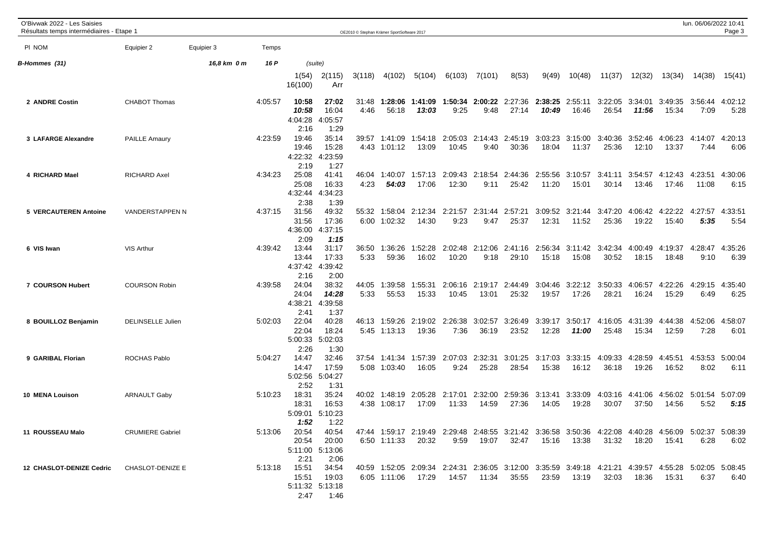| Pl NOM | Equipier 2 | Equipier 3 | Temps | 1(54) | 2(115) | 3(118) | 4(102) | 5(104) | 6(103) | 7(101) | 8(53) | 9(49) | 10(48) | 11(37) | 12(32) | 13(34) | 14(38) | 15(41) |
|---|---|---|---|---|---|---|---|---|---|---|---|---|---|---|---|---|---|---|
| | | | | 16(100) | Arr | | | | | | | | | | | | | |
| **B-Hommes (31)** | | 16,8 km 0 m | 16 P | (suite) | | | | | | | | | | | | | | |
| **2 ANDRE Costin** | CHABOT Thomas | | 4:05:57 | **10:58** | 27:02 | 31:48 | **1:28:06** | **1:41:09** | **1:50:34** | **2:00:22** | 2:27:36 | **2:38:25** | 2:55:11 | 3:22:05 | 3:34:01 | 3:49:35 | 3:56:44 | 4:02:12 |
| | | | | ***10:58*** | 16:04 | 4:46 | 56:18 | ***13:03*** | 9:25 | 9:48 | 27:14 | ***10:49*** | 16:46 | 26:54 | ***11:56*** | 15:34 | 7:09 | 5:28 |
| | | | | 4:04:28 | 4:05:57 | | | | | | | | | | | | | |
| | | | | 2:16 | 1:29 | | | | | | | | | | | | | |
| **3 LAFARGE Alexandre** | PAILLE Amaury | | 4:23:59 | 19:46 | 35:14 | 39:57 | 1:41:09 | 1:54:18 | 2:05:03 | 2:14:43 | 2:45:19 | 3:03:23 | 3:15:00 | 3:40:36 | 3:52:46 | 4:06:23 | 4:14:07 | 4:20:13 |
| | | | | 19:46 | 15:28 | 4:43 | 1:01:12 | 13:09 | 10:45 | 9:40 | 30:36 | 18:04 | 11:37 | 25:36 | 12:10 | 13:37 | 7:44 | 6:06 |
| | | | | 4:22:32 | 4:23:59 | | | | | | | | | | | | | |
| | | | | 2:19 | 1:27 | | | | | | | | | | | | | |
| **4 RICHARD Mael** | RICHARD Axel | | 4:34:23 | 25:08 | 41:41 | 46:04 | 1:40:07 | 1:57:13 | 2:09:43 | 2:18:54 | 2:44:36 | 2:55:56 | 3:10:57 | 3:41:11 | 3:54:57 | 4:12:43 | 4:23:51 | 4:30:06 |
| | | | | 25:08 | 16:33 | 4:23 | ***54:03*** | 17:06 | 12:30 | 9:11 | 25:42 | 11:20 | 15:01 | 30:14 | 13:46 | 17:46 | 11:08 | 6:15 |
| | | | | 4:32:44 | 4:34:23 | | | | | | | | | | | | | |
| | | | | 2:38 | 1:39 | | | | | | | | | | | | | |
| **5 VERCAUTEREN Antoine** | VANDERSTAPPEN N | | 4:37:15 | 31:56 | 49:32 | 55:32 | 1:58:04 | 2:12:34 | 2:21:57 | 2:31:44 | 2:57:21 | 3:09:52 | 3:21:44 | 3:47:20 | 4:06:42 | 4:22:22 | 4:27:57 | 4:33:51 |
| | | | | 31:56 | 17:36 | 6:00 | 1:02:32 | 14:30 | 9:23 | 9:47 | 25:37 | 12:31 | 11:52 | 25:36 | 19:22 | 15:40 | ***5:35*** | 5:54 |
| | | | | 4:36:00 | 4:37:15 | | | | | | | | | | | | | |
| | | | | 2:09 | ***1:15*** | | | | | | | | | | | | | |
| **6 VIS Iwan** | VIS Arthur | | 4:39:42 | 13:44 | 31:17 | 36:50 | 1:36:26 | 1:52:28 | 2:02:48 | 2:12:06 | 2:41:16 | 2:56:34 | 3:11:42 | 3:42:34 | 4:00:49 | 4:19:37 | 4:28:47 | 4:35:26 |
| | | | | 13:44 | 17:33 | 5:33 | 59:36 | 16:02 | 10:20 | 9:18 | 29:10 | 15:18 | 15:08 | 30:52 | 18:15 | 18:48 | 9:10 | 6:39 |
| | | | | 4:37:42 | 4:39:42 | | | | | | | | | | | | | |
| | | | | 2:16 | 2:00 | | | | | | | | | | | | | |
| **7 COURSON Hubert** | COURSON Robin | | 4:39:58 | 24:04 | 38:32 | 44:05 | 1:39:58 | 1:55:31 | 2:06:16 | 2:19:17 | 2:44:49 | 3:04:46 | 3:22:12 | 3:50:33 | 4:06:57 | 4:22:26 | 4:29:15 | 4:35:40 |
| | | | | 24:04 | ***14:28*** | 5:33 | 55:53 | 15:33 | 10:45 | 13:01 | 25:32 | 19:57 | 17:26 | 28:21 | 16:24 | 15:29 | 6:49 | 6:25 |
| | | | | 4:38:21 | 4:39:58 | | | | | | | | | | | | | |
| | | | | 2:41 | 1:37 | | | | | | | | | | | | | |
| **8 BOUILLOZ Benjamin** | DELINSELLE Julien | | 5:02:03 | 22:04 | 40:28 | 46:13 | 1:59:26 | 2:19:02 | 2:26:38 | 3:02:57 | 3:26:49 | 3:39:17 | 3:50:17 | 4:16:05 | 4:31:39 | 4:44:38 | 4:52:06 | 4:58:07 |
| | | | | 22:04 | 18:24 | 5:45 | 1:13:13 | 19:36 | 7:36 | 36:19 | 23:52 | 12:28 | ***11:00*** | 25:48 | 15:34 | 12:59 | 7:28 | 6:01 |
| | | | | 5:00:33 | 5:02:03 | | | | | | | | | | | | | |
| | | | | 2:26 | 1:30 | | | | | | | | | | | | | |
| **9 GARIBAL Florian** | ROCHAS Pablo | | 5:04:27 | 14:47 | 32:46 | 37:54 | 1:41:34 | 1:57:39 | 2:07:03 | 2:32:31 | 3:01:25 | 3:17:03 | 3:33:15 | 4:09:33 | 4:28:59 | 4:45:51 | 4:53:53 | 5:00:04 |
| | | | | 14:47 | 17:59 | 5:08 | 1:03:40 | 16:05 | 9:24 | 25:28 | 28:54 | 15:38 | 16:12 | 36:18 | 19:26 | 16:52 | 8:02 | 6:11 |
| | | | | 5:02:56 | 5:04:27 | | | | | | | | | | | | | |
| | | | | 2:52 | 1:31 | | | | | | | | | | | | | |
| **10 MENA Louison** | ARNAULT Gaby | | 5:10:23 | 18:31 | 35:24 | 40:02 | 1:48:19 | 2:05:28 | 2:17:01 | 2:32:00 | 2:59:36 | 3:13:41 | 3:33:09 | 4:03:16 | 4:41:06 | 4:56:02 | 5:01:54 | 5:07:09 |
| | | | | 18:31 | 16:53 | 4:38 | 1:08:17 | 17:09 | 11:33 | 14:59 | 27:36 | 14:05 | 19:28 | 30:07 | 37:50 | 14:56 | 5:52 | ***5:15*** |
| | | | | 5:09:01 | 5:10:23 | | | | | | | | | | | | | |
| | | | | ***1:52*** | 1:22 | | | | | | | | | | | | | |
| **11 ROUSSEAU Malo** | CRUMIERE Gabriel | | 5:13:06 | 20:54 | 40:54 | 47:44 | 1:59:17 | 2:19:49 | 2:29:48 | 2:48:55 | 3:21:42 | 3:36:58 | 3:50:36 | 4:22:08 | 4:40:28 | 4:56:09 | 5:02:37 | 5:08:39 |
| | | | | 20:54 | 20:00 | 6:50 | 1:11:33 | 20:32 | 9:59 | 19:07 | 32:47 | 15:16 | 13:38 | 31:32 | 18:20 | 15:41 | 6:28 | 6:02 |
| | | | | 5:11:00 | 5:13:06 | | | | | | | | | | | | | |
| | | | | 2:21 | 2:06 | | | | | | | | | | | | | |
| **12 CHASLOT-DENIZE Cedric** | CHASLOT-DENIZE E | | 5:13:18 | 15:51 | 34:54 | 40:59 | 1:52:05 | 2:09:34 | 2:24:31 | 2:36:05 | 3:12:00 | 3:35:59 | 3:49:18 | 4:21:21 | 4:39:57 | 4:55:28 | 5:02:05 | 5:08:45 |
| | | | | 15:51 | 19:03 | 6:05 | 1:11:06 | 17:29 | 14:57 | 11:34 | 35:55 | 23:59 | 13:19 | 32:03 | 18:36 | 15:31 | 6:37 | 6:40 |
| | | | | 5:11:32 | 5:13:18 | | | | | | | | | | | | | |
| | | | | 2:47 | 1:46 | | | | | | | | | | | | | |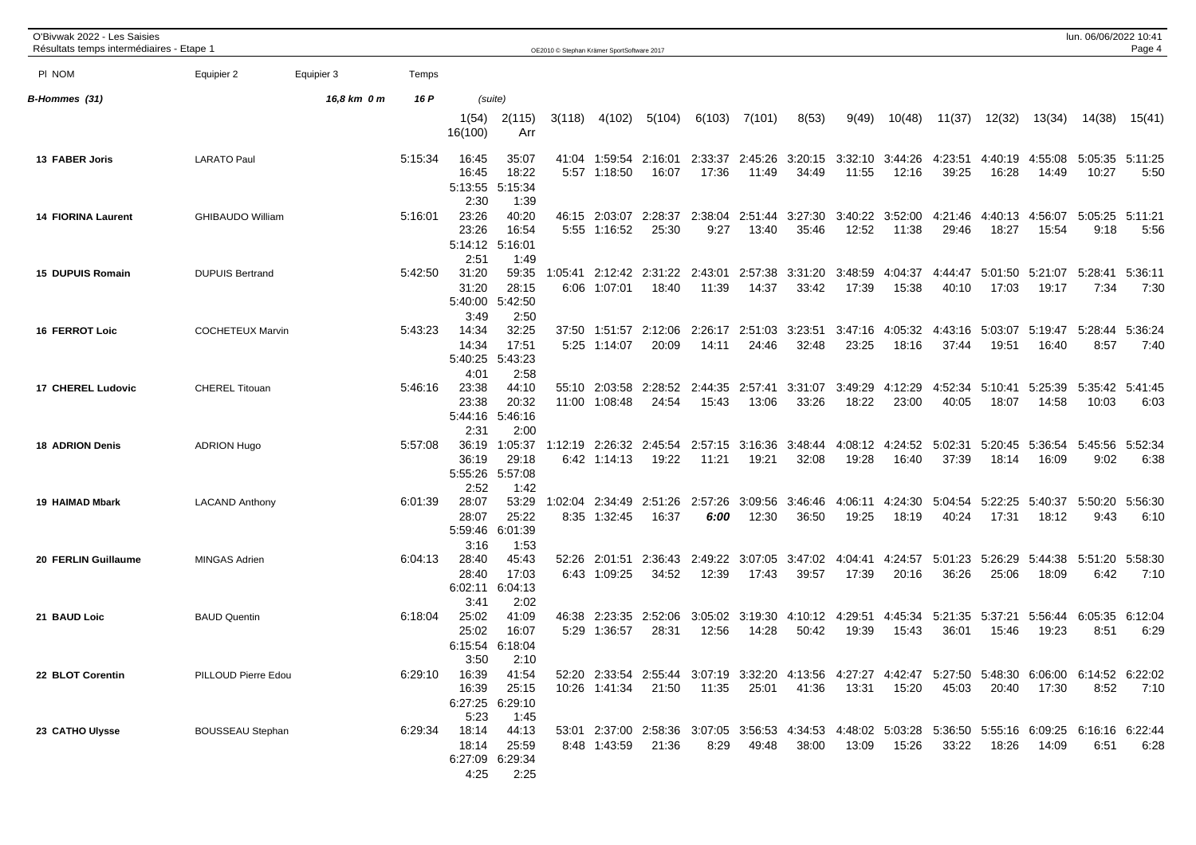O'Bivwak 2022 - Les Saisies
Résultats temps intermédiaires - Etape 1

| Pl NOM | Equipier 2 | Equipier 3 | Temps | | | | | | | | | | | | | | | | |
|---|---|---|---|---|---|---|---|---|---|---|---|---|---|---|---|---|---|---|---|
| **B-Hommes (31)** | | *16,8 km 0 m* | *16 P* | (suite) | | | | | | | | | | | | | | | |
| | | | | 1(54) 16(100) | 2(115) Arr | 3(118) | 4(102) | 5(104) | 6(103) | 7(101) | 8(53) | 9(49) | 10(48) | 11(37) | 12(32) | 13(34) | 14(38) | 15(41) | |
| **13 FABER Joris** | LARATO Paul | | 5:15:34 | 16:45 | 35:07 | 41:04 | 1:59:54 | 2:16:01 | 2:33:37 | 2:45:26 | 3:20:15 | 3:32:10 | 3:44:26 | 4:23:51 | 4:40:19 | 4:55:08 | 5:05:35 | 5:11:25 | |
| | | | | 16:45 | 18:22 | 5:57 | 1:18:50 | 16:07 | 17:36 | 11:49 | 34:49 | 11:55 | 12:16 | 39:25 | 16:28 | 14:49 | 10:27 | 5:50 | |
| | | | | 5:13:55 | 5:15:34 | | | | | | | | | | | | | | |
| | | | | 2:30 | 1:39 | | | | | | | | | | | | | | |
| **14 FIORINA Laurent** | GHIBAUDO William | | 5:16:01 | 23:26 | 40:20 | 46:15 | 2:03:07 | 2:28:37 | 2:38:04 | 2:51:44 | 3:27:30 | 3:40:22 | 3:52:00 | 4:21:46 | 4:40:13 | 4:56:07 | 5:05:25 | 5:11:21 | |
| | | | | 23:26 | 16:54 | 5:55 | 1:16:52 | 25:30 | 9:27 | 13:40 | 35:46 | 12:52 | 11:38 | 29:46 | 18:27 | 15:54 | 9:18 | 5:56 | |
| | | | | 5:14:12 | 5:16:01 | | | | | | | | | | | | | | |
| | | | | 2:51 | 1:49 | | | | | | | | | | | | | | |
| **15 DUPUIS Romain** | DUPUIS Bertrand | | 5:42:50 | 31:20 | 59:35 | 1:05:41 | 2:12:42 | 2:31:22 | 2:43:01 | 2:57:38 | 3:31:20 | 3:48:59 | 4:04:37 | 4:44:47 | 5:01:50 | 5:21:07 | 5:28:41 | 5:36:11 | |
| | | | | 31:20 | 28:15 | 6:06 | 1:07:01 | 18:40 | 11:39 | 14:37 | 33:42 | 17:39 | 15:38 | 40:10 | 17:03 | 19:17 | 7:34 | 7:30 | |
| | | | | 5:40:00 | 5:42:50 | | | | | | | | | | | | | | |
| | | | | 3:49 | 2:50 | | | | | | | | | | | | | | |
| **16 FERROT Loic** | COCHETEUX Marvin | | 5:43:23 | 14:34 | 32:25 | 37:50 | 1:51:57 | 2:12:06 | 2:26:17 | 2:51:03 | 3:23:51 | 3:47:16 | 4:05:32 | 4:43:16 | 5:03:07 | 5:19:47 | 5:28:44 | 5:36:24 | |
| | | | | 14:34 | 17:51 | 5:25 | 1:14:07 | 20:09 | 14:11 | 24:46 | 32:48 | 23:25 | 18:16 | 37:44 | 19:51 | 16:40 | 8:57 | 7:40 | |
| | | | | 5:40:25 | 5:43:23 | | | | | | | | | | | | | | |
| | | | | 4:01 | 2:58 | | | | | | | | | | | | | | |
| **17 CHEREL Ludovic** | CHEREL Titouan | | 5:46:16 | 23:38 | 44:10 | 55:10 | 2:03:58 | 2:28:52 | 2:44:35 | 2:57:41 | 3:31:07 | 3:49:29 | 4:12:29 | 4:52:34 | 5:10:41 | 5:25:39 | 5:35:42 | 5:41:45 | |
| | | | | 23:38 | 20:32 | 11:00 | 1:08:48 | 24:54 | 15:43 | 13:06 | 33:26 | 18:22 | 23:00 | 40:05 | 18:07 | 14:58 | 10:03 | 6:03 | |
| | | | | 5:44:16 | 5:46:16 | | | | | | | | | | | | | | |
| | | | | 2:31 | 2:00 | | | | | | | | | | | | | | |
| **18 ADRION Denis** | ADRION Hugo | | 5:57:08 | 36:19 | 1:05:37 | 1:12:19 | 2:26:32 | 2:45:54 | 2:57:15 | 3:16:36 | 3:48:44 | 4:08:12 | 4:24:52 | 5:02:31 | 5:20:45 | 5:36:54 | 5:45:56 | 5:52:34 | |
| | | | | 36:19 | 29:18 | 6:42 | 1:14:13 | 19:22 | 11:21 | 19:21 | 32:08 | 19:28 | 16:40 | 37:39 | 18:14 | 16:09 | 9:02 | 6:38 | |
| | | | | 5:55:26 | 5:57:08 | | | | | | | | | | | | | | |
| | | | | 2:52 | 1:42 | | | | | | | | | | | | | | |
| **19 HAIMAD Mbark** | LACAND Anthony | | 6:01:39 | 28:07 | 53:29 | 1:02:04 | 2:34:49 | 2:51:26 | 2:57:26 | 3:09:56 | 3:46:46 | 4:06:11 | 4:24:30 | 5:04:54 | 5:22:25 | 5:40:37 | 5:50:20 | 5:56:30 | |
| | | | | 28:07 | 25:22 | 8:35 | 1:32:45 | 16:37 | *6:00* | 12:30 | 36:50 | 19:25 | 18:19 | 40:24 | 17:31 | 18:12 | 9:43 | 6:10 | |
| | | | | 5:59:46 | 6:01:39 | | | | | | | | | | | | | | |
| | | | | 3:16 | 1:53 | | | | | | | | | | | | | | |
| **20 FERLIN Guillaume** | MINGAS Adrien | | 6:04:13 | 28:40 | 45:43 | 52:26 | 2:01:51 | 2:36:43 | 2:49:22 | 3:07:05 | 3:47:02 | 4:04:41 | 4:24:57 | 5:01:23 | 5:26:29 | 5:44:38 | 5:51:20 | 5:58:30 | |
| | | | | 28:40 | 17:03 | 6:43 | 1:09:25 | 34:52 | 12:39 | 17:43 | 39:57 | 17:39 | 20:16 | 36:26 | 25:06 | 18:09 | 6:42 | 7:10 | |
| | | | | 6:02:11 | 6:04:13 | | | | | | | | | | | | | | |
| | | | | 3:41 | 2:02 | | | | | | | | | | | | | | |
| **21 BAUD Loic** | BAUD Quentin | | 6:18:04 | 25:02 | 41:09 | 46:38 | 2:23:35 | 2:52:06 | 3:05:02 | 3:19:30 | 4:10:12 | 4:29:51 | 4:45:34 | 5:21:35 | 5:37:21 | 5:56:44 | 6:05:35 | 6:12:04 | |
| | | | | 25:02 | 16:07 | 5:29 | 1:36:57 | 28:31 | 12:56 | 14:28 | 50:42 | 19:39 | 15:43 | 36:01 | 15:46 | 19:23 | 8:51 | 6:29 | |
| | | | | 6:15:54 | 6:18:04 | | | | | | | | | | | | | | |
| | | | | 3:50 | 2:10 | | | | | | | | | | | | | | |
| **22 BLOT Corentin** | PILLOUD Pierre Edou | | 6:29:10 | 16:39 | 41:54 | 52:20 | 2:33:54 | 2:55:44 | 3:07:19 | 3:32:20 | 4:13:56 | 4:27:27 | 4:42:47 | 5:27:50 | 5:48:30 | 6:06:00 | 6:14:52 | 6:22:02 | |
| | | | | 16:39 | 25:15 | 10:26 | 1:41:34 | 21:50 | 11:35 | 25:01 | 41:36 | 13:31 | 15:20 | 45:03 | 20:40 | 17:30 | 8:52 | 7:10 | |
| | | | | 6:27:25 | 6:29:10 | | | | | | | | | | | | | | |
| | | | | 5:23 | 1:45 | | | | | | | | | | | | | | |
| **23 CATHO Ulysse** | BOUSSEAU Stephan | | 6:29:34 | 18:14 | 44:13 | 53:01 | 2:37:00 | 2:58:36 | 3:07:05 | 3:56:53 | 4:34:53 | 4:48:02 | 5:03:28 | 5:36:50 | 5:55:16 | 6:09:25 | 6:16:16 | 6:22:44 | |
| | | | | 18:14 | 25:59 | 8:48 | 1:43:59 | 21:36 | 8:29 | 49:48 | 38:00 | 13:09 | 15:26 | 33:22 | 18:26 | 14:09 | 6:51 | 6:28 | |
| | | | | 6:27:09 | 6:29:34 | | | | | | | | | | | | | | |
| | | | | 4:25 | 2:25 | | | | | | | | | | | | | | |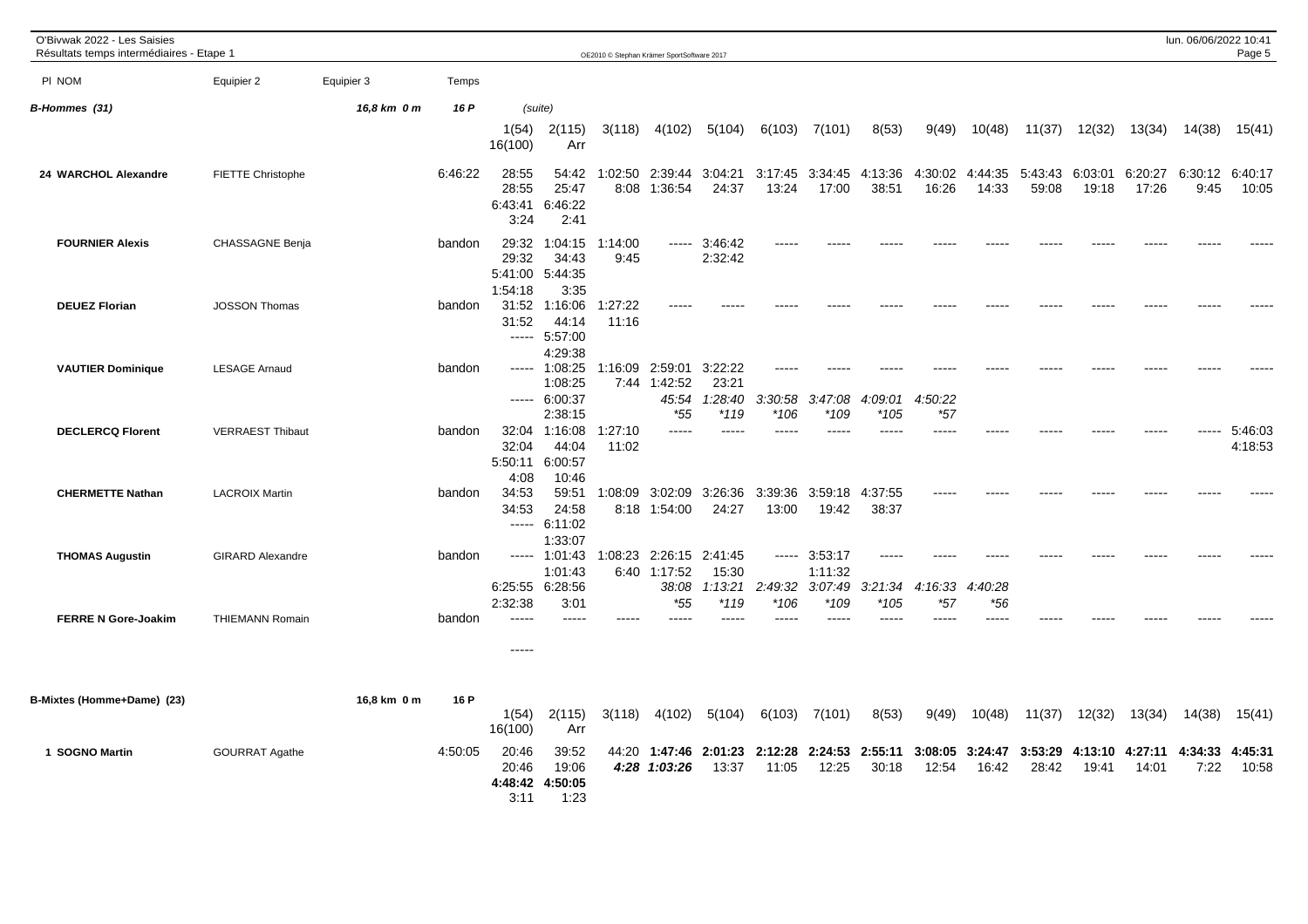O'Bivwak 2022 - Les Saisies
Résultats temps intermédiaires - Etape 1

| Pl NOM | Equipier 2 | Equipier 3 | Temps | | | | | | | | | | | | | | | |
|---|---|---|---|---|---|---|---|---|---|---|---|---|---|---|---|---|---|---|
| *B-Hommes (31)* | | *16,8 km 0 m* | *16 P* | (suite) | | | | | | | | | | | | | | |
| | | | | 1(54) 16(100) | 2(115) Arr | 3(118) | 4(102) | 5(104) | 6(103) | 7(101) | 8(53) | 9(49) | 10(48) | 11(37) | 12(32) | 13(34) | 14(38) | 15(41) |
| **24 WARCHOL Alexandre** | FIETTE Christophe | | 6:46:22 | 28:55 28:55 6:43:41 3:24 | 54:42 25:47 6:46:22 2:41 | 1:02:50 8:08 | 2:39:44 1:36:54 | 3:04:21 24:37 | 3:17:45 13:24 | 3:34:45 17:00 | 4:13:36 38:51 | 4:30:02 16:26 | 4:44:35 14:33 | 5:43:43 59:08 | 6:03:01 19:18 | 6:20:27 17:26 | 6:30:12 9:45 | 6:40:17 10:05 |
| **FOURNIER Alexis** | CHASSAGNE Benja | | bandon | 29:32 29:32 5:41:00 1:54:18 | 1:04:15 34:43 5:44:35 3:35 | 1:14:00 9:45 | ----- | 3:46:42 2:32:42 | ----- | ----- | ----- | ----- | ----- | ----- | ----- | ----- | ----- | ----- |
| **DEUEZ Florian** | JOSSON Thomas | | bandon | 31:52 31:52 ----- | 1:16:06 44:14 5:57:00 4:29:38 | 1:27:22 11:16 | ----- | ----- | ----- | ----- | ----- | ----- | ----- | ----- | ----- | ----- | ----- | ----- |
| **VAUTIER Dominique** | LESAGE Arnaud | | bandon | ----- ----- | 1:08:25 1:08:25 6:00:37 2:38:15 | 1:16:09 7:44 | 2:59:01 1:42:52 *45:54* *\*55* | 3:22:22 23:21 *1:28:40* *\*119* | ----- *3:30:58* *\*106* | ----- *3:47:08* *\*109* | ----- *4:09:01* *\*105* | ----- *4:50:22* *\*57* | ----- | ----- | ----- | ----- | ----- | ----- |
| **DECLERCQ Florent** | VERRAEST Thibaut | | bandon | 32:04 32:04 5:50:11 4:08 | 1:16:08 44:04 6:00:57 10:46 | 1:27:10 11:02 | ----- | ----- | ----- | ----- | ----- | ----- | ----- | ----- | ----- | ----- | ----- | 5:46:03 4:18:53 |
| **CHERMETTE Nathan** | LACROIX Martin | | bandon | 34:53 34:53 ----- | 59:51 24:58 6:11:02 1:33:07 | 1:08:09 8:18 | 3:02:09 1:54:00 | 3:26:36 24:27 | 3:39:36 13:00 | 3:59:18 19:42 | 4:37:55 38:37 | ----- | ----- | ----- | ----- | ----- | ----- | ----- |
| **THOMAS Augustin** | GIRARD Alexandre | | bandon | ----- 6:25:55 2:32:38 | 1:01:43 1:01:43 6:28:56 3:01 | 1:08:23 6:40 | 2:26:15 1:17:52 *38:08* *\*55* | 2:41:45 15:30 *1:13:21* *\*119* | ----- *2:49:32* *\*106* | 3:53:17 1:11:32 *3:07:49* *\*109* | ----- *3:21:34* *\*105* | ----- *4:16:33* *\*57* | ----- *4:40:28* *\*56* | ----- | ----- | ----- | ----- | ----- |
| **FERRE N Gore-Joakim** | THIEMANN Romain | | bandon | ----- ----- | ----- | ----- | ----- | ----- | ----- | ----- | ----- | ----- | ----- | ----- | ----- | ----- | ----- | ----- |

| Pl NOM | Equipier 2 | Equipier 3 | Temps | | | | | | | | | | | | | | | |
|---|---|---|---|---|---|---|---|---|---|---|---|---|---|---|---|---|---|---|
| **B-Mixtes (Homme+Dame) (23)** | | **16,8 km 0 m** | **16 P** | 1(54) 16(100) | 2(115) Arr | 3(118) | 4(102) | 5(104) | 6(103) | 7(101) | 8(53) | 9(49) | 10(48) | 11(37) | 12(32) | 13(34) | 14(38) | 15(41) |
| **1 SOGNO Martin** | GOURRAT Agathe | | 4:50:05 | 20:46 20:46 **4:48:42** 3:11 | 39:52 19:06 **4:50:05** 1:23 | 44:20 **4:28** | **1:47:46** **1:03:26** | **2:01:23** 13:37 | **2:12:28** 11:05 | **2:24:53** 12:25 | **2:55:11** 30:18 | **3:08:05** 12:54 | **3:24:47** 16:42 | **3:53:29** 28:42 | **4:13:10** 19:41 | **4:27:11** 14:01 | **4:34:33** 7:22 | **4:45:31** 10:58 |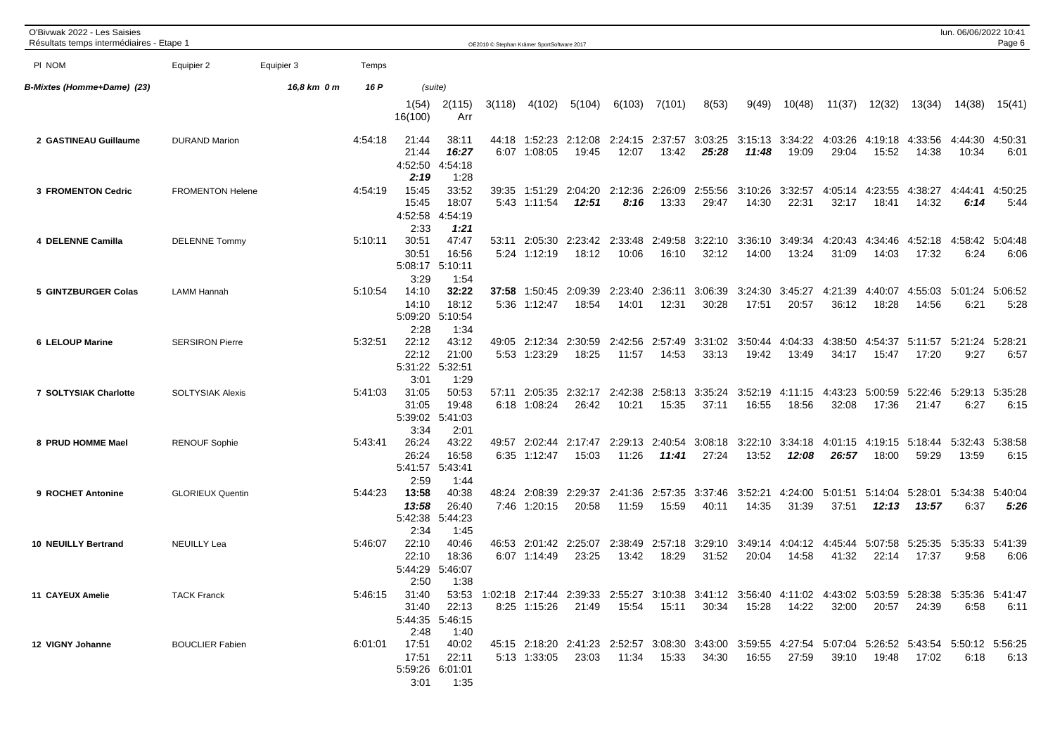O'Bivwak 2022 - Les Saisies
Résultats temps intermédiaires - Etape 1

| Pl NOM | Equipier 2 | Equipier 3 | Temps | | | | | | | | | | | | | | | | |
|---|---|---|---|---|---|---|---|---|---|---|---|---|---|---|---|---|---|---|---|
| **B-Mixtes (Homme+Dame) (23)** | | 16,8 km 0 m | 16 P | (suite) | | | | | | | | | | | | | | | |
| | | | | 1(54) 16(100) | 2(115) Arr | 3(118) | 4(102) | 5(104) | 6(103) | 7(101) | 8(53) | 9(49) | 10(48) | 11(37) | 12(32) | 13(34) | 14(38) | 15(41) |
| **2 GASTINEAU Guillaume** | DURAND Marion | | 4:54:18 | 21:44 / 21:44 / 4:52:50 / ***2:19*** | 38:11 / ***16:27*** / 4:54:18 / 1:28 | 44:18 / 6:07 | 1:52:23 / 1:08:05 | 2:12:08 / 19:45 | 2:24:15 / 12:07 | 2:37:57 / 13:42 | 3:03:25 / ***25:28*** | 3:15:13 / ***11:48*** | 3:34:22 / 19:09 | 4:03:26 / 29:04 | 4:19:18 / 15:52 | 4:33:56 / 14:38 | 4:44:30 / 10:34 | 4:50:31 / 6:01 |
| **3 FROMENTON Cedric** | FROMENTON Helene | | 4:54:19 | 15:45 / 15:45 / 4:52:58 / 2:33 | 33:52 / 18:07 / 4:54:19 / ***1:21*** | 39:35 / 5:43 | 1:51:29 / 1:11:54 | 2:04:20 / ***12:51*** | 2:12:36 / ***8:16*** | 2:26:09 / 13:33 | 2:55:56 / 29:47 | 3:10:26 / 14:30 | 3:32:57 / 22:31 | 4:05:14 / 32:17 | 4:23:55 / 18:41 | 4:38:27 / 14:32 | 4:44:41 / ***6:14*** | 4:50:25 / 5:44 |
| **4 DELENNE Camilla** | DELENNE Tommy | | 5:10:11 | 30:51 / 30:51 / 5:08:17 / 3:29 | 47:47 / 16:56 / 5:10:11 / 1:54 | 53:11 / 5:24 | 2:05:30 / 1:12:19 | 2:23:42 / 18:12 | 2:33:48 / 10:06 | 2:49:58 / 16:10 | 3:22:10 / 32:12 | 3:36:10 / 14:00 | 3:49:34 / 13:24 | 4:20:43 / 31:09 | 4:34:46 / 14:03 | 4:52:18 / 17:32 | 4:58:42 / 6:24 | 5:04:48 / 6:06 |
| **5 GINTZBURGER Colas** | LAMM Hannah | | 5:10:54 | 14:10 / 14:10 / 5:09:20 / 2:28 | ***32:22*** / 18:12 / 5:10:54 / 1:34 | ***37:58*** / 5:36 | 1:50:45 / 1:12:47 | 2:09:39 / 18:54 | 2:23:40 / 14:01 | 2:36:11 / 12:31 | 3:06:39 / 30:28 | 3:24:30 / 17:51 | 3:45:27 / 20:57 | 4:21:39 / 36:12 | 4:40:07 / 18:28 | 4:55:03 / 14:56 | 5:01:24 / 6:21 | 5:06:52 / 5:28 |
| **6 LELOUP Marine** | SERSIRON Pierre | | 5:32:51 | 22:12 / 22:12 / 5:31:22 / 3:01 | 43:12 / 21:00 / 5:32:51 / 1:29 | 49:05 / 5:53 | 2:12:34 / 1:23:29 | 2:30:59 / 18:25 | 2:42:56 / 11:57 | 2:57:49 / 14:53 | 3:31:02 / 33:13 | 3:50:44 / 19:42 | 4:04:33 / 13:49 | 4:38:50 / 34:17 | 4:54:37 / 15:47 | 5:11:57 / 17:20 | 5:21:24 / 9:27 | 5:28:21 / 6:57 |
| **7 SOLTYSIAK Charlotte** | SOLTYSIAK Alexis | | 5:41:03 | 31:05 / 31:05 / 5:39:02 / 3:34 | 50:53 / 19:48 / 5:41:03 / 2:01 | 57:11 / 6:18 | 2:05:35 / 1:08:24 | 2:32:17 / 26:42 | 2:42:38 / 10:21 | 2:58:13 / 15:35 | 3:35:24 / 37:11 | 3:52:19 / 16:55 | 4:11:15 / 18:56 | 4:43:23 / 32:08 | 5:00:59 / 17:36 | 5:22:46 / 21:47 | 5:29:13 / 6:27 | 5:35:28 / 6:15 |
| **8 PRUD HOMME Mael** | RENOUF Sophie | | 5:43:41 | 26:24 / 26:24 / 5:41:57 / 2:59 | 43:22 / 16:58 / 5:43:41 / 1:44 | 49:57 / 6:35 | 2:02:44 / 1:12:47 | 2:17:47 / 15:03 | 2:29:13 / 11:26 | 2:40:54 / ***11:41*** | 3:08:18 / 27:24 | 3:22:10 / 13:52 | 3:34:18 / ***12:08*** | 4:01:15 / ***26:57*** | 4:19:15 / 18:00 | 5:18:44 / 59:29 | 5:32:43 / 13:59 | 5:38:58 / 6:15 |
| **9 ROCHET Antonine** | GLORIEUX Quentin | | 5:44:23 | ***13:58*** / ***13:58*** / 5:42:38 / 2:34 | 40:38 / 26:40 / 5:44:23 / 1:45 | 48:24 / 7:46 | 2:08:39 / 1:20:15 | 2:29:37 / 20:58 | 2:41:36 / 11:59 | 2:57:35 / 15:59 | 3:37:46 / 40:11 | 3:52:21 / 14:35 | 4:24:00 / 31:39 | 5:01:51 / 37:51 | 5:14:04 / ***12:13*** | 5:28:01 / ***13:57*** | 5:34:38 / 6:37 | 5:40:04 / ***5:26*** |
| **10 NEUILLY Bertrand** | NEUILLY Lea | | 5:46:07 | 22:10 / 22:10 / 5:44:29 / 2:50 | 40:46 / 18:36 / 5:46:07 / 1:38 | 46:53 / 6:07 | 2:01:42 / 1:14:49 | 2:25:07 / 23:25 | 2:38:49 / 13:42 | 2:57:18 / 18:29 | 3:29:10 / 31:52 | 3:49:14 / 20:04 | 4:04:12 / 14:58 | 4:45:44 / 41:32 | 5:07:58 / 22:14 | 5:25:35 / 17:37 | 5:35:33 / 9:58 | 5:41:39 / 6:06 |
| **11 CAYEUX Amelie** | TACK Franck | | 5:46:15 | 31:40 / 31:40 / 5:44:35 / 2:48 | 53:53 / 22:13 / 5:46:15 / 1:40 | 1:02:18 / 8:25 | 2:17:44 / 1:15:26 | 2:39:33 / 21:49 | 2:55:27 / 15:54 | 3:10:38 / 15:11 | 3:41:12 / 30:34 | 3:56:40 / 15:28 | 4:11:02 / 14:22 | 4:43:02 / 32:00 | 5:03:59 / 20:57 | 5:28:38 / 24:39 | 5:35:36 / 6:58 | 5:41:47 / 6:11 |
| **12 VIGNY Johanne** | BOUCLIER Fabien | | 6:01:01 | 17:51 / 17:51 / 5:59:26 / 3:01 | 40:02 / 22:11 / 6:01:01 / 1:35 | 45:15 / 5:13 | 2:18:20 / 1:33:05 | 2:41:23 / 23:03 | 2:52:57 / 11:34 | 3:08:30 / 15:33 | 3:43:00 / 34:30 | 3:59:55 / 16:55 | 4:27:54 / 27:59 | 5:07:04 / 39:10 | 5:26:52 / 19:48 | 5:43:54 / 17:02 | 5:50:12 / 6:18 | 5:56:25 / 6:13 |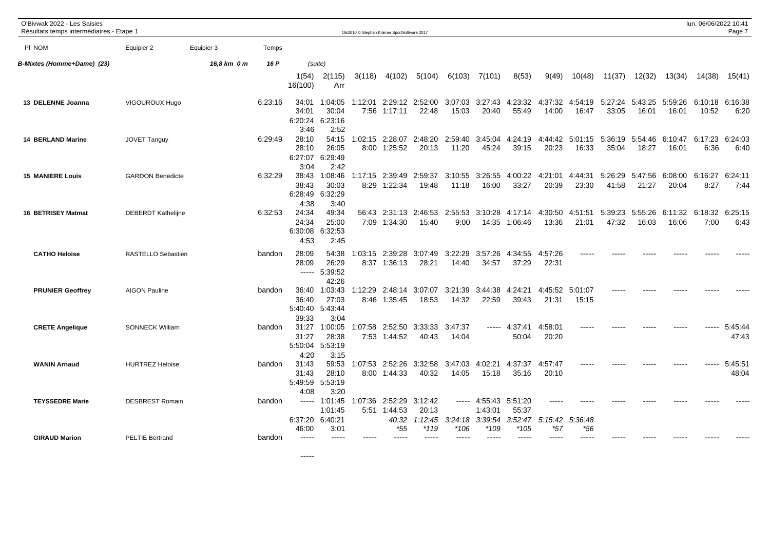O'Bivwak 2022 - Les Saisies
Résultats temps intermédiaires - Etape 1

| Pl NOM | Equipier 2 | Equipier 3 | Temps | | | | | | | | | | | | | | | |
|---|---|---|---|---|---|---|---|---|---|---|---|---|---|---|---|---|---|---|
| *B-Mixtes (Homme+Dame) (23)* | | *16,8 km 0 m* | *16 P* | (suite) | | | | | | | | | | | | | | |
| | | | | 1(54) 16(100) | 2(115) Arr | 3(118) | 4(102) | 5(104) | 6(103) | 7(101) | 8(53) | 9(49) | 10(48) | 11(37) | 12(32) | 13(34) | 14(38) | 15(41) |
| **13 DELENNE Joanna** | VIGOUROUX Hugo | | 6:23:16 | 34:01 34:01 6:20:24 3:46 | 1:04:05 30:04 6:23:16 2:52 | 1:12:01 7:56 | 2:29:12 1:17:11 | 2:52:00 22:48 | 3:07:03 15:03 | 3:27:43 20:40 | 4:23:32 55:49 | 4:37:32 14:00 | 4:54:19 16:47 | 5:27:24 33:05 | 5:43:25 16:01 | 5:59:26 16:01 | 6:10:18 10:52 | 6:16:38 6:20 |
| **14 BERLAND Marine** | JOVET Tanguy | | 6:29:49 | 28:10 28:10 6:27:07 3:04 | 54:15 26:05 6:29:49 2:42 | 1:02:15 8:00 | 2:28:07 1:25:52 | 2:48:20 20:13 | 2:59:40 11:20 | 3:45:04 45:24 | 4:24:19 39:15 | 4:44:42 20:23 | 5:01:15 16:33 | 5:36:19 35:04 | 5:54:46 18:27 | 6:10:47 16:01 | 6:17:23 6:36 | 6:24:03 6:40 |
| **15 MANIERE Louis** | GARDON Benedicte | | 6:32:29 | 38:43 38:43 6:28:49 4:38 | 1:08:46 30:03 6:32:29 3:40 | 1:17:15 8:29 | 2:39:49 1:22:34 | 2:59:37 19:48 | 3:10:55 11:18 | 3:26:55 16:00 | 4:00:22 33:27 | 4:21:01 20:39 | 4:44:31 23:30 | 5:26:29 41:58 | 5:47:56 21:27 | 6:08:00 20:04 | 6:16:27 8:27 | 6:24:11 7:44 |
| **16 BETRISEY Matmat** | DEBERDT Kathelijne | | 6:32:53 | 24:34 24:34 6:30:08 4:53 | 49:34 25:00 6:32:53 2:45 | 56:43 7:09 | 2:31:13 1:34:30 | 2:46:53 15:40 | 2:55:53 9:00 | 3:10:28 14:35 | 4:17:14 1:06:46 | 4:30:50 13:36 | 4:51:51 21:01 | 5:39:23 47:32 | 5:55:26 16:03 | 6:11:32 16:06 | 6:18:32 7:00 | 6:25:15 6:43 |
| **CATHO Heloise** | RASTELLO Sebastien | | bandon | 28:09 28:09 ----- | 54:38 26:29 5:39:52 42:26 | 1:03:15 8:37 | 2:39:28 1:36:13 | 3:07:49 28:21 | 3:22:29 14:40 | 3:57:26 34:57 | 4:34:55 37:29 | 4:57:26 22:31 | ----- | ----- | ----- | ----- | ----- | ----- |
| **PRUNIER Geoffrey** | AIGON Pauline | | bandon | 36:40 36:40 5:40:40 39:33 | 1:03:43 27:03 5:43:44 3:04 | 1:12:29 8:46 | 2:48:14 1:35:45 | 3:07:07 18:53 | 3:21:39 14:32 | 3:44:38 22:59 | 4:24:21 39:43 | 4:45:52 21:31 | 5:01:07 15:15 | ----- | ----- | ----- | ----- | ----- |
| **CRETE Angelique** | SONNECK William | | bandon | 31:27 31:27 5:50:04 4:20 | 1:00:05 28:38 5:53:19 3:15 | 1:07:58 7:53 | 2:52:50 1:44:52 | 3:33:33 40:43 | 3:47:37 14:04 | ----- | 4:37:41 50:04 | 4:58:01 20:20 | ----- | ----- | ----- | ----- | ----- | 5:45:44 47:43 |
| **WANIN Arnaud** | HURTREZ Heloise | | bandon | 31:43 31:43 5:49:59 4:08 | 59:53 28:10 5:53:19 3:20 | 1:07:53 8:00 | 2:52:26 1:44:33 | 3:32:58 40:32 | 3:47:03 14:05 | 4:02:21 15:18 | 4:37:37 35:16 | 4:57:47 20:10 | ----- | ----- | ----- | ----- | ----- | 5:45:51 48:04 |
| **TEYSSEDRE Marie** | DESBREST Romain | | bandon | ----- 6:37:20 46:00 | 1:01:45 1:01:45 6:40:21 3:01 | 1:07:36 5:51 | 2:52:29 1:44:53 *40:32* *\*55* | 3:12:42 20:13 *1:12:45* *\*119* | ----- *3:24:18* *\*106* | 4:55:43 1:43:01 *3:39:54* *\*109* | 5:51:20 55:37 *3:52:47* *\*105* | ----- *5:15:42* *\*57* | ----- *5:36:48* *\*56* | ----- | ----- | ----- | ----- | ----- |
| **GIRAUD Marion** | PELTIE Bertrand | | bandon | ----- | ----- | ----- | ----- | ----- | ----- | ----- | ----- | ----- | ----- | ----- | ----- | ----- | ----- | ----- |

-----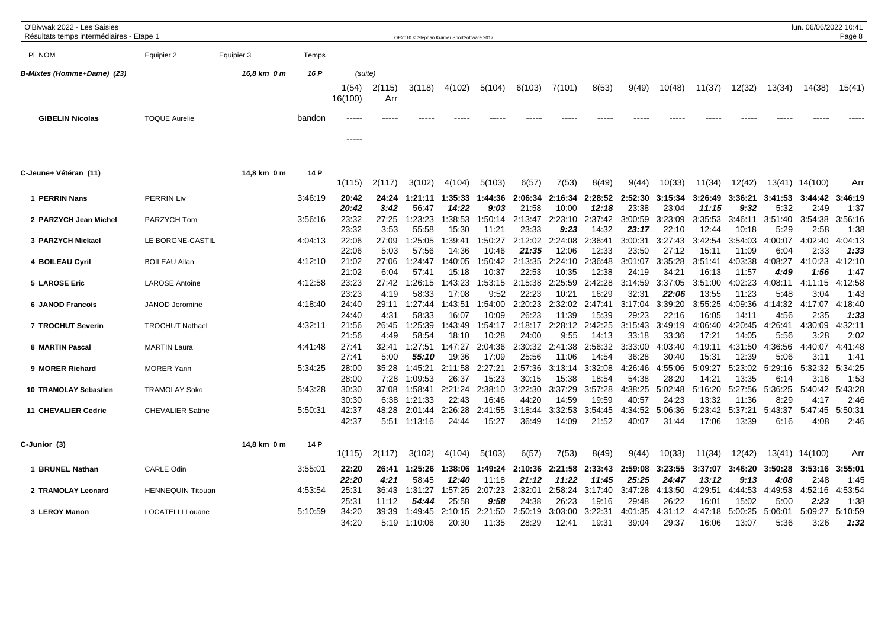O'Bivwak 2022 - Les Saisies
Résultats temps intermédiaires - Etape 1

| Pl NOM | Equipier 2 | Equipier 3 | Temps | | | | | | | | | | | | | | | |
|---|---|---|---|---|---|---|---|---|---|---|---|---|---|---|---|---|---|---|
| **B-Mixtes (Homme+Dame) (23)** | | 16,8 km 0 m | 16 P | (suite) | | | | | | | | | | | | | | |
| | | | | 1(54) 16(100) | 2(115) Arr | 3(118) | 4(102) | 5(104) | 6(103) | 7(101) | 8(53) | 9(49) | 10(48) | 11(37) | 12(32) | 13(34) | 14(38) | 15(41) |
| **GIBELIN Nicolas** | TOQUE Aurelie | | bandon | ----- ----- | ----- | ----- | ----- | ----- | ----- | ----- | ----- | ----- | ----- | ----- | ----- | ----- | ----- | ----- |

| Pl NOM | Equipier 2 | Equipier 3 | Temps | 1(115) | 2(117) | 3(102) | 4(104) | 5(103) | 6(57) | 7(53) | 8(49) | 9(44) | 10(33) | 11(34) | 12(42) | 13(41) | 14(100) | Arr |
|---|---|---|---|---|---|---|---|---|---|---|---|---|---|---|---|---|---|---|
| **C-Jeune+ Vétéran (11)** | | 14,8 km 0 m | 14 P | | | | | | | | | | | | | | | |
| **1 PERRIN Nans** | PERRIN Liv | | 3:46:19 | **20:42** | **24:24** | **1:21:11** | **1:35:33** | **1:44:36** | **2:06:34** | **2:16:34** | **2:28:52** | **2:52:30** | **3:15:34** | **3:26:49** | **3:36:21** | **3:41:53** | **3:44:42** | **3:46:19** |
| | | | | ***20:42*** | ***3:42*** | 56:47 | ***14:22*** | ***9:03*** | 21:58 | 10:00 | ***12:18*** | 23:38 | 23:04 | ***11:15*** | ***9:32*** | 5:32 | 2:49 | 1:37 |
| **2 PARZYCH Jean Michel** | PARZYCH Tom | | 3:56:16 | 23:32 | 27:25 | 1:23:23 | 1:38:53 | 1:50:14 | 2:13:47 | 2:23:10 | 2:37:42 | 3:00:59 | 3:23:09 | 3:35:53 | 3:46:11 | 3:51:40 | 3:54:38 | 3:56:16 |
| | | | | 23:32 | 3:53 | 55:58 | 15:30 | 11:21 | 23:33 | ***9:23*** | 14:32 | ***23:17*** | 22:10 | 12:44 | 10:18 | 5:29 | 2:58 | 1:38 |
| **3 PARZYCH Mickael** | LE BORGNE-CASTIL | | 4:04:13 | 22:06 | 27:09 | 1:25:05 | 1:39:41 | 1:50:27 | 2:12:02 | 2:24:08 | 2:36:41 | 3:00:31 | 3:27:43 | 3:42:54 | 3:54:03 | 4:00:07 | 4:02:40 | 4:04:13 |
| | | | | 22:06 | 5:03 | 57:56 | 14:36 | 10:46 | ***21:35*** | 12:06 | 12:33 | 23:50 | 27:12 | 15:11 | 11:09 | 6:04 | 2:33 | ***1:33*** |
| **4 BOILEAU Cyril** | BOILEAU Allan | | 4:12:10 | 21:02 | 27:06 | 1:24:47 | 1:40:05 | 1:50:42 | 2:13:35 | 2:24:10 | 2:36:48 | 3:01:07 | 3:35:28 | 3:51:41 | 4:03:38 | 4:08:27 | 4:10:23 | 4:12:10 |
| | | | | 21:02 | 6:04 | 57:41 | 15:18 | 10:37 | 22:53 | 10:35 | 12:38 | 24:19 | 34:21 | 16:13 | 11:57 | ***4:49*** | ***1:56*** | 1:47 |
| **5 LAROSE Eric** | LAROSE Antoine | | 4:12:58 | 23:23 | 27:42 | 1:26:15 | 1:43:23 | 1:53:15 | 2:15:38 | 2:25:59 | 2:42:28 | 3:14:59 | 3:37:05 | 3:51:00 | 4:02:23 | 4:08:11 | 4:11:15 | 4:12:58 |
| | | | | 23:23 | 4:19 | 58:33 | 17:08 | 9:52 | 22:23 | 10:21 | 16:29 | 32:31 | ***22:06*** | 13:55 | 11:23 | 5:48 | 3:04 | 1:43 |
| **6 JANOD Francois** | JANOD Jeromine | | 4:18:40 | 24:40 | 29:11 | 1:27:44 | 1:43:51 | 1:54:00 | 2:20:23 | 2:32:02 | 2:47:41 | 3:17:04 | 3:39:20 | 3:55:25 | 4:09:36 | 4:14:32 | 4:17:07 | 4:18:40 |
| | | | | 24:40 | 4:31 | 58:33 | 16:07 | 10:09 | 26:23 | 11:39 | 15:39 | 29:23 | 22:16 | 16:05 | 14:11 | 4:56 | 2:35 | ***1:33*** |
| **7 TROCHUT Severin** | TROCHUT Nathael | | 4:32:11 | 21:56 | 26:45 | 1:25:39 | 1:43:49 | 1:54:17 | 2:18:17 | 2:28:12 | 2:42:25 | 3:15:43 | 3:49:19 | 4:06:40 | 4:20:45 | 4:26:41 | 4:30:09 | 4:32:11 |
| | | | | 21:56 | 4:49 | 58:54 | 18:10 | 10:28 | 24:00 | 9:55 | 14:13 | 33:18 | 33:36 | 17:21 | 14:05 | 5:56 | 3:28 | 2:02 |
| **8 MARTIN Pascal** | MARTIN Laura | | 4:41:48 | 27:41 | 32:41 | 1:27:51 | 1:47:27 | 2:04:36 | 2:30:32 | 2:41:38 | 2:56:32 | 3:33:00 | 4:03:40 | 4:19:11 | 4:31:50 | 4:36:56 | 4:40:07 | 4:41:48 |
| | | | | 27:41 | 5:00 | ***55:10*** | 19:36 | 17:09 | 25:56 | 11:06 | 14:54 | 36:28 | 30:40 | 15:31 | 12:39 | 5:06 | 3:11 | 1:41 |
| **9 MORER Richard** | MORER Yann | | 5:34:25 | 28:00 | 35:28 | 1:45:21 | 2:11:58 | 2:27:21 | 2:57:36 | 3:13:14 | 3:32:08 | 4:26:46 | 4:55:06 | 5:09:27 | 5:23:02 | 5:29:16 | 5:32:32 | 5:34:25 |
| | | | | 28:00 | 7:28 | 1:09:53 | 26:37 | 15:23 | 30:15 | 15:38 | 18:54 | 54:38 | 28:20 | 14:21 | 13:35 | 6:14 | 3:16 | 1:53 |
| **10 TRAMOLAY Sebastien** | TRAMOLAY Soko | | 5:43:28 | 30:30 | 37:08 | 1:58:41 | 2:21:24 | 2:38:10 | 3:22:30 | 3:37:29 | 3:57:28 | 4:38:25 | 5:02:48 | 5:16:20 | 5:27:56 | 5:36:25 | 5:40:42 | 5:43:28 |
| | | | | 30:30 | 6:38 | 1:21:33 | 22:43 | 16:46 | 44:20 | 14:59 | 19:59 | 40:57 | 24:23 | 13:32 | 11:36 | 8:29 | 4:17 | 2:46 |
| **11 CHEVALIER Cedric** | CHEVALIER Satine | | 5:50:31 | 42:37 | 48:28 | 2:01:44 | 2:26:28 | 2:41:55 | 3:18:44 | 3:32:53 | 3:54:45 | 4:34:52 | 5:06:36 | 5:23:42 | 5:37:21 | 5:43:37 | 5:47:45 | 5:50:31 |
| | | | | 42:37 | 5:51 | 1:13:16 | 24:44 | 15:27 | 36:49 | 14:09 | 21:52 | 40:07 | 31:44 | 17:06 | 13:39 | 6:16 | 4:08 | 2:46 |

| Pl NOM | Equipier 2 | Equipier 3 | Temps | 1(115) | 2(117) | 3(102) | 4(104) | 5(103) | 6(57) | 7(53) | 8(49) | 9(44) | 10(33) | 11(34) | 12(42) | 13(41) | 14(100) | Arr |
|---|---|---|---|---|---|---|---|---|---|---|---|---|---|---|---|---|---|---|
| **C-Junior (3)** | | 14,8 km 0 m | 14 P | | | | | | | | | | | | | | | |
| **1 BRUNEL Nathan** | CARLE Odin | | 3:55:01 | **22:20** | **26:41** | **1:25:26** | **1:38:06** | **1:49:24** | **2:10:36** | **2:21:58** | **2:33:43** | **2:59:08** | **3:23:55** | **3:37:07** | **3:46:20** | **3:50:28** | **3:53:16** | **3:55:01** |
| | | | | ***22:20*** | ***4:21*** | 58:45 | ***12:40*** | 11:18 | ***21:12*** | ***11:22*** | ***11:45*** | ***25:25*** | ***24:47*** | ***13:12*** | ***9:13*** | ***4:08*** | 2:48 | 1:45 |
| **2 TRAMOLAY Leonard** | HENNEQUIN Titouan | | 4:53:54 | 25:31 | 36:43 | 1:31:27 | 1:57:25 | 2:07:23 | 2:32:01 | 2:58:24 | 3:17:40 | 3:47:28 | 4:13:50 | 4:29:51 | 4:44:53 | 4:49:53 | 4:52:16 | 4:53:54 |
| | | | | 25:31 | 11:12 | ***54:44*** | 25:58 | ***9:58*** | 24:38 | 26:23 | 19:16 | 29:48 | 26:22 | 16:01 | 15:02 | 5:00 | ***2:23*** | 1:38 |
| **3 LEROY Manon** | LOCATELLI Louane | | 5:10:59 | 34:20 | 39:39 | 1:49:45 | 2:10:15 | 2:21:50 | 2:50:19 | 3:03:00 | 3:22:31 | 4:01:35 | 4:31:12 | 4:47:18 | 5:00:25 | 5:06:01 | 5:09:27 | 5:10:59 |
| | | | | 34:20 | 5:19 | 1:10:06 | 20:30 | 11:35 | 28:29 | 12:41 | 19:31 | 39:04 | 29:37 | 16:06 | 13:07 | 5:36 | 3:26 | ***1:32*** |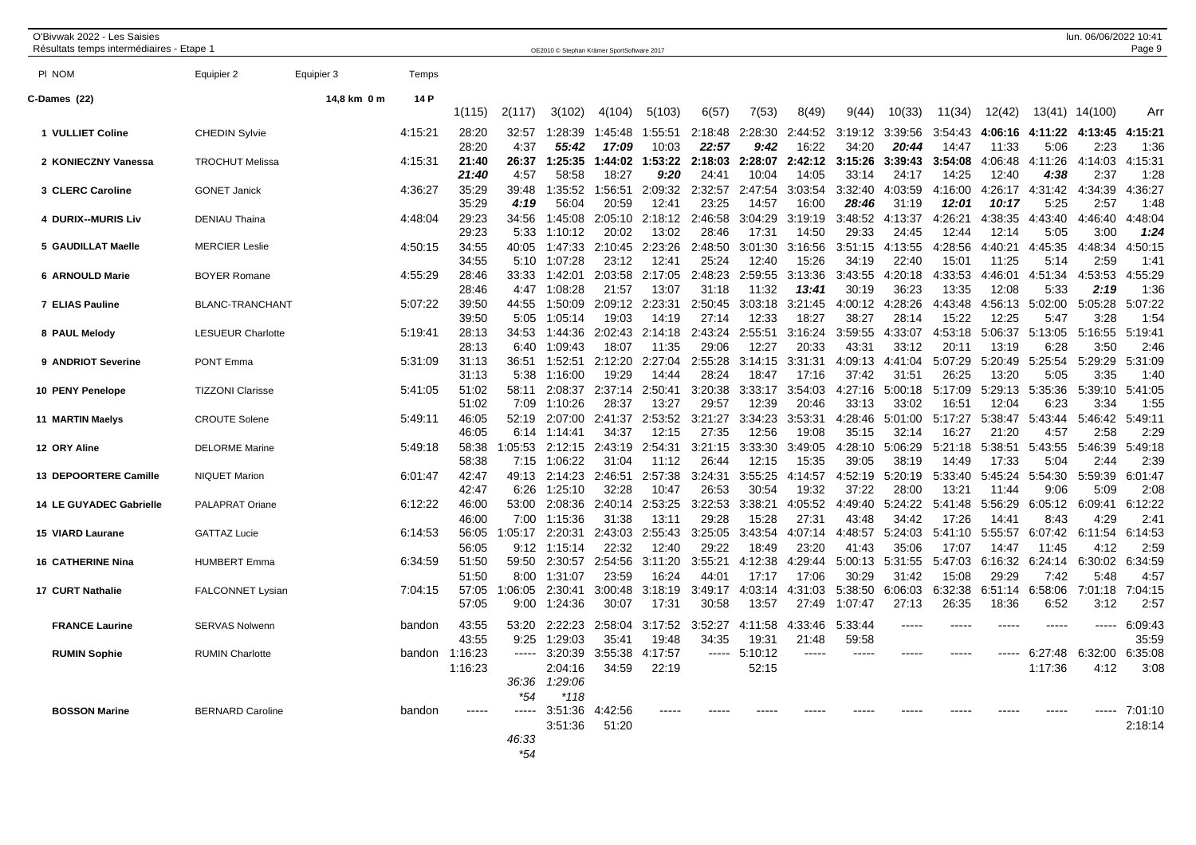O'Bivwak 2022 - Les Saisies
Résultats temps intermédiaires - Etape 1

OE2010 © Stephan Krämer SportSoftware 2017

lun. 06/06/2022 10:41

**C-Dames (22)** — 14,8 km 0 m — 14 P

| Pl NOM | Equipier 2 | Equipier 3 | Temps | 1(115) | 2(117) | 3(102) | 4(104) | 5(103) | 6(57) | 7(53) | 8(49) | 9(44) | 10(33) | 11(34) | 12(42) | 13(41) | 14(100) | Arr |
|---|---|---|---|---|---|---|---|---|---|---|---|---|---|---|---|---|---|---|
| 1 VULLIET Coline | CHEDIN Sylvie | | 4:15:21 | 28:20 | 32:57 | 1:28:39 | 1:45:48 | 1:55:51 | 2:18:48 | 2:28:30 | 2:44:52 | 3:19:12 | 3:39:56 | 3:54:43 | **4:06:16** | **4:11:22** | **4:13:45** | **4:15:21** |
| | | | | 28:20 | 4:37 | ***55:42*** | ***17:09*** | 10:03 | ***22:57*** | ***9:42*** | 16:22 | 34:20 | ***20:44*** | 14:47 | 11:33 | 5:06 | 2:23 | 1:36 |
| 2 KONIECZNY Vanessa | TROCHUT Melissa | | 4:15:31 | **21:40** | **26:37** | **1:25:35** | **1:44:02** | **1:53:22** | **2:18:03** | **2:28:07** | **2:42:12** | **3:15:26** | **3:39:43** | **3:54:08** | 4:06:48 | 4:11:26 | 4:14:03 | 4:15:31 |
| | | | | ***21:40*** | 4:57 | 58:58 | 18:27 | ***9:20*** | 24:41 | 10:04 | 14:05 | 33:14 | 24:17 | 14:25 | 12:40 | ***4:38*** | 2:37 | 1:28 |
| 3 CLERC Caroline | GONET Janick | | 4:36:27 | 35:29 | 39:48 | 1:35:52 | 1:56:51 | 2:09:32 | 2:32:57 | 2:47:54 | 3:03:54 | 3:32:40 | 4:03:59 | 4:16:00 | 4:26:17 | 4:31:42 | 4:34:39 | 4:36:27 |
| | | | | 35:29 | ***4:19*** | 56:04 | 20:59 | 12:41 | 23:25 | 14:57 | 16:00 | ***28:46*** | 31:19 | ***12:01*** | ***10:17*** | 5:25 | 2:57 | 1:48 |
| 4 DURIX--MURIS Liv | DENIAU Thaina | | 4:48:04 | 29:23 | 34:56 | 1:45:08 | 2:05:10 | 2:18:12 | 2:46:58 | 3:04:29 | 3:19:19 | 3:48:52 | 4:13:37 | 4:26:21 | 4:38:35 | 4:43:40 | 4:46:40 | 4:48:04 |
| | | | | 29:23 | 5:33 | 1:10:12 | 20:02 | 13:02 | 28:46 | 17:31 | 14:50 | 29:33 | 24:45 | 12:44 | 12:14 | 5:05 | 3:00 | ***1:24*** |
| 5 GAUDILLAT Maelle | MERCIER Leslie | | 4:50:15 | 34:55 | 40:05 | 1:47:33 | 2:10:45 | 2:23:26 | 2:48:50 | 3:01:30 | 3:16:56 | 3:51:15 | 4:13:55 | 4:28:56 | 4:40:21 | 4:45:35 | 4:48:34 | 4:50:15 |
| | | | | 34:55 | 5:10 | 1:07:28 | 23:12 | 12:41 | 25:24 | 12:40 | 15:26 | 34:19 | 22:40 | 15:01 | 11:25 | 5:14 | 2:59 | 1:41 |
| 6 ARNOULD Marie | BOYER Romane | | 4:55:29 | 28:46 | 33:33 | 1:42:01 | 2:03:58 | 2:17:05 | 2:48:23 | 2:59:55 | 3:13:36 | 3:43:55 | 4:20:18 | 4:33:53 | 4:46:01 | 4:51:34 | 4:53:53 | 4:55:29 |
| | | | | 28:46 | 4:47 | 1:08:28 | 21:57 | 13:07 | 31:18 | 11:32 | ***13:41*** | 30:19 | 36:23 | 13:35 | 12:08 | 5:33 | ***2:19*** | 1:36 |
| 7 ELIAS Pauline | BLANC-TRANCHANT | | 5:07:22 | 39:50 | 44:55 | 1:50:09 | 2:09:12 | 2:23:31 | 2:50:45 | 3:03:18 | 3:21:45 | 4:00:12 | 4:28:26 | 4:43:48 | 4:56:13 | 5:02:00 | 5:05:28 | 5:07:22 |
| | | | | 39:50 | 5:05 | 1:05:14 | 19:03 | 14:19 | 27:14 | 12:33 | 18:27 | 38:27 | 28:14 | 15:22 | 12:25 | 5:47 | 3:28 | 1:54 |
| 8 PAUL Melody | LESUEUR Charlotte | | 5:19:41 | 28:13 | 34:53 | 1:44:36 | 2:02:43 | 2:14:18 | 2:43:24 | 2:55:51 | 3:16:24 | 3:59:55 | 4:33:07 | 4:53:18 | 5:06:37 | 5:13:05 | 5:16:55 | 5:19:41 |
| | | | | 28:13 | 6:40 | 1:09:43 | 18:07 | 11:35 | 29:06 | 12:27 | 20:33 | 43:31 | 33:12 | 20:11 | 13:19 | 6:28 | 3:50 | 2:46 |
| 9 ANDRIOT Severine | PONT Emma | | 5:31:09 | 31:13 | 36:51 | 1:52:51 | 2:12:20 | 2:27:04 | 2:55:28 | 3:14:15 | 3:31:31 | 4:09:13 | 4:41:04 | 5:07:29 | 5:20:49 | 5:25:54 | 5:29:29 | 5:31:09 |
| | | | | 31:13 | 5:38 | 1:16:00 | 19:29 | 14:44 | 28:24 | 18:47 | 17:16 | 37:42 | 31:51 | 26:25 | 13:20 | 5:05 | 3:35 | 1:40 |
| 10 PENY Penelope | TIZZONI Clarisse | | 5:41:05 | 51:02 | 58:11 | 2:08:37 | 2:37:14 | 2:50:41 | 3:20:38 | 3:33:17 | 3:54:03 | 4:27:16 | 5:00:18 | 5:17:09 | 5:29:13 | 5:35:36 | 5:39:10 | 5:41:05 |
| | | | | 51:02 | 7:09 | 1:10:26 | 28:37 | 13:27 | 29:57 | 12:39 | 20:46 | 33:13 | 33:02 | 16:51 | 12:04 | 6:23 | 3:34 | 1:55 |
| 11 MARTIN Maelys | CROUTE Solene | | 5:49:11 | 46:05 | 52:19 | 2:07:00 | 2:41:37 | 2:53:52 | 3:21:27 | 3:34:23 | 3:53:31 | 4:28:46 | 5:01:00 | 5:17:27 | 5:38:47 | 5:43:44 | 5:46:42 | 5:49:11 |
| | | | | 46:05 | 6:14 | 1:14:41 | 34:37 | 12:15 | 27:35 | 12:56 | 19:08 | 35:15 | 32:14 | 16:27 | 21:20 | 4:57 | 2:58 | 2:29 |
| 12 ORY Aline | DELORME Marine | | 5:49:18 | 58:38 | 1:05:53 | 2:12:15 | 2:43:19 | 2:54:31 | 3:21:15 | 3:33:30 | 3:49:05 | 4:28:10 | 5:06:29 | 5:21:18 | 5:38:51 | 5:43:55 | 5:46:39 | 5:49:18 |
| | | | | 58:38 | 7:15 | 1:06:22 | 31:04 | 11:12 | 26:44 | 12:15 | 15:35 | 39:05 | 38:19 | 14:49 | 17:33 | 5:04 | 2:44 | 2:39 |
| 13 DEPOORTERE Camille | NIQUET Marion | | 6:01:47 | 42:47 | 49:13 | 2:14:23 | 2:46:51 | 2:57:38 | 3:24:31 | 3:55:25 | 4:14:57 | 4:52:19 | 5:20:19 | 5:33:40 | 5:45:24 | 5:54:30 | 5:59:39 | 6:01:47 |
| | | | | 42:47 | 6:26 | 1:25:10 | 32:28 | 10:47 | 26:53 | 30:54 | 19:32 | 37:22 | 28:00 | 13:21 | 11:44 | 9:06 | 5:09 | 2:08 |
| 14 LE GUYADEC Gabrielle | PALAPRAT Oriane | | 6:12:22 | 46:00 | 53:00 | 2:08:36 | 2:40:14 | 2:53:25 | 3:22:53 | 3:38:21 | 4:05:52 | 4:49:40 | 5:24:22 | 5:41:48 | 5:56:29 | 6:05:12 | 6:09:41 | 6:12:22 |
| | | | | 46:00 | 7:00 | 1:15:36 | 31:38 | 13:11 | 29:28 | 15:28 | 27:31 | 43:48 | 34:42 | 17:26 | 14:41 | 8:43 | 4:29 | 2:41 |
| 15 VIARD Laurane | GATTAZ Lucie | | 6:14:53 | 56:05 | 1:05:17 | 2:20:31 | 2:43:03 | 2:55:43 | 3:25:05 | 3:43:54 | 4:07:14 | 4:48:57 | 5:24:03 | 5:41:10 | 5:55:57 | 6:07:42 | 6:11:54 | 6:14:53 |
| | | | | 56:05 | 9:12 | 1:15:14 | 22:32 | 12:40 | 29:22 | 18:49 | 23:20 | 41:43 | 35:06 | 17:07 | 14:47 | 11:45 | 4:12 | 2:59 |
| 16 CATHERINE Nina | HUMBERT Emma | | 6:34:59 | 51:50 | 59:50 | 2:30:57 | 2:54:56 | 3:11:20 | 3:55:21 | 4:12:38 | 4:29:44 | 5:00:13 | 5:31:55 | 5:47:03 | 6:16:32 | 6:24:14 | 6:30:02 | 6:34:59 |
| | | | | 51:50 | 8:00 | 1:31:07 | 23:59 | 16:24 | 44:01 | 17:17 | 17:06 | 30:29 | 31:42 | 15:08 | 29:29 | 7:42 | 5:48 | 4:57 |
| 17 CURT Nathalie | FALCONNET Lysian | | 7:04:15 | 57:05 | 1:06:05 | 2:30:41 | 3:00:48 | 3:18:19 | 3:49:17 | 4:03:14 | 4:31:03 | 5:38:50 | 6:06:03 | 6:32:38 | 6:51:14 | 6:58:06 | 7:01:18 | 7:04:15 |
| | | | | 57:05 | 9:00 | 1:24:36 | 30:07 | 17:31 | 30:58 | 13:57 | 27:49 | 1:07:47 | 27:13 | 26:35 | 18:36 | 6:52 | 3:12 | 2:57 |
| FRANCE Laurine | SERVAS Nolwenn | | bandon | 43:55 | 53:20 | 2:22:23 | 2:58:04 | 3:17:52 | 3:52:27 | 4:11:58 | 4:33:46 | 5:33:44 | ----- | ----- | ----- | ----- | ----- | 6:09:43 |
| | | | | 43:55 | 9:25 | 1:29:03 | 35:41 | 19:48 | 34:35 | 19:31 | 21:48 | 59:58 | | | | | | 35:59 |
| RUMIN Sophie | RUMIN Charlotte | | bandon | 1:16:23 | ----- | 3:20:39 | 3:55:38 | 4:17:57 | ----- | 5:10:12 | ----- | ----- | ----- | ----- | ----- | 6:27:48 | 6:32:00 | 6:35:08 |
| | | | | 1:16:23 | | 2:04:16 | 34:59 | 22:19 | | 52:15 | | | | | | 1:17:36 | 4:12 | 3:08 |
| | | | | | *36:36* | *1:29:06* | | | | | | | | | | | | |
| | | | | | *\*54* | *\*118* | | | | | | | | | | | | |
| BOSSON Marine | BERNARD Caroline | | bandon | ----- | ----- | 3:51:36 | 4:42:56 | ----- | ----- | ----- | ----- | ----- | ----- | ----- | ----- | ----- | ----- | 7:01:10 |
| | | | | | | 3:51:36 | 51:20 | | | | | | | | | | | 2:18:14 |
| | | | | | *46:33* | | | | | | | | | | | | | |
| | | | | | *\*54* | | | | | | | | | | | | | |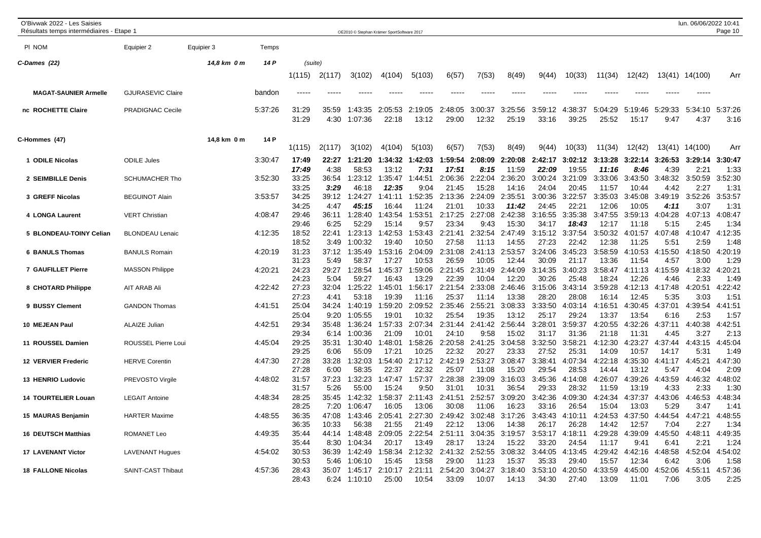O'Bivwak 2022 - Les Saisies
Résultats temps intermédiaires - Etape 1

| Pl NOM | Equipier 2 | Equipier 3 | Temps | | | | | | | | | | | | | | | |
|---|---|---|---|---|---|---|---|---|---|---|---|---|---|---|---|---|---|---|
| **C-Dames (22)** | | 14,8 km 0 m | 14 P | (suite) | | | | | | | | | | | | | | |
| | | | | 1(115) | 2(117) | 3(102) | 4(104) | 5(103) | 6(57) | 7(53) | 8(49) | 9(44) | 10(33) | 11(34) | 12(42) | 13(41) | 14(100) | Arr |
| **MAGAT-SAUNIER Armelle** | GJURASEVIC Claire | | bandon | ----- | ----- | ----- | ----- | ----- | ----- | ----- | ----- | ----- | ----- | ----- | ----- | ----- | ----- | |
| **nc ROCHETTE Claire** | PRADIGNAC Cecile | | 5:37:26 | 31:29 | 35:59 | 1:43:35 | 2:05:53 | 2:19:05 | 2:48:05 | 3:00:37 | 3:25:56 | 3:59:12 | 4:38:37 | 5:04:29 | 5:19:46 | 5:29:33 | 5:34:10 | 5:37:26 |
| | | | | 31:29 | 4:30 | 1:07:36 | 22:18 | 13:12 | 29:00 | 12:32 | 25:19 | 33:16 | 39:25 | 25:52 | 15:17 | 9:47 | 4:37 | 3:16 |

| Pl NOM | Equipier 2 | Equipier 3 | Temps | | | | | | | | | | | | | | | |
|---|---|---|---|---|---|---|---|---|---|---|---|---|---|---|---|---|---|---|
| **C-Hommes (47)** | | 14,8 km 0 m | 14 P | 1(115) | 2(117) | 3(102) | 4(104) | 5(103) | 6(57) | 7(53) | 8(49) | 9(44) | 10(33) | 11(34) | 12(42) | 13(41) | 14(100) | Arr |
| **1 ODILE Nicolas** | ODILE Jules | | 3:30:47 | **17:49** | **22:27** | **1:21:20** | **1:34:32** | **1:42:03** | **1:59:54** | **2:08:09** | **2:20:08** | **2:42:17** | **3:02:12** | **3:13:28** | **3:22:14** | **3:26:53** | **3:29:14** | **3:30:47** |
| | | | | ***17:49*** | 4:38 | 58:53 | 13:12 | ***7:31*** | ***17:51*** | ***8:15*** | 11:59 | ***22:09*** | 19:55 | ***11:16*** | ***8:46*** | 4:39 | 2:21 | 1:33 |
| **2 SEIMBILLE Denis** | SCHUMACHER Tho | | 3:52:30 | 33:25 | 36:54 | 1:23:12 | 1:35:47 | 1:44:51 | 2:06:36 | 2:22:04 | 2:36:20 | 3:00:24 | 3:21:09 | 3:33:06 | 3:43:50 | 3:48:32 | 3:50:59 | 3:52:30 |
| | | | | 33:25 | ***3:29*** | 46:18 | ***12:35*** | 9:04 | 21:45 | 15:28 | 14:16 | 24:04 | 20:45 | 11:57 | 10:44 | 4:42 | 2:27 | 1:31 |
| **3 GREFF Nicolas** | BEGUINOT Alain | | 3:53:57 | 34:25 | 39:12 | 1:24:27 | 1:41:11 | 1:52:35 | 2:13:36 | 2:24:09 | 2:35:51 | 3:00:36 | 3:22:57 | 3:35:03 | 3:45:08 | 3:49:19 | 3:52:26 | 3:53:57 |
| | | | | 34:25 | 4:47 | ***45:15*** | 16:44 | 11:24 | 21:01 | 10:33 | ***11:42*** | 24:45 | 22:21 | 12:06 | 10:05 | ***4:11*** | 3:07 | 1:31 |
| **4 LONGA Laurent** | VERT Christian | | 4:08:47 | 29:46 | 36:11 | 1:28:40 | 1:43:54 | 1:53:51 | 2:17:25 | 2:27:08 | 2:42:38 | 3:16:55 | 3:35:38 | 3:47:55 | 3:59:13 | 4:04:28 | 4:07:13 | 4:08:47 |
| | | | | 29:46 | 6:25 | 52:29 | 15:14 | 9:57 | 23:34 | 9:43 | 15:30 | 34:17 | ***18:43*** | 12:17 | 11:18 | 5:15 | 2:45 | 1:34 |
| **5 BLONDEAU-TOINY Celian** | BLONDEAU Lenaic | | 4:12:35 | 18:52 | 22:41 | 1:23:13 | 1:42:53 | 1:53:43 | 2:21:41 | 2:32:54 | 2:47:49 | 3:15:12 | 3:37:54 | 3:50:32 | 4:01:57 | 4:07:48 | 4:10:47 | 4:12:35 |
| | | | | 18:52 | 3:49 | 1:00:32 | 19:40 | 10:50 | 27:58 | 11:13 | 14:55 | 27:23 | 22:42 | 12:38 | 11:25 | 5:51 | 2:59 | 1:48 |
| **6 BANULS Thomas** | BANULS Romain | | 4:20:19 | 31:23 | 37:12 | 1:35:49 | 1:53:16 | 2:04:09 | 2:31:08 | 2:41:13 | 2:53:57 | 3:24:06 | 3:45:23 | 3:58:59 | 4:10:53 | 4:15:50 | 4:18:50 | 4:20:19 |
| | | | | 31:23 | 5:49 | 58:37 | 17:27 | 10:53 | 26:59 | 10:05 | 12:44 | 30:09 | 21:17 | 13:36 | 11:54 | 4:57 | 3:00 | 1:29 |
| **7 GAUFILLET Pierre** | MASSON Philippe | | 4:20:21 | 24:23 | 29:27 | 1:28:54 | 1:45:37 | 1:59:06 | 2:21:45 | 2:31:49 | 2:44:09 | 3:14:35 | 3:40:23 | 3:58:47 | 4:11:13 | 4:15:59 | 4:18:32 | 4:20:21 |
| | | | | 24:23 | 5:04 | 59:27 | 16:43 | 13:29 | 22:39 | 10:04 | 12:20 | 30:26 | 25:48 | 18:24 | 12:26 | 4:46 | 2:33 | 1:49 |
| **8 CHOTARD Philippe** | AIT ARAB Ali | | 4:22:42 | 27:23 | 32:04 | 1:25:22 | 1:45:01 | 1:56:17 | 2:21:54 | 2:33:08 | 2:46:46 | 3:15:06 | 3:43:14 | 3:59:28 | 4:12:13 | 4:17:48 | 4:20:51 | 4:22:42 |
| | | | | 27:23 | 4:41 | 53:18 | 19:39 | 11:16 | 25:37 | 11:14 | 13:38 | 28:20 | 28:08 | 16:14 | 12:45 | 5:35 | 3:03 | 1:51 |
| **9 BUSSY Clement** | GANDON Thomas | | 4:41:51 | 25:04 | 34:24 | 1:40:19 | 1:59:20 | 2:09:52 | 2:35:46 | 2:55:21 | 3:08:33 | 3:33:50 | 4:03:14 | 4:16:51 | 4:30:45 | 4:37:01 | 4:39:54 | 4:41:51 |
| | | | | 25:04 | 9:20 | 1:05:55 | 19:01 | 10:32 | 25:54 | 19:35 | 13:12 | 25:17 | 29:24 | 13:37 | 13:54 | 6:16 | 2:53 | 1:57 |
| **10 MEJEAN Paul** | ALAIZE Julian | | 4:42:51 | 29:34 | 35:48 | 1:36:24 | 1:57:33 | 2:07:34 | 2:31:44 | 2:41:42 | 2:56:44 | 3:28:01 | 3:59:37 | 4:20:55 | 4:32:26 | 4:37:11 | 4:40:38 | 4:42:51 |
| | | | | 29:34 | 6:14 | 1:00:36 | 21:09 | 10:01 | 24:10 | 9:58 | 15:02 | 31:17 | 31:36 | 21:18 | 11:31 | 4:45 | 3:27 | 2:13 |
| **11 ROUSSEL Damien** | ROUSSEL Pierre Loui | | 4:45:04 | 29:25 | 35:31 | 1:30:40 | 1:48:01 | 1:58:26 | 2:20:58 | 2:41:25 | 3:04:58 | 3:32:50 | 3:58:21 | 4:12:30 | 4:23:27 | 4:37:44 | 4:43:15 | 4:45:04 |
| | | | | 29:25 | 6:06 | 55:09 | 17:21 | 10:25 | 22:32 | 20:27 | 23:33 | 27:52 | 25:31 | 14:09 | 10:57 | 14:17 | 5:31 | 1:49 |
| **12 VERVIER Frederic** | HERVE Corentin | | 4:47:30 | 27:28 | 33:28 | 1:32:03 | 1:54:40 | 2:17:12 | 2:42:19 | 2:53:27 | 3:08:47 | 3:38:41 | 4:07:34 | 4:22:18 | 4:35:30 | 4:41:17 | 4:45:21 | 4:47:30 |
| | | | | 27:28 | 6:00 | 58:35 | 22:37 | 22:32 | 25:07 | 11:08 | 15:20 | 29:54 | 28:53 | 14:44 | 13:12 | 5:47 | 4:04 | 2:09 |
| **13 HENRIO Ludovic** | PREVOSTO Virgile | | 4:48:02 | 31:57 | 37:23 | 1:32:23 | 1:47:47 | 1:57:37 | 2:28:38 | 2:39:09 | 3:16:03 | 3:45:36 | 4:14:08 | 4:26:07 | 4:39:26 | 4:43:59 | 4:46:32 | 4:48:02 |
| | | | | 31:57 | 5:26 | 55:00 | 15:24 | 9:50 | 31:01 | 10:31 | 36:54 | 29:33 | 28:32 | 11:59 | 13:19 | 4:33 | 2:33 | 1:30 |
| **14 TOURTELIER Louan** | LEGAIT Antoine | | 4:48:34 | 28:25 | 35:45 | 1:42:32 | 1:58:37 | 2:11:43 | 2:41:51 | 2:52:57 | 3:09:20 | 3:42:36 | 4:09:30 | 4:24:34 | 4:37:37 | 4:43:06 | 4:46:53 | 4:48:34 |
| | | | | 28:25 | 7:20 | 1:06:47 | 16:05 | 13:06 | 30:08 | 11:06 | 16:23 | 33:16 | 26:54 | 15:04 | 13:03 | 5:29 | 3:47 | 1:41 |
| **15 MAURAS Benjamin** | HARTER Maxime | | 4:48:55 | 36:35 | 47:08 | 1:43:46 | 2:05:41 | 2:27:30 | 2:49:42 | 3:02:48 | 3:17:26 | 3:43:43 | 4:10:11 | 4:24:53 | 4:37:50 | 4:44:54 | 4:47:21 | 4:48:55 |
| | | | | 36:35 | 10:33 | 56:38 | 21:55 | 21:49 | 22:12 | 13:06 | 14:38 | 26:17 | 26:28 | 14:42 | 12:57 | 7:04 | 2:27 | 1:34 |
| **16 DEUTSCH Matthias** | ROMANET Leo | | 4:49:35 | 35:44 | 44:14 | 1:48:48 | 2:09:05 | 2:22:54 | 2:51:11 | 3:04:35 | 3:19:57 | 3:53:17 | 4:18:11 | 4:29:28 | 4:39:09 | 4:45:50 | 4:48:11 | 4:49:35 |
| | | | | 35:44 | 8:30 | 1:04:34 | 20:17 | 13:49 | 28:17 | 13:24 | 15:22 | 33:20 | 24:54 | 11:17 | 9:41 | 6:41 | 2:21 | 1:24 |
| **17 LAVENANT Victor** | LAVENANT Hugues | | 4:54:02 | 30:53 | 36:39 | 1:42:49 | 1:58:34 | 2:12:32 | 2:41:32 | 2:52:55 | 3:08:32 | 3:44:05 | 4:13:45 | 4:29:42 | 4:42:16 | 4:48:58 | 4:52:04 | 4:54:02 |
| | | | | 30:53 | 5:46 | 1:06:10 | 15:45 | 13:58 | 29:00 | 11:23 | 15:37 | 35:33 | 29:40 | 15:57 | 12:34 | 6:42 | 3:06 | 1:58 |
| **18 FALLONE Nicolas** | SAINT-CAST Thibaut | | 4:57:36 | 28:43 | 35:07 | 1:45:17 | 2:10:17 | 2:21:11 | 2:54:20 | 3:04:27 | 3:18:40 | 3:53:10 | 4:20:50 | 4:33:59 | 4:45:00 | 4:52:06 | 4:55:11 | 4:57:36 |
| | | | | 28:43 | 6:24 | 1:10:10 | 25:00 | 10:54 | 33:09 | 10:07 | 14:13 | 34:30 | 27:40 | 13:09 | 11:01 | 7:06 | 3:05 | 2:25 |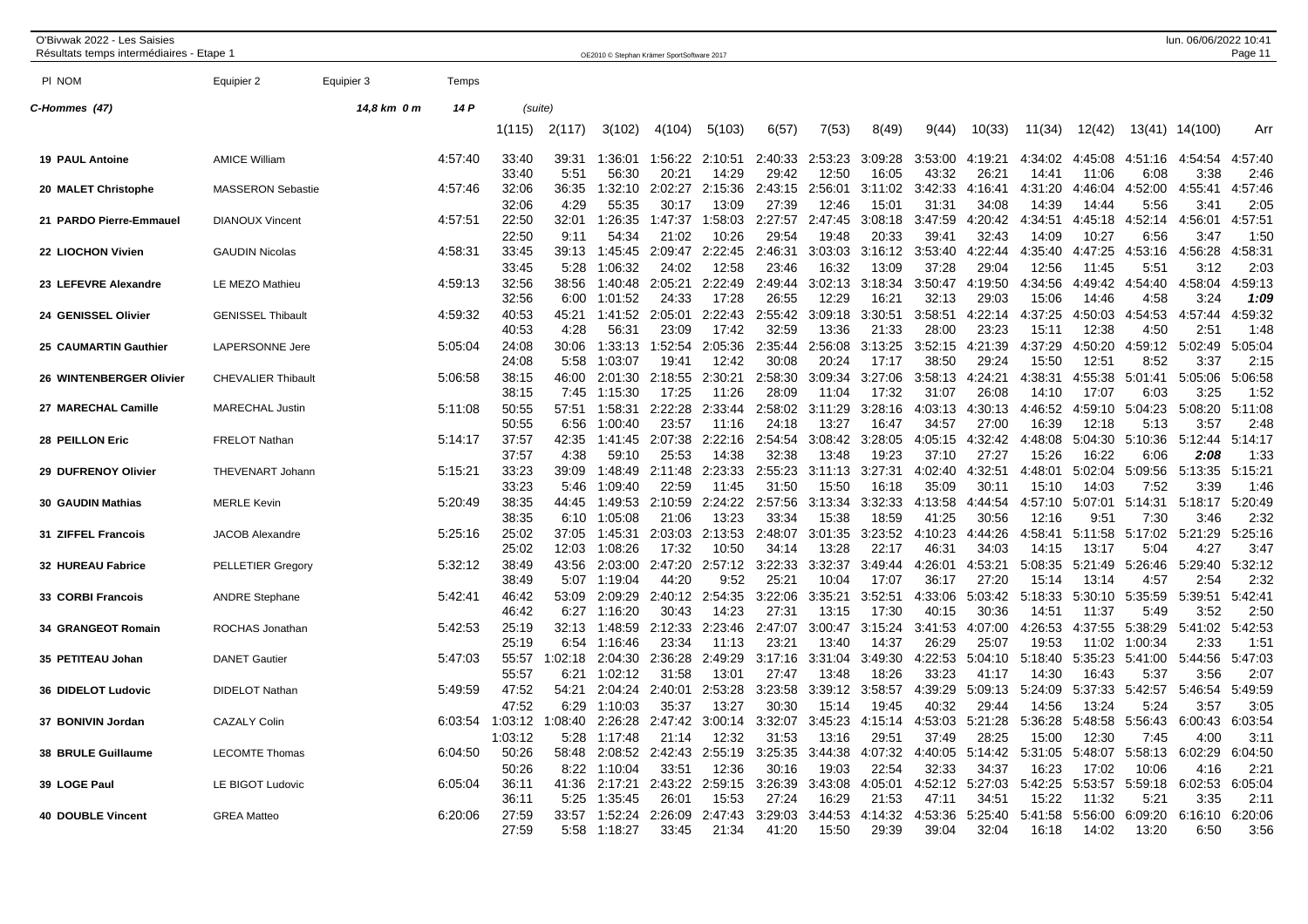O'Bivwak 2022 - Les Saisies
Résultats temps intermédiaires - Etape 1

OE2010 © Stephan Krämer SportSoftware 2017

lun. 06/06/2022 10:41

## C-Hommes (47) — 14,8 km 0 m — 14 P (suite)

| Pl | NOM | Equipier 2 | Equipier 3 | Temps | 1(115) | 2(117) | 3(102) | 4(104) | 5(103) | 6(57) | 7(53) | 8(49) | 9(44) | 10(33) | 11(34) | 12(42) | 13(41) | 14(100) | Arr |
|---|---|---|---|---|---|---|---|---|---|---|---|---|---|---|---|---|---|---|---|
| 19 | PAUL Antoine | AMICE William | | 4:57:40 | 33:40 | 39:31 | 1:36:01 | 1:56:22 | 2:10:51 | 2:40:33 | 2:53:23 | 3:09:28 | 3:53:00 | 4:19:21 | 4:34:02 | 4:45:08 | 4:51:16 | 4:54:54 | 4:57:40 |
| | | | | | 33:40 | 5:51 | 56:30 | 20:21 | 14:29 | 29:42 | 12:50 | 16:05 | 43:32 | 26:21 | 14:41 | 11:06 | 6:08 | 3:38 | 2:46 |
| 20 | MALET Christophe | MASSERON Sebastie | | 4:57:46 | 32:06 | 36:35 | 1:32:10 | 2:02:27 | 2:15:36 | 2:43:15 | 2:56:01 | 3:11:02 | 3:42:33 | 4:16:41 | 4:31:20 | 4:46:04 | 4:52:00 | 4:55:41 | 4:57:46 |
| | | | | | 32:06 | 4:29 | 55:35 | 30:17 | 13:09 | 27:39 | 12:46 | 15:01 | 31:31 | 34:08 | 14:39 | 14:44 | 5:56 | 3:41 | 2:05 |
| 21 | PARDO Pierre-Emmauel | DIANOUX Vincent | | 4:57:51 | 22:50 | 32:01 | 1:26:35 | 1:47:37 | 1:58:03 | 2:27:57 | 2:47:45 | 3:08:18 | 3:47:59 | 4:20:42 | 4:34:51 | 4:45:18 | 4:52:14 | 4:56:01 | 4:57:51 |
| | | | | | 22:50 | 9:11 | 54:34 | 21:02 | 10:26 | 29:54 | 19:48 | 20:33 | 39:41 | 32:43 | 14:09 | 10:27 | 6:56 | 3:47 | 1:50 |
| 22 | LIOCHON Vivien | GAUDIN Nicolas | | 4:58:31 | 33:45 | 39:13 | 1:45:45 | 2:09:47 | 2:22:45 | 2:46:31 | 3:03:03 | 3:16:12 | 3:53:40 | 4:22:44 | 4:35:40 | 4:47:25 | 4:53:16 | 4:56:28 | 4:58:31 |
| | | | | | 33:45 | 5:28 | 1:06:32 | 24:02 | 12:58 | 23:46 | 16:32 | 13:09 | 37:28 | 29:04 | 12:56 | 11:45 | 5:51 | 3:12 | 2:03 |
| 23 | LEFEVRE Alexandre | LE MEZO Mathieu | | 4:59:13 | 32:56 | 38:56 | 1:40:48 | 2:05:21 | 2:22:49 | 2:49:44 | 3:02:13 | 3:18:34 | 3:50:47 | 4:19:50 | 4:34:56 | 4:49:42 | 4:54:40 | 4:58:04 | 4:59:13 |
| | | | | | 32:56 | 6:00 | 1:01:52 | 24:33 | 17:28 | 26:55 | 12:29 | 16:21 | 32:13 | 29:03 | 15:06 | 14:46 | 4:58 | 3:24 | **1:09** |
| 24 | GENISSEL Olivier | GENISSEL Thibault | | 4:59:32 | 40:53 | 45:21 | 1:41:52 | 2:05:01 | 2:22:43 | 2:55:42 | 3:09:18 | 3:30:51 | 3:58:51 | 4:22:14 | 4:37:25 | 4:50:03 | 4:54:53 | 4:57:44 | 4:59:32 |
| | | | | | 40:53 | 4:28 | 56:31 | 23:09 | 17:42 | 32:59 | 13:36 | 21:33 | 28:00 | 23:23 | 15:11 | 12:38 | 4:50 | 2:51 | 1:48 |
| 25 | CAUMARTIN Gauthier | LAPERSONNE Jere | | 5:05:04 | 24:08 | 30:06 | 1:33:13 | 1:52:54 | 2:05:36 | 2:35:44 | 2:56:08 | 3:13:25 | 3:52:15 | 4:21:39 | 4:37:29 | 4:50:20 | 4:59:12 | 5:02:49 | 5:05:04 |
| | | | | | 24:08 | 5:58 | 1:03:07 | 19:41 | 12:42 | 30:08 | 20:24 | 17:17 | 38:50 | 29:24 | 15:50 | 12:51 | 8:52 | 3:37 | 2:15 |
| 26 | WINTENBERGER Olivier | CHEVALIER Thibault | | 5:06:58 | 38:15 | 46:00 | 2:01:30 | 2:18:55 | 2:30:21 | 2:58:30 | 3:09:34 | 3:27:06 | 3:58:13 | 4:24:21 | 4:38:31 | 4:55:38 | 5:01:41 | 5:05:06 | 5:06:58 |
| | | | | | 38:15 | 7:45 | 1:15:30 | 17:25 | 11:26 | 28:09 | 11:04 | 17:32 | 31:07 | 26:08 | 14:10 | 17:07 | 6:03 | 3:25 | 1:52 |
| 27 | MARECHAL Camille | MARECHAL Justin | | 5:11:08 | 50:55 | 57:51 | 1:58:31 | 2:22:28 | 2:33:44 | 2:58:02 | 3:11:29 | 3:28:16 | 4:03:13 | 4:30:13 | 4:46:52 | 4:59:10 | 5:04:23 | 5:08:20 | 5:11:08 |
| | | | | | 50:55 | 6:56 | 1:00:40 | 23:57 | 11:16 | 24:18 | 13:27 | 16:47 | 34:57 | 27:00 | 16:39 | 12:18 | 5:13 | 3:57 | 2:48 |
| 28 | PEILLON Eric | FRELOT Nathan | | 5:14:17 | 37:57 | 42:35 | 1:41:45 | 2:07:38 | 2:22:16 | 2:54:54 | 3:08:42 | 3:28:05 | 4:05:15 | 4:32:42 | 4:48:08 | 5:04:30 | 5:10:36 | 5:12:44 | 5:14:17 |
| | | | | | 37:57 | 4:38 | 59:10 | 25:53 | 14:38 | 32:38 | 13:48 | 19:23 | 37:10 | 27:27 | 15:26 | 16:22 | 6:06 | **2:08** | 1:33 |
| 29 | DUFRENOY Olivier | THEVENART Johann | | 5:15:21 | 33:23 | 39:09 | 1:48:49 | 2:11:48 | 2:23:33 | 2:55:23 | 3:11:13 | 3:27:31 | 4:02:40 | 4:32:51 | 4:48:01 | 5:02:04 | 5:09:56 | 5:13:35 | 5:15:21 |
| | | | | | 33:23 | 5:46 | 1:09:40 | 22:59 | 11:45 | 31:50 | 15:50 | 16:18 | 35:09 | 30:11 | 15:10 | 14:03 | 7:52 | 3:39 | 1:46 |
| 30 | GAUDIN Mathias | MERLE Kevin | | 5:20:49 | 38:35 | 44:45 | 1:49:53 | 2:10:59 | 2:24:22 | 2:57:56 | 3:13:34 | 3:32:33 | 4:13:58 | 4:44:54 | 4:57:10 | 5:07:01 | 5:14:31 | 5:18:17 | 5:20:49 |
| | | | | | 38:35 | 6:10 | 1:05:08 | 21:06 | 13:23 | 33:34 | 15:38 | 18:59 | 41:25 | 30:56 | 12:16 | 9:51 | 7:30 | 3:46 | 2:32 |
| 31 | ZIFFEL Francois | JACOB Alexandre | | 5:25:16 | 25:02 | 37:05 | 1:45:31 | 2:03:03 | 2:13:53 | 2:48:07 | 3:01:35 | 3:23:52 | 4:10:23 | 4:44:26 | 4:58:41 | 5:11:58 | 5:17:02 | 5:21:29 | 5:25:16 |
| | | | | | 25:02 | 12:03 | 1:08:26 | 17:32 | 10:50 | 34:14 | 13:28 | 22:17 | 46:31 | 34:03 | 14:15 | 13:17 | 5:04 | 4:27 | 3:47 |
| 32 | HUREAU Fabrice | PELLETIER Gregory | | 5:32:12 | 38:49 | 43:56 | 2:03:00 | 2:47:20 | 2:57:12 | 3:22:33 | 3:32:37 | 3:49:44 | 4:26:01 | 4:53:21 | 5:08:35 | 5:21:49 | 5:26:46 | 5:29:40 | 5:32:12 |
| | | | | | 38:49 | 5:07 | 1:19:04 | 44:20 | 9:52 | 25:21 | 10:04 | 17:07 | 36:17 | 27:20 | 15:14 | 13:14 | 4:57 | 2:54 | 2:32 |
| 33 | CORBI Francois | ANDRE Stephane | | 5:42:41 | 46:42 | 53:09 | 2:09:29 | 2:40:12 | 2:54:35 | 3:22:06 | 3:35:21 | 3:52:51 | 4:33:06 | 5:03:42 | 5:18:33 | 5:30:10 | 5:35:59 | 5:39:51 | 5:42:41 |
| | | | | | 46:42 | 6:27 | 1:16:20 | 30:43 | 14:23 | 27:31 | 13:15 | 17:30 | 40:15 | 30:36 | 14:51 | 11:37 | 5:49 | 3:52 | 2:50 |
| 34 | GRANGEOT Romain | ROCHAS Jonathan | | 5:42:53 | 25:19 | 32:13 | 1:48:59 | 2:12:33 | 2:23:46 | 2:47:07 | 3:00:47 | 3:15:24 | 3:41:53 | 4:07:00 | 4:26:53 | 4:37:55 | 5:38:29 | 5:41:02 | 5:42:53 |
| | | | | | 25:19 | 6:54 | 1:16:46 | 23:34 | 11:13 | 23:21 | 13:40 | 14:37 | 26:29 | 25:07 | 19:53 | 11:02 | 1:00:34 | 2:33 | 1:51 |
| 35 | PETITEAU Johan | DANET Gautier | | 5:47:03 | 55:57 | 1:02:18 | 2:04:30 | 2:36:28 | 2:49:29 | 3:17:16 | 3:31:04 | 3:49:30 | 4:22:53 | 5:04:10 | 5:18:40 | 5:35:23 | 5:41:00 | 5:44:56 | 5:47:03 |
| | | | | | 55:57 | 6:21 | 1:02:12 | 31:58 | 13:01 | 27:47 | 13:48 | 18:26 | 33:23 | 41:17 | 14:30 | 16:43 | 5:37 | 3:56 | 2:07 |
| 36 | DIDELOT Ludovic | DIDELOT Nathan | | 5:49:59 | 47:52 | 54:21 | 2:04:24 | 2:40:01 | 2:53:28 | 3:23:58 | 3:39:12 | 3:58:57 | 4:39:29 | 5:09:13 | 5:24:09 | 5:37:33 | 5:42:57 | 5:46:54 | 5:49:59 |
| | | | | | 47:52 | 6:29 | 1:10:03 | 35:37 | 13:27 | 30:30 | 15:14 | 19:45 | 40:32 | 29:44 | 14:56 | 13:24 | 5:24 | 3:57 | 3:05 |
| 37 | BONIVIN Jordan | CAZALY Colin | | 6:03:54 | 1:03:12 | 1:08:40 | 2:26:28 | 2:47:42 | 3:00:14 | 3:32:07 | 3:45:23 | 4:15:14 | 4:53:03 | 5:21:28 | 5:36:28 | 5:48:58 | 5:56:43 | 6:00:43 | 6:03:54 |
| | | | | | 1:03:12 | 5:28 | 1:17:48 | 21:14 | 12:32 | 31:53 | 13:16 | 29:51 | 37:49 | 28:25 | 15:00 | 12:30 | 7:45 | 4:00 | 3:11 |
| 38 | BRULE Guillaume | LECOMTE Thomas | | 6:04:50 | 50:26 | 58:48 | 2:08:52 | 2:42:43 | 2:55:19 | 3:25:35 | 3:44:38 | 4:07:32 | 4:40:05 | 5:14:42 | 5:31:05 | 5:48:07 | 5:58:13 | 6:02:29 | 6:04:50 |
| | | | | | 50:26 | 8:22 | 1:10:04 | 33:51 | 12:36 | 30:16 | 19:03 | 22:54 | 32:33 | 34:37 | 16:23 | 17:02 | 10:06 | 4:16 | 2:21 |
| 39 | LOGE Paul | LE BIGOT Ludovic | | 6:05:04 | 36:11 | 41:36 | 2:17:21 | 2:43:22 | 2:59:15 | 3:26:39 | 3:43:08 | 4:05:01 | 4:52:12 | 5:27:03 | 5:42:25 | 5:53:57 | 5:59:18 | 6:02:53 | 6:05:04 |
| | | | | | 36:11 | 5:25 | 1:35:45 | 26:01 | 15:53 | 27:24 | 16:29 | 21:53 | 47:11 | 34:51 | 15:22 | 11:32 | 5:21 | 3:35 | 2:11 |
| 40 | DOUBLE Vincent | GREA Matteo | | 6:20:06 | 27:59 | 33:57 | 1:52:24 | 2:26:09 | 2:47:43 | 3:29:03 | 3:44:53 | 4:14:32 | 4:53:36 | 5:25:40 | 5:41:58 | 5:56:00 | 6:09:20 | 6:16:10 | 6:20:06 |
| | | | | | 27:59 | 5:58 | 1:18:27 | 33:45 | 21:34 | 41:20 | 15:50 | 29:39 | 39:04 | 32:04 | 16:18 | 14:02 | 13:20 | 6:50 | 3:56 |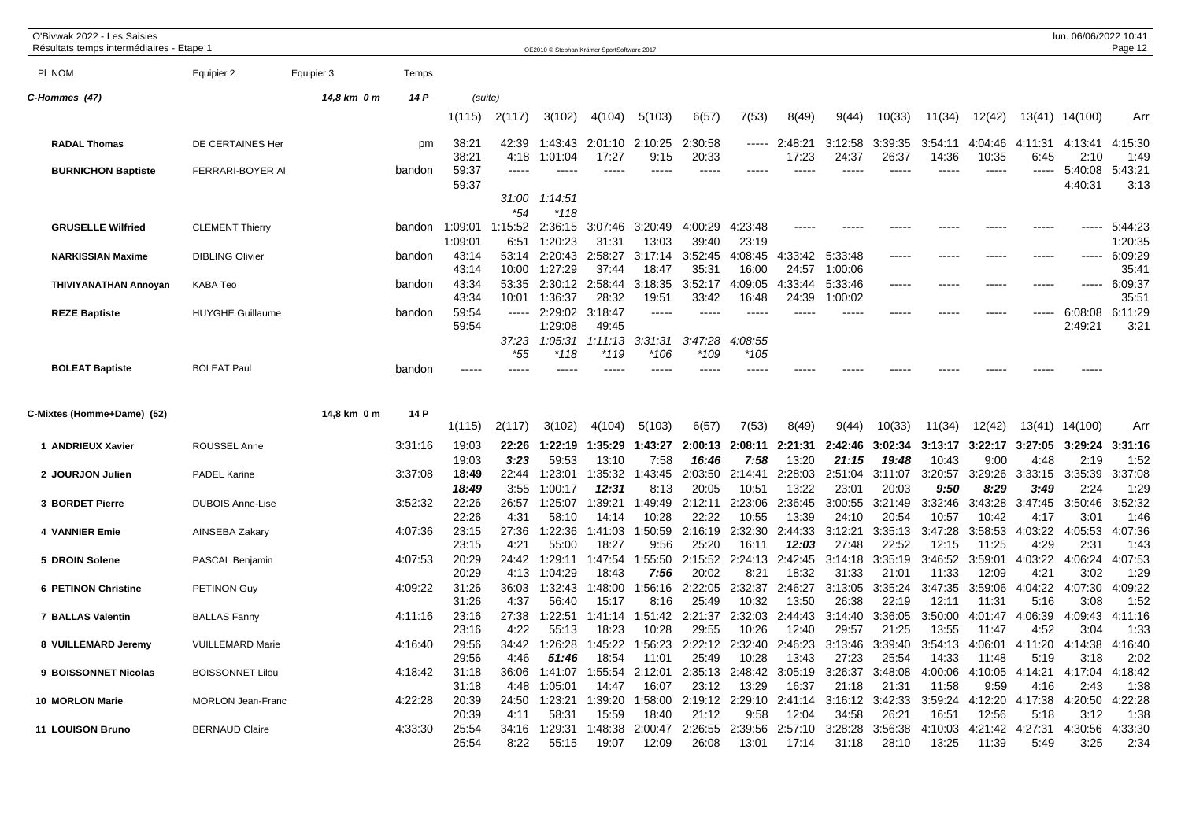O'Bivwak 2022 - Les Saisies
Résultats temps intermédiaires - Etape 1

| Pl NOM | Equipier 2 | Equipier 3 | Temps | 1(115) | 2(117) | 3(102) | 4(104) | 5(103) | 6(57) | 7(53) | 8(49) | 9(44) | 10(33) | 11(34) | 12(42) | 13(41) | 14(100) | Arr |
|---|---|---|---|---|---|---|---|---|---|---|---|---|---|---|---|---|---|---|
| **C-Hommes (47)** | | 14,8 km 0 m | 14 P | (suite) | | | | | | | | | | | | | | |
| **RADAL Thomas** | DE CERTAINES Her | | pm | 38:21 | 42:39 | 1:43:43 | 2:01:10 | 2:10:25 | 2:30:58 | ----- | 2:48:21 | 3:12:58 | 3:39:35 | 3:54:11 | 4:04:46 | 4:11:31 | 4:13:41 | 4:15:30 |
| | | | | 38:21 | 4:18 | 1:01:04 | 17:27 | 9:15 | 20:33 | | 17:23 | 24:37 | 26:37 | 14:36 | 10:35 | 6:45 | 2:10 | 1:49 |
| **BURNICHON Baptiste** | FERRARI-BOYER Al | | bandon | 59:37 | ----- | ----- | ----- | ----- | ----- | ----- | ----- | ----- | ----- | ----- | ----- | ----- | 5:40:08 | 5:43:21 |
| | | | | 59:37 | | | | | | | | | | | | | 4:40:31 | 3:13 |
| | | | | | *31:00* | *1:14:51* | | | | | | | | | | | | |
| | | | | | *\*54* | *\*118* | | | | | | | | | | | | |
| **GRUSELLE Wilfried** | CLEMENT Thierry | | bandon | 1:09:01 | 1:15:52 | 2:36:15 | 3:07:46 | 3:20:49 | 4:00:29 | 4:23:48 | ----- | ----- | ----- | ----- | ----- | ----- | ----- | 5:44:23 |
| | | | | 1:09:01 | 6:51 | 1:20:23 | 31:31 | 13:03 | 39:40 | 23:19 | | | | | | | | 1:20:35 |
| **NARKISSIAN Maxime** | DIBLING Olivier | | bandon | 43:14 | 53:14 | 2:20:43 | 2:58:27 | 3:17:14 | 3:52:45 | 4:08:45 | 4:33:42 | 5:33:48 | ----- | ----- | ----- | ----- | ----- | 6:09:29 |
| | | | | 43:14 | 10:00 | 1:27:29 | 37:44 | 18:47 | 35:31 | 16:00 | 24:57 | 1:00:06 | | | | | | 35:41 |
| **THIVIYANATHAN Annoyan** | KABA Teo | | bandon | 43:34 | 53:35 | 2:30:12 | 2:58:44 | 3:18:35 | 3:52:17 | 4:09:05 | 4:33:44 | 5:33:46 | ----- | ----- | ----- | ----- | ----- | 6:09:37 |
| | | | | 43:34 | 10:01 | 1:36:37 | 28:32 | 19:51 | 33:42 | 16:48 | 24:39 | 1:00:02 | | | | | | 35:51 |
| **REZE Baptiste** | HUYGHE Guillaume | | bandon | 59:54 | ----- | 2:29:02 | 3:18:47 | ----- | ----- | ----- | ----- | ----- | ----- | ----- | ----- | ----- | 6:08:08 | 6:11:29 |
| | | | | 59:54 | | 1:29:08 | 49:45 | | | | | | | | | | 2:49:21 | 3:21 |
| | | | | | *37:23* | *1:05:31* | *1:11:13* | *3:31:31* | *3:47:28* | *4:08:55* | | | | | | | | |
| | | | | | *\*55* | *\*118* | *\*119* | *\*106* | *\*109* | *\*105* | | | | | | | | |
| **BOLEAT Baptiste** | BOLEAT Paul | | bandon | ----- | ----- | ----- | ----- | ----- | ----- | ----- | ----- | ----- | ----- | ----- | ----- | ----- | ----- | |

| Pl NOM | Equipier 2 | Equipier 3 | Temps | 1(115) | 2(117) | 3(102) | 4(104) | 5(103) | 6(57) | 7(53) | 8(49) | 9(44) | 10(33) | 11(34) | 12(42) | 13(41) | 14(100) | Arr |
|---|---|---|---|---|---|---|---|---|---|---|---|---|---|---|---|---|---|---|
| **C-Mixtes (Homme+Dame) (52)** | | 14,8 km 0 m | 14 P | | | | | | | | | | | | | | | |
| **1 ANDRIEUX Xavier** | ROUSSEL Anne | | 3:31:16 | 19:03 | **22:26** | **1:22:19** | **1:35:29** | **1:43:27** | **2:00:13** | **2:08:11** | **2:21:31** | **2:42:46** | **3:02:34** | **3:13:17** | **3:22:17** | **3:27:05** | **3:29:24** | **3:31:16** |
| | | | | 19:03 | ***3:23*** | 59:53 | 13:10 | 7:58 | ***16:46*** | ***7:58*** | 13:20 | ***21:15*** | ***19:48*** | 10:43 | 9:00 | 4:48 | 2:19 | 1:52 |
| **2 JOURJON Julien** | PADEL Karine | | 3:37:08 | **18:49** | 22:44 | 1:23:01 | 1:35:32 | 1:43:45 | 2:03:50 | 2:14:41 | 2:28:03 | 2:51:04 | 3:11:07 | 3:20:57 | 3:29:26 | 3:33:15 | 3:35:39 | 3:37:08 |
| | | | | ***18:49*** | 3:55 | 1:00:17 | ***12:31*** | 8:13 | 20:05 | 10:51 | 13:22 | 23:01 | 20:03 | ***9:50*** | ***8:29*** | ***3:49*** | 2:24 | 1:29 |
| **3 BORDET Pierre** | DUBOIS Anne-Lise | | 3:52:32 | 22:26 | 26:57 | 1:25:07 | 1:39:21 | 1:49:49 | 2:12:11 | 2:23:06 | 2:36:45 | 3:00:55 | 3:21:49 | 3:32:46 | 3:43:28 | 3:47:45 | 3:50:46 | 3:52:32 |
| | | | | 22:26 | 4:31 | 58:10 | 14:14 | 10:28 | 22:22 | 10:55 | 13:39 | 24:10 | 20:54 | 10:57 | 10:42 | 4:17 | 3:01 | 1:46 |
| **4 VANNIER Emie** | AINSEBA Zakary | | 4:07:36 | 23:15 | 27:36 | 1:22:36 | 1:41:03 | 1:50:59 | 2:16:19 | 2:32:30 | 2:44:33 | 3:12:21 | 3:35:13 | 3:47:28 | 3:58:53 | 4:03:22 | 4:05:53 | 4:07:36 |
| | | | | 23:15 | 4:21 | 55:00 | 18:27 | 9:56 | 25:20 | 16:11 | ***12:03*** | 27:48 | 22:52 | 12:15 | 11:25 | 4:29 | 2:31 | 1:43 |
| **5 DROIN Solene** | PASCAL Benjamin | | 4:07:53 | 20:29 | 24:42 | 1:29:11 | 1:47:54 | 1:55:50 | 2:15:52 | 2:24:13 | 2:42:45 | 3:14:18 | 3:35:19 | 3:46:52 | 3:59:01 | 4:03:22 | 4:06:24 | 4:07:53 |
| | | | | 20:29 | 4:13 | 1:04:29 | 18:43 | ***7:56*** | 20:02 | 8:21 | 18:32 | 31:33 | 21:01 | 11:33 | 12:09 | 4:21 | 3:02 | 1:29 |
| **6 PETINON Christine** | PETINON Guy | | 4:09:22 | 31:26 | 36:03 | 1:32:43 | 1:48:00 | 1:56:16 | 2:22:05 | 2:32:37 | 2:46:27 | 3:13:05 | 3:35:24 | 3:47:35 | 3:59:06 | 4:04:22 | 4:07:30 | 4:09:22 |
| | | | | 31:26 | 4:37 | 56:40 | 15:17 | 8:16 | 25:49 | 10:32 | 13:50 | 26:38 | 22:19 | 12:11 | 11:31 | 5:16 | 3:08 | 1:52 |
| **7 BALLAS Valentin** | BALLAS Fanny | | 4:11:16 | 23:16 | 27:38 | 1:22:51 | 1:41:14 | 1:51:42 | 2:21:37 | 2:32:03 | 2:44:43 | 3:14:40 | 3:36:05 | 3:50:00 | 4:01:47 | 4:06:39 | 4:09:43 | 4:11:16 |
| | | | | 23:16 | 4:22 | 55:13 | 18:23 | 10:28 | 29:55 | 10:26 | 12:40 | 29:57 | 21:25 | 13:55 | 11:47 | 4:52 | 3:04 | 1:33 |
| **8 VUILLEMARD Jeremy** | VUILLEMARD Marie | | 4:16:40 | 29:56 | 34:42 | 1:26:28 | 1:45:22 | 1:56:23 | 2:22:12 | 2:32:40 | 2:46:23 | 3:13:46 | 3:39:40 | 3:54:13 | 4:06:01 | 4:11:20 | 4:14:38 | 4:16:40 |
| | | | | 29:56 | 4:46 | ***51:46*** | 18:54 | 11:01 | 25:49 | 10:28 | 13:43 | 27:23 | 25:54 | 14:33 | 11:48 | 5:19 | 3:18 | 2:02 |
| **9 BOISSONNET Nicolas** | BOISSONNET Lilou | | 4:18:42 | 31:18 | 36:06 | 1:41:07 | 1:55:54 | 2:12:01 | 2:35:13 | 2:48:42 | 3:05:19 | 3:26:37 | 3:48:08 | 4:00:06 | 4:10:05 | 4:14:21 | 4:17:04 | 4:18:42 |
| | | | | 31:18 | 4:48 | 1:05:01 | 14:47 | 16:07 | 23:12 | 13:29 | 16:37 | 21:18 | 21:31 | 11:58 | 9:59 | 4:16 | 2:43 | 1:38 |
| **10 MORLON Marie** | MORLON Jean-Franc | | 4:22:28 | 20:39 | 24:50 | 1:23:21 | 1:39:20 | 1:58:00 | 2:19:12 | 2:29:10 | 2:41:14 | 3:16:12 | 3:42:33 | 3:59:24 | 4:12:20 | 4:17:38 | 4:20:50 | 4:22:28 |
| | | | | 20:39 | 4:11 | 58:31 | 15:59 | 18:40 | 21:12 | 9:58 | 12:04 | 34:58 | 26:21 | 16:51 | 12:56 | 5:18 | 3:12 | 1:38 |
| **11 LOUISON Bruno** | BERNAUD Claire | | 4:33:30 | 25:54 | 34:16 | 1:29:31 | 1:48:38 | 2:00:47 | 2:26:55 | 2:39:56 | 2:57:10 | 3:28:28 | 3:56:38 | 4:10:03 | 4:21:42 | 4:27:31 | 4:30:56 | 4:33:30 |
| | | | | 25:54 | 8:22 | 55:15 | 19:07 | 12:09 | 26:08 | 13:01 | 17:14 | 31:18 | 28:10 | 13:25 | 11:39 | 5:49 | 3:25 | 2:34 |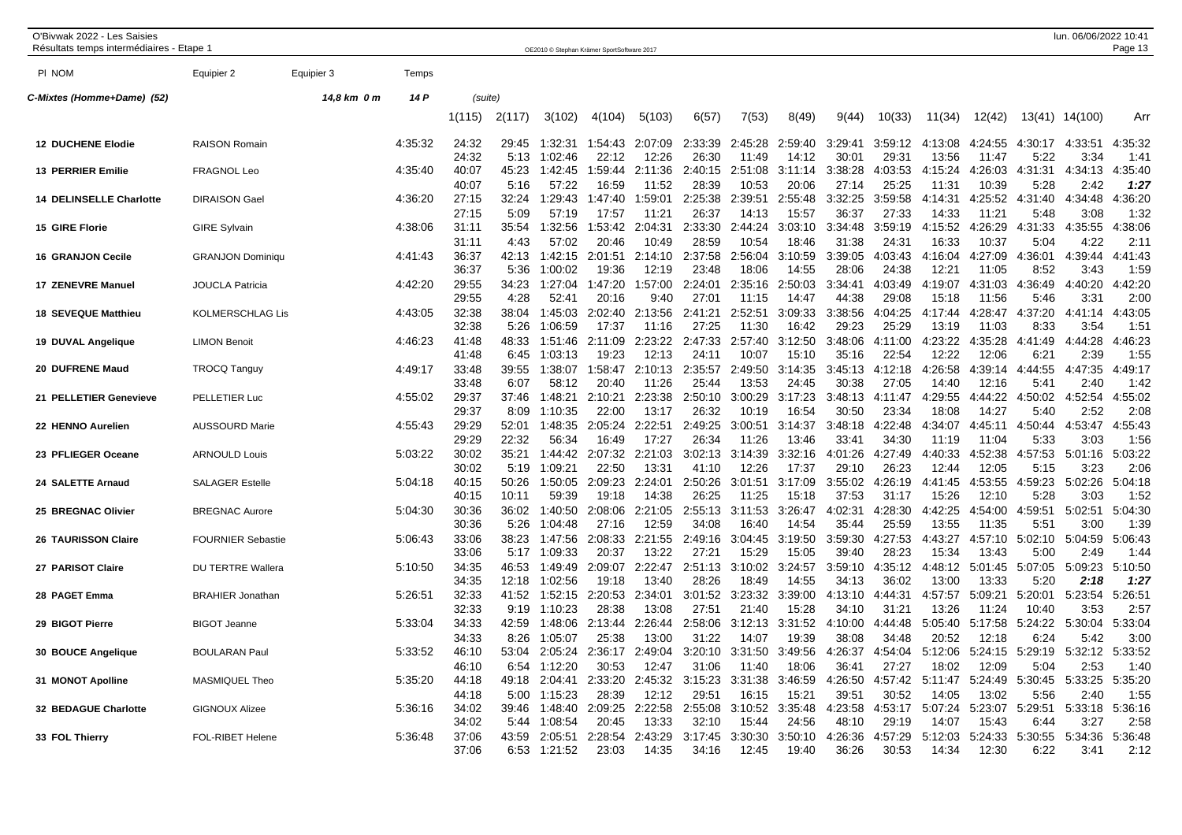O'Bivwak 2022 - Les Saisies
Résultats temps intermédiaires - Etape 1

| Pl NOM | Equipier 2 | Equipier 3 | Temps | | | | | | | | | | | | | | | |
|---|---|---|---|---|---|---|---|---|---|---|---|---|---|---|---|---|---|---|
| **C-Mixtes (Homme+Dame) (52)** | | 14,8 km 0 m | 14 P | (suite) | | | | | | | | | | | | | | |
| | | | | 1(115) | 2(117) | 3(102) | 4(104) | 5(103) | 6(57) | 7(53) | 8(49) | 9(44) | 10(33) | 11(34) | 12(42) | 13(41) | 14(100) | Arr |
| **12 DUCHENE Elodie** | RAISON Romain | | 4:35:32 | 24:32 | 29:45 | 1:32:31 | 1:54:43 | 2:07:09 | 2:33:39 | 2:45:28 | 2:59:40 | 3:29:41 | 3:59:12 | 4:13:08 | 4:24:55 | 4:30:17 | 4:33:51 | 4:35:32 |
| | | | | 24:32 | 5:13 | 1:02:46 | 22:12 | 12:26 | 26:30 | 11:49 | 14:12 | 30:01 | 29:31 | 13:56 | 11:47 | 5:22 | 3:34 | 1:41 |
| **13 PERRIER Emilie** | FRAGNOL Leo | | 4:35:40 | 40:07 | 45:23 | 1:42:45 | 1:59:44 | 2:11:36 | 2:40:15 | 2:51:08 | 3:11:14 | 3:38:28 | 4:03:53 | 4:15:24 | 4:26:03 | 4:31:31 | 4:34:13 | 4:35:40 |
| | | | | 40:07 | 5:16 | 57:22 | 16:59 | 11:52 | 28:39 | 10:53 | 20:06 | 27:14 | 25:25 | 11:31 | 10:39 | 5:28 | 2:42 | *1:27* |
| **14 DELINSELLE Charlotte** | DIRAISON Gael | | 4:36:20 | 27:15 | 32:24 | 1:29:43 | 1:47:40 | 1:59:01 | 2:25:38 | 2:39:51 | 2:55:48 | 3:32:25 | 3:59:58 | 4:14:31 | 4:25:52 | 4:31:40 | 4:34:48 | 4:36:20 |
| | | | | 27:15 | 5:09 | 57:19 | 17:57 | 11:21 | 26:37 | 14:13 | 15:57 | 36:37 | 27:33 | 14:33 | 11:21 | 5:48 | 3:08 | 1:32 |
| **15 GIRE Florie** | GIRE Sylvain | | 4:38:06 | 31:11 | 35:54 | 1:32:56 | 1:53:42 | 2:04:31 | 2:33:30 | 2:44:24 | 3:03:10 | 3:34:48 | 3:59:19 | 4:15:52 | 4:26:29 | 4:31:33 | 4:35:55 | 4:38:06 |
| | | | | 31:11 | 4:43 | 57:02 | 20:46 | 10:49 | 28:59 | 10:54 | 18:46 | 31:38 | 24:31 | 16:33 | 10:37 | 5:04 | 4:22 | 2:11 |
| **16 GRANJON Cecile** | GRANJON Dominiqu | | 4:41:43 | 36:37 | 42:13 | 1:42:15 | 2:01:51 | 2:14:10 | 2:37:58 | 2:56:04 | 3:10:59 | 3:39:05 | 4:03:43 | 4:16:04 | 4:27:09 | 4:36:01 | 4:39:44 | 4:41:43 |
| | | | | 36:37 | 5:36 | 1:00:02 | 19:36 | 12:19 | 23:48 | 18:06 | 14:55 | 28:06 | 24:38 | 12:21 | 11:05 | 8:52 | 3:43 | 1:59 |
| **17 ZENEVRE Manuel** | JOUCLA Patricia | | 4:42:20 | 29:55 | 34:23 | 1:27:04 | 1:47:20 | 1:57:00 | 2:24:01 | 2:35:16 | 2:50:03 | 3:34:41 | 4:03:49 | 4:19:07 | 4:31:03 | 4:36:49 | 4:40:20 | 4:42:20 |
| | | | | 29:55 | 4:28 | 52:41 | 20:16 | 9:40 | 27:01 | 11:15 | 14:47 | 44:38 | 29:08 | 15:18 | 11:56 | 5:46 | 3:31 | 2:00 |
| **18 SEVEQUE Matthieu** | KOLMERSCHLAG Lis | | 4:43:05 | 32:38 | 38:04 | 1:45:03 | 2:02:40 | 2:13:56 | 2:41:21 | 2:52:51 | 3:09:33 | 3:38:56 | 4:04:25 | 4:17:44 | 4:28:47 | 4:37:20 | 4:41:14 | 4:43:05 |
| | | | | 32:38 | 5:26 | 1:06:59 | 17:37 | 11:16 | 27:25 | 11:30 | 16:42 | 29:23 | 25:29 | 13:19 | 11:03 | 8:33 | 3:54 | 1:51 |
| **19 DUVAL Angelique** | LIMON Benoit | | 4:46:23 | 41:48 | 48:33 | 1:51:46 | 2:11:09 | 2:23:22 | 2:47:33 | 2:57:40 | 3:12:50 | 3:48:06 | 4:11:00 | 4:23:22 | 4:35:28 | 4:41:49 | 4:44:28 | 4:46:23 |
| | | | | 41:48 | 6:45 | 1:03:13 | 19:23 | 12:13 | 24:11 | 10:07 | 15:10 | 35:16 | 22:54 | 12:22 | 12:06 | 6:21 | 2:39 | 1:55 |
| **20 DUFRENE Maud** | TROCQ Tanguy | | 4:49:17 | 33:48 | 39:55 | 1:38:07 | 1:58:47 | 2:10:13 | 2:35:57 | 2:49:50 | 3:14:35 | 3:45:13 | 4:12:18 | 4:26:58 | 4:39:14 | 4:44:55 | 4:47:35 | 4:49:17 |
| | | | | 33:48 | 6:07 | 58:12 | 20:40 | 11:26 | 25:44 | 13:53 | 24:45 | 30:38 | 27:05 | 14:40 | 12:16 | 5:41 | 2:40 | 1:42 |
| **21 PELLETIER Genevieve** | PELLETIER Luc | | 4:55:02 | 29:37 | 37:46 | 1:48:21 | 2:10:21 | 2:23:38 | 2:50:10 | 3:00:29 | 3:17:23 | 3:48:13 | 4:11:47 | 4:29:55 | 4:44:22 | 4:50:02 | 4:52:54 | 4:55:02 |
| | | | | 29:37 | 8:09 | 1:10:35 | 22:00 | 13:17 | 26:32 | 10:19 | 16:54 | 30:50 | 23:34 | 18:08 | 14:27 | 5:40 | 2:52 | 2:08 |
| **22 HENNO Aurelien** | AUSSOURD Marie | | 4:55:43 | 29:29 | 52:01 | 1:48:35 | 2:05:24 | 2:22:51 | 2:49:25 | 3:00:51 | 3:14:37 | 3:48:18 | 4:22:48 | 4:34:07 | 4:45:11 | 4:50:44 | 4:53:47 | 4:55:43 |
| | | | | 29:29 | 22:32 | 56:34 | 16:49 | 17:27 | 26:34 | 11:26 | 13:46 | 33:41 | 34:30 | 11:19 | 11:04 | 5:33 | 3:03 | 1:56 |
| **23 PFLIEGER Oceane** | ARNOULD Louis | | 5:03:22 | 30:02 | 35:21 | 1:44:42 | 2:07:32 | 2:21:03 | 3:02:13 | 3:14:39 | 3:32:16 | 4:01:26 | 4:27:49 | 4:40:33 | 4:52:38 | 4:57:53 | 5:01:16 | 5:03:22 |
| | | | | 30:02 | 5:19 | 1:09:21 | 22:50 | 13:31 | 41:10 | 12:26 | 17:37 | 29:10 | 26:23 | 12:44 | 12:05 | 5:15 | 3:23 | 2:06 |
| **24 SALETTE Arnaud** | SALAGER Estelle | | 5:04:18 | 40:15 | 50:26 | 1:50:05 | 2:09:23 | 2:24:01 | 2:50:26 | 3:01:51 | 3:17:09 | 3:55:02 | 4:26:19 | 4:41:45 | 4:53:55 | 4:59:23 | 5:02:26 | 5:04:18 |
| | | | | 40:15 | 10:11 | 59:39 | 19:18 | 14:38 | 26:25 | 11:25 | 15:18 | 37:53 | 31:17 | 15:26 | 12:10 | 5:28 | 3:03 | 1:52 |
| **25 BREGNAC Olivier** | BREGNAC Aurore | | 5:04:30 | 30:36 | 36:02 | 1:40:50 | 2:08:06 | 2:21:05 | 2:55:13 | 3:11:53 | 3:26:47 | 4:02:31 | 4:28:30 | 4:42:25 | 4:54:00 | 4:59:51 | 5:02:51 | 5:04:30 |
| | | | | 30:36 | 5:26 | 1:04:48 | 27:16 | 12:59 | 34:08 | 16:40 | 14:54 | 35:44 | 25:59 | 13:55 | 11:35 | 5:51 | 3:00 | 1:39 |
| **26 TAURISSON Claire** | FOURNIER Sebastie | | 5:06:43 | 33:06 | 38:23 | 1:47:56 | 2:08:33 | 2:21:55 | 2:49:16 | 3:04:45 | 3:19:50 | 3:59:30 | 4:27:53 | 4:43:27 | 4:57:10 | 5:02:10 | 5:04:59 | 5:06:43 |
| | | | | 33:06 | 5:17 | 1:09:33 | 20:37 | 13:22 | 27:21 | 15:29 | 15:05 | 39:40 | 28:23 | 15:34 | 13:43 | 5:00 | 2:49 | 1:44 |
| **27 PARISOT Claire** | DU TERTRE Wallera | | 5:10:50 | 34:35 | 46:53 | 1:49:49 | 2:09:07 | 2:22:47 | 2:51:13 | 3:10:02 | 3:24:57 | 3:59:10 | 4:35:12 | 4:48:12 | 5:01:45 | 5:07:05 | 5:09:23 | 5:10:50 |
| | | | | 34:35 | 12:18 | 1:02:56 | 19:18 | 13:40 | 28:26 | 18:49 | 14:55 | 34:13 | 36:02 | 13:00 | 13:33 | 5:20 | *2:18* | *1:27* |
| **28 PAGET Emma** | BRAHIER Jonathan | | 5:26:51 | 32:33 | 41:52 | 1:52:15 | 2:20:53 | 2:34:01 | 3:01:52 | 3:23:32 | 3:39:00 | 4:13:10 | 4:44:31 | 4:57:57 | 5:09:21 | 5:20:01 | 5:23:54 | 5:26:51 |
| | | | | 32:33 | 9:19 | 1:10:23 | 28:38 | 13:08 | 27:51 | 21:40 | 15:28 | 34:10 | 31:21 | 13:26 | 11:24 | 10:40 | 3:53 | 2:57 |
| **29 BIGOT Pierre** | BIGOT Jeanne | | 5:33:04 | 34:33 | 42:59 | 1:48:06 | 2:13:44 | 2:26:44 | 2:58:06 | 3:12:13 | 3:31:52 | 4:10:00 | 4:44:48 | 5:05:40 | 5:17:58 | 5:24:22 | 5:30:04 | 5:33:04 |
| | | | | 34:33 | 8:26 | 1:05:07 | 25:38 | 13:00 | 31:22 | 14:07 | 19:39 | 38:08 | 34:48 | 20:52 | 12:18 | 6:24 | 5:42 | 3:00 |
| **30 BOUCE Angelique** | BOULARAN Paul | | 5:33:52 | 46:10 | 53:04 | 2:05:24 | 2:36:17 | 2:49:04 | 3:20:10 | 3:31:50 | 3:49:56 | 4:26:37 | 4:54:04 | 5:12:06 | 5:24:15 | 5:29:19 | 5:32:12 | 5:33:52 |
| | | | | 46:10 | 6:54 | 1:12:20 | 30:53 | 12:47 | 31:06 | 11:40 | 18:06 | 36:41 | 27:27 | 18:02 | 12:09 | 5:04 | 2:53 | 1:40 |
| **31 MONOT Apolline** | MASMIQUEL Theo | | 5:35:20 | 44:18 | 49:18 | 2:04:41 | 2:33:20 | 2:45:32 | 3:15:23 | 3:31:38 | 3:46:59 | 4:26:50 | 4:57:42 | 5:11:47 | 5:24:49 | 5:30:45 | 5:33:25 | 5:35:20 |
| | | | | 44:18 | 5:00 | 1:15:23 | 28:39 | 12:12 | 29:51 | 16:15 | 15:21 | 39:51 | 30:52 | 14:05 | 13:02 | 5:56 | 2:40 | 1:55 |
| **32 BEDAGUE Charlotte** | GIGNOUX Alizee | | 5:36:16 | 34:02 | 39:46 | 1:48:40 | 2:09:25 | 2:22:58 | 2:55:08 | 3:10:52 | 3:35:48 | 4:23:58 | 4:53:17 | 5:07:24 | 5:23:07 | 5:29:51 | 5:33:18 | 5:36:16 |
| | | | | 34:02 | 5:44 | 1:08:54 | 20:45 | 13:33 | 32:10 | 15:44 | 24:56 | 48:10 | 29:19 | 14:07 | 15:43 | 6:44 | 3:27 | 2:58 |
| **33 FOL Thierry** | FOL-RIBET Helene | | 5:36:48 | 37:06 | 43:59 | 2:05:51 | 2:28:54 | 2:43:29 | 3:17:45 | 3:30:30 | 3:50:10 | 4:26:36 | 4:57:29 | 5:12:03 | 5:24:33 | 5:30:55 | 5:34:36 | 5:36:48 |
| | | | | 37:06 | 6:53 | 1:21:52 | 23:03 | 14:35 | 34:16 | 12:45 | 19:40 | 36:26 | 30:53 | 14:34 | 12:30 | 6:22 | 3:41 | 2:12 |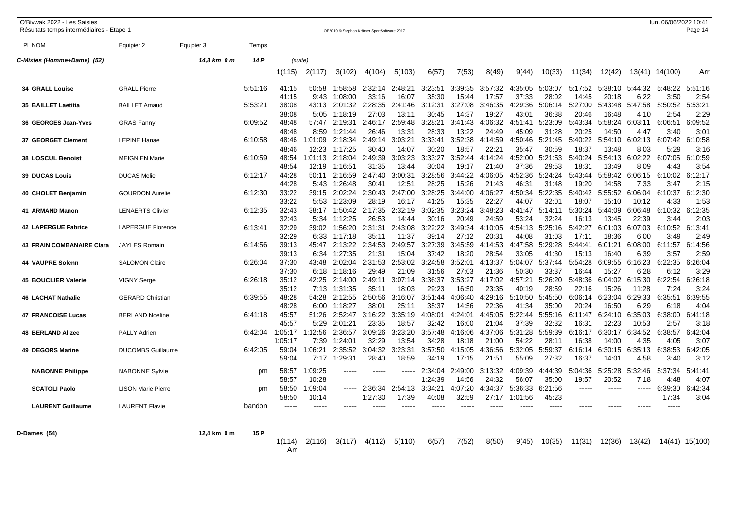**C-Mixtes (Homme+Dame) (52)** — 14,8 km 0 m — 14 P (suite)

| Pl NOM | Equipier 2 | Equipier 3 | Temps | 1(115) | 2(117) | 3(102) | 4(104) | 5(103) | 6(57) | 7(53) | 8(49) | 9(44) | 10(33) | 11(34) | 12(42) | 13(41) | 14(100) | Arr |
|---|---|---|---|---|---|---|---|---|---|---|---|---|---|---|---|---|---|---|
| 34 GRALL Louise | GRALL Pierre | | 5:51:16 | 41:15 | 50:58 | 1:58:58 | 2:32:14 | 2:48:21 | 3:23:51 | 3:39:35 | 3:57:32 | 4:35:05 | 5:03:07 | 5:17:52 | 5:38:10 | 5:44:32 | 5:48:22 | 5:51:16 |
| | | | | 41:15 | 9:43 | 1:08:00 | 33:16 | 16:07 | 35:30 | 15:44 | 17:57 | 37:33 | 28:02 | 14:45 | 20:18 | 6:22 | 3:50 | 2:54 |
| 35 BAILLET Laetitia | BAILLET Arnaud | | 5:53:21 | 38:08 | 43:13 | 2:01:32 | 2:28:35 | 2:41:46 | 3:12:31 | 3:27:08 | 3:46:35 | 4:29:36 | 5:06:14 | 5:27:00 | 5:43:48 | 5:47:58 | 5:50:52 | 5:53:21 |
| | | | | 38:08 | 5:05 | 1:18:19 | 27:03 | 13:11 | 30:45 | 14:37 | 19:27 | 43:01 | 36:38 | 20:46 | 16:48 | 4:10 | 2:54 | 2:29 |
| 36 GEORGES Jean-Yves | GRAS Fanny | | 6:09:52 | 48:48 | 57:47 | 2:19:31 | 2:46:17 | 2:59:48 | 3:28:21 | 3:41:43 | 4:06:32 | 4:51:41 | 5:23:09 | 5:43:34 | 5:58:24 | 6:03:11 | 6:06:51 | 6:09:52 |
| | | | | 48:48 | 8:59 | 1:21:44 | 26:46 | 13:31 | 28:33 | 13:22 | 24:49 | 45:09 | 31:28 | 20:25 | 14:50 | 4:47 | 3:40 | 3:01 |
| 37 GEORGET Clement | LEPINE Hanae | | 6:10:58 | 48:46 | 1:01:09 | 2:18:34 | 2:49:14 | 3:03:21 | 3:33:41 | 3:52:38 | 4:14:59 | 4:50:46 | 5:21:45 | 5:40:22 | 5:54:10 | 6:02:13 | 6:07:42 | 6:10:58 |
| | | | | 48:46 | 12:23 | 1:17:25 | 30:40 | 14:07 | 30:20 | 18:57 | 22:21 | 35:47 | 30:59 | 18:37 | 13:48 | 8:03 | 5:29 | 3:16 |
| 38 LOSCUL Benoist | MEIGNIEN Marie | | 6:10:59 | 48:54 | 1:01:13 | 2:18:04 | 2:49:39 | 3:03:23 | 3:33:27 | 3:52:44 | 4:14:24 | 4:52:00 | 5:21:53 | 5:40:24 | 5:54:13 | 6:02:22 | 6:07:05 | 6:10:59 |
| | | | | 48:54 | 12:19 | 1:16:51 | 31:35 | 13:44 | 30:04 | 19:17 | 21:40 | 37:36 | 29:53 | 18:31 | 13:49 | 8:09 | 4:43 | 3:54 |
| 39 DUCAS Louis | DUCAS Melie | | 6:12:17 | 44:28 | 50:11 | 2:16:59 | 2:47:40 | 3:00:31 | 3:28:56 | 3:44:22 | 4:06:05 | 4:52:36 | 5:24:24 | 5:43:44 | 5:58:42 | 6:06:15 | 6:10:02 | 6:12:17 |
| | | | | 44:28 | 5:43 | 1:26:48 | 30:41 | 12:51 | 28:25 | 15:26 | 21:43 | 46:31 | 31:48 | 19:20 | 14:58 | 7:33 | 3:47 | 2:15 |
| 40 CHOLET Benjamin | GOURDON Aurelie | | 6:12:30 | 33:22 | 39:15 | 2:02:24 | 2:30:43 | 2:47:00 | 3:28:25 | 3:44:00 | 4:06:27 | 4:50:34 | 5:22:35 | 5:40:42 | 5:55:52 | 6:06:04 | 6:10:37 | 6:12:30 |
| | | | | 33:22 | 5:53 | 1:23:09 | 28:19 | 16:17 | 41:25 | 15:35 | 22:27 | 44:07 | 32:01 | 18:07 | 15:10 | 10:12 | 4:33 | 1:53 |
| 41 ARMAND Manon | LENAERTS Olivier | | 6:12:35 | 32:43 | 38:17 | 1:50:42 | 2:17:35 | 2:32:19 | 3:02:35 | 3:23:24 | 3:48:23 | 4:41:47 | 5:14:11 | 5:30:24 | 5:44:09 | 6:06:48 | 6:10:32 | 6:12:35 |
| | | | | 32:43 | 5:34 | 1:12:25 | 26:53 | 14:44 | 30:16 | 20:49 | 24:59 | 53:24 | 32:24 | 16:13 | 13:45 | 22:39 | 3:44 | 2:03 |
| 42 LAPERGUE Fabrice | LAPERGUE Florence | | 6:13:41 | 32:29 | 39:02 | 1:56:20 | 2:31:31 | 2:43:08 | 3:22:22 | 3:49:34 | 4:10:05 | 4:54:13 | 5:25:16 | 5:42:27 | 6:01:03 | 6:07:03 | 6:10:52 | 6:13:41 |
| | | | | 32:29 | 6:33 | 1:17:18 | 35:11 | 11:37 | 39:14 | 27:12 | 20:31 | 44:08 | 31:03 | 17:11 | 18:36 | 6:00 | 3:49 | 2:49 |
| 43 FRAIN COMBANAIRE Clara | JAYLES Romain | | 6:14:56 | 39:13 | 45:47 | 2:13:22 | 2:34:53 | 2:49:57 | 3:27:39 | 3:45:59 | 4:14:53 | 4:47:58 | 5:29:28 | 5:44:41 | 6:01:21 | 6:08:00 | 6:11:57 | 6:14:56 |
| | | | | 39:13 | 6:34 | 1:27:35 | 21:31 | 15:04 | 37:42 | 18:20 | 28:54 | 33:05 | 41:30 | 15:13 | 16:40 | 6:39 | 3:57 | 2:59 |
| 44 VAUPRE Solenn | SALOMON Claire | | 6:26:04 | 37:30 | 43:48 | 2:02:04 | 2:31:53 | 2:53:02 | 3:24:58 | 3:52:01 | 4:13:37 | 5:04:07 | 5:37:44 | 5:54:28 | 6:09:55 | 6:16:23 | 6:22:35 | 6:26:04 |
| | | | | 37:30 | 6:18 | 1:18:16 | 29:49 | 21:09 | 31:56 | 27:03 | 21:36 | 50:30 | 33:37 | 16:44 | 15:27 | 6:28 | 6:12 | 3:29 |
| 45 BOUCLIER Valerie | VIGNY Serge | | 6:26:18 | 35:12 | 42:25 | 2:14:00 | 2:49:11 | 3:07:14 | 3:36:37 | 3:53:27 | 4:17:02 | 4:57:21 | 5:26:20 | 5:48:36 | 6:04:02 | 6:15:30 | 6:22:54 | 6:26:18 |
| | | | | 35:12 | 7:13 | 1:31:35 | 35:11 | 18:03 | 29:23 | 16:50 | 23:35 | 40:19 | 28:59 | 22:16 | 15:26 | 11:28 | 7:24 | 3:24 |
| 46 LACHAT Nathalie | GERARD Christian | | 6:39:55 | 48:28 | 54:28 | 2:12:55 | 2:50:56 | 3:16:07 | 3:51:44 | 4:06:40 | 4:29:16 | 5:10:50 | 5:45:50 | 6:06:14 | 6:23:04 | 6:29:33 | 6:35:51 | 6:39:55 |
| | | | | 48:28 | 6:00 | 1:18:27 | 38:01 | 25:11 | 35:37 | 14:56 | 22:36 | 41:34 | 35:00 | 20:24 | 16:50 | 6:29 | 6:18 | 4:04 |
| 47 FRANCOISE Lucas | BERLAND Noeline | | 6:41:18 | 45:57 | 51:26 | 2:52:47 | 3:16:22 | 3:35:19 | 4:08:01 | 4:24:01 | 4:45:05 | 5:22:44 | 5:55:16 | 6:11:47 | 6:24:10 | 6:35:03 | 6:38:00 | 6:41:18 |
| | | | | 45:57 | 5:29 | 2:01:21 | 23:35 | 18:57 | 32:42 | 16:00 | 21:04 | 37:39 | 32:32 | 16:31 | 12:23 | 10:53 | 2:57 | 3:18 |
| 48 BERLAND Alizee | PALLY Adrien | | 6:42:04 | 1:05:17 | 1:12:56 | 2:36:57 | 3:09:26 | 3:23:20 | 3:57:48 | 4:16:06 | 4:37:06 | 5:31:28 | 5:59:39 | 6:16:17 | 6:30:17 | 6:34:52 | 6:38:57 | 6:42:04 |
| | | | | 1:05:17 | 7:39 | 1:24:01 | 32:29 | 13:54 | 34:28 | 18:18 | 21:00 | 54:22 | 28:11 | 16:38 | 14:00 | 4:35 | 4:05 | 3:07 |
| 49 DEGORS Marine | DUCOMBS Guillaume | | 6:42:05 | 59:04 | 1:06:21 | 2:35:52 | 3:04:32 | 3:23:31 | 3:57:50 | 4:15:05 | 4:36:56 | 5:32:05 | 5:59:37 | 6:16:14 | 6:30:15 | 6:35:13 | 6:38:53 | 6:42:05 |
| | | | | 59:04 | 7:17 | 1:29:31 | 28:40 | 18:59 | 34:19 | 17:15 | 21:51 | 55:09 | 27:32 | 16:37 | 14:01 | 4:58 | 3:40 | 3:12 |
| NABONNE Philippe | NABONNE Sylvie | | pm | 58:57 | 1:09:25 | ----- | ----- | ----- | 2:34:04 | 2:49:00 | 3:13:32 | 4:09:39 | 4:44:39 | 5:04:36 | 5:25:28 | 5:32:46 | 5:37:34 | 5:41:41 |
| | | | | 58:57 | 10:28 | | | | 1:24:39 | 14:56 | 24:32 | 56:07 | 35:00 | 19:57 | 20:52 | 7:18 | 4:48 | 4:07 |
| SCATOLI Paolo | LISON Marie Pierre | | pm | 58:50 | 1:09:04 | ----- | 2:36:34 | 2:54:13 | 3:34:21 | 4:07:20 | 4:34:37 | 5:36:33 | 6:21:56 | ----- | ----- | ----- | 6:39:30 | 6:42:34 |
| | | | | 58:50 | 10:14 | | 1:27:30 | 17:39 | 40:08 | 32:59 | 27:17 | 1:01:56 | 45:23 | | | | 17:34 | 3:04 |
| LAURENT Guillaume | LAURENT Flavie | | bandon | ----- | ----- | ----- | ----- | ----- | ----- | ----- | ----- | ----- | ----- | ----- | ----- | ----- | ----- | |

**D-Dames (54)** — 12,4 km 0 m — 15 P

| 1(114) | 2(116) | 3(117) | 4(112) | 5(110) | 6(57) | 7(52) | 8(50) | 9(45) | 10(35) | 11(31) | 12(36) | 13(42) | 14(41) | 15(100) | Arr |
|---|---|---|---|---|---|---|---|---|---|---|---|---|---|---|---|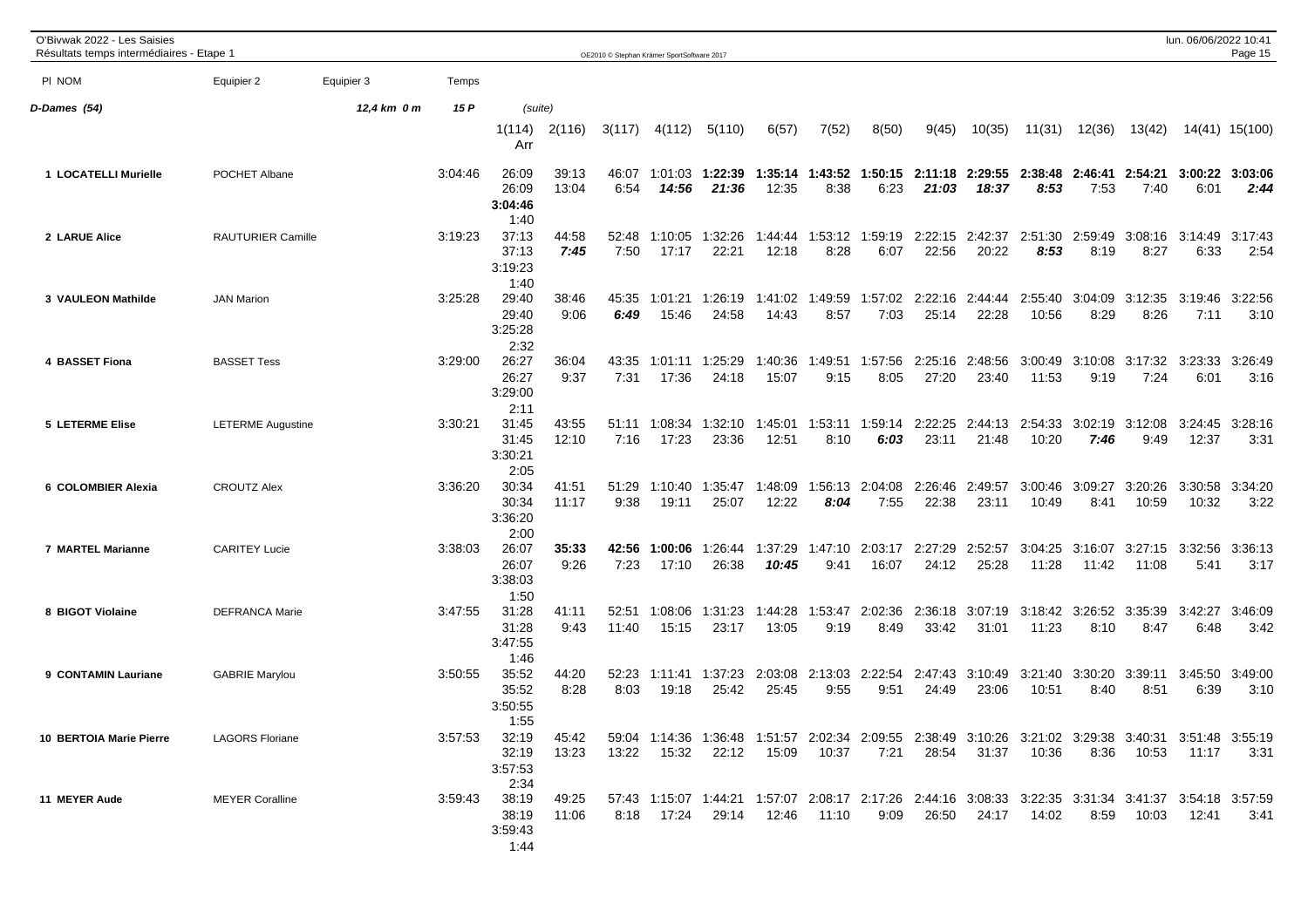O'Bivwak 2022 - Les Saisies
Résultats temps intermédiaires - Etape 1

| Pl NOM | Equipier 2 | Equipier 3 | Temps | 1(114) Arr | 2(116) | 3(117) | 4(112) | 5(110) | 6(57) | 7(52) | 8(50) | 9(45) | 10(35) | 11(31) | 12(36) | 13(42) | 14(41) | 15(100) |
|---|---|---|---|---|---|---|---|---|---|---|---|---|---|---|---|---|---|---|
| **D-Dames (54)** | | **12,4 km 0 m** | **15 P** | (suite) | | | | | | | | | | | | | | |
| **1 LOCATELLI Murielle** | POCHET Albane | | 3:04:46 | 26:09 26:09 **3:04:46** 1:40 | 39:13 13:04 | 46:07 6:54 | 1:01:03 ***14:56*** | **1:22:39** ***21:36*** | **1:35:14** 12:35 | **1:43:52** 8:38 | **1:50:15** 6:23 | **2:11:18** ***21:03*** | **2:29:55** ***18:37*** | **2:38:48** ***8:53*** | **2:46:41** 7:53 | **2:54:21** 7:40 | **3:00:22** 6:01 | **3:03:06** ***2:44*** |
| **2 LARUE Alice** | RAUTURIER Camille | | 3:19:23 | 37:13 37:13 3:19:23 1:40 | 44:58 ***7:45*** | 52:48 7:50 | 1:10:05 17:17 | 1:32:26 22:21 | 1:44:44 12:18 | 1:53:12 8:28 | 1:59:19 6:07 | 2:22:15 22:56 | 2:42:37 20:22 | 2:51:30 ***8:53*** | 2:59:49 8:19 | 3:08:16 8:27 | 3:14:49 6:33 | 3:17:43 2:54 |
| **3 VAULEON Mathilde** | JAN Marion | | 3:25:28 | 29:40 29:40 3:25:28 2:32 | 38:46 9:06 | 45:35 ***6:49*** | 1:01:21 15:46 | 1:26:19 24:58 | 1:41:02 14:43 | 1:49:59 8:57 | 1:57:02 7:03 | 2:22:16 25:14 | 2:44:44 22:28 | 2:55:40 10:56 | 3:04:09 8:29 | 3:12:35 8:26 | 3:19:46 7:11 | 3:22:56 3:10 |
| **4 BASSET Fiona** | BASSET Tess | | 3:29:00 | 26:27 26:27 3:29:00 2:11 | 36:04 9:37 | 43:35 7:31 | 1:01:11 17:36 | 1:25:29 24:18 | 1:40:36 15:07 | 1:49:51 9:15 | 1:57:56 8:05 | 2:25:16 27:20 | 2:48:56 23:40 | 3:00:49 11:53 | 3:10:08 9:19 | 3:17:32 7:24 | 3:23:33 6:01 | 3:26:49 3:16 |
| **5 LETERME Elise** | LETERME Augustine | | 3:30:21 | 31:45 31:45 3:30:21 2:05 | 43:55 12:10 | 51:11 7:16 | 1:08:34 17:23 | 1:32:10 23:36 | 1:45:01 12:51 | 1:53:11 8:10 | 1:59:14 ***6:03*** | 2:22:25 23:11 | 2:44:13 21:48 | 2:54:33 10:20 | 3:02:19 ***7:46*** | 3:12:08 9:49 | 3:24:45 12:37 | 3:28:16 3:31 |
| **6 COLOMBIER Alexia** | CROUTZ Alex | | 3:36:20 | 30:34 30:34 3:36:20 2:00 | 41:51 11:17 | 51:29 9:38 | 1:10:40 19:11 | 1:35:47 25:07 | 1:48:09 12:22 | 1:56:13 ***8:04*** | 2:04:08 7:55 | 2:26:46 22:38 | 2:49:57 23:11 | 3:00:46 10:49 | 3:09:27 8:41 | 3:20:26 10:59 | 3:30:58 10:32 | 3:34:20 3:22 |
| **7 MARTEL Marianne** | CARITEY Lucie | | 3:38:03 | 26:07 26:07 3:38:03 1:50 | **35:33** 9:26 | **42:56** 7:23 | **1:00:06** 17:10 | 1:26:44 26:38 | 1:37:29 ***10:45*** | 1:47:10 9:41 | 2:03:17 16:07 | 2:27:29 24:12 | 2:52:57 25:28 | 3:04:25 11:28 | 3:16:07 11:42 | 3:27:15 11:08 | 3:32:56 5:41 | 3:36:13 3:17 |
| **8 BIGOT Violaine** | DEFRANCA Marie | | 3:47:55 | 31:28 31:28 3:47:55 1:46 | 41:11 9:43 | 52:51 11:40 | 1:08:06 15:15 | 1:31:23 23:17 | 1:44:28 13:05 | 1:53:47 9:19 | 2:02:36 8:49 | 2:36:18 33:42 | 3:07:19 31:01 | 3:18:42 11:23 | 3:26:52 8:10 | 3:35:39 8:47 | 3:42:27 6:48 | 3:46:09 3:42 |
| **9 CONTAMIN Lauriane** | GABRIE Marylou | | 3:50:55 | 35:52 35:52 3:50:55 1:55 | 44:20 8:28 | 52:23 8:03 | 1:11:41 19:18 | 1:37:23 25:42 | 2:03:08 25:45 | 2:13:03 9:55 | 2:22:54 9:51 | 2:47:43 24:49 | 3:10:49 23:06 | 3:21:40 10:51 | 3:30:20 8:40 | 3:39:11 8:51 | 3:45:50 6:39 | 3:49:00 3:10 |
| **10 BERTOIA Marie Pierre** | LAGORS Floriane | | 3:57:53 | 32:19 32:19 3:57:53 2:34 | 45:42 13:23 | 59:04 13:22 | 1:14:36 15:32 | 1:36:48 22:12 | 1:51:57 15:09 | 2:02:34 10:37 | 2:09:55 7:21 | 2:38:49 28:54 | 3:10:26 31:37 | 3:21:02 10:36 | 3:29:38 8:36 | 3:40:31 10:53 | 3:51:48 11:17 | 3:55:19 3:31 |
| **11 MEYER Aude** | MEYER Coralline | | 3:59:43 | 38:19 38:19 3:59:43 1:44 | 49:25 11:06 | 57:43 8:18 | 1:15:07 17:24 | 1:44:21 29:14 | 1:57:07 12:46 | 2:08:17 11:10 | 2:17:26 9:09 | 2:44:16 26:50 | 3:08:33 24:17 | 3:22:35 14:02 | 3:31:34 8:59 | 3:41:37 10:03 | 3:54:18 12:41 | 3:57:59 3:41 |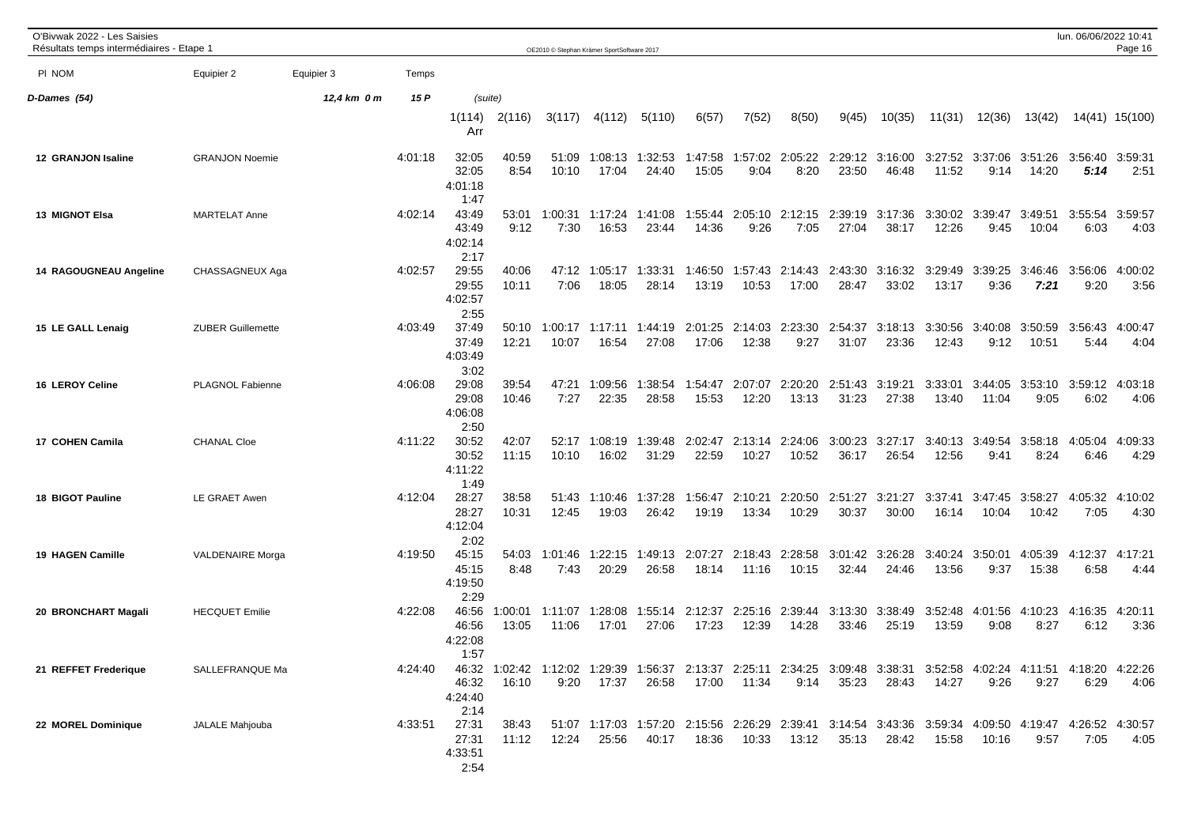O'Bivwak 2022 - Les Saisies
Résultats temps intermédiaires - Etape 1

| Pl NOM | Equipier 2 | Equipier 3 | Temps | | | | | | | | | | | | | | | | |
|---|---|---|---|---|---|---|---|---|---|---|---|---|---|---|---|---|---|---|---|
| **D-Dames (54)** | | **12,4 km 0 m** | **15 P** | (suite) | | | | | | | | | | | | | | | |
| | | | | 1(114) Arr | 2(116) | 3(117) | 4(112) | 5(110) | 6(57) | 7(52) | 8(50) | 9(45) | 10(35) | 11(31) | 12(36) | 13(42) | 14(41) | 15(100) |
| **12 GRANJON Isaline** | GRANJON Noemie | | 4:01:18 | 32:05 / 32:05 / 4:01:18 / 1:47 | 40:59 / 8:54 | 51:09 / 10:10 | 1:08:13 / 17:04 | 1:32:53 / 24:40 | 1:47:58 / 15:05 | 1:57:02 / 9:04 | 2:05:22 / 8:20 | 2:29:12 / 23:50 | 3:16:00 / 46:48 | 3:27:52 / 11:52 | 3:37:06 / 9:14 | 3:51:26 / 14:20 | 3:56:40 / *5:14* | 3:59:31 / 2:51 |
| **13 MIGNOT Elsa** | MARTELAT Anne | | 4:02:14 | 43:49 / 43:49 / 4:02:14 / 2:17 | 53:01 / 9:12 | 1:00:31 / 7:30 | 1:17:24 / 16:53 | 1:41:08 / 23:44 | 1:55:44 / 14:36 | 2:05:10 / 9:26 | 2:12:15 / 7:05 | 2:39:19 / 27:04 | 3:17:36 / 38:17 | 3:30:02 / 12:26 | 3:39:47 / 9:45 | 3:49:51 / 10:04 | 3:55:54 / 6:03 | 3:59:57 / 4:03 |
| **14 RAGOUGNEAU Angeline** | CHASSAGNEUX Aga | | 4:02:57 | 29:55 / 29:55 / 4:02:57 / 2:55 | 40:06 / 10:11 | 47:12 / 7:06 | 1:05:17 / 18:05 | 1:33:31 / 28:14 | 1:46:50 / 13:19 | 1:57:43 / 10:53 | 2:14:43 / 17:00 | 2:43:30 / 28:47 | 3:16:32 / 33:02 | 3:29:49 / 13:17 | 3:39:25 / 9:36 | 3:46:46 / *7:21* | 3:56:06 / 9:20 | 4:00:02 / 3:56 |
| **15 LE GALL Lenaig** | ZUBER Guillemette | | 4:03:49 | 37:49 / 37:49 / 4:03:49 / 3:02 | 50:10 / 12:21 | 1:00:17 / 10:07 | 1:17:11 / 16:54 | 1:44:19 / 27:08 | 2:01:25 / 17:06 | 2:14:03 / 12:38 | 2:23:30 / 9:27 | 2:54:37 / 31:07 | 3:18:13 / 23:36 | 3:30:56 / 12:43 | 3:40:08 / 9:12 | 3:50:59 / 10:51 | 3:56:43 / 5:44 | 4:00:47 / 4:04 |
| **16 LEROY Celine** | PLAGNOL Fabienne | | 4:06:08 | 29:08 / 29:08 / 4:06:08 / 2:50 | 39:54 / 10:46 | 47:21 / 7:27 | 1:09:56 / 22:35 | 1:38:54 / 28:58 | 1:54:47 / 15:53 | 2:07:07 / 12:20 | 2:20:20 / 13:13 | 2:51:43 / 31:23 | 3:19:21 / 27:38 | 3:33:01 / 13:40 | 3:44:05 / 11:04 | 3:53:10 / 9:05 | 3:59:12 / 6:02 | 4:03:18 / 4:06 |
| **17 COHEN Camila** | CHANAL Cloe | | 4:11:22 | 30:52 / 30:52 / 4:11:22 / 1:49 | 42:07 / 11:15 | 52:17 / 10:10 | 1:08:19 / 16:02 | 1:39:48 / 31:29 | 2:02:47 / 22:59 | 2:13:14 / 10:27 | 2:24:06 / 10:52 | 3:00:23 / 36:17 | 3:27:17 / 26:54 | 3:40:13 / 12:56 | 3:49:54 / 9:41 | 3:58:18 / 8:24 | 4:05:04 / 6:46 | 4:09:33 / 4:29 |
| **18 BIGOT Pauline** | LE GRAET Awen | | 4:12:04 | 28:27 / 28:27 / 4:12:04 / 2:02 | 38:58 / 10:31 | 51:43 / 12:45 | 1:10:46 / 19:03 | 1:37:28 / 26:42 | 1:56:47 / 19:19 | 2:10:21 / 13:34 | 2:20:50 / 10:29 | 2:51:27 / 30:37 | 3:21:27 / 30:00 | 3:37:41 / 16:14 | 3:47:45 / 10:04 | 3:58:27 / 10:42 | 4:05:32 / 7:05 | 4:10:02 / 4:30 |
| **19 HAGEN Camille** | VALDENAIRE Morga | | 4:19:50 | 45:15 / 45:15 / 4:19:50 / 2:29 | 54:03 / 8:48 | 1:01:46 / 7:43 | 1:22:15 / 20:29 | 1:49:13 / 26:58 | 2:07:27 / 18:14 | 2:18:43 / 11:16 | 2:28:58 / 10:15 | 3:01:42 / 32:44 | 3:26:28 / 24:46 | 3:40:24 / 13:56 | 3:50:01 / 9:37 | 4:05:39 / 15:38 | 4:12:37 / 6:58 | 4:17:21 / 4:44 |
| **20 BRONCHART Magali** | HECQUET Emilie | | 4:22:08 | 46:56 / 46:56 / 4:22:08 / 1:57 | 1:00:01 / 13:05 | 1:11:07 / 11:06 | 1:28:08 / 17:01 | 1:55:14 / 27:06 | 2:12:37 / 17:23 | 2:25:16 / 12:39 | 2:39:44 / 14:28 | 3:13:30 / 33:46 | 3:38:49 / 25:19 | 3:52:48 / 13:59 | 4:01:56 / 9:08 | 4:10:23 / 8:27 | 4:16:35 / 6:12 | 4:20:11 / 3:36 |
| **21 REFFET Frederique** | SALLEFRANQUE Ma | | 4:24:40 | 46:32 / 46:32 / 4:24:40 / 2:14 | 1:02:42 / 16:10 | 1:12:02 / 9:20 | 1:29:39 / 17:37 | 1:56:37 / 26:58 | 2:13:37 / 17:00 | 2:25:11 / 11:34 | 2:34:25 / 9:14 | 3:09:48 / 35:23 | 3:38:31 / 28:43 | 3:52:58 / 14:27 | 4:02:24 / 9:26 | 4:11:51 / 9:27 | 4:18:20 / 6:29 | 4:22:26 / 4:06 |
| **22 MOREL Dominique** | JALALE Mahjouba | | 4:33:51 | 27:31 / 27:31 / 4:33:51 / 2:54 | 38:43 / 11:12 | 51:07 / 12:24 | 1:17:03 / 25:56 | 1:57:20 / 40:17 | 2:15:56 / 18:36 | 2:26:29 / 10:33 | 2:39:41 / 13:12 | 3:14:54 / 35:13 | 3:43:36 / 28:42 | 3:59:34 / 15:58 | 4:09:50 / 10:16 | 4:19:47 / 9:57 | 4:26:52 / 7:05 | 4:30:57 / 4:05 |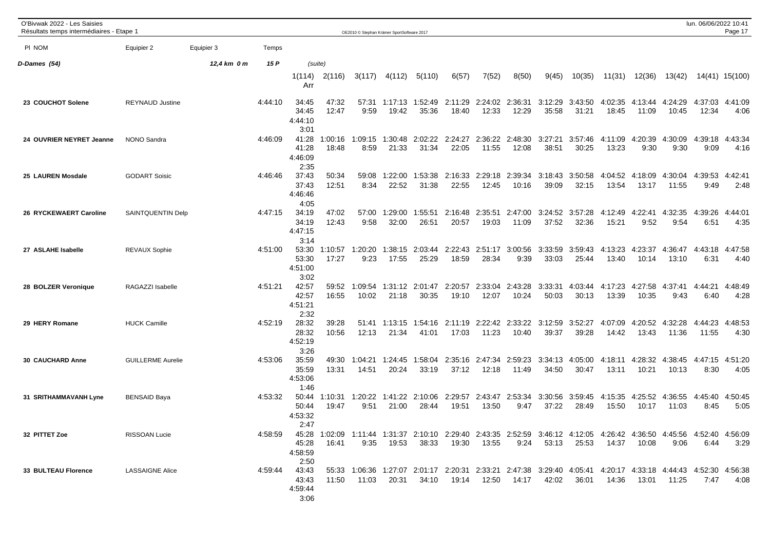O'Bivwak 2022 - Les Saisies
Résultats temps intermédiaires - Etape 1

**D-Dames (54)** — 12,4 km 0 m — 15 P — (suite)

| Pl NOM | Equipier 2 | Equipier 3 | Temps | 1(114) Arr | 2(116) | 3(117) | 4(112) | 5(110) | 6(57) | 7(52) | 8(50) | 9(45) | 10(35) | 11(31) | 12(36) | 13(42) | 14(41) | 15(100) |
|---|---|---|---|---|---|---|---|---|---|---|---|---|---|---|---|---|---|---|
| 23 COUCHOT Solene | REYNAUD Justine | | 4:44:10 | 34:45 | 47:32 | 57:31 | 1:17:13 | 1:52:49 | 2:11:29 | 2:24:02 | 2:36:31 | 3:12:29 | 3:43:50 | 4:02:35 | 4:13:44 | 4:24:29 | 4:37:03 | 4:41:09 |
| | | | | 34:45 | 12:47 | 9:59 | 19:42 | 35:36 | 18:40 | 12:33 | 12:29 | 35:58 | 31:21 | 18:45 | 11:09 | 10:45 | 12:34 | 4:06 |
| | | | | 4:44:10 | | | | | | | | | | | | | | |
| | | | | 3:01 | | | | | | | | | | | | | | |
| 24 OUVRIER NEYRET Jeanne | NONO Sandra | | 4:46:09 | 41:28 | 1:00:16 | 1:09:15 | 1:30:48 | 2:02:22 | 2:24:27 | 2:36:22 | 2:48:30 | 3:27:21 | 3:57:46 | 4:11:09 | 4:20:39 | 4:30:09 | 4:39:18 | 4:43:34 |
| | | | | 41:28 | 18:48 | 8:59 | 21:33 | 31:34 | 22:05 | 11:55 | 12:08 | 38:51 | 30:25 | 13:23 | 9:30 | 9:30 | 9:09 | 4:16 |
| | | | | 4:46:09 | | | | | | | | | | | | | | |
| | | | | 2:35 | | | | | | | | | | | | | | |
| 25 LAUREN Mosdale | GODART Soisic | | 4:46:46 | 37:43 | 50:34 | 59:08 | 1:22:00 | 1:53:38 | 2:16:33 | 2:29:18 | 2:39:34 | 3:18:43 | 3:50:58 | 4:04:52 | 4:18:09 | 4:30:04 | 4:39:53 | 4:42:41 |
| | | | | 37:43 | 12:51 | 8:34 | 22:52 | 31:38 | 22:55 | 12:45 | 10:16 | 39:09 | 32:15 | 13:54 | 13:17 | 11:55 | 9:49 | 2:48 |
| | | | | 4:46:46 | | | | | | | | | | | | | | |
| | | | | 4:05 | | | | | | | | | | | | | | |
| 26 RYCKEWAERT Caroline | SAINTQUENTIN Delp | | 4:47:15 | 34:19 | 47:02 | 57:00 | 1:29:00 | 1:55:51 | 2:16:48 | 2:35:51 | 2:47:00 | 3:24:52 | 3:57:28 | 4:12:49 | 4:22:41 | 4:32:35 | 4:39:26 | 4:44:01 |
| | | | | 34:19 | 12:43 | 9:58 | 32:00 | 26:51 | 20:57 | 19:03 | 11:09 | 37:52 | 32:36 | 15:21 | 9:52 | 9:54 | 6:51 | 4:35 |
| | | | | 4:47:15 | | | | | | | | | | | | | | |
| | | | | 3:14 | | | | | | | | | | | | | | |
| 27 ASLAHE Isabelle | REVAUX Sophie | | 4:51:00 | 53:30 | 1:10:57 | 1:20:20 | 1:38:15 | 2:03:44 | 2:22:43 | 2:51:17 | 3:00:56 | 3:33:59 | 3:59:43 | 4:13:23 | 4:23:37 | 4:36:47 | 4:43:18 | 4:47:58 |
| | | | | 53:30 | 17:27 | 9:23 | 17:55 | 25:29 | 18:59 | 28:34 | 9:39 | 33:03 | 25:44 | 13:40 | 10:14 | 13:10 | 6:31 | 4:40 |
| | | | | 4:51:00 | | | | | | | | | | | | | | |
| | | | | 3:02 | | | | | | | | | | | | | | |
| 28 BOLZER Veronique | RAGAZZI Isabelle | | 4:51:21 | 42:57 | 59:52 | 1:09:54 | 1:31:12 | 2:01:47 | 2:20:57 | 2:33:04 | 2:43:28 | 3:33:31 | 4:03:44 | 4:17:23 | 4:27:58 | 4:37:41 | 4:44:21 | 4:48:49 |
| | | | | 42:57 | 16:55 | 10:02 | 21:18 | 30:35 | 19:10 | 12:07 | 10:24 | 50:03 | 30:13 | 13:39 | 10:35 | 9:43 | 6:40 | 4:28 |
| | | | | 4:51:21 | | | | | | | | | | | | | | |
| | | | | 2:32 | | | | | | | | | | | | | | |
| 29 HERY Romane | HUCK Camille | | 4:52:19 | 28:32 | 39:28 | 51:41 | 1:13:15 | 1:54:16 | 2:11:19 | 2:22:42 | 2:33:22 | 3:12:59 | 3:52:27 | 4:07:09 | 4:20:52 | 4:32:28 | 4:44:23 | 4:48:53 |
| | | | | 28:32 | 10:56 | 12:13 | 21:34 | 41:01 | 17:03 | 11:23 | 10:40 | 39:37 | 39:28 | 14:42 | 13:43 | 11:36 | 11:55 | 4:30 |
| | | | | 4:52:19 | | | | | | | | | | | | | | |
| | | | | 3:26 | | | | | | | | | | | | | | |
| 30 CAUCHARD Anne | GUILLERME Aurelie | | 4:53:06 | 35:59 | 49:30 | 1:04:21 | 1:24:45 | 1:58:04 | 2:35:16 | 2:47:34 | 2:59:23 | 3:34:13 | 4:05:00 | 4:18:11 | 4:28:32 | 4:38:45 | 4:47:15 | 4:51:20 |
| | | | | 35:59 | 13:31 | 14:51 | 20:24 | 33:19 | 37:12 | 12:18 | 11:49 | 34:50 | 30:47 | 13:11 | 10:21 | 10:13 | 8:30 | 4:05 |
| | | | | 4:53:06 | | | | | | | | | | | | | | |
| | | | | 1:46 | | | | | | | | | | | | | | |
| 31 SRITHAMMAVANH Lyne | BENSAID Baya | | 4:53:32 | 50:44 | 1:10:31 | 1:20:22 | 1:41:22 | 2:10:06 | 2:29:57 | 2:43:47 | 2:53:34 | 3:30:56 | 3:59:45 | 4:15:35 | 4:25:52 | 4:36:55 | 4:45:40 | 4:50:45 |
| | | | | 50:44 | 19:47 | 9:51 | 21:00 | 28:44 | 19:51 | 13:50 | 9:47 | 37:22 | 28:49 | 15:50 | 10:17 | 11:03 | 8:45 | 5:05 |
| | | | | 4:53:32 | | | | | | | | | | | | | | |
| | | | | 2:47 | | | | | | | | | | | | | | |
| 32 PITTET Zoe | RISSOAN Lucie | | 4:58:59 | 45:28 | 1:02:09 | 1:11:44 | 1:31:37 | 2:10:10 | 2:29:40 | 2:43:35 | 2:52:59 | 3:46:12 | 4:12:05 | 4:26:42 | 4:36:50 | 4:45:56 | 4:52:40 | 4:56:09 |
| | | | | 45:28 | 16:41 | 9:35 | 19:53 | 38:33 | 19:30 | 13:55 | 9:24 | 53:13 | 25:53 | 14:37 | 10:08 | 9:06 | 6:44 | 3:29 |
| | | | | 4:58:59 | | | | | | | | | | | | | | |
| | | | | 2:50 | | | | | | | | | | | | | | |
| 33 BULTEAU Florence | LASSAIGNE Alice | | 4:59:44 | 43:43 | 55:33 | 1:06:36 | 1:27:07 | 2:01:17 | 2:20:31 | 2:33:21 | 2:47:38 | 3:29:40 | 4:05:41 | 4:20:17 | 4:33:18 | 4:44:43 | 4:52:30 | 4:56:38 |
| | | | | 43:43 | 11:50 | 11:03 | 20:31 | 34:10 | 19:14 | 12:50 | 14:17 | 42:02 | 36:01 | 14:36 | 13:01 | 11:25 | 7:47 | 4:08 |
| | | | | 4:59:44 | | | | | | | | | | | | | | |
| | | | | 3:06 | | | | | | | | | | | | | | |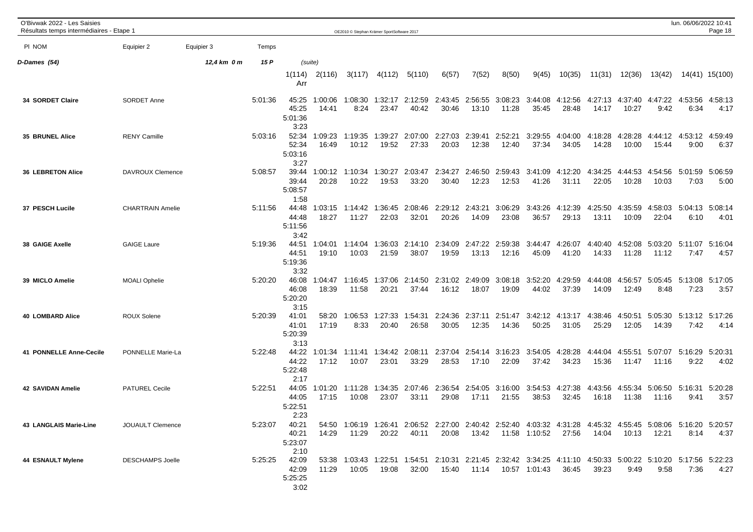O'Bivwak 2022 - Les Saisies
Résultats temps intermédiaires - Etape 1

| Pl NOM | Equipier 2 | Equipier 3 | Temps | | | | | | | | | | | | | | | |
|---|---|---|---|---|---|---|---|---|---|---|---|---|---|---|---|---|---|---|
| **D-Dames (54)** | | **12,4 km 0 m** | **15 P** | (suite) | | | | | | | | | | | | | | |
| | | | | 1(114) Arr | 2(116) | 3(117) | 4(112) | 5(110) | 6(57) | 7(52) | 8(50) | 9(45) | 10(35) | 11(31) | 12(36) | 13(42) | 14(41) | 15(100) |
| **34 SORDET Claire** | SORDET Anne | | 5:01:36 | 45:25 45:25 5:01:36 3:23 | 1:00:06 14:41 | 1:08:30 8:24 | 1:32:17 23:47 | 2:12:59 40:42 | 2:43:45 30:46 | 2:56:55 13:10 | 3:08:23 11:28 | 3:44:08 35:45 | 4:12:56 28:48 | 4:27:13 14:17 | 4:37:40 10:27 | 4:47:22 9:42 | 4:53:56 6:34 | 4:58:13 4:17 |
| **35 BRUNEL Alice** | RENY Camille | | 5:03:16 | 52:34 52:34 5:03:16 3:27 | 1:09:23 16:49 | 1:19:35 10:12 | 1:39:27 19:52 | 2:07:00 27:33 | 2:27:03 20:03 | 2:39:41 12:38 | 2:52:21 12:40 | 3:29:55 37:34 | 4:04:00 34:05 | 4:18:28 14:28 | 4:28:28 10:00 | 4:44:12 15:44 | 4:53:12 9:00 | 4:59:49 6:37 |
| **36 LEBRETON Alice** | DAVROUX Clemence | | 5:08:57 | 39:44 39:44 5:08:57 1:58 | 1:00:12 20:28 | 1:10:34 10:22 | 1:30:27 19:53 | 2:03:47 33:20 | 2:34:27 30:40 | 2:46:50 12:23 | 2:59:43 12:53 | 3:41:09 41:26 | 4:12:20 31:11 | 4:34:25 22:05 | 4:44:53 10:28 | 4:54:56 10:03 | 5:01:59 7:03 | 5:06:59 5:00 |
| **37 PESCH Lucile** | CHARTRAIN Amelie | | 5:11:56 | 44:48 44:48 5:11:56 3:42 | 1:03:15 18:27 | 1:14:42 11:27 | 1:36:45 22:03 | 2:08:46 32:01 | 2:29:12 20:26 | 2:43:21 14:09 | 3:06:29 23:08 | 3:43:26 36:57 | 4:12:39 29:13 | 4:25:50 13:11 | 4:35:59 10:09 | 4:58:03 22:04 | 5:04:13 6:10 | 5:08:14 4:01 |
| **38 GAIGE Axelle** | GAIGE Laure | | 5:19:36 | 44:51 44:51 5:19:36 3:32 | 1:04:01 19:10 | 1:14:04 10:03 | 1:36:03 21:59 | 2:14:10 38:07 | 2:34:09 19:59 | 2:47:22 13:13 | 2:59:38 12:16 | 3:44:47 45:09 | 4:26:07 41:20 | 4:40:40 14:33 | 4:52:08 11:28 | 5:03:20 11:12 | 5:11:07 7:47 | 5:16:04 4:57 |
| **39 MICLO Amelie** | MOALI Ophelie | | 5:20:20 | 46:08 46:08 5:20:20 3:15 | 1:04:47 18:39 | 1:16:45 11:58 | 1:37:06 20:21 | 2:14:50 37:44 | 2:31:02 16:12 | 2:49:09 18:07 | 3:08:18 19:09 | 3:52:20 44:02 | 4:29:59 37:39 | 4:44:08 14:09 | 4:56:57 12:49 | 5:05:45 8:48 | 5:13:08 7:23 | 5:17:05 3:57 |
| **40 LOMBARD Alice** | ROUX Solene | | 5:20:39 | 41:01 41:01 5:20:39 3:13 | 58:20 17:19 | 1:06:53 8:33 | 1:27:33 20:40 | 1:54:31 26:58 | 2:24:36 30:05 | 2:37:11 12:35 | 2:51:47 14:36 | 3:42:12 50:25 | 4:13:17 31:05 | 4:38:46 25:29 | 4:50:51 12:05 | 5:05:30 14:39 | 5:13:12 7:42 | 5:17:26 4:14 |
| **41 PONNELLE Anne-Cecile** | PONNELLE Marie-La | | 5:22:48 | 44:22 44:22 5:22:48 2:17 | 1:01:34 17:12 | 1:11:41 10:07 | 1:34:42 23:01 | 2:08:11 33:29 | 2:37:04 28:53 | 2:54:14 17:10 | 3:16:23 22:09 | 3:54:05 37:42 | 4:28:28 34:23 | 4:44:04 15:36 | 4:55:51 11:47 | 5:07:07 11:16 | 5:16:29 9:22 | 5:20:31 4:02 |
| **42 SAVIDAN Amelie** | PATUREL Cecile | | 5:22:51 | 44:05 44:05 5:22:51 2:23 | 1:01:20 17:15 | 1:11:28 10:08 | 1:34:35 23:07 | 2:07:46 33:11 | 2:36:54 29:08 | 2:54:05 17:11 | 3:16:00 21:55 | 3:54:53 38:53 | 4:27:38 32:45 | 4:43:56 16:18 | 4:55:34 11:38 | 5:06:50 11:16 | 5:16:31 9:41 | 5:20:28 3:57 |
| **43 LANGLAIS Marie-Line** | JOUAULT Clemence | | 5:23:07 | 40:21 40:21 5:23:07 2:10 | 54:50 14:29 | 1:06:19 11:29 | 1:26:41 20:22 | 2:06:52 40:11 | 2:27:00 20:08 | 2:40:42 13:42 | 2:52:40 11:58 | 4:03:32 1:10:52 | 4:31:28 27:56 | 4:45:32 14:04 | 4:55:45 10:13 | 5:08:06 12:21 | 5:16:20 8:14 | 5:20:57 4:37 |
| **44 ESNAULT Mylene** | DESCHAMPS Joelle | | 5:25:25 | 42:09 42:09 5:25:25 3:02 | 53:38 11:29 | 1:03:43 10:05 | 1:22:51 19:08 | 1:54:51 32:00 | 2:10:31 15:40 | 2:21:45 11:14 | 2:32:42 10:57 | 3:34:25 1:01:43 | 4:11:10 36:45 | 4:50:33 39:23 | 5:00:22 9:49 | 5:10:20 9:58 | 5:17:56 7:36 | 5:22:23 4:27 |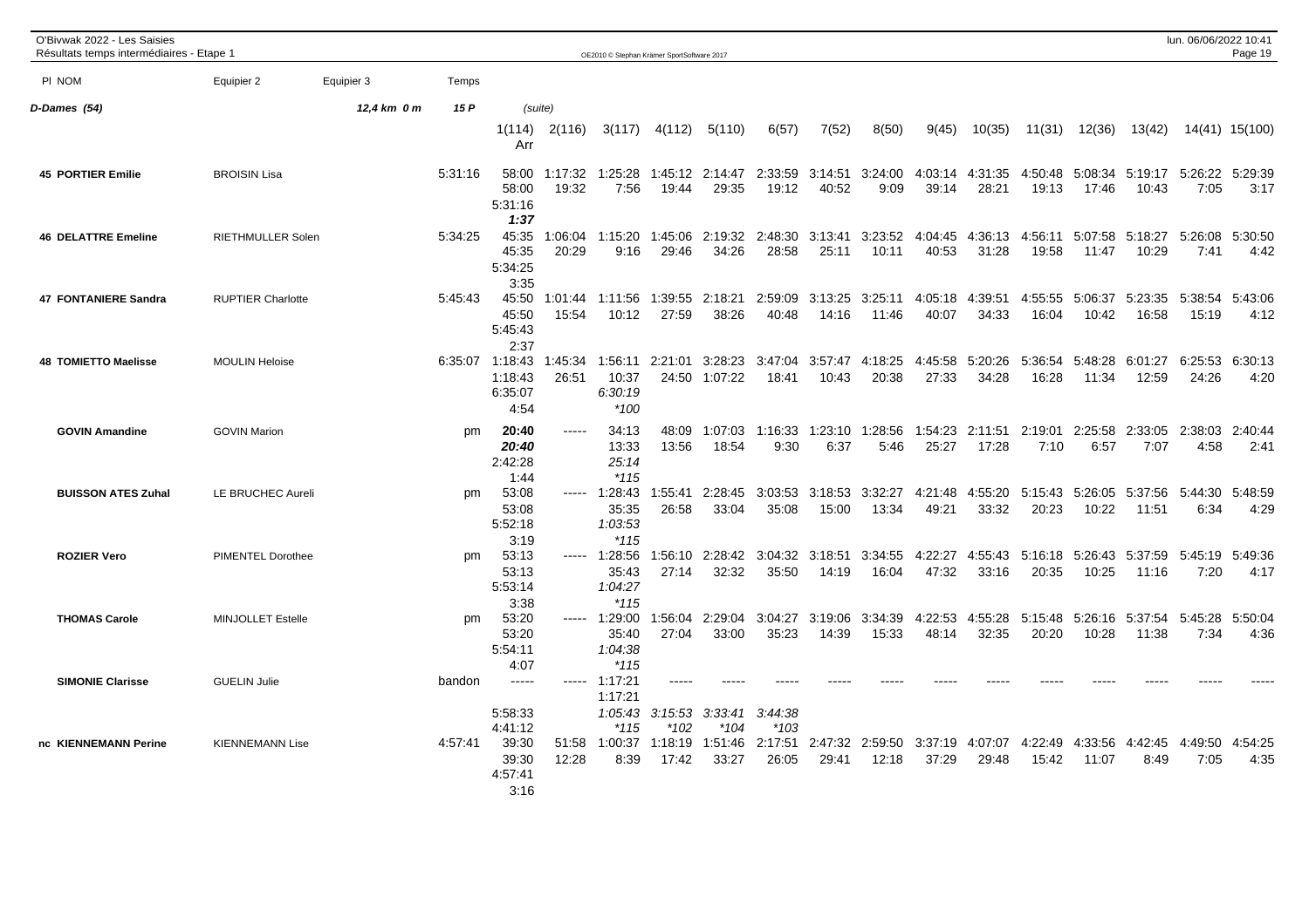O'Bivwak 2022 - Les Saisies
Résultats temps intermédiaires - Etape 1

OE2010 © Stephan Krämer SportSoftware 2017

| Pl NOM | Equipier 2 | Equipier 3 | Temps | 1(114) Arr | 2(116) | 3(117) | 4(112) | 5(110) | 6(57) | 7(52) | 8(50) | 9(45) | 10(35) | 11(31) | 12(36) | 13(42) | 14(41) | 15(100) |
|---|---|---|---|---|---|---|---|---|---|---|---|---|---|---|---|---|---|---|
| **D-Dames (54)** | | **12,4 km 0 m** | **15 P** | (suite) | | | | | | | | | | | | | | |
| **45 PORTIER Emilie** | BROISIN Lisa | | 5:31:16 | 58:00 58:00 5:31:16 *1:37* | 1:17:32 19:32 | 1:25:28 7:56 | 1:45:12 19:44 | 2:14:47 29:35 | 2:33:59 19:12 | 3:14:51 40:52 | 3:24:00 9:09 | 4:03:14 39:14 | 4:31:35 28:21 | 4:50:48 19:13 | 5:08:34 17:46 | 5:19:17 10:43 | 5:26:22 7:05 | 5:29:39 3:17 |
| **46 DELATTRE Emeline** | RIETHMULLER Solen | | 5:34:25 | 45:35 45:35 5:34:25 3:35 | 1:06:04 20:29 | 1:15:20 9:16 | 1:45:06 29:46 | 2:19:32 34:26 | 2:48:30 28:58 | 3:13:41 25:11 | 3:23:52 10:11 | 4:04:45 40:53 | 4:36:13 31:28 | 4:56:11 19:58 | 5:07:58 11:47 | 5:18:27 10:29 | 5:26:08 7:41 | 5:30:50 4:42 |
| **47 FONTANIERE Sandra** | RUPTIER Charlotte | | 5:45:43 | 45:50 45:50 5:45:43 2:37 | 1:01:44 15:54 | 1:11:56 10:12 | 1:39:55 27:59 | 2:18:21 38:26 | 2:59:09 40:48 | 3:13:25 14:16 | 3:25:11 11:46 | 4:05:18 40:07 | 4:39:51 34:33 | 4:55:55 16:04 | 5:06:37 10:42 | 5:23:35 16:58 | 5:38:54 15:19 | 5:43:06 4:12 |
| **48 TOMIETTO Maelisse** | MOULIN Heloise | | 6:35:07 | 1:18:43 1:18:43 6:35:07 4:54 | 1:45:34 26:51 | 1:56:11 10:37 *6:30:19* *\*100* | 2:21:01 24:50 | 3:28:23 1:07:22 | 3:47:04 18:41 | 3:57:47 10:43 | 4:18:25 20:38 | 4:45:58 27:33 | 5:20:26 34:28 | 5:36:54 16:28 | 5:48:28 11:34 | 6:01:27 12:59 | 6:25:53 24:26 | 6:30:13 4:20 |
| **GOVIN Amandine** | GOVIN Marion | | pm | ***20:40*** ***20:40*** 2:42:28 1:44 | ----- | 34:13 13:33 *25:14* *\*115* | 48:09 13:56 | 1:07:03 18:54 | 1:16:33 9:30 | 1:23:10 6:37 | 1:28:56 5:46 | 1:54:23 25:27 | 2:11:51 17:28 | 2:19:01 7:10 | 2:25:58 6:57 | 2:33:05 7:07 | 2:38:03 4:58 | 2:40:44 2:41 |
| **BUISSON ATES Zuhal** | LE BRUCHEC Aureli | | pm | 53:08 53:08 5:52:18 3:19 | ----- | 1:28:43 35:35 *1:03:53* *\*115* | 1:55:41 26:58 | 2:28:45 33:04 | 3:03:53 35:08 | 3:18:53 15:00 | 3:32:27 13:34 | 4:21:48 49:21 | 4:55:20 33:32 | 5:15:43 20:23 | 5:26:05 10:22 | 5:37:56 11:51 | 5:44:30 6:34 | 5:48:59 4:29 |
| **ROZIER Vero** | PIMENTEL Dorothee | | pm | 53:13 53:13 5:53:14 3:38 | ----- | 1:28:56 35:43 *1:04:27* *\*115* | 1:56:10 27:14 | 2:28:42 32:32 | 3:04:32 35:50 | 3:18:51 14:19 | 3:34:55 16:04 | 4:22:27 47:32 | 4:55:43 33:16 | 5:16:18 20:35 | 5:26:43 10:25 | 5:37:59 11:16 | 5:45:19 7:20 | 5:49:36 4:17 |
| **THOMAS Carole** | MINJOLLET Estelle | | pm | 53:20 53:20 5:54:11 4:07 | ----- | 1:29:00 35:40 *1:04:38* *\*115* | 1:56:04 27:04 | 2:29:04 33:00 | 3:04:27 35:23 | 3:19:06 14:39 | 3:34:39 15:33 | 4:22:53 48:14 | 4:55:28 32:35 | 5:15:48 20:20 | 5:26:16 10:28 | 5:37:54 11:38 | 5:45:28 7:34 | 5:50:04 4:36 |
| **SIMONIE Clarisse** | GUELIN Julie | | bandon | ----- 5:58:33 4:41:12 | ----- | 1:17:21 1:17:21 *1:05:43* *\*115* | ----- *3:15:53* *\*102* | ----- *3:33:41* *\*104* | ----- *3:44:38* *\*103* | ----- | ----- | ----- | ----- | ----- | ----- | ----- | ----- | ----- |
| **nc KIENNEMANN Perine** | KIENNEMANN Lise | | 4:57:41 | 39:30 39:30 4:57:41 3:16 | 51:58 12:28 | 1:00:37 8:39 | 1:18:19 17:42 | 1:51:46 33:27 | 2:17:51 26:05 | 2:47:32 29:41 | 2:59:50 12:18 | 3:37:19 37:29 | 4:07:07 29:48 | 4:22:49 15:42 | 4:33:56 11:07 | 4:42:45 8:49 | 4:49:50 7:05 | 4:54:25 4:35 |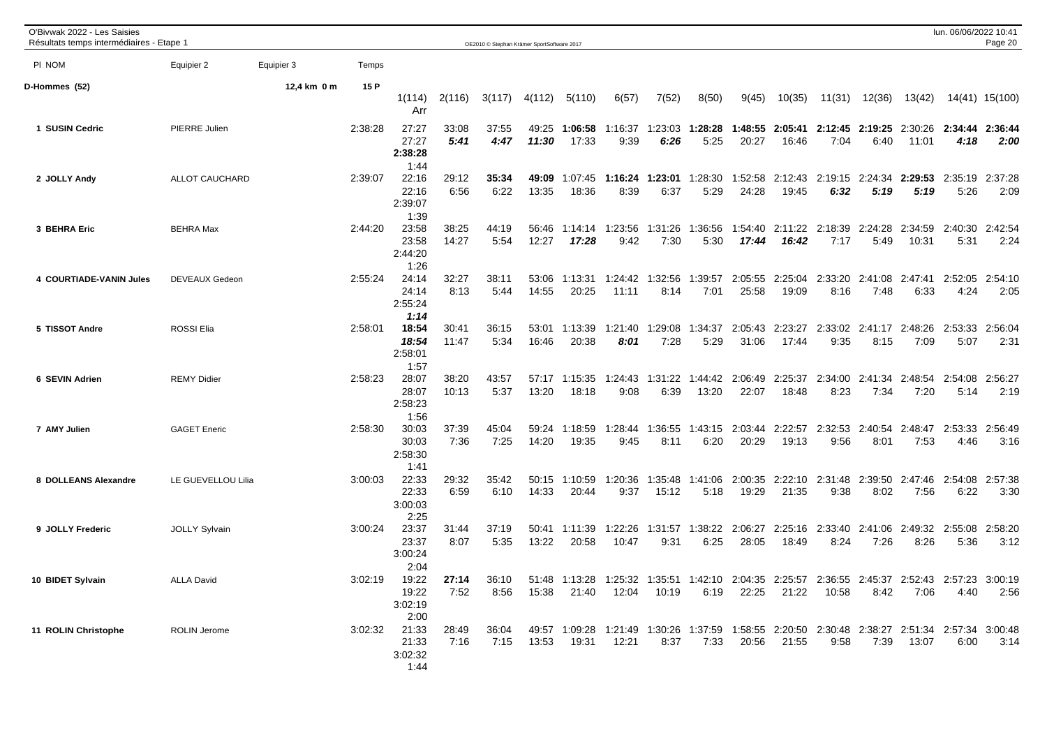O'Bivwak 2022 - Les Saisies
Résultats temps intermédiaires - Etape 1

| Pl NOM | Equipier 2 | Equipier 3 | Temps | 1(114) | 2(116) | 3(117) | 4(112) | 5(110) | 6(57) | 7(52) | 8(50) | 9(45) | 10(35) | 11(31) | 12(36) | 13(42) | 14(41) | 15(100) | Arr |
|---|---|---|---|---|---|---|---|---|---|---|---|---|---|---|---|---|---|---|---|
| **D-Hommes (52)** | | 12,4 km 0 m | 15 P | | | | | | | | | | | | | | | | |
| **1 SUSIN Cedric** | PIERRE Julien | | 2:38:28 | 27:27 | 33:08 | 37:55 | 49:25 | **1:06:58** | 1:16:37 | 1:23:03 | **1:28:28** | **1:48:55** | **2:05:41** | **2:12:45** | **2:19:25** | 2:30:26 | **2:34:44** | **2:36:44** | 2:38:28 |
| | | | | 27:27 | ***5:41*** | ***4:47*** | ***11:30*** | 17:33 | 9:39 | ***6:26*** | 5:25 | 20:27 | 16:46 | 7:04 | 6:40 | 11:01 | ***4:18*** | ***2:00*** | 1:44 |
| **2 JOLLY Andy** | ALLOT CAUCHARD | | 2:39:07 | 22:16 | 29:12 | **35:34** | **49:09** | 1:07:45 | **1:16:24** | **1:23:01** | 1:28:30 | 1:52:58 | 2:12:43 | 2:19:15 | 2:24:34 | **2:29:53** | 2:35:19 | 2:37:28 | 2:39:07 |
| | | | | 22:16 | 6:56 | 6:22 | 13:35 | 18:36 | 8:39 | 6:37 | 5:29 | 24:28 | 19:45 | ***6:32*** | ***5:19*** | ***5:19*** | 5:26 | 2:09 | 1:39 |
| **3 BEHRA Eric** | BEHRA Max | | 2:44:20 | 23:58 | 38:25 | 44:19 | 56:46 | 1:14:14 | 1:23:56 | 1:31:26 | 1:36:56 | 1:54:40 | 2:11:22 | 2:18:39 | 2:24:28 | 2:34:59 | 2:40:30 | 2:42:54 | 2:44:20 |
| | | | | 23:58 | 14:27 | 5:54 | 12:27 | ***17:28*** | 9:42 | 7:30 | 5:30 | ***17:44*** | ***16:42*** | 7:17 | 5:49 | 10:31 | 5:31 | 2:24 | 1:26 |
| **4 COURTIADE-VANIN Jules** | DEVEAUX Gedeon | | 2:55:24 | 24:14 | 32:27 | 38:11 | 53:06 | 1:13:31 | 1:24:42 | 1:32:56 | 1:39:57 | 2:05:55 | 2:25:04 | 2:33:20 | 2:41:08 | 2:47:41 | 2:52:05 | 2:54:10 | 2:55:24 |
| | | | | 24:14 | 8:13 | 5:44 | 14:55 | 20:25 | 11:11 | 8:14 | 7:01 | 25:58 | 19:09 | 8:16 | 7:48 | 6:33 | 4:24 | 2:05 | ***1:14*** |
| **5 TISSOT Andre** | ROSSI Elia | | 2:58:01 | **18:54** | 30:41 | 36:15 | 53:01 | 1:13:39 | 1:21:40 | 1:29:08 | 1:34:37 | 2:05:43 | 2:23:27 | 2:33:02 | 2:41:17 | 2:48:26 | 2:53:33 | 2:56:04 | 2:58:01 |
| | | | | ***18:54*** | 11:47 | 5:34 | 16:46 | 20:38 | ***8:01*** | 7:28 | 5:29 | 31:06 | 17:44 | 9:35 | 8:15 | 7:09 | 5:07 | 2:31 | 1:57 |
| **6 SEVIN Adrien** | REMY Didier | | 2:58:23 | 28:07 | 38:20 | 43:57 | 57:17 | 1:15:35 | 1:24:43 | 1:31:22 | 1:44:42 | 2:06:49 | 2:25:37 | 2:34:00 | 2:41:34 | 2:48:54 | 2:54:08 | 2:56:27 | 2:58:23 |
| | | | | 28:07 | 10:13 | 5:37 | 13:20 | 18:18 | 9:08 | 6:39 | 13:20 | 22:07 | 18:48 | 8:23 | 7:34 | 7:20 | 5:14 | 2:19 | 1:56 |
| **7 AMY Julien** | GAGET Eneric | | 2:58:30 | 30:03 | 37:39 | 45:04 | 59:24 | 1:18:59 | 1:28:44 | 1:36:55 | 1:43:15 | 2:03:44 | 2:22:57 | 2:32:53 | 2:40:54 | 2:48:47 | 2:53:33 | 2:56:49 | 2:58:30 |
| | | | | 30:03 | 7:36 | 7:25 | 14:20 | 19:35 | 9:45 | 8:11 | 6:20 | 20:29 | 19:13 | 9:56 | 8:01 | 7:53 | 4:46 | 3:16 | 1:41 |
| **8 DOLLEANS Alexandre** | LE GUEVELLOU Lilia | | 3:00:03 | 22:33 | 29:32 | 35:42 | 50:15 | 1:10:59 | 1:20:36 | 1:35:48 | 1:41:06 | 2:00:35 | 2:22:10 | 2:31:48 | 2:39:50 | 2:47:46 | 2:54:08 | 2:57:38 | 3:00:03 |
| | | | | 22:33 | 6:59 | 6:10 | 14:33 | 20:44 | 9:37 | 15:12 | 5:18 | 19:29 | 21:35 | 9:38 | 8:02 | 7:56 | 6:22 | 3:30 | 2:25 |
| **9 JOLLY Frederic** | JOLLY Sylvain | | 3:00:24 | 23:37 | 31:44 | 37:19 | 50:41 | 1:11:39 | 1:22:26 | 1:31:57 | 1:38:22 | 2:06:27 | 2:25:16 | 2:33:40 | 2:41:06 | 2:49:32 | 2:55:08 | 2:58:20 | 3:00:24 |
| | | | | 23:37 | 8:07 | 5:35 | 13:22 | 20:58 | 10:47 | 9:31 | 6:25 | 28:05 | 18:49 | 8:24 | 7:26 | 8:26 | 5:36 | 3:12 | 2:04 |
| **10 BIDET Sylvain** | ALLA David | | 3:02:19 | 19:22 | **27:14** | 36:10 | 51:48 | 1:13:28 | 1:25:32 | 1:35:51 | 1:42:10 | 2:04:35 | 2:25:57 | 2:36:55 | 2:45:37 | 2:52:43 | 2:57:23 | 3:00:19 | 3:02:19 |
| | | | | 19:22 | 7:52 | 8:56 | 15:38 | 21:40 | 12:04 | 10:19 | 6:19 | 22:25 | 21:22 | 10:58 | 8:42 | 7:06 | 4:40 | 2:56 | 2:00 |
| **11 ROLIN Christophe** | ROLIN Jerome | | 3:02:32 | 21:33 | 28:49 | 36:04 | 49:57 | 1:09:28 | 1:21:49 | 1:30:26 | 1:37:59 | 1:58:55 | 2:20:50 | 2:30:48 | 2:38:27 | 2:51:34 | 2:57:34 | 3:00:48 | 3:02:32 |
| | | | | 21:33 | 7:16 | 7:15 | 13:53 | 19:31 | 12:21 | 8:37 | 7:33 | 20:56 | 21:55 | 9:58 | 7:39 | 13:07 | 6:00 | 3:14 | 1:44 |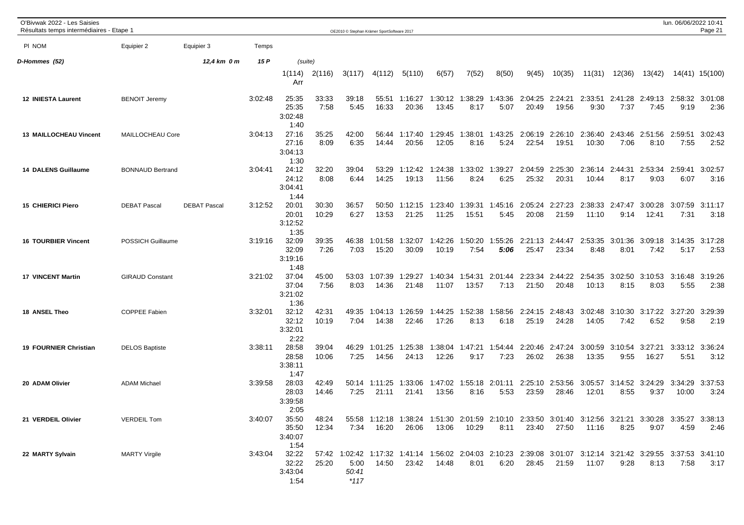O'Bivwak 2022 - Les Saisies
Résultats temps intermédiaires - Etape 1

| Pl NOM | Equipier 2 | Equipier 3 | Temps | 1(114) Arr | 2(116) | 3(117) | 4(112) | 5(110) | 6(57) | 7(52) | 8(50) | 9(45) | 10(35) | 11(31) | 12(36) | 13(42) | 14(41) | 15(100) |
|---|---|---|---|---|---|---|---|---|---|---|---|---|---|---|---|---|---|---|
| **D-Hommes (52)** | | 12,4 km 0 m | 15 P | (suite) | | | | | | | | | | | | | | |
| **12 INIESTA Laurent** | BENOIT Jeremy | | 3:02:48 | 25:35 25:35 3:02:48 1:40 | 33:33 7:58 | 39:18 5:45 | 55:51 16:33 | 1:16:27 20:36 | 1:30:12 13:45 | 1:38:29 8:17 | 1:43:36 5:07 | 2:04:25 20:49 | 2:24:21 19:56 | 2:33:51 9:30 | 2:41:28 7:37 | 2:49:13 7:45 | 2:58:32 9:19 | 3:01:08 2:36 |
| **13 MAILLOCHEAU Vincent** | MAILLOCHEAU Core | | 3:04:13 | 27:16 27:16 3:04:13 1:30 | 35:25 8:09 | 42:00 6:35 | 56:44 14:44 | 1:17:40 20:56 | 1:29:45 12:05 | 1:38:01 8:16 | 1:43:25 5:24 | 2:06:19 22:54 | 2:26:10 19:51 | 2:36:40 10:30 | 2:43:46 7:06 | 2:51:56 8:10 | 2:59:51 7:55 | 3:02:43 2:52 |
| **14 DALENS Guillaume** | BONNAUD Bertrand | | 3:04:41 | 24:12 24:12 3:04:41 1:44 | 32:20 8:08 | 39:04 6:44 | 53:29 14:25 | 1:12:42 19:13 | 1:24:38 11:56 | 1:33:02 8:24 | 1:39:27 6:25 | 2:04:59 25:32 | 2:25:30 20:31 | 2:36:14 10:44 | 2:44:31 8:17 | 2:53:34 9:03 | 2:59:41 6:07 | 3:02:57 3:16 |
| **15 CHIERICI Piero** | DEBAT Pascal | DEBAT Pascal | 3:12:52 | 20:01 20:01 3:12:52 1:35 | 30:30 10:29 | 36:57 6:27 | 50:50 13:53 | 1:12:15 21:25 | 1:23:40 11:25 | 1:39:31 15:51 | 1:45:16 5:45 | 2:05:24 20:08 | 2:27:23 21:59 | 2:38:33 11:10 | 2:47:47 9:14 | 3:00:28 12:41 | 3:07:59 7:31 | 3:11:17 3:18 |
| **16 TOURBIER Vincent** | POSSICH Guillaume | | 3:19:16 | 32:09 32:09 3:19:16 1:48 | 39:35 7:26 | 46:38 7:03 | 1:01:58 15:20 | 1:32:07 30:09 | 1:42:26 10:19 | 1:50:20 7:54 | 1:55:26 ***5:06*** | 2:21:13 25:47 | 2:44:47 23:34 | 2:53:35 8:48 | 3:01:36 8:01 | 3:09:18 7:42 | 3:14:35 5:17 | 3:17:28 2:53 |
| **17 VINCENT Martin** | GIRAUD Constant | | 3:21:02 | 37:04 37:04 3:21:02 1:36 | 45:00 7:56 | 53:03 8:03 | 1:07:39 14:36 | 1:29:27 21:48 | 1:40:34 11:07 | 1:54:31 13:57 | 2:01:44 7:13 | 2:23:34 21:50 | 2:44:22 20:48 | 2:54:35 10:13 | 3:02:50 8:15 | 3:10:53 8:03 | 3:16:48 5:55 | 3:19:26 2:38 |
| **18 ANSEL Theo** | COPPEE Fabien | | 3:32:01 | 32:12 32:12 3:32:01 2:22 | 42:31 10:19 | 49:35 7:04 | 1:04:13 14:38 | 1:26:59 22:46 | 1:44:25 17:26 | 1:52:38 8:13 | 1:58:56 6:18 | 2:24:15 25:19 | 2:48:43 24:28 | 3:02:48 14:05 | 3:10:30 7:42 | 3:17:22 6:52 | 3:27:20 9:58 | 3:29:39 2:19 |
| **19 FOURNIER Christian** | DELOS Baptiste | | 3:38:11 | 28:58 28:58 3:38:11 1:47 | 39:04 10:06 | 46:29 7:25 | 1:01:25 14:56 | 1:25:38 24:13 | 1:38:04 12:26 | 1:47:21 9:17 | 1:54:44 7:23 | 2:20:46 26:02 | 2:47:24 26:38 | 3:00:59 13:35 | 3:10:54 9:55 | 3:27:21 16:27 | 3:33:12 5:51 | 3:36:24 3:12 |
| **20 ADAM Olivier** | ADAM Michael | | 3:39:58 | 28:03 28:03 3:39:58 2:05 | 42:49 14:46 | 50:14 7:25 | 1:11:25 21:11 | 1:33:06 21:41 | 1:47:02 13:56 | 1:55:18 8:16 | 2:01:11 5:53 | 2:25:10 23:59 | 2:53:56 28:46 | 3:05:57 12:01 | 3:14:52 8:55 | 3:24:29 9:37 | 3:34:29 10:00 | 3:37:53 3:24 |
| **21 VERDEIL Olivier** | VERDEIL Tom | | 3:40:07 | 35:50 35:50 3:40:07 1:54 | 48:24 12:34 | 55:58 7:34 | 1:12:18 16:20 | 1:38:24 26:06 | 1:51:30 13:06 | 2:01:59 10:29 | 2:10:10 8:11 | 2:33:50 23:40 | 3:01:40 27:50 | 3:12:56 11:16 | 3:21:21 8:25 | 3:30:28 9:07 | 3:35:27 4:59 | 3:38:13 2:46 |
| **22 MARTY Sylvain** | MARTY Virgile | | 3:43:04 | 32:22 32:22 3:43:04 1:54 | 57:42 25:20 | 1:02:42 5:00 *50:41* *\*117* | 1:17:32 14:50 | 1:41:14 23:42 | 1:56:02 14:48 | 2:04:03 8:01 | 2:10:23 6:20 | 2:39:08 28:45 | 3:01:07 21:59 | 3:12:14 11:07 | 3:21:42 9:28 | 3:29:55 8:13 | 3:37:53 7:58 | 3:41:10 3:17 |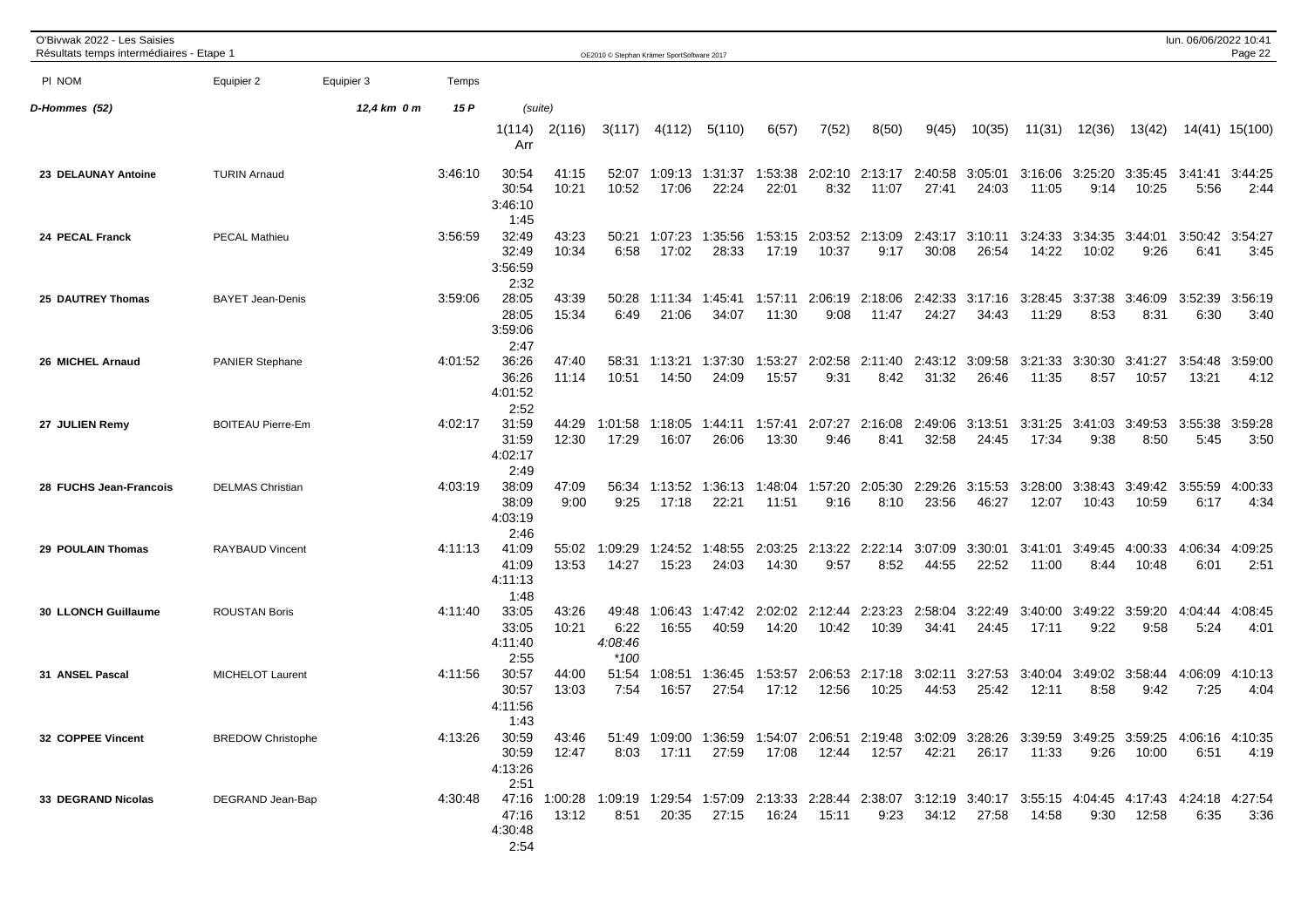O'Bivwak 2022 - Les Saisies
Résultats temps intermédiaires - Etape 1

| Pl NOM | Equipier 2 | Equipier 3 | Temps | | | | | | | | | | | | | | | | |
|---|---|---|---|---|---|---|---|---|---|---|---|---|---|---|---|---|---|---|---|
| **D-Hommes (52)** | | 12,4 km 0 m | 15 P | (suite) | | | | | | | | | | | | | | | |
| | | | | 1(114) Arr | 2(116) | 3(117) | 4(112) | 5(110) | 6(57) | 7(52) | 8(50) | 9(45) | 10(35) | 11(31) | 12(36) | 13(42) | 14(41) | 15(100) | |
| **23 DELAUNAY Antoine** | TURIN Arnaud | | 3:46:10 | 30:54 30:54 3:46:10 1:45 | 41:15 10:21 | 52:07 10:52 | 1:09:13 17:06 | 1:31:37 22:24 | 1:53:38 22:01 | 2:02:10 8:32 | 2:13:17 11:07 | 2:40:58 27:41 | 3:05:01 24:03 | 3:16:06 11:05 | 3:25:20 9:14 | 3:35:45 10:25 | 3:41:41 5:56 | 3:44:25 2:44 | |
| **24 PECAL Franck** | PECAL Mathieu | | 3:56:59 | 32:49 32:49 3:56:59 2:32 | 43:23 10:34 | 50:21 6:58 | 1:07:23 17:02 | 1:35:56 28:33 | 1:53:15 17:19 | 2:03:52 10:37 | 2:13:09 9:17 | 2:43:17 30:08 | 3:10:11 26:54 | 3:24:33 14:22 | 3:34:35 10:02 | 3:44:01 9:26 | 3:50:42 6:41 | 3:54:27 3:45 | |
| **25 DAUTREY Thomas** | BAYET Jean-Denis | | 3:59:06 | 28:05 28:05 3:59:06 2:47 | 43:39 15:34 | 50:28 6:49 | 1:11:34 21:06 | 1:45:41 34:07 | 1:57:11 11:30 | 2:06:19 9:08 | 2:18:06 11:47 | 2:42:33 24:27 | 3:17:16 34:43 | 3:28:45 11:29 | 3:37:38 8:53 | 3:46:09 8:31 | 3:52:39 6:30 | 3:56:19 3:40 | |
| **26 MICHEL Arnaud** | PANIER Stephane | | 4:01:52 | 36:26 36:26 4:01:52 2:52 | 47:40 11:14 | 58:31 10:51 | 1:13:21 14:50 | 1:37:30 24:09 | 1:53:27 15:57 | 2:02:58 9:31 | 2:11:40 8:42 | 2:43:12 31:32 | 3:09:58 26:46 | 3:21:33 11:35 | 3:30:30 8:57 | 3:41:27 10:57 | 3:54:48 13:21 | 3:59:00 4:12 | |
| **27 JULIEN Remy** | BOITEAU Pierre-Em | | 4:02:17 | 31:59 31:59 4:02:17 2:49 | 44:29 12:30 | 1:01:58 17:29 | 1:18:05 16:07 | 1:44:11 26:06 | 1:57:41 13:30 | 2:07:27 9:46 | 2:16:08 8:41 | 2:49:06 32:58 | 3:13:51 24:45 | 3:31:25 17:34 | 3:41:03 9:38 | 3:49:53 8:50 | 3:55:38 5:45 | 3:59:28 3:50 | |
| **28 FUCHS Jean-Francois** | DELMAS Christian | | 4:03:19 | 38:09 38:09 4:03:19 2:46 | 47:09 9:00 | 56:34 9:25 | 1:13:52 17:18 | 1:36:13 22:21 | 1:48:04 11:51 | 1:57:20 9:16 | 2:05:30 8:10 | 2:29:26 23:56 | 3:15:53 46:27 | 3:28:00 12:07 | 3:38:43 10:43 | 3:49:42 10:59 | 3:55:59 6:17 | 4:00:33 4:34 | |
| **29 POULAIN Thomas** | RAYBAUD Vincent | | 4:11:13 | 41:09 41:09 4:11:13 1:48 | 55:02 13:53 | 1:09:29 14:27 | 1:24:52 15:23 | 1:48:55 24:03 | 2:03:25 14:30 | 2:13:22 9:57 | 2:22:14 8:52 | 3:07:09 44:55 | 3:30:01 22:52 | 3:41:01 11:00 | 3:49:45 8:44 | 4:00:33 10:48 | 4:06:34 6:01 | 4:09:25 2:51 | |
| **30 LLONCH Guillaume** | ROUSTAN Boris | | 4:11:40 | 33:05 33:05 4:11:40 2:55 | 43:26 10:21 | 49:48 6:22 *4:08:46* *\*100* | 1:06:43 16:55 | 1:47:42 40:59 | 2:02:02 14:20 | 2:12:44 10:42 | 2:23:23 10:39 | 2:58:04 34:41 | 3:22:49 24:45 | 3:40:00 17:11 | 3:49:22 9:22 | 3:59:20 9:58 | 4:04:44 5:24 | 4:08:45 4:01 | |
| **31 ANSEL Pascal** | MICHELOT Laurent | | 4:11:56 | 30:57 30:57 4:11:56 1:43 | 44:00 13:03 | 51:54 7:54 | 1:08:51 16:57 | 1:36:45 27:54 | 1:53:57 17:12 | 2:06:53 12:56 | 2:17:18 10:25 | 3:02:11 44:53 | 3:27:53 25:42 | 3:40:04 12:11 | 3:49:02 8:58 | 3:58:44 9:42 | 4:06:09 7:25 | 4:10:13 4:04 | |
| **32 COPPEE Vincent** | BREDOW Christophe | | 4:13:26 | 30:59 30:59 4:13:26 2:51 | 43:46 12:47 | 51:49 8:03 | 1:09:00 17:11 | 1:36:59 27:59 | 1:54:07 17:08 | 2:06:51 12:44 | 2:19:48 12:57 | 3:02:09 42:21 | 3:28:26 26:17 | 3:39:59 11:33 | 3:49:25 9:26 | 3:59:25 10:00 | 4:06:16 6:51 | 4:10:35 4:19 | |
| **33 DEGRAND Nicolas** | DEGRAND Jean-Bap | | 4:30:48 | 47:16 47:16 4:30:48 2:54 | 1:00:28 13:12 | 1:09:19 8:51 | 1:29:54 20:35 | 1:57:09 27:15 | 2:13:33 16:24 | 2:28:44 15:11 | 2:38:07 9:23 | 3:12:19 34:12 | 3:40:17 27:58 | 3:55:15 14:58 | 4:04:45 9:30 | 4:17:43 12:58 | 4:24:18 6:35 | 4:27:54 3:36 | |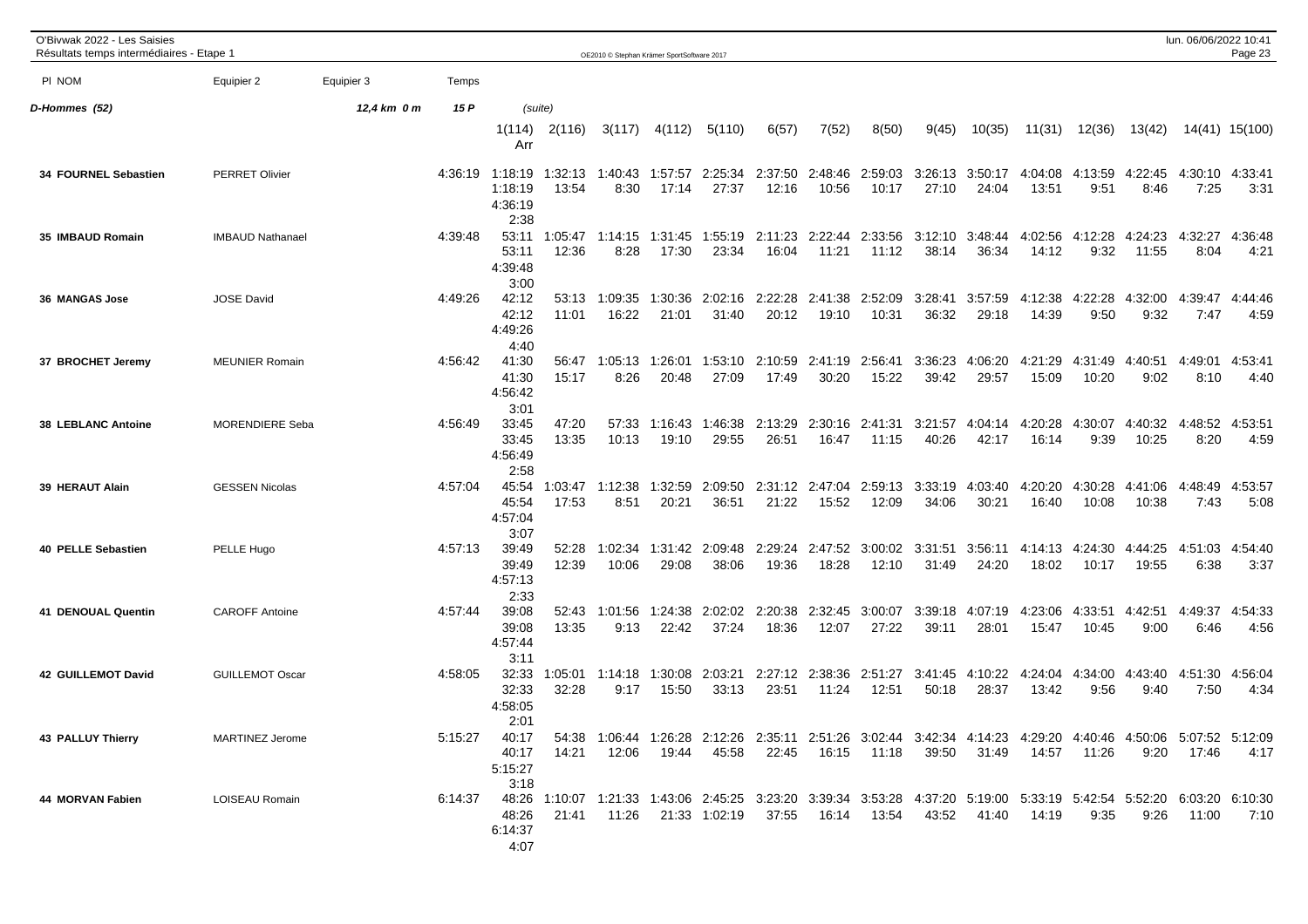O'Bivwak 2022 - Les Saisies
Résultats temps intermédiaires - Etape 1

| Pl NOM | Equipier 2 | Equipier 3 | Temps | | | | | | | | | | | | | | | |
|---|---|---|---|---|---|---|---|---|---|---|---|---|---|---|---|---|---|---|
| **D-Hommes (52)** | | 12,4 km 0 m | 15 P | (suite) | | | | | | | | | | | | | | |
| | | | | 1(114) Arr | 2(116) | 3(117) | 4(112) | 5(110) | 6(57) | 7(52) | 8(50) | 9(45) | 10(35) | 11(31) | 12(36) | 13(42) | 14(41) | 15(100) |
| **34 FOURNEL Sebastien** | PERRET Olivier | | 4:36:19 | 1:18:19 | 1:32:13 | 1:40:43 | 1:57:57 | 2:25:34 | 2:37:50 | 2:48:46 | 2:59:03 | 3:26:13 | 3:50:17 | 4:04:08 | 4:13:59 | 4:22:45 | 4:30:10 | 4:33:41 |
| | | | | 1:18:19 | 13:54 | 8:30 | 17:14 | 27:37 | 12:16 | 10:56 | 10:17 | 27:10 | 24:04 | 13:51 | 9:51 | 8:46 | 7:25 | 3:31 |
| | | | | 4:36:19 | | | | | | | | | | | | | | |
| | | | | 2:38 | | | | | | | | | | | | | | |
| **35 IMBAUD Romain** | IMBAUD Nathanael | | 4:39:48 | 53:11 | 1:05:47 | 1:14:15 | 1:31:45 | 1:55:19 | 2:11:23 | 2:22:44 | 2:33:56 | 3:12:10 | 3:48:44 | 4:02:56 | 4:12:28 | 4:24:23 | 4:32:27 | 4:36:48 |
| | | | | 53:11 | 12:36 | 8:28 | 17:30 | 23:34 | 16:04 | 11:21 | 11:12 | 38:14 | 36:34 | 14:12 | 9:32 | 11:55 | 8:04 | 4:21 |
| | | | | 4:39:48 | | | | | | | | | | | | | | |
| | | | | 3:00 | | | | | | | | | | | | | | |
| **36 MANGAS Jose** | JOSE David | | 4:49:26 | 42:12 | 53:13 | 1:09:35 | 1:30:36 | 2:02:16 | 2:22:28 | 2:41:38 | 2:52:09 | 3:28:41 | 3:57:59 | 4:12:38 | 4:22:28 | 4:32:00 | 4:39:47 | 4:44:46 |
| | | | | 42:12 | 11:01 | 16:22 | 21:01 | 31:40 | 20:12 | 19:10 | 10:31 | 36:32 | 29:18 | 14:39 | 9:50 | 9:32 | 7:47 | 4:59 |
| | | | | 4:49:26 | | | | | | | | | | | | | | |
| | | | | 4:40 | | | | | | | | | | | | | | |
| **37 BROCHET Jeremy** | MEUNIER Romain | | 4:56:42 | 41:30 | 56:47 | 1:05:13 | 1:26:01 | 1:53:10 | 2:10:59 | 2:41:19 | 2:56:41 | 3:36:23 | 4:06:20 | 4:21:29 | 4:31:49 | 4:40:51 | 4:49:01 | 4:53:41 |
| | | | | 41:30 | 15:17 | 8:26 | 20:48 | 27:09 | 17:49 | 30:20 | 15:22 | 39:42 | 29:57 | 15:09 | 10:20 | 9:02 | 8:10 | 4:40 |
| | | | | 4:56:42 | | | | | | | | | | | | | | |
| | | | | 3:01 | | | | | | | | | | | | | | |
| **38 LEBLANC Antoine** | MORENDIERE Seba | | 4:56:49 | 33:45 | 47:20 | 57:33 | 1:16:43 | 1:46:38 | 2:13:29 | 2:30:16 | 2:41:31 | 3:21:57 | 4:04:14 | 4:20:28 | 4:30:07 | 4:40:32 | 4:48:52 | 4:53:51 |
| | | | | 33:45 | 13:35 | 10:13 | 19:10 | 29:55 | 26:51 | 16:47 | 11:15 | 40:26 | 42:17 | 16:14 | 9:39 | 10:25 | 8:20 | 4:59 |
| | | | | 4:56:49 | | | | | | | | | | | | | | |
| | | | | 2:58 | | | | | | | | | | | | | | |
| **39 HERAUT Alain** | GESSEN Nicolas | | 4:57:04 | 45:54 | 1:03:47 | 1:12:38 | 1:32:59 | 2:09:50 | 2:31:12 | 2:47:04 | 2:59:13 | 3:33:19 | 4:03:40 | 4:20:20 | 4:30:28 | 4:41:06 | 4:48:49 | 4:53:57 |
| | | | | 45:54 | 17:53 | 8:51 | 20:21 | 36:51 | 21:22 | 15:52 | 12:09 | 34:06 | 30:21 | 16:40 | 10:08 | 10:38 | 7:43 | 5:08 |
| | | | | 4:57:04 | | | | | | | | | | | | | | |
| | | | | 3:07 | | | | | | | | | | | | | | |
| **40 PELLE Sebastien** | PELLE Hugo | | 4:57:13 | 39:49 | 52:28 | 1:02:34 | 1:31:42 | 2:09:48 | 2:29:24 | 2:47:52 | 3:00:02 | 3:31:51 | 3:56:11 | 4:14:13 | 4:24:30 | 4:44:25 | 4:51:03 | 4:54:40 |
| | | | | 39:49 | 12:39 | 10:06 | 29:08 | 38:06 | 19:36 | 18:28 | 12:10 | 31:49 | 24:20 | 18:02 | 10:17 | 19:55 | 6:38 | 3:37 |
| | | | | 4:57:13 | | | | | | | | | | | | | | |
| | | | | 2:33 | | | | | | | | | | | | | | |
| **41 DENOUAL Quentin** | CAROFF Antoine | | 4:57:44 | 39:08 | 52:43 | 1:01:56 | 1:24:38 | 2:02:02 | 2:20:38 | 2:32:45 | 3:00:07 | 3:39:18 | 4:07:19 | 4:23:06 | 4:33:51 | 4:42:51 | 4:49:37 | 4:54:33 |
| | | | | 39:08 | 13:35 | 9:13 | 22:42 | 37:24 | 18:36 | 12:07 | 27:22 | 39:11 | 28:01 | 15:47 | 10:45 | 9:00 | 6:46 | 4:56 |
| | | | | 4:57:44 | | | | | | | | | | | | | | |
| | | | | 3:11 | | | | | | | | | | | | | | |
| **42 GUILLEMOT David** | GUILLEMOT Oscar | | 4:58:05 | 32:33 | 1:05:01 | 1:14:18 | 1:30:08 | 2:03:21 | 2:27:12 | 2:38:36 | 2:51:27 | 3:41:45 | 4:10:22 | 4:24:04 | 4:34:00 | 4:43:40 | 4:51:30 | 4:56:04 |
| | | | | 32:33 | 32:28 | 9:17 | 15:50 | 33:13 | 23:51 | 11:24 | 12:51 | 50:18 | 28:37 | 13:42 | 9:56 | 9:40 | 7:50 | 4:34 |
| | | | | 4:58:05 | | | | | | | | | | | | | | |
| | | | | 2:01 | | | | | | | | | | | | | | |
| **43 PALLUY Thierry** | MARTINEZ Jerome | | 5:15:27 | 40:17 | 54:38 | 1:06:44 | 1:26:28 | 2:12:26 | 2:35:11 | 2:51:26 | 3:02:44 | 3:42:34 | 4:14:23 | 4:29:20 | 4:40:46 | 4:50:06 | 5:07:52 | 5:12:09 |
| | | | | 40:17 | 14:21 | 12:06 | 19:44 | 45:58 | 22:45 | 16:15 | 11:18 | 39:50 | 31:49 | 14:57 | 11:26 | 9:20 | 17:46 | 4:17 |
| | | | | 5:15:27 | | | | | | | | | | | | | | |
| | | | | 3:18 | | | | | | | | | | | | | | |
| **44 MORVAN Fabien** | LOISEAU Romain | | 6:14:37 | 48:26 | 1:10:07 | 1:21:33 | 1:43:06 | 2:45:25 | 3:23:20 | 3:39:34 | 3:53:28 | 4:37:20 | 5:19:00 | 5:33:19 | 5:42:54 | 5:52:20 | 6:03:20 | 6:10:30 |
| | | | | 48:26 | 21:41 | 11:26 | 21:33 | 1:02:19 | 37:55 | 16:14 | 13:54 | 43:52 | 41:40 | 14:19 | 9:35 | 9:26 | 11:00 | 7:10 |
| | | | | 6:14:37 | | | | | | | | | | | | | | |
| | | | | 4:07 | | | | | | | | | | | | | | |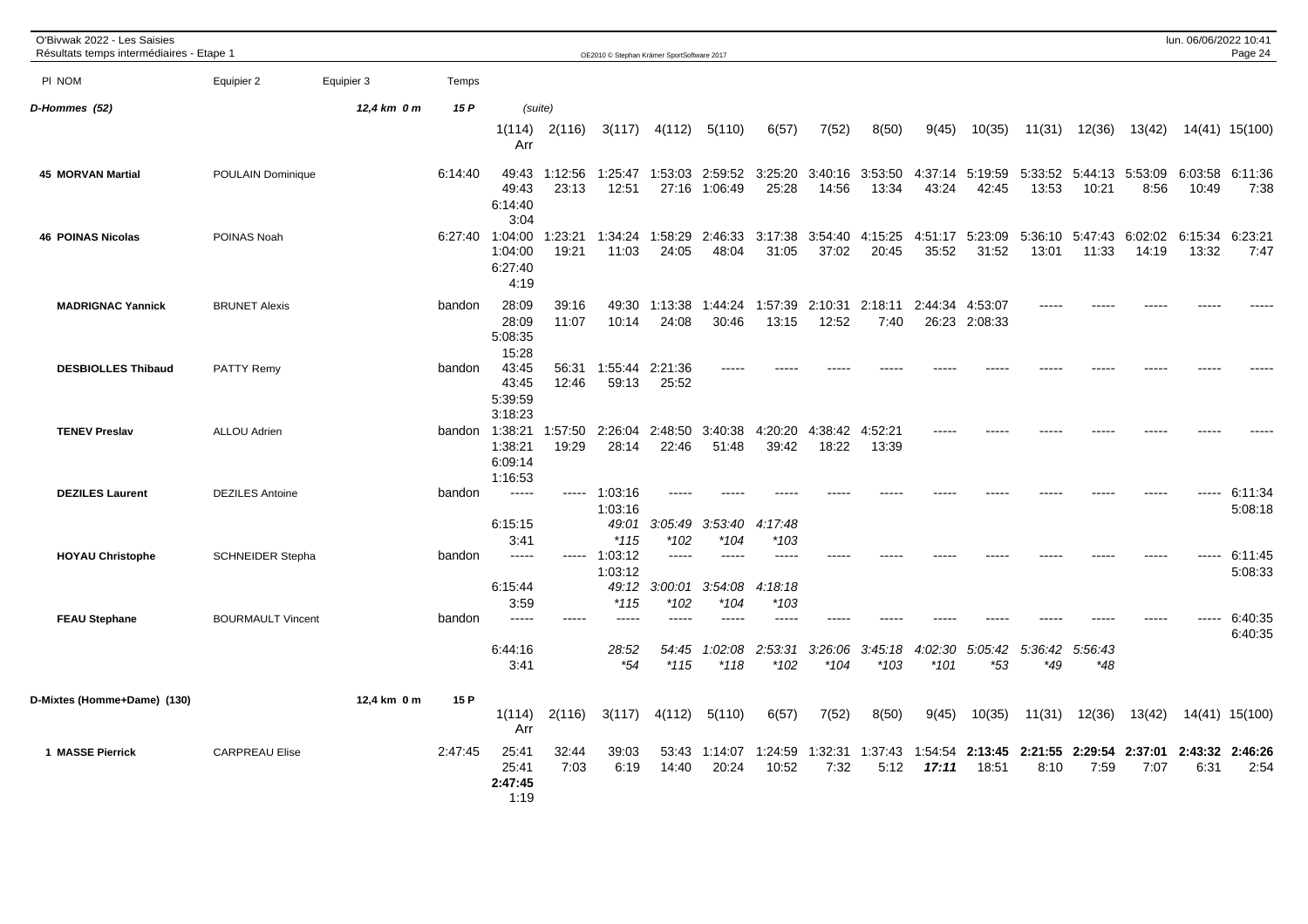## D-Hommes (52) — 12,4 km 0 m — 15 P (suite)

| Pl NOM | Equipier 2 | Equipier 3 | Temps | 1(114) | 2(116) | 3(117) | 4(112) | 5(110) | 6(57) | 7(52) | 8(50) | 9(45) | 10(35) | 11(31) | 12(36) | 13(42) | 14(41) | 15(100) | Arr |
|---|---|---|---|---|---|---|---|---|---|---|---|---|---|---|---|---|---|---|---|
| **45 MORVAN Martial** | POULAIN Dominique | | 6:14:40 | 49:43 | 1:12:56 | 1:25:47 | 1:53:03 | 2:59:52 | 3:25:20 | 3:40:16 | 3:53:50 | 4:37:14 | 5:19:59 | 5:33:52 | 5:44:13 | 5:53:09 | 6:03:58 | 6:11:36 | 6:14:40 |
| | | | | 49:43 | 23:13 | 12:51 | 27:16 | 1:06:49 | 25:28 | 14:56 | 13:34 | 43:24 | 42:45 | 13:53 | 10:21 | 8:56 | 10:49 | 7:38 | 3:04 |
| **46 POINAS Nicolas** | POINAS Noah | | 6:27:40 | 1:04:00 | 1:23:21 | 1:34:24 | 1:58:29 | 2:46:33 | 3:17:38 | 3:54:40 | 4:15:25 | 4:51:17 | 5:23:09 | 5:36:10 | 5:47:43 | 6:02:02 | 6:15:34 | 6:23:21 | 6:27:40 |
| | | | | 1:04:00 | 19:21 | 11:03 | 24:05 | 48:04 | 31:05 | 37:02 | 20:45 | 35:52 | 31:52 | 13:01 | 11:33 | 14:19 | 13:32 | 7:47 | 4:19 |
| **MADRIGNAC Yannick** | BRUNET Alexis | | bandon | 28:09 | 39:16 | 49:30 | 1:13:38 | 1:44:24 | 1:57:39 | 2:10:31 | 2:18:11 | 2:44:34 | 4:53:07 | ----- | ----- | ----- | ----- | ----- | 5:08:35 |
| | | | | 28:09 | 11:07 | 10:14 | 24:08 | 30:46 | 13:15 | 12:52 | 7:40 | 26:23 | 2:08:33 | | | | | | 15:28 |
| **DESBIOLLES Thibaud** | PATTY Remy | | bandon | 43:45 | 56:31 | 1:55:44 | 2:21:36 | ----- | ----- | ----- | ----- | ----- | ----- | ----- | ----- | ----- | ----- | ----- | 5:39:59 |
| | | | | 43:45 | 12:46 | 59:13 | 25:52 | | | | | | | | | | | | 3:18:23 |
| **TENEV Preslav** | ALLOU Adrien | | bandon | 1:38:21 | 1:57:50 | 2:26:04 | 2:48:50 | 3:40:38 | 4:20:20 | 4:38:42 | 4:52:21 | ----- | ----- | ----- | ----- | ----- | ----- | ----- | 6:09:14 |
| | | | | 1:38:21 | 19:29 | 28:14 | 22:46 | 51:48 | 39:42 | 18:22 | 13:39 | | | | | | | | 1:16:53 |
| **DEZILES Laurent** | DEZILES Antoine | | bandon | ----- | ----- | 1:03:16 | ----- | ----- | ----- | ----- | ----- | ----- | ----- | ----- | ----- | ----- | ----- | 6:11:34 | 6:15:15 |
| | | | | | | 1:03:16 | | | | | | | | | | | | 5:08:18 | 3:41 |
| | | | | | | *49:01* | *3:05:49* | *3:53:40* | *4:17:48* | | | | | | | | | | |
| | | | | | | *115 | *102 | *104 | *103 | | | | | | | | | | |
| **HOYAU Christophe** | SCHNEIDER Stepha | | bandon | ----- | ----- | 1:03:12 | ----- | ----- | ----- | ----- | ----- | ----- | ----- | ----- | ----- | ----- | ----- | 6:11:45 | 6:15:44 |
| | | | | | | 1:03:12 | | | | | | | | | | | | 5:08:33 | 3:59 |
| | | | | | | *49:12* | *3:00:01* | *3:54:08* | *4:18:18* | | | | | | | | | | |
| | | | | | | *115 | *102 | *104 | *103 | | | | | | | | | | |
| **FEAU Stephane** | BOURMAULT Vincent | | bandon | ----- | ----- | ----- | ----- | ----- | ----- | ----- | ----- | ----- | ----- | ----- | ----- | ----- | ----- | 6:40:35 | 6:44:16 |
| | | | | | | | | | | | | | | | | | | 6:40:35 | 3:41 |
| | | | | | | *28:52* | *54:45* | *1:02:08* | *2:53:31* | *3:26:06* | *3:45:18* | *4:02:30* | *5:05:42* | *5:36:42* | *5:56:43* | | | | |
| | | | | | | *54 | *115 | *118 | *102 | *104 | *103 | *101 | *53 | *49 | *48 | | | | |

## D-Mixtes (Homme+Dame) (130) — 12,4 km 0 m — 15 P

| Pl NOM | Equipier 2 | Equipier 3 | Temps | 1(114) | 2(116) | 3(117) | 4(112) | 5(110) | 6(57) | 7(52) | 8(50) | 9(45) | 10(35) | 11(31) | 12(36) | 13(42) | 14(41) | 15(100) | Arr |
|---|---|---|---|---|---|---|---|---|---|---|---|---|---|---|---|---|---|---|---|
| **1 MASSE Pierrick** | CARPREAU Elise | | 2:47:45 | 25:41 | 32:44 | 39:03 | 53:43 | 1:14:07 | 1:24:59 | 1:32:31 | 1:37:43 | 1:54:54 | **2:13:45** | **2:21:55** | **2:29:54** | **2:37:01** | **2:43:32** | **2:46:26** | **2:47:45** |
| | | | | 25:41 | 7:03 | 6:19 | 14:40 | 20:24 | 10:52 | 7:32 | 5:12 | ***17:11*** | 18:51 | 8:10 | 7:59 | 7:07 | 6:31 | 2:54 | 1:19 |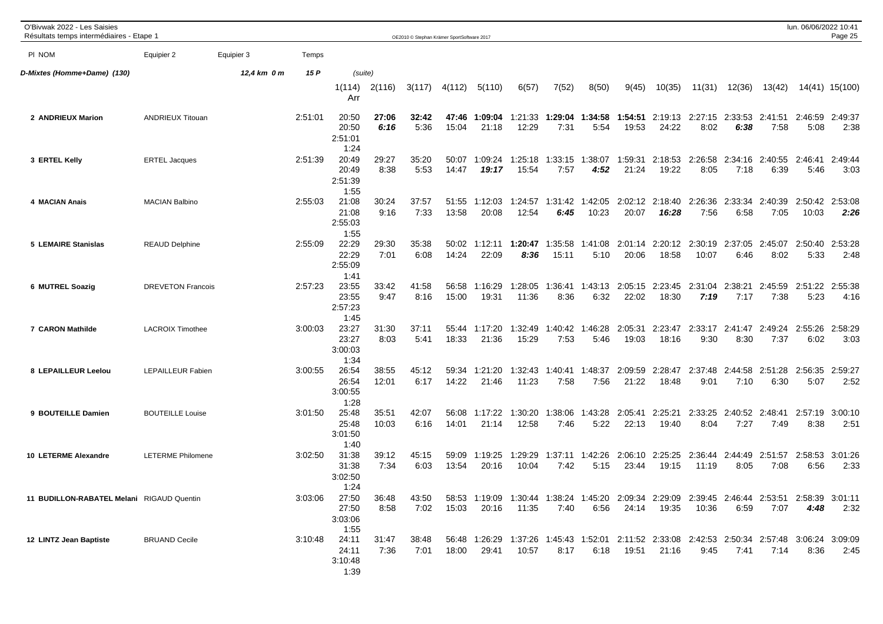O'Bivwak 2022 - Les Saisies
Résultats temps intermédiaires - Etape 1

**D-Mixtes (Homme+Dame) (130)** — 12,4 km 0 m — 15 P (suite)

| Pl | NOM | Equipier 2 | Equipier 3 | Temps | 1(114) Arr | 2(116) | 3(117) | 4(112) | 5(110) | 6(57) | 7(52) | 8(50) | 9(45) | 10(35) | 11(31) | 12(36) | 13(42) | 14(41) | 15(100) |
|---|---|---|---|---|---|---|---|---|---|---|---|---|---|---|---|---|---|---|---|
| 2 | ANDRIEUX Marion | ANDRIEUX Titouan | | 2:51:01 | 20:50 | **27:06** | 32:42 | **47:46** | **1:09:04** | 1:21:33 | **1:29:04** | **1:34:58** | **1:54:51** | 2:19:13 | 2:27:15 | 2:33:53 | 2:41:51 | 2:46:59 | 2:49:37 |
| | | | | | 20:50 | ***6:16*** | 5:36 | 15:04 | 21:18 | 12:29 | 7:31 | 5:54 | 19:53 | 24:22 | 8:02 | ***6:38*** | 7:58 | 5:08 | 2:38 |
| | | | | | 2:51:01 | | | | | | | | | | | | | | |
| | | | | | 1:24 | | | | | | | | | | | | | | |
| 3 | ERTEL Kelly | ERTEL Jacques | | 2:51:39 | 20:49 | 29:27 | 35:20 | 50:07 | 1:09:24 | 1:25:18 | 1:33:15 | 1:38:07 | 1:59:31 | 2:18:53 | 2:26:58 | 2:34:16 | 2:40:55 | 2:46:41 | 2:49:44 |
| | | | | | 20:49 | 8:38 | 5:53 | 14:47 | ***19:17*** | 15:54 | 7:57 | ***4:52*** | 21:24 | 19:22 | 8:05 | 7:18 | 6:39 | 5:46 | 3:03 |
| | | | | | 2:51:39 | | | | | | | | | | | | | | |
| | | | | | 1:55 | | | | | | | | | | | | | | |
| 4 | MACIAN Anais | MACIAN Balbino | | 2:55:03 | 21:08 | 30:24 | 37:57 | 51:55 | 1:12:03 | 1:24:57 | 1:31:42 | 1:42:05 | 2:02:12 | 2:18:40 | 2:26:36 | 2:33:34 | 2:40:39 | 2:50:42 | 2:53:08 |
| | | | | | 21:08 | 9:16 | 7:33 | 13:58 | 20:08 | 12:54 | ***6:45*** | 10:23 | 20:07 | ***16:28*** | 7:56 | 6:58 | 7:05 | 10:03 | ***2:26*** |
| | | | | | 2:55:03 | | | | | | | | | | | | | | |
| | | | | | 1:55 | | | | | | | | | | | | | | |
| 5 | LEMAIRE Stanislas | REAUD Delphine | | 2:55:09 | 22:29 | 29:30 | 35:38 | 50:02 | 1:12:11 | **1:20:47** | 1:35:58 | 1:41:08 | 2:01:14 | 2:20:12 | 2:30:19 | 2:37:05 | 2:45:07 | 2:50:40 | 2:53:28 |
| | | | | | 22:29 | 7:01 | 6:08 | 14:24 | 22:09 | ***8:36*** | 15:11 | 5:10 | 20:06 | 18:58 | 10:07 | 6:46 | 8:02 | 5:33 | 2:48 |
| | | | | | 2:55:09 | | | | | | | | | | | | | | |
| | | | | | 1:41 | | | | | | | | | | | | | | |
| 6 | MUTREL Soazig | DREVETON Francois | | 2:57:23 | 23:55 | 33:42 | 41:58 | 56:58 | 1:16:29 | 1:28:05 | 1:36:41 | 1:43:13 | 2:05:15 | 2:23:45 | 2:31:04 | 2:38:21 | 2:45:59 | 2:51:22 | 2:55:38 |
| | | | | | 23:55 | 9:47 | 8:16 | 15:00 | 19:31 | 11:36 | 8:36 | 6:32 | 22:02 | 18:30 | ***7:19*** | 7:17 | 7:38 | 5:23 | 4:16 |
| | | | | | 2:57:23 | | | | | | | | | | | | | | |
| | | | | | 1:45 | | | | | | | | | | | | | | |
| 7 | CARON Mathilde | LACROIX Timothee | | 3:00:03 | 23:27 | 31:30 | 37:11 | 55:44 | 1:17:20 | 1:32:49 | 1:40:42 | 1:46:28 | 2:05:31 | 2:23:47 | 2:33:17 | 2:41:47 | 2:49:24 | 2:55:26 | 2:58:29 |
| | | | | | 23:27 | 8:03 | 5:41 | 18:33 | 21:36 | 15:29 | 7:53 | 5:46 | 19:03 | 18:16 | 9:30 | 8:30 | 7:37 | 6:02 | 3:03 |
| | | | | | 3:00:03 | | | | | | | | | | | | | | |
| | | | | | 1:34 | | | | | | | | | | | | | | |
| 8 | LEPAILLEUR Leelou | LEPAILLEUR Fabien | | 3:00:55 | 26:54 | 38:55 | 45:12 | 59:34 | 1:21:20 | 1:32:43 | 1:40:41 | 1:48:37 | 2:09:59 | 2:28:47 | 2:37:48 | 2:44:58 | 2:51:28 | 2:56:35 | 2:59:27 |
| | | | | | 26:54 | 12:01 | 6:17 | 14:22 | 21:46 | 11:23 | 7:58 | 7:56 | 21:22 | 18:48 | 9:01 | 7:10 | 6:30 | 5:07 | 2:52 |
| | | | | | 3:00:55 | | | | | | | | | | | | | | |
| | | | | | 1:28 | | | | | | | | | | | | | | |
| 9 | BOUTEILLE Damien | BOUTEILLE Louise | | 3:01:50 | 25:48 | 35:51 | 42:07 | 56:08 | 1:17:22 | 1:30:20 | 1:38:06 | 1:43:28 | 2:05:41 | 2:25:21 | 2:33:25 | 2:40:52 | 2:48:41 | 2:57:19 | 3:00:10 |
| | | | | | 25:48 | 10:03 | 6:16 | 14:01 | 21:14 | 12:58 | 7:46 | 5:22 | 22:13 | 19:40 | 8:04 | 7:27 | 7:49 | 8:38 | 2:51 |
| | | | | | 3:01:50 | | | | | | | | | | | | | | |
| | | | | | 1:40 | | | | | | | | | | | | | | |
| 10 | LETERME Alexandre | LETERME Philomene | | 3:02:50 | 31:38 | 39:12 | 45:15 | 59:09 | 1:19:25 | 1:29:29 | 1:37:11 | 1:42:26 | 2:06:10 | 2:25:25 | 2:36:44 | 2:44:49 | 2:51:57 | 2:58:53 | 3:01:26 |
| | | | | | 31:38 | 7:34 | 6:03 | 13:54 | 20:16 | 10:04 | 7:42 | 5:15 | 23:44 | 19:15 | 11:19 | 8:05 | 7:08 | 6:56 | 2:33 |
| | | | | | 3:02:50 | | | | | | | | | | | | | | |
| | | | | | 1:24 | | | | | | | | | | | | | | |
| 11 | BUDILLON-RABATEL Melani | RIGAUD Quentin | | 3:03:06 | 27:50 | 36:48 | 43:50 | 58:53 | 1:19:09 | 1:30:44 | 1:38:24 | 1:45:20 | 2:09:34 | 2:29:09 | 2:39:45 | 2:46:44 | 2:53:51 | 2:58:39 | 3:01:11 |
| | | | | | 27:50 | 8:58 | 7:02 | 15:03 | 20:16 | 11:35 | 7:40 | 6:56 | 24:14 | 19:35 | 10:36 | 6:59 | 7:07 | ***4:48*** | 2:32 |
| | | | | | 3:03:06 | | | | | | | | | | | | | | |
| | | | | | 1:55 | | | | | | | | | | | | | | |
| 12 | LINTZ Jean Baptiste | BRUAND Cecile | | 3:10:48 | 24:11 | 31:47 | 38:48 | 56:48 | 1:26:29 | 1:37:26 | 1:45:43 | 1:52:01 | 2:11:52 | 2:33:08 | 2:42:53 | 2:50:34 | 2:57:48 | 3:06:24 | 3:09:09 |
| | | | | | 24:11 | 7:36 | 7:01 | 18:00 | 29:41 | 10:57 | 8:17 | 6:18 | 19:51 | 21:16 | 9:45 | 7:41 | 7:14 | 8:36 | 2:45 |
| | | | | | 3:10:48 | | | | | | | | | | | | | | |
| | | | | | 1:39 | | | | | | | | | | | | | | |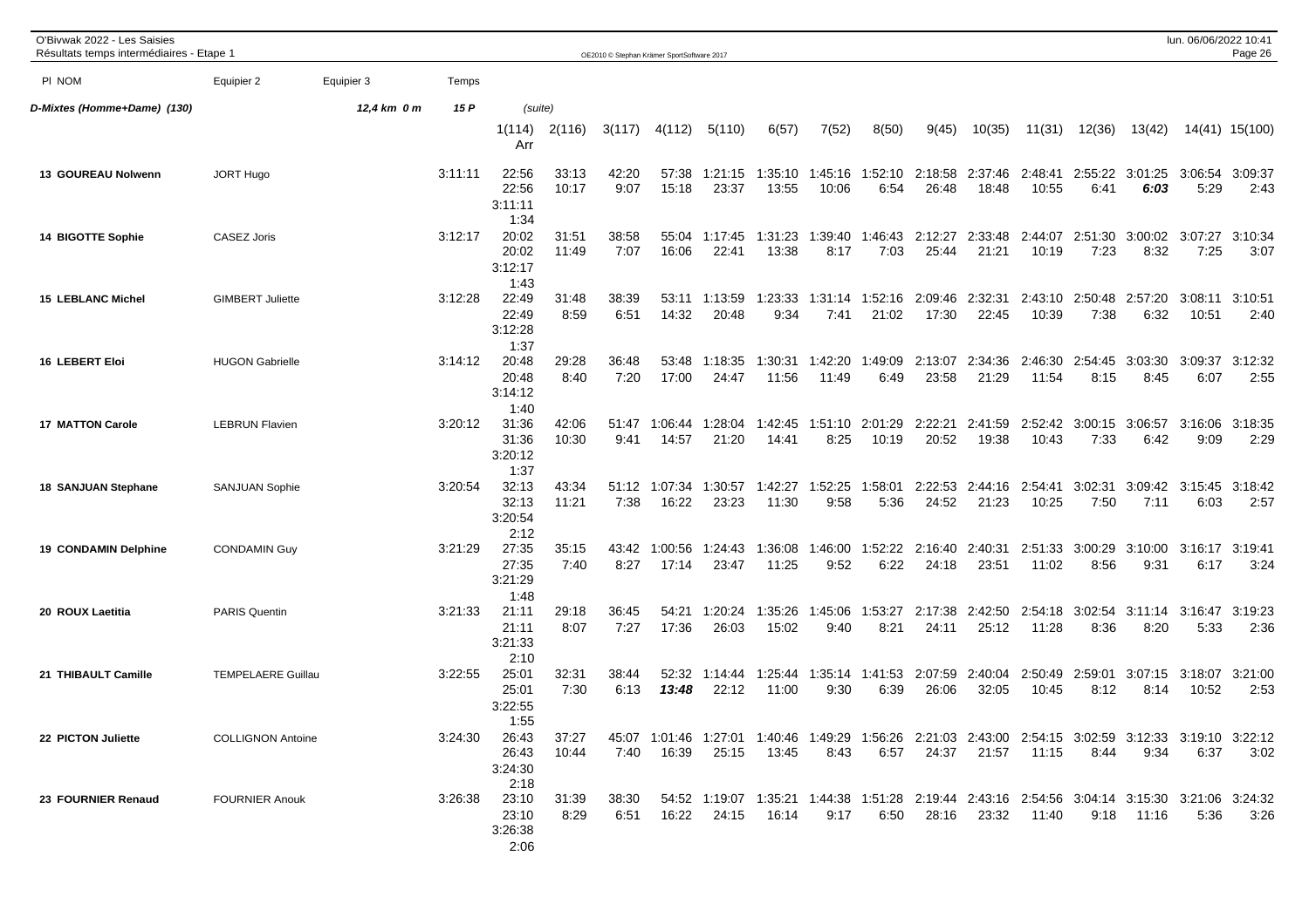O'Bivwak 2022 - Les Saisies
Résultats temps intermédiaires - Etape 1

| Pl NOM | Equipier 2 | Equipier 3 | Temps | 1(114) Arr | 2(116) | 3(117) | 4(112) | 5(110) | 6(57) | 7(52) | 8(50) | 9(45) | 10(35) | 11(31) | 12(36) | 13(42) | 14(41) | 15(100) |
|---|---|---|---|---|---|---|---|---|---|---|---|---|---|---|---|---|---|---|
| **D-Mixtes (Homme+Dame) (130)** | | *12,4 km 0 m* | *15 P* | (suite) | | | | | | | | | | | | | | |
| **13 GOUREAU Nolwenn** | JORT Hugo | | 3:11:11 | 22:56 | 33:13 | 42:20 | 57:38 | 1:21:15 | 1:35:10 | 1:45:16 | 1:52:10 | 2:18:58 | 2:37:46 | 2:48:41 | 2:55:22 | 3:01:25 | 3:06:54 | 3:09:37 |
| | | | | 22:56 | 10:17 | 9:07 | 15:18 | 23:37 | 13:55 | 10:06 | 6:54 | 26:48 | 18:48 | 10:55 | 6:41 | ***6:03*** | 5:29 | 2:43 |
| | | | | 3:11:11 | | | | | | | | | | | | | | |
| | | | | 1:34 | | | | | | | | | | | | | | |
| **14 BIGOTTE Sophie** | CASEZ Joris | | 3:12:17 | 20:02 | 31:51 | 38:58 | 55:04 | 1:17:45 | 1:31:23 | 1:39:40 | 1:46:43 | 2:12:27 | 2:33:48 | 2:44:07 | 2:51:30 | 3:00:02 | 3:07:27 | 3:10:34 |
| | | | | 20:02 | 11:49 | 7:07 | 16:06 | 22:41 | 13:38 | 8:17 | 7:03 | 25:44 | 21:21 | 10:19 | 7:23 | 8:32 | 7:25 | 3:07 |
| | | | | 3:12:17 | | | | | | | | | | | | | | |
| | | | | 1:43 | | | | | | | | | | | | | | |
| **15 LEBLANC Michel** | GIMBERT Juliette | | 3:12:28 | 22:49 | 31:48 | 38:39 | 53:11 | 1:13:59 | 1:23:33 | 1:31:14 | 1:52:16 | 2:09:46 | 2:32:31 | 2:43:10 | 2:50:48 | 2:57:20 | 3:08:11 | 3:10:51 |
| | | | | 22:49 | 8:59 | 6:51 | 14:32 | 20:48 | 9:34 | 7:41 | 21:02 | 17:30 | 22:45 | 10:39 | 7:38 | 6:32 | 10:51 | 2:40 |
| | | | | 3:12:28 | | | | | | | | | | | | | | |
| | | | | 1:37 | | | | | | | | | | | | | | |
| **16 LEBERT Eloi** | HUGON Gabrielle | | 3:14:12 | 20:48 | 29:28 | 36:48 | 53:48 | 1:18:35 | 1:30:31 | 1:42:20 | 1:49:09 | 2:13:07 | 2:34:36 | 2:46:30 | 2:54:45 | 3:03:30 | 3:09:37 | 3:12:32 |
| | | | | 20:48 | 8:40 | 7:20 | 17:00 | 24:47 | 11:56 | 11:49 | 6:49 | 23:58 | 21:29 | 11:54 | 8:15 | 8:45 | 6:07 | 2:55 |
| | | | | 3:14:12 | | | | | | | | | | | | | | |
| | | | | 1:40 | | | | | | | | | | | | | | |
| **17 MATTON Carole** | LEBRUN Flavien | | 3:20:12 | 31:36 | 42:06 | 51:47 | 1:06:44 | 1:28:04 | 1:42:45 | 1:51:10 | 2:01:29 | 2:22:21 | 2:41:59 | 2:52:42 | 3:00:15 | 3:06:57 | 3:16:06 | 3:18:35 |
| | | | | 31:36 | 10:30 | 9:41 | 14:57 | 21:20 | 14:41 | 8:25 | 10:19 | 20:52 | 19:38 | 10:43 | 7:33 | 6:42 | 9:09 | 2:29 |
| | | | | 3:20:12 | | | | | | | | | | | | | | |
| | | | | 1:37 | | | | | | | | | | | | | | |
| **18 SANJUAN Stephane** | SANJUAN Sophie | | 3:20:54 | 32:13 | 43:34 | 51:12 | 1:07:34 | 1:30:57 | 1:42:27 | 1:52:25 | 1:58:01 | 2:22:53 | 2:44:16 | 2:54:41 | 3:02:31 | 3:09:42 | 3:15:45 | 3:18:42 |
| | | | | 32:13 | 11:21 | 7:38 | 16:22 | 23:23 | 11:30 | 9:58 | 5:36 | 24:52 | 21:23 | 10:25 | 7:50 | 7:11 | 6:03 | 2:57 |
| | | | | 3:20:54 | | | | | | | | | | | | | | |
| | | | | 2:12 | | | | | | | | | | | | | | |
| **19 CONDAMIN Delphine** | CONDAMIN Guy | | 3:21:29 | 27:35 | 35:15 | 43:42 | 1:00:56 | 1:24:43 | 1:36:08 | 1:46:00 | 1:52:22 | 2:16:40 | 2:40:31 | 2:51:33 | 3:00:29 | 3:10:00 | 3:16:17 | 3:19:41 |
| | | | | 27:35 | 7:40 | 8:27 | 17:14 | 23:47 | 11:25 | 9:52 | 6:22 | 24:18 | 23:51 | 11:02 | 8:56 | 9:31 | 6:17 | 3:24 |
| | | | | 3:21:29 | | | | | | | | | | | | | | |
| | | | | 1:48 | | | | | | | | | | | | | | |
| **20 ROUX Laetitia** | PARIS Quentin | | 3:21:33 | 21:11 | 29:18 | 36:45 | 54:21 | 1:20:24 | 1:35:26 | 1:45:06 | 1:53:27 | 2:17:38 | 2:42:50 | 2:54:18 | 3:02:54 | 3:11:14 | 3:16:47 | 3:19:23 |
| | | | | 21:11 | 8:07 | 7:27 | 17:36 | 26:03 | 15:02 | 9:40 | 8:21 | 24:11 | 25:12 | 11:28 | 8:36 | 8:20 | 5:33 | 2:36 |
| | | | | 3:21:33 | | | | | | | | | | | | | | |
| | | | | 2:10 | | | | | | | | | | | | | | |
| **21 THIBAULT Camille** | TEMPELAERE Guillau | | 3:22:55 | 25:01 | 32:31 | 38:44 | 52:32 | 1:14:44 | 1:25:44 | 1:35:14 | 1:41:53 | 2:07:59 | 2:40:04 | 2:50:49 | 2:59:01 | 3:07:15 | 3:18:07 | 3:21:00 |
| | | | | 25:01 | 7:30 | 6:13 | ***13:48*** | 22:12 | 11:00 | 9:30 | 6:39 | 26:06 | 32:05 | 10:45 | 8:12 | 8:14 | 10:52 | 2:53 |
| | | | | 3:22:55 | | | | | | | | | | | | | | |
| | | | | 1:55 | | | | | | | | | | | | | | |
| **22 PICTON Juliette** | COLLIGNON Antoine | | 3:24:30 | 26:43 | 37:27 | 45:07 | 1:01:46 | 1:27:01 | 1:40:46 | 1:49:29 | 1:56:26 | 2:21:03 | 2:43:00 | 2:54:15 | 3:02:59 | 3:12:33 | 3:19:10 | 3:22:12 |
| | | | | 26:43 | 10:44 | 7:40 | 16:39 | 25:15 | 13:45 | 8:43 | 6:57 | 24:37 | 21:57 | 11:15 | 8:44 | 9:34 | 6:37 | 3:02 |
| | | | | 3:24:30 | | | | | | | | | | | | | | |
| | | | | 2:18 | | | | | | | | | | | | | | |
| **23 FOURNIER Renaud** | FOURNIER Anouk | | 3:26:38 | 23:10 | 31:39 | 38:30 | 54:52 | 1:19:07 | 1:35:21 | 1:44:38 | 1:51:28 | 2:19:44 | 2:43:16 | 2:54:56 | 3:04:14 | 3:15:30 | 3:21:06 | 3:24:32 |
| | | | | 23:10 | 8:29 | 6:51 | 16:22 | 24:15 | 16:14 | 9:17 | 6:50 | 28:16 | 23:32 | 11:40 | 9:18 | 11:16 | 5:36 | 3:26 |
| | | | | 3:26:38 | | | | | | | | | | | | | | |
| | | | | 2:06 | | | | | | | | | | | | | | |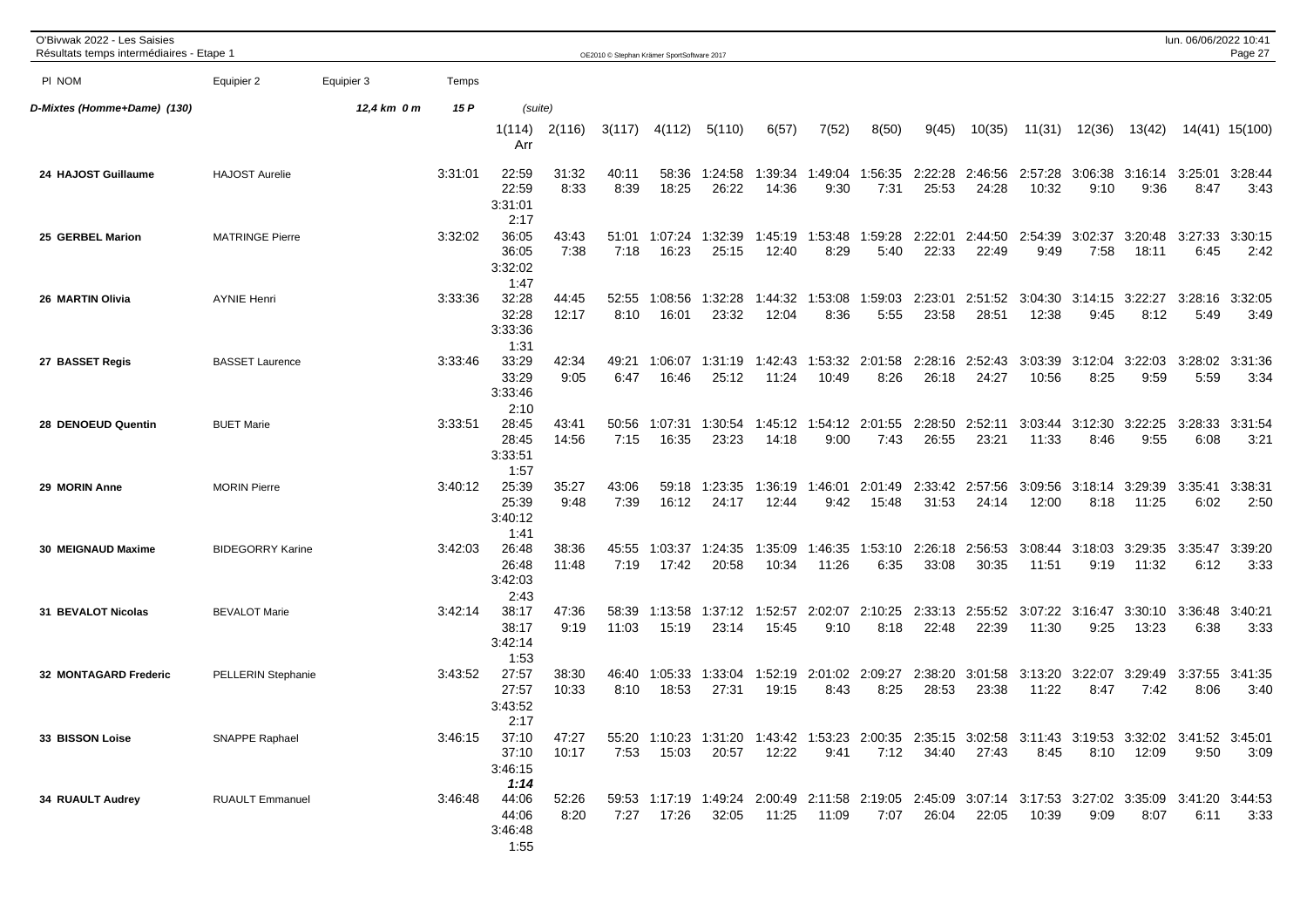O'Bivwak 2022 - Les Saisies
Résultats temps intermédiaires - Etape 1

| Pl NOM | Equipier 2 | Equipier 3 | Temps | 1(114) Arr | 2(116) | 3(117) | 4(112) | 5(110) | 6(57) | 7(52) | 8(50) | 9(45) | 10(35) | 11(31) | 12(36) | 13(42) | 14(41) | 15(100) |
|---|---|---|---|---|---|---|---|---|---|---|---|---|---|---|---|---|---|---|
| **D-Mixtes (Homme+Dame) (130)** | | *12,4 km 0 m* | *15 P* | (suite) | | | | | | | | | | | | | | |
| **24 HAJOST Guillaume** | HAJOST Aurelie | | 3:31:01 | 22:59 | 31:32 | 40:11 | 58:36 | 1:24:58 | 1:39:34 | 1:49:04 | 1:56:35 | 2:22:28 | 2:46:56 | 2:57:28 | 3:06:38 | 3:16:14 | 3:25:01 | 3:28:44 |
| | | | | 22:59 | 8:33 | 8:39 | 18:25 | 26:22 | 14:36 | 9:30 | 7:31 | 25:53 | 24:28 | 10:32 | 9:10 | 9:36 | 8:47 | 3:43 |
| | | | | 3:31:01 | | | | | | | | | | | | | | |
| | | | | 2:17 | | | | | | | | | | | | | | |
| **25 GERBEL Marion** | MATRINGE Pierre | | 3:32:02 | 36:05 | 43:43 | 51:01 | 1:07:24 | 1:32:39 | 1:45:19 | 1:53:48 | 1:59:28 | 2:22:01 | 2:44:50 | 2:54:39 | 3:02:37 | 3:20:48 | 3:27:33 | 3:30:15 |
| | | | | 36:05 | 7:38 | 7:18 | 16:23 | 25:15 | 12:40 | 8:29 | 5:40 | 22:33 | 22:49 | 9:49 | 7:58 | 18:11 | 6:45 | 2:42 |
| | | | | 3:32:02 | | | | | | | | | | | | | | |
| | | | | 1:47 | | | | | | | | | | | | | | |
| **26 MARTIN Olivia** | AYNIE Henri | | 3:33:36 | 32:28 | 44:45 | 52:55 | 1:08:56 | 1:32:28 | 1:44:32 | 1:53:08 | 1:59:03 | 2:23:01 | 2:51:52 | 3:04:30 | 3:14:15 | 3:22:27 | 3:28:16 | 3:32:05 |
| | | | | 32:28 | 12:17 | 8:10 | 16:01 | 23:32 | 12:04 | 8:36 | 5:55 | 23:58 | 28:51 | 12:38 | 9:45 | 8:12 | 5:49 | 3:49 |
| | | | | 3:33:36 | | | | | | | | | | | | | | |
| | | | | 1:31 | | | | | | | | | | | | | | |
| **27 BASSET Regis** | BASSET Laurence | | 3:33:46 | 33:29 | 42:34 | 49:21 | 1:06:07 | 1:31:19 | 1:42:43 | 1:53:32 | 2:01:58 | 2:28:16 | 2:52:43 | 3:03:39 | 3:12:04 | 3:22:03 | 3:28:02 | 3:31:36 |
| | | | | 33:29 | 9:05 | 6:47 | 16:46 | 25:12 | 11:24 | 10:49 | 8:26 | 26:18 | 24:27 | 10:56 | 8:25 | 9:59 | 5:59 | 3:34 |
| | | | | 3:33:46 | | | | | | | | | | | | | | |
| | | | | 2:10 | | | | | | | | | | | | | | |
| **28 DENOEUD Quentin** | BUET Marie | | 3:33:51 | 28:45 | 43:41 | 50:56 | 1:07:31 | 1:30:54 | 1:45:12 | 1:54:12 | 2:01:55 | 2:28:50 | 2:52:11 | 3:03:44 | 3:12:30 | 3:22:25 | 3:28:33 | 3:31:54 |
| | | | | 28:45 | 14:56 | 7:15 | 16:35 | 23:23 | 14:18 | 9:00 | 7:43 | 26:55 | 23:21 | 11:33 | 8:46 | 9:55 | 6:08 | 3:21 |
| | | | | 3:33:51 | | | | | | | | | | | | | | |
| | | | | 1:57 | | | | | | | | | | | | | | |
| **29 MORIN Anne** | MORIN Pierre | | 3:40:12 | 25:39 | 35:27 | 43:06 | 59:18 | 1:23:35 | 1:36:19 | 1:46:01 | 2:01:49 | 2:33:42 | 2:57:56 | 3:09:56 | 3:18:14 | 3:29:39 | 3:35:41 | 3:38:31 |
| | | | | 25:39 | 9:48 | 7:39 | 16:12 | 24:17 | 12:44 | 9:42 | 15:48 | 31:53 | 24:14 | 12:00 | 8:18 | 11:25 | 6:02 | 2:50 |
| | | | | 3:40:12 | | | | | | | | | | | | | | |
| | | | | 1:41 | | | | | | | | | | | | | | |
| **30 MEIGNAUD Maxime** | BIDEGORRY Karine | | 3:42:03 | 26:48 | 38:36 | 45:55 | 1:03:37 | 1:24:35 | 1:35:09 | 1:46:35 | 1:53:10 | 2:26:18 | 2:56:53 | 3:08:44 | 3:18:03 | 3:29:35 | 3:35:47 | 3:39:20 |
| | | | | 26:48 | 11:48 | 7:19 | 17:42 | 20:58 | 10:34 | 11:26 | 6:35 | 33:08 | 30:35 | 11:51 | 9:19 | 11:32 | 6:12 | 3:33 |
| | | | | 3:42:03 | | | | | | | | | | | | | | |
| | | | | 2:43 | | | | | | | | | | | | | | |
| **31 BEVALOT Nicolas** | BEVALOT Marie | | 3:42:14 | 38:17 | 47:36 | 58:39 | 1:13:58 | 1:37:12 | 1:52:57 | 2:02:07 | 2:10:25 | 2:33:13 | 2:55:52 | 3:07:22 | 3:16:47 | 3:30:10 | 3:36:48 | 3:40:21 |
| | | | | 38:17 | 9:19 | 11:03 | 15:19 | 23:14 | 15:45 | 9:10 | 8:18 | 22:48 | 22:39 | 11:30 | 9:25 | 13:23 | 6:38 | 3:33 |
| | | | | 3:42:14 | | | | | | | | | | | | | | |
| | | | | 1:53 | | | | | | | | | | | | | | |
| **32 MONTAGARD Frederic** | PELLERIN Stephanie | | 3:43:52 | 27:57 | 38:30 | 46:40 | 1:05:33 | 1:33:04 | 1:52:19 | 2:01:02 | 2:09:27 | 2:38:20 | 3:01:58 | 3:13:20 | 3:22:07 | 3:29:49 | 3:37:55 | 3:41:35 |
| | | | | 27:57 | 10:33 | 8:10 | 18:53 | 27:31 | 19:15 | 8:43 | 8:25 | 28:53 | 23:38 | 11:22 | 8:47 | 7:42 | 8:06 | 3:40 |
| | | | | 3:43:52 | | | | | | | | | | | | | | |
| | | | | 2:17 | | | | | | | | | | | | | | |
| **33 BISSON Loise** | SNAPPE Raphael | | 3:46:15 | 37:10 | 47:27 | 55:20 | 1:10:23 | 1:31:20 | 1:43:42 | 1:53:23 | 2:00:35 | 2:35:15 | 3:02:58 | 3:11:43 | 3:19:53 | 3:32:02 | 3:41:52 | 3:45:01 |
| | | | | 37:10 | 10:17 | 7:53 | 15:03 | 20:57 | 12:22 | 9:41 | 7:12 | 34:40 | 27:43 | 8:45 | 8:10 | 12:09 | 9:50 | 3:09 |
| | | | | 3:46:15 | | | | | | | | | | | | | | |
| | | | | ***1:14*** | | | | | | | | | | | | | | |
| **34 RUAULT Audrey** | RUAULT Emmanuel | | 3:46:48 | 44:06 | 52:26 | 59:53 | 1:17:19 | 1:49:24 | 2:00:49 | 2:11:58 | 2:19:05 | 2:45:09 | 3:07:14 | 3:17:53 | 3:27:02 | 3:35:09 | 3:41:20 | 3:44:53 |
| | | | | 44:06 | 8:20 | 7:27 | 17:26 | 32:05 | 11:25 | 11:09 | 7:07 | 26:04 | 22:05 | 10:39 | 9:09 | 8:07 | 6:11 | 3:33 |
| | | | | 3:46:48 | | | | | | | | | | | | | | |
| | | | | 1:55 | | | | | | | | | | | | | | |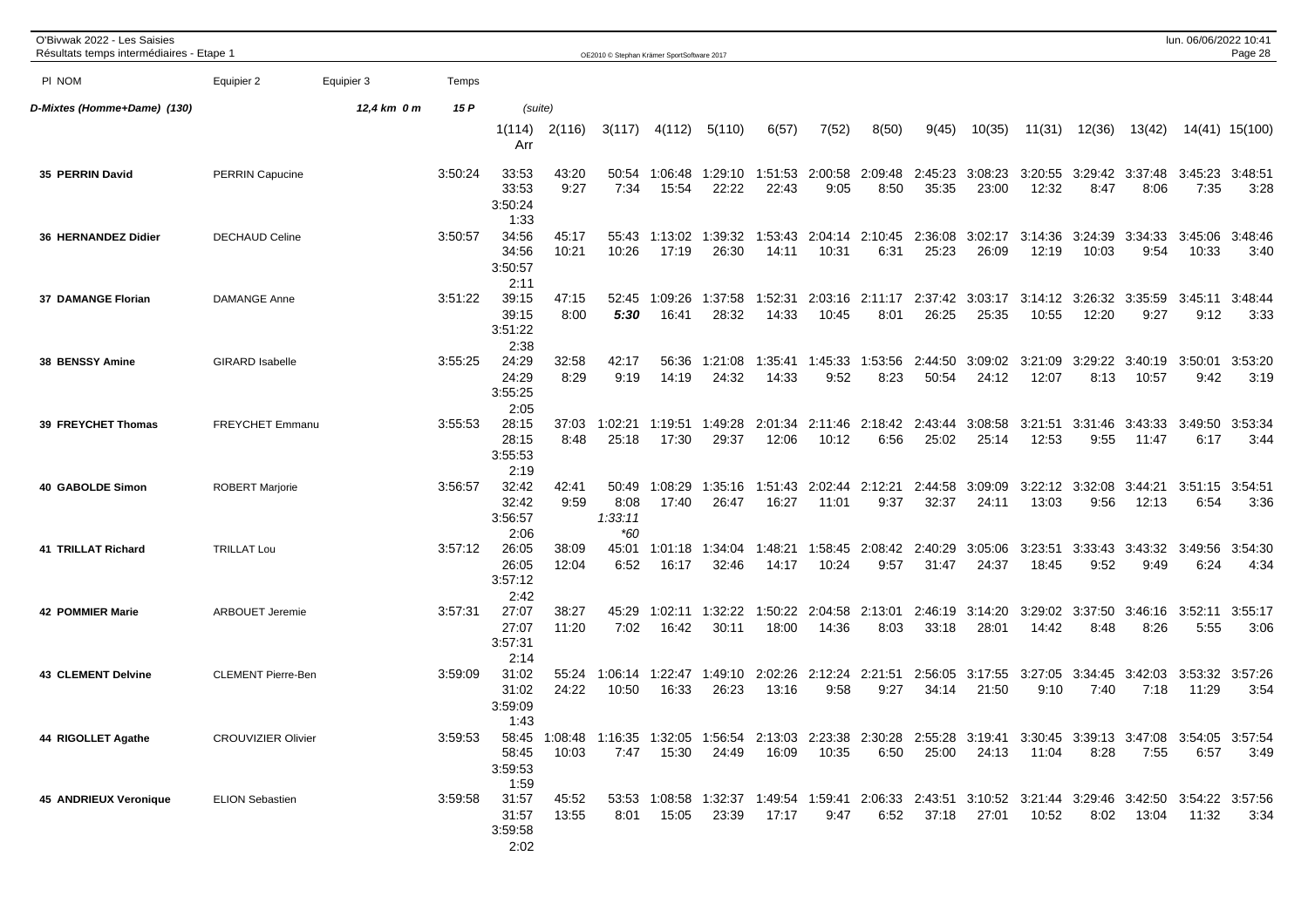O'Bivwak 2022 - Les Saisies
Résultats temps intermédiaires - Etape 1

| Pl NOM | Equipier 2 | Equipier 3 | Temps | 1(114) Arr | 2(116) | 3(117) | 4(112) | 5(110) | 6(57) | 7(52) | 8(50) | 9(45) | 10(35) | 11(31) | 12(36) | 13(42) | 14(41) | 15(100) |
|---|---|---|---|---|---|---|---|---|---|---|---|---|---|---|---|---|---|---|
| **D-Mixtes (Homme+Dame) (130)** | | **12,4 km 0 m** | **15 P** | (suite) | | | | | | | | | | | | | | |
| **35 PERRIN David** | PERRIN Capucine | | 3:50:24 | 33:53 | 43:20 | 50:54 | 1:06:48 | 1:29:10 | 1:51:53 | 2:00:58 | 2:09:48 | 2:45:23 | 3:08:23 | 3:20:55 | 3:29:42 | 3:37:48 | 3:45:23 | 3:48:51 |
| | | | | 33:53 | 9:27 | 7:34 | 15:54 | 22:22 | 22:43 | 9:05 | 8:50 | 35:35 | 23:00 | 12:32 | 8:47 | 8:06 | 7:35 | 3:28 |
| | | | | 3:50:24 | | | | | | | | | | | | | | |
| | | | | 1:33 | | | | | | | | | | | | | | |
| **36 HERNANDEZ Didier** | DECHAUD Celine | | 3:50:57 | 34:56 | 45:17 | 55:43 | 1:13:02 | 1:39:32 | 1:53:43 | 2:04:14 | 2:10:45 | 2:36:08 | 3:02:17 | 3:14:36 | 3:24:39 | 3:34:33 | 3:45:06 | 3:48:46 |
| | | | | 34:56 | 10:21 | 10:26 | 17:19 | 26:30 | 14:11 | 10:31 | 6:31 | 25:23 | 26:09 | 12:19 | 10:03 | 9:54 | 10:33 | 3:40 |
| | | | | 3:50:57 | | | | | | | | | | | | | | |
| | | | | 2:11 | | | | | | | | | | | | | | |
| **37 DAMANGE Florian** | DAMANGE Anne | | 3:51:22 | 39:15 | 47:15 | 52:45 | 1:09:26 | 1:37:58 | 1:52:31 | 2:03:16 | 2:11:17 | 2:37:42 | 3:03:17 | 3:14:12 | 3:26:32 | 3:35:59 | 3:45:11 | 3:48:44 |
| | | | | 39:15 | 8:00 | *5:30* | 16:41 | 28:32 | 14:33 | 10:45 | 8:01 | 26:25 | 25:35 | 10:55 | 12:20 | 9:27 | 9:12 | 3:33 |
| | | | | 3:51:22 | | | | | | | | | | | | | | |
| | | | | 2:38 | | | | | | | | | | | | | | |
| **38 BENSSY Amine** | GIRARD Isabelle | | 3:55:25 | 24:29 | 32:58 | 42:17 | 56:36 | 1:21:08 | 1:35:41 | 1:45:33 | 1:53:56 | 2:44:50 | 3:09:02 | 3:21:09 | 3:29:22 | 3:40:19 | 3:50:01 | 3:53:20 |
| | | | | 24:29 | 8:29 | 9:19 | 14:19 | 24:32 | 14:33 | 9:52 | 8:23 | 50:54 | 24:12 | 12:07 | 8:13 | 10:57 | 9:42 | 3:19 |
| | | | | 3:55:25 | | | | | | | | | | | | | | |
| | | | | 2:05 | | | | | | | | | | | | | | |
| **39 FREYCHET Thomas** | FREYCHET Emmanu | | 3:55:53 | 28:15 | 37:03 | 1:02:21 | 1:19:51 | 1:49:28 | 2:01:34 | 2:11:46 | 2:18:42 | 2:43:44 | 3:08:58 | 3:21:51 | 3:31:46 | 3:43:33 | 3:49:50 | 3:53:34 |
| | | | | 28:15 | 8:48 | 25:18 | 17:30 | 29:37 | 12:06 | 10:12 | 6:56 | 25:02 | 25:14 | 12:53 | 9:55 | 11:47 | 6:17 | 3:44 |
| | | | | 3:55:53 | | | | | | | | | | | | | | |
| | | | | 2:19 | | | | | | | | | | | | | | |
| **40 GABOLDE Simon** | ROBERT Marjorie | | 3:56:57 | 32:42 | 42:41 | 50:49 | 1:08:29 | 1:35:16 | 1:51:43 | 2:02:44 | 2:12:21 | 2:44:58 | 3:09:09 | 3:22:12 | 3:32:08 | 3:44:21 | 3:51:15 | 3:54:51 |
| | | | | 32:42 | 9:59 | 8:08 | 17:40 | 26:47 | 16:27 | 11:01 | 9:37 | 32:37 | 24:11 | 13:03 | 9:56 | 12:13 | 6:54 | 3:36 |
| | | | | 3:56:57 | | *1:33:11* | | | | | | | | | | | | |
| | | | | 2:06 | | *\*60* | | | | | | | | | | | | |
| **41 TRILLAT Richard** | TRILLAT Lou | | 3:57:12 | 26:05 | 38:09 | 45:01 | 1:01:18 | 1:34:04 | 1:48:21 | 1:58:45 | 2:08:42 | 2:40:29 | 3:05:06 | 3:23:51 | 3:33:43 | 3:43:32 | 3:49:56 | 3:54:30 |
| | | | | 26:05 | 12:04 | 6:52 | 16:17 | 32:46 | 14:17 | 10:24 | 9:57 | 31:47 | 24:37 | 18:45 | 9:52 | 9:49 | 6:24 | 4:34 |
| | | | | 3:57:12 | | | | | | | | | | | | | | |
| | | | | 2:42 | | | | | | | | | | | | | | |
| **42 POMMIER Marie** | ARBOUET Jeremie | | 3:57:31 | 27:07 | 38:27 | 45:29 | 1:02:11 | 1:32:22 | 1:50:22 | 2:04:58 | 2:13:01 | 2:46:19 | 3:14:20 | 3:29:02 | 3:37:50 | 3:46:16 | 3:52:11 | 3:55:17 |
| | | | | 27:07 | 11:20 | 7:02 | 16:42 | 30:11 | 18:00 | 14:36 | 8:03 | 33:18 | 28:01 | 14:42 | 8:48 | 8:26 | 5:55 | 3:06 |
| | | | | 3:57:31 | | | | | | | | | | | | | | |
| | | | | 2:14 | | | | | | | | | | | | | | |
| **43 CLEMENT Delvine** | CLEMENT Pierre-Ben | | 3:59:09 | 31:02 | 55:24 | 1:06:14 | 1:22:47 | 1:49:10 | 2:02:26 | 2:12:24 | 2:21:51 | 2:56:05 | 3:17:55 | 3:27:05 | 3:34:45 | 3:42:03 | 3:53:32 | 3:57:26 |
| | | | | 31:02 | 24:22 | 10:50 | 16:33 | 26:23 | 13:16 | 9:58 | 9:27 | 34:14 | 21:50 | 9:10 | 7:40 | 7:18 | 11:29 | 3:54 |
| | | | | 3:59:09 | | | | | | | | | | | | | | |
| | | | | 1:43 | | | | | | | | | | | | | | |
| **44 RIGOLLET Agathe** | CROUVIZIER Olivier | | 3:59:53 | 58:45 | 1:08:48 | 1:16:35 | 1:32:05 | 1:56:54 | 2:13:03 | 2:23:38 | 2:30:28 | 2:55:28 | 3:19:41 | 3:30:45 | 3:39:13 | 3:47:08 | 3:54:05 | 3:57:54 |
| | | | | 58:45 | 10:03 | 7:47 | 15:30 | 24:49 | 16:09 | 10:35 | 6:50 | 25:00 | 24:13 | 11:04 | 8:28 | 7:55 | 6:57 | 3:49 |
| | | | | 3:59:53 | | | | | | | | | | | | | | |
| | | | | 1:59 | | | | | | | | | | | | | | |
| **45 ANDRIEUX Veronique** | ELION Sebastien | | 3:59:58 | 31:57 | 45:52 | 53:53 | 1:08:58 | 1:32:37 | 1:49:54 | 1:59:41 | 2:06:33 | 2:43:51 | 3:10:52 | 3:21:44 | 3:29:46 | 3:42:50 | 3:54:22 | 3:57:56 |
| | | | | 31:57 | 13:55 | 8:01 | 15:05 | 23:39 | 17:17 | 9:47 | 6:52 | 37:18 | 27:01 | 10:52 | 8:02 | 13:04 | 11:32 | 3:34 |
| | | | | 3:59:58 | | | | | | | | | | | | | | |
| | | | | 2:02 | | | | | | | | | | | | | | |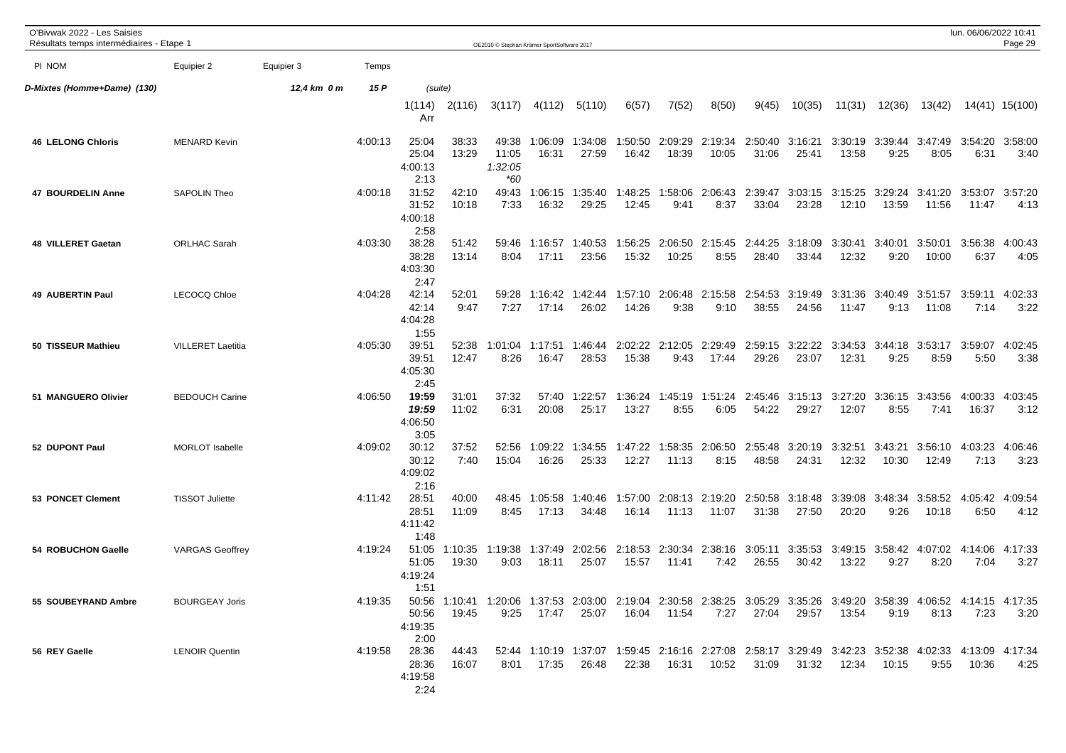O'Bivwak 2022 - Les Saisies
Résultats temps intermédiaires - Etape 1

| Pl NOM | Equipier 2 | Equipier 3 | Temps | | | | | | | | | | | | | | | |
|---|---|---|---|---|---|---|---|---|---|---|---|---|---|---|---|---|---|---|
| **D-Mixtes (Homme+Dame) (130)** | | **12,4 km 0 m** | **15 P** | (suite) | | | | | | | | | | | | | | |
| | | | | 1(114) Arr | 2(116) | 3(117) | 4(112) | 5(110) | 6(57) | 7(52) | 8(50) | 9(45) | 10(35) | 11(31) | 12(36) | 13(42) | 14(41) | 15(100) |
| **46 LELONG Chloris** | MENARD Kevin | | 4:00:13 | 25:04 25:04 4:00:13 2:13 | 38:33 13:29 | 49:38 11:05 *1:32:05* *\*60* | 1:06:09 16:31 | 1:34:08 27:59 | 1:50:50 16:42 | 2:09:29 18:39 | 2:19:34 10:05 | 2:50:40 31:06 | 3:16:21 25:41 | 3:30:19 13:58 | 3:39:44 9:25 | 3:47:49 8:05 | 3:54:20 6:31 | 3:58:00 3:40 |
| **47 BOURDELIN Anne** | SAPOLIN Theo | | 4:00:18 | 31:52 31:52 4:00:18 2:58 | 42:10 10:18 | 49:43 7:33 | 1:06:15 16:32 | 1:35:40 29:25 | 1:48:25 12:45 | 1:58:06 9:41 | 2:06:43 8:37 | 2:39:47 33:04 | 3:03:15 23:28 | 3:15:25 12:10 | 3:29:24 13:59 | 3:41:20 11:56 | 3:53:07 11:47 | 3:57:20 4:13 |
| **48 VILLERET Gaetan** | ORLHAC Sarah | | 4:03:30 | 38:28 38:28 4:03:30 2:47 | 51:42 13:14 | 59:46 8:04 | 1:16:57 17:11 | 1:40:53 23:56 | 1:56:25 15:32 | 2:06:50 10:25 | 2:15:45 8:55 | 2:44:25 28:40 | 3:18:09 33:44 | 3:30:41 12:32 | 3:40:01 9:20 | 3:50:01 10:00 | 3:56:38 6:37 | 4:00:43 4:05 |
| **49 AUBERTIN Paul** | LECOCQ Chloe | | 4:04:28 | 42:14 42:14 4:04:28 1:55 | 52:01 9:47 | 59:28 7:27 | 1:16:42 17:14 | 1:42:44 26:02 | 1:57:10 14:26 | 2:06:48 9:38 | 2:15:58 9:10 | 2:54:53 38:55 | 3:19:49 24:56 | 3:31:36 11:47 | 3:40:49 9:13 | 3:51:57 11:08 | 3:59:11 7:14 | 4:02:33 3:22 |
| **50 TISSEUR Mathieu** | VILLERET Laetitia | | 4:05:30 | 39:51 39:51 4:05:30 2:45 | 52:38 12:47 | 1:01:04 8:26 | 1:17:51 16:47 | 1:46:44 28:53 | 2:02:22 15:38 | 2:12:05 9:43 | 2:29:49 17:44 | 2:59:15 29:26 | 3:22:22 23:07 | 3:34:53 12:31 | 3:44:18 9:25 | 3:53:17 8:59 | 3:59:07 5:50 | 4:02:45 3:38 |
| **51 MANGUERO Olivier** | BEDOUCH Carine | | 4:06:50 | **19:59** ***19:59*** 4:06:50 3:05 | 31:01 11:02 | 37:32 6:31 | 57:40 20:08 | 1:22:57 25:17 | 1:36:24 13:27 | 1:45:19 8:55 | 1:51:24 6:05 | 2:45:46 54:22 | 3:15:13 29:27 | 3:27:20 12:07 | 3:36:15 8:55 | 3:43:56 7:41 | 4:00:33 16:37 | 4:03:45 3:12 |
| **52 DUPONT Paul** | MORLOT Isabelle | | 4:09:02 | 30:12 30:12 4:09:02 2:16 | 37:52 7:40 | 52:56 15:04 | 1:09:22 16:26 | 1:34:55 25:33 | 1:47:22 12:27 | 1:58:35 11:13 | 2:06:50 8:15 | 2:55:48 48:58 | 3:20:19 24:31 | 3:32:51 12:32 | 3:43:21 10:30 | 3:56:10 12:49 | 4:03:23 7:13 | 4:06:46 3:23 |
| **53 PONCET Clement** | TISSOT Juliette | | 4:11:42 | 28:51 28:51 4:11:42 1:48 | 40:00 11:09 | 48:45 8:45 | 1:05:58 17:13 | 1:40:46 34:48 | 1:57:00 16:14 | 2:08:13 11:13 | 2:19:20 11:07 | 2:50:58 31:38 | 3:18:48 27:50 | 3:39:08 20:20 | 3:48:34 9:26 | 3:58:52 10:18 | 4:05:42 6:50 | 4:09:54 4:12 |
| **54 ROBUCHON Gaelle** | VARGAS Geoffrey | | 4:19:24 | 51:05 51:05 4:19:24 1:51 | 1:10:35 19:30 | 1:19:38 9:03 | 1:37:49 18:11 | 2:02:56 25:07 | 2:18:53 15:57 | 2:30:34 11:41 | 2:38:16 7:42 | 3:05:11 26:55 | 3:35:53 30:42 | 3:49:15 13:22 | 3:58:42 9:27 | 4:07:02 8:20 | 4:14:06 7:04 | 4:17:33 3:27 |
| **55 SOUBEYRAND Ambre** | BOURGEAY Joris | | 4:19:35 | 50:56 50:56 4:19:35 2:00 | 1:10:41 19:45 | 1:20:06 9:25 | 1:37:53 17:47 | 2:03:00 25:07 | 2:19:04 16:04 | 2:30:58 11:54 | 2:38:25 7:27 | 3:05:29 27:04 | 3:35:26 29:57 | 3:49:20 13:54 | 3:58:39 9:19 | 4:06:52 8:13 | 4:14:15 7:23 | 4:17:35 3:20 |
| **56 REY Gaelle** | LENOIR Quentin | | 4:19:58 | 28:36 28:36 4:19:58 2:24 | 44:43 16:07 | 52:44 8:01 | 1:10:19 17:35 | 1:37:07 26:48 | 1:59:45 22:38 | 2:16:16 16:31 | 2:27:08 10:52 | 2:58:17 31:09 | 3:29:49 31:32 | 3:42:23 12:34 | 3:52:38 10:15 | 4:02:33 9:55 | 4:13:09 10:36 | 4:17:34 4:25 |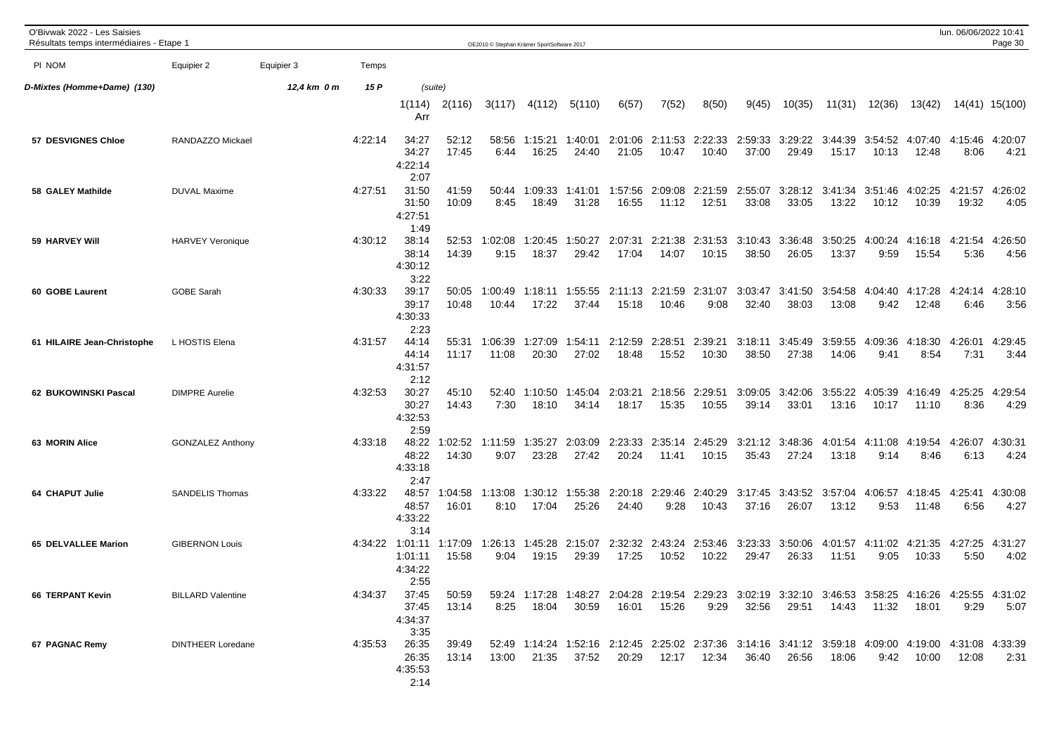O'Bivwak 2022 - Les Saisies
Résultats temps intermédiaires - Etape 1

| Pl NOM | Equipier 2 | Equipier 3 | Temps | 1(114) | 2(116) | 3(117) | 4(112) | 5(110) | 6(57) | 7(52) | 8(50) | 9(45) | 10(35) | 11(31) | 12(36) | 13(42) | 14(41) | 15(100) |
|---|---|---|---|---|---|---|---|---|---|---|---|---|---|---|---|---|---|---|
| **D-Mixtes (Homme+Dame) (130)** | | 12,4 km 0 m | 15 P | (suite) Arr | | | | | | | | | | | | | | |
| **57 DESVIGNES Chloe** | RANDAZZO Mickael | | 4:22:14 | 34:27 34:27 4:22:14 2:07 | 52:12 17:45 | 58:56 6:44 | 1:15:21 16:25 | 1:40:01 24:40 | 2:01:06 21:05 | 2:11:53 10:47 | 2:22:33 10:40 | 2:59:33 37:00 | 3:29:22 29:49 | 3:44:39 15:17 | 3:54:52 10:13 | 4:07:40 12:48 | 4:15:46 8:06 | 4:20:07 4:21 |
| **58 GALEY Mathilde** | DUVAL Maxime | | 4:27:51 | 31:50 31:50 4:27:51 1:49 | 41:59 10:09 | 50:44 8:45 | 1:09:33 18:49 | 1:41:01 31:28 | 1:57:56 16:55 | 2:09:08 11:12 | 2:21:59 12:51 | 2:55:07 33:08 | 3:28:12 33:05 | 3:41:34 13:22 | 3:51:46 10:12 | 4:02:25 10:39 | 4:21:57 19:32 | 4:26:02 4:05 |
| **59 HARVEY Will** | HARVEY Veronique | | 4:30:12 | 38:14 38:14 4:30:12 3:22 | 52:53 14:39 | 1:02:08 9:15 | 1:20:45 18:37 | 1:50:27 29:42 | 2:07:31 17:04 | 2:21:38 14:07 | 2:31:53 10:15 | 3:10:43 38:50 | 3:36:48 26:05 | 3:50:25 13:37 | 4:00:24 9:59 | 4:16:18 15:54 | 4:21:54 5:36 | 4:26:50 4:56 |
| **60 GOBE Laurent** | GOBE Sarah | | 4:30:33 | 39:17 39:17 4:30:33 2:23 | 50:05 10:48 | 1:00:49 10:44 | 1:18:11 17:22 | 1:55:55 37:44 | 2:11:13 15:18 | 2:21:59 10:46 | 2:31:07 9:08 | 3:03:47 32:40 | 3:41:50 38:03 | 3:54:58 13:08 | 4:04:40 9:42 | 4:17:28 12:48 | 4:24:14 6:46 | 4:28:10 3:56 |
| **61 HILAIRE Jean-Christophe** | L HOSTIS Elena | | 4:31:57 | 44:14 44:14 4:31:57 2:12 | 55:31 11:17 | 1:06:39 11:08 | 1:27:09 20:30 | 1:54:11 27:02 | 2:12:59 18:48 | 2:28:51 15:52 | 2:39:21 10:30 | 3:18:11 38:50 | 3:45:49 27:38 | 3:59:55 14:06 | 4:09:36 9:41 | 4:18:30 8:54 | 4:26:01 7:31 | 4:29:45 3:44 |
| **62 BUKOWINSKI Pascal** | DIMPRE Aurelie | | 4:32:53 | 30:27 30:27 4:32:53 2:59 | 45:10 14:43 | 52:40 7:30 | 1:10:50 18:10 | 1:45:04 34:14 | 2:03:21 18:17 | 2:18:56 15:35 | 2:29:51 10:55 | 3:09:05 39:14 | 3:42:06 33:01 | 3:55:22 13:16 | 4:05:39 10:17 | 4:16:49 11:10 | 4:25:25 8:36 | 4:29:54 4:29 |
| **63 MORIN Alice** | GONZALEZ Anthony | | 4:33:18 | 48:22 48:22 4:33:18 2:47 | 1:02:52 14:30 | 1:11:59 9:07 | 1:35:27 23:28 | 2:03:09 27:42 | 2:23:33 20:24 | 2:35:14 11:41 | 2:45:29 10:15 | 3:21:12 35:43 | 3:48:36 27:24 | 4:01:54 13:18 | 4:11:08 9:14 | 4:19:54 8:46 | 4:26:07 6:13 | 4:30:31 4:24 |
| **64 CHAPUT Julie** | SANDELIS Thomas | | 4:33:22 | 48:57 48:57 4:33:22 3:14 | 1:04:58 16:01 | 1:13:08 8:10 | 1:30:12 17:04 | 1:55:38 25:26 | 2:20:18 24:40 | 2:29:46 9:28 | 2:40:29 10:43 | 3:17:45 37:16 | 3:43:52 26:07 | 3:57:04 13:12 | 4:06:57 9:53 | 4:18:45 11:48 | 4:25:41 6:56 | 4:30:08 4:27 |
| **65 DELVALLEE Marion** | GIBERNON Louis | | 4:34:22 | 1:01:11 1:01:11 4:34:22 2:55 | 1:17:09 15:58 | 1:26:13 9:04 | 1:45:28 19:15 | 2:15:07 29:39 | 2:32:32 17:25 | 2:43:24 10:52 | 2:53:46 10:22 | 3:23:33 29:47 | 3:50:06 26:33 | 4:01:57 11:51 | 4:11:02 9:05 | 4:21:35 10:33 | 4:27:25 5:50 | 4:31:27 4:02 |
| **66 TERPANT Kevin** | BILLARD Valentine | | 4:34:37 | 37:45 37:45 4:34:37 3:35 | 50:59 13:14 | 59:24 8:25 | 1:17:28 18:04 | 1:48:27 30:59 | 2:04:28 16:01 | 2:19:54 15:26 | 2:29:23 9:29 | 3:02:19 32:56 | 3:32:10 29:51 | 3:46:53 14:43 | 3:58:25 11:32 | 4:16:26 18:01 | 4:25:55 9:29 | 4:31:02 5:07 |
| **67 PAGNAC Remy** | DINTHEER Loredane | | 4:35:53 | 26:35 26:35 4:35:53 2:14 | 39:49 13:14 | 52:49 13:00 | 1:14:24 21:35 | 1:52:16 37:52 | 2:12:45 20:29 | 2:25:02 12:17 | 2:37:36 12:34 | 3:14:16 36:40 | 3:41:12 26:56 | 3:59:18 18:06 | 4:09:00 9:42 | 4:19:00 10:00 | 4:31:08 12:08 | 4:33:39 2:31 |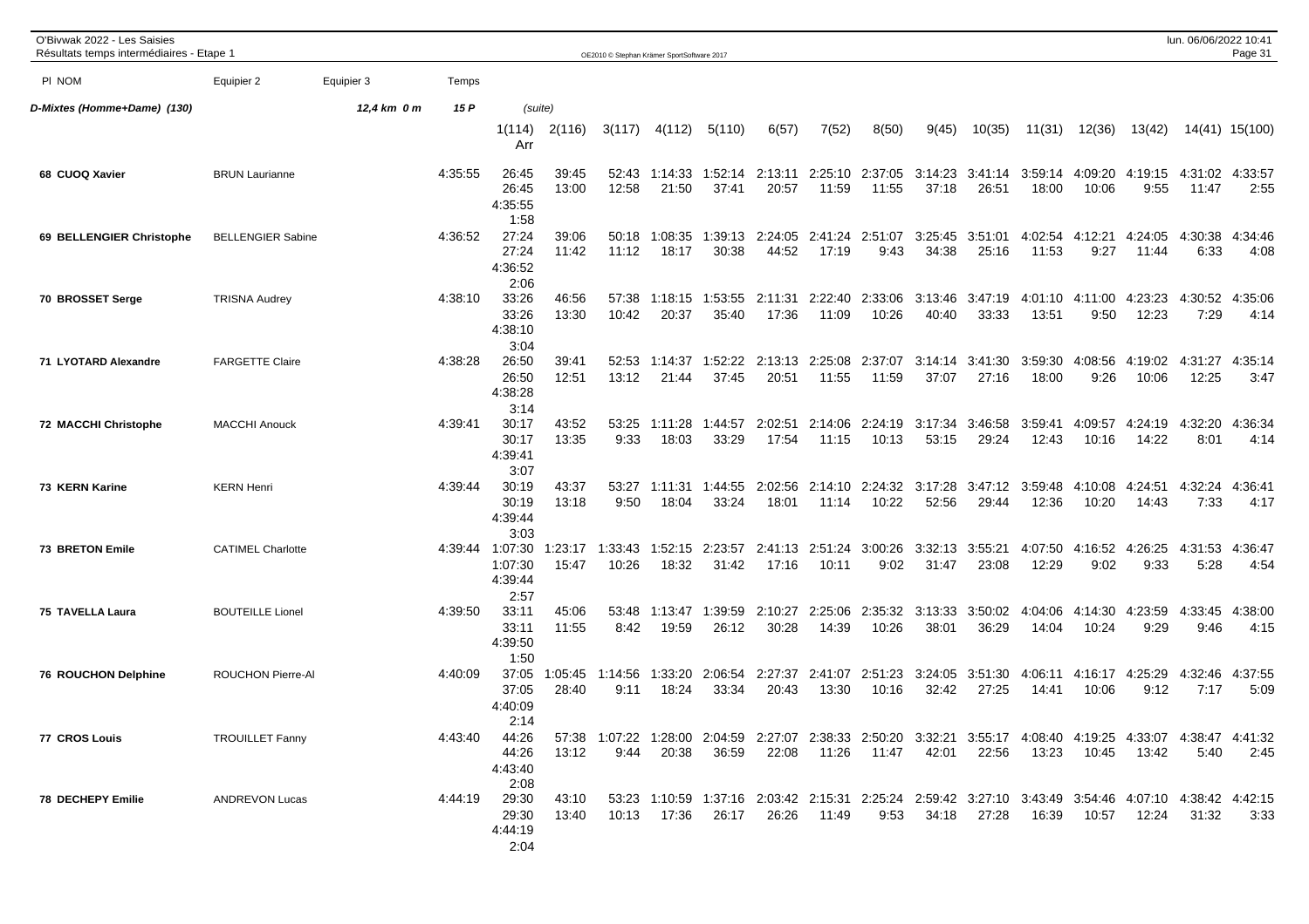O'Bivwak 2022 - Les Saisies
Résultats temps intermédiaires - Etape 1

| Pl NOM | Equipier 2 | Equipier 3 | Temps | | | | | | | | | | | | | | | | |
|---|---|---|---|---|---|---|---|---|---|---|---|---|---|---|---|---|---|---|---|
| ***D-Mixtes (Homme+Dame) (130)*** | | ***12,4 km 0 m*** | ***15 P*** | (suite) | | | | | | | | | | | | | | | |
| | | | | 1(114) Arr | 2(116) | 3(117) | 4(112) | 5(110) | 6(57) | 7(52) | 8(50) | 9(45) | 10(35) | 11(31) | 12(36) | 13(42) | 14(41) | 15(100) |
| **68 CUOQ Xavier** | BRUN Laurianne | | 4:35:55 | 26:45 26:45 4:35:55 1:58 | 39:45 13:00 | 52:43 12:58 | 1:14:33 21:50 | 1:52:14 37:41 | 2:13:11 20:57 | 2:25:10 11:59 | 2:37:05 11:55 | 3:14:23 37:18 | 3:41:14 26:51 | 3:59:14 18:00 | 4:09:20 10:06 | 4:19:15 9:55 | 4:31:02 11:47 | 4:33:57 2:55 |
| **69 BELLENGIER Christophe** | BELLENGIER Sabine | | 4:36:52 | 27:24 27:24 4:36:52 2:06 | 39:06 11:42 | 50:18 11:12 | 1:08:35 18:17 | 1:39:13 30:38 | 2:24:05 44:52 | 2:41:24 17:19 | 2:51:07 9:43 | 3:25:45 34:38 | 3:51:01 25:16 | 4:02:54 11:53 | 4:12:21 9:27 | 4:24:05 11:44 | 4:30:38 6:33 | 4:34:46 4:08 |
| **70 BROSSET Serge** | TRISNA Audrey | | 4:38:10 | 33:26 33:26 4:38:10 3:04 | 46:56 13:30 | 57:38 10:42 | 1:18:15 20:37 | 1:53:55 35:40 | 2:11:31 17:36 | 2:22:40 11:09 | 2:33:06 10:26 | 3:13:46 40:40 | 3:47:19 33:33 | 4:01:10 13:51 | 4:11:00 9:50 | 4:23:23 12:23 | 4:30:52 7:29 | 4:35:06 4:14 |
| **71 LYOTARD Alexandre** | FARGETTE Claire | | 4:38:28 | 26:50 26:50 4:38:28 3:14 | 39:41 12:51 | 52:53 13:12 | 1:14:37 21:44 | 1:52:22 37:45 | 2:13:13 20:51 | 2:25:08 11:55 | 2:37:07 11:59 | 3:14:14 37:07 | 3:41:30 27:16 | 3:59:30 18:00 | 4:08:56 9:26 | 4:19:02 10:06 | 4:31:27 12:25 | 4:35:14 3:47 |
| **72 MACCHI Christophe** | MACCHI Anouck | | 4:39:41 | 30:17 30:17 4:39:41 3:07 | 43:52 13:35 | 53:25 9:33 | 1:11:28 18:03 | 1:44:57 33:29 | 2:02:51 17:54 | 2:14:06 11:15 | 2:24:19 10:13 | 3:17:34 53:15 | 3:46:58 29:24 | 3:59:41 12:43 | 4:09:57 10:16 | 4:24:19 14:22 | 4:32:20 8:01 | 4:36:34 4:14 |
| **73 KERN Karine** | KERN Henri | | 4:39:44 | 30:19 30:19 4:39:44 3:03 | 43:37 13:18 | 53:27 9:50 | 1:11:31 18:04 | 1:44:55 33:24 | 2:02:56 18:01 | 2:14:10 11:14 | 2:24:32 10:22 | 3:17:28 52:56 | 3:47:12 29:44 | 3:59:48 12:36 | 4:10:08 10:20 | 4:24:51 14:43 | 4:32:24 7:33 | 4:36:41 4:17 |
| **73 BRETON Emile** | CATIMEL Charlotte | | 4:39:44 | 1:07:30 1:07:30 4:39:44 2:57 | 1:23:17 15:47 | 1:33:43 10:26 | 1:52:15 18:32 | 2:23:57 31:42 | 2:41:13 17:16 | 2:51:24 10:11 | 3:00:26 9:02 | 3:32:13 31:47 | 3:55:21 23:08 | 4:07:50 12:29 | 4:16:52 9:02 | 4:26:25 9:33 | 4:31:53 5:28 | 4:36:47 4:54 |
| **75 TAVELLA Laura** | BOUTEILLE Lionel | | 4:39:50 | 33:11 33:11 4:39:50 1:50 | 45:06 11:55 | 53:48 8:42 | 1:13:47 19:59 | 1:39:59 26:12 | 2:10:27 30:28 | 2:25:06 14:39 | 2:35:32 10:26 | 3:13:33 38:01 | 3:50:02 36:29 | 4:04:06 14:04 | 4:14:30 10:24 | 4:23:59 9:29 | 4:33:45 9:46 | 4:38:00 4:15 |
| **76 ROUCHON Delphine** | ROUCHON Pierre-Al | | 4:40:09 | 37:05 37:05 4:40:09 2:14 | 1:05:45 28:40 | 1:14:56 9:11 | 1:33:20 18:24 | 2:06:54 33:34 | 2:27:37 20:43 | 2:41:07 13:30 | 2:51:23 10:16 | 3:24:05 32:42 | 3:51:30 27:25 | 4:06:11 14:41 | 4:16:17 10:06 | 4:25:29 9:12 | 4:32:46 7:17 | 4:37:55 5:09 |
| **77 CROS Louis** | TROUILLET Fanny | | 4:43:40 | 44:26 44:26 4:43:40 2:08 | 57:38 13:12 | 1:07:22 9:44 | 1:28:00 20:38 | 2:04:59 36:59 | 2:27:07 22:08 | 2:38:33 11:26 | 2:50:20 11:47 | 3:32:21 42:01 | 3:55:17 22:56 | 4:08:40 13:23 | 4:19:25 10:45 | 4:33:07 13:42 | 4:38:47 5:40 | 4:41:32 2:45 |
| **78 DECHEPY Emilie** | ANDREVON Lucas | | 4:44:19 | 29:30 29:30 4:44:19 2:04 | 43:10 13:40 | 53:23 10:13 | 1:10:59 17:36 | 1:37:16 26:17 | 2:03:42 26:26 | 2:15:31 11:49 | 2:25:24 9:53 | 2:59:42 34:18 | 3:27:10 27:28 | 3:43:49 16:39 | 3:54:46 10:57 | 4:07:10 12:24 | 4:38:42 31:32 | 4:42:15 3:33 |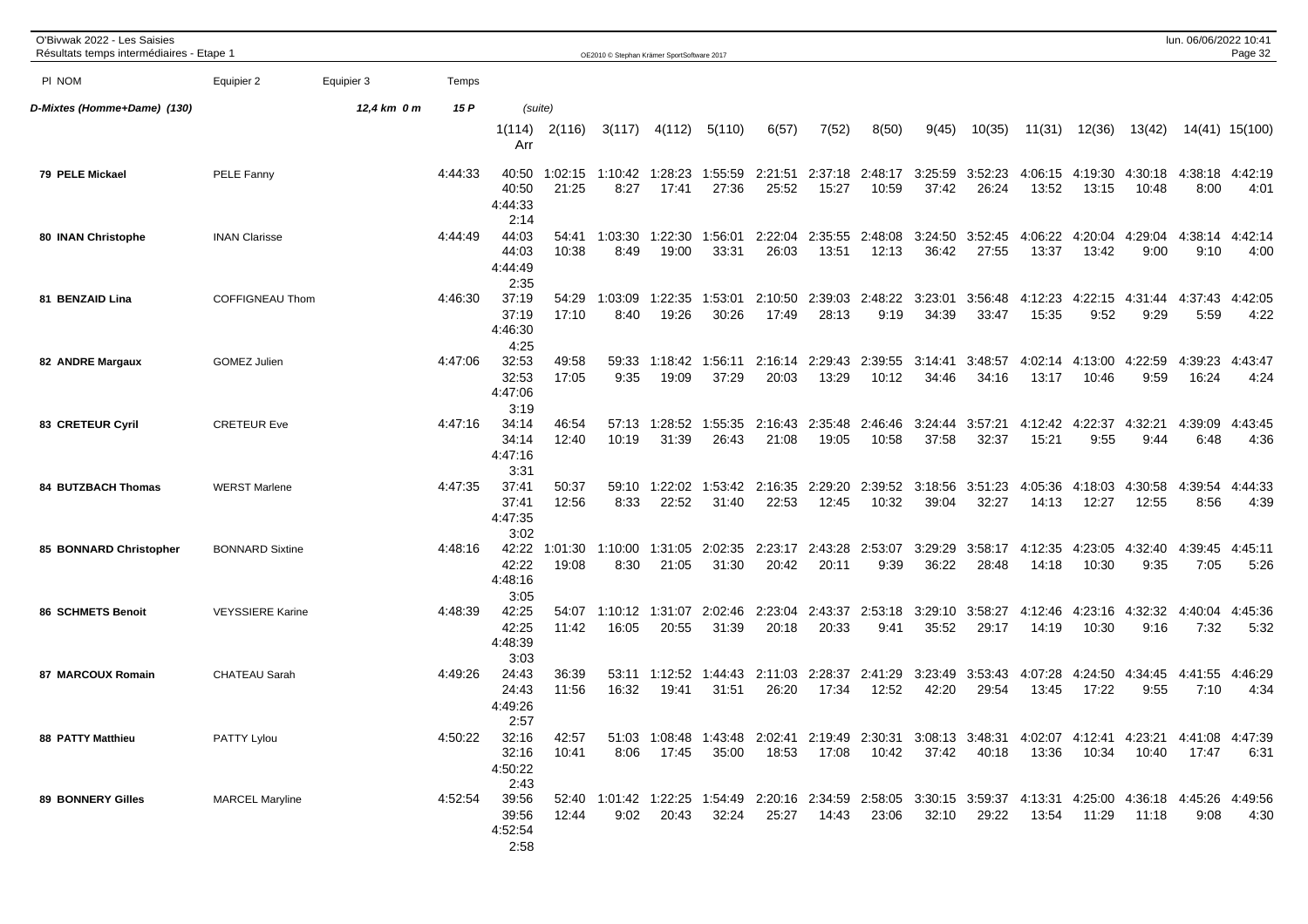O'Bivwak 2022 - Les Saisies
Résultats temps intermédiaires - Etape 1

| Pl NOM | Equipier 2 | Equipier 3 | Temps | | | | | | | | | | | | | | | | |
|---|---|---|---|---|---|---|---|---|---|---|---|---|---|---|---|---|---|---|---|
| **D-Mixtes (Homme+Dame) (130)** | | *12,4 km 0 m* | *15 P* | (suite) | | | | | | | | | | | | | | | |
| | | | | 1(114) Arr | 2(116) | 3(117) | 4(112) | 5(110) | 6(57) | 7(52) | 8(50) | 9(45) | 10(35) | 11(31) | 12(36) | 13(42) | 14(41) | 15(100) |
| **79 PELE Mickael** | PELE Fanny | | 4:44:33 | 40:50 | 1:02:15 | 1:10:42 | 1:28:23 | 1:55:59 | 2:21:51 | 2:37:18 | 2:48:17 | 3:25:59 | 3:52:23 | 4:06:15 | 4:19:30 | 4:30:18 | 4:38:18 | 4:42:19 |
| | | | | 40:50 | 21:25 | 8:27 | 17:41 | 27:36 | 25:52 | 15:27 | 10:59 | 37:42 | 26:24 | 13:52 | 13:15 | 10:48 | 8:00 | 4:01 |
| | | | | 4:44:33 | | | | | | | | | | | | | | |
| | | | | 2:14 | | | | | | | | | | | | | | |
| **80 INAN Christophe** | INAN Clarisse | | 4:44:49 | 44:03 | 54:41 | 1:03:30 | 1:22:30 | 1:56:01 | 2:22:04 | 2:35:55 | 2:48:08 | 3:24:50 | 3:52:45 | 4:06:22 | 4:20:04 | 4:29:04 | 4:38:14 | 4:42:14 |
| | | | | 44:03 | 10:38 | 8:49 | 19:00 | 33:31 | 26:03 | 13:51 | 12:13 | 36:42 | 27:55 | 13:37 | 13:42 | 9:00 | 9:10 | 4:00 |
| | | | | 4:44:49 | | | | | | | | | | | | | | |
| | | | | 2:35 | | | | | | | | | | | | | | |
| **81 BENZAID Lina** | COFFIGNEAU Thom | | 4:46:30 | 37:19 | 54:29 | 1:03:09 | 1:22:35 | 1:53:01 | 2:10:50 | 2:39:03 | 2:48:22 | 3:23:01 | 3:56:48 | 4:12:23 | 4:22:15 | 4:31:44 | 4:37:43 | 4:42:05 |
| | | | | 37:19 | 17:10 | 8:40 | 19:26 | 30:26 | 17:49 | 28:13 | 9:19 | 34:39 | 33:47 | 15:35 | 9:52 | 9:29 | 5:59 | 4:22 |
| | | | | 4:46:30 | | | | | | | | | | | | | | |
| | | | | 4:25 | | | | | | | | | | | | | | |
| **82 ANDRE Margaux** | GOMEZ Julien | | 4:47:06 | 32:53 | 49:58 | 59:33 | 1:18:42 | 1:56:11 | 2:16:14 | 2:29:43 | 2:39:55 | 3:14:41 | 3:48:57 | 4:02:14 | 4:13:00 | 4:22:59 | 4:39:23 | 4:43:47 |
| | | | | 32:53 | 17:05 | 9:35 | 19:09 | 37:29 | 20:03 | 13:29 | 10:12 | 34:46 | 34:16 | 13:17 | 10:46 | 9:59 | 16:24 | 4:24 |
| | | | | 4:47:06 | | | | | | | | | | | | | | |
| | | | | 3:19 | | | | | | | | | | | | | | |
| **83 CRETEUR Cyril** | CRETEUR Eve | | 4:47:16 | 34:14 | 46:54 | 57:13 | 1:28:52 | 1:55:35 | 2:16:43 | 2:35:48 | 2:46:46 | 3:24:44 | 3:57:21 | 4:12:42 | 4:22:37 | 4:32:21 | 4:39:09 | 4:43:45 |
| | | | | 34:14 | 12:40 | 10:19 | 31:39 | 26:43 | 21:08 | 19:05 | 10:58 | 37:58 | 32:37 | 15:21 | 9:55 | 9:44 | 6:48 | 4:36 |
| | | | | 4:47:16 | | | | | | | | | | | | | | |
| | | | | 3:31 | | | | | | | | | | | | | | |
| **84 BUTZBACH Thomas** | WERST Marlene | | 4:47:35 | 37:41 | 50:37 | 59:10 | 1:22:02 | 1:53:42 | 2:16:35 | 2:29:20 | 2:39:52 | 3:18:56 | 3:51:23 | 4:05:36 | 4:18:03 | 4:30:58 | 4:39:54 | 4:44:33 |
| | | | | 37:41 | 12:56 | 8:33 | 22:52 | 31:40 | 22:53 | 12:45 | 10:32 | 39:04 | 32:27 | 14:13 | 12:27 | 12:55 | 8:56 | 4:39 |
| | | | | 4:47:35 | | | | | | | | | | | | | | |
| | | | | 3:02 | | | | | | | | | | | | | | |
| **85 BONNARD Christopher** | BONNARD Sixtine | | 4:48:16 | 42:22 | 1:01:30 | 1:10:00 | 1:31:05 | 2:02:35 | 2:23:17 | 2:43:28 | 2:53:07 | 3:29:29 | 3:58:17 | 4:12:35 | 4:23:05 | 4:32:40 | 4:39:45 | 4:45:11 |
| | | | | 42:22 | 19:08 | 8:30 | 21:05 | 31:30 | 20:42 | 20:11 | 9:39 | 36:22 | 28:48 | 14:18 | 10:30 | 9:35 | 7:05 | 5:26 |
| | | | | 4:48:16 | | | | | | | | | | | | | | |
| | | | | 3:05 | | | | | | | | | | | | | | |
| **86 SCHMETS Benoit** | VEYSSIERE Karine | | 4:48:39 | 42:25 | 54:07 | 1:10:12 | 1:31:07 | 2:02:46 | 2:23:04 | 2:43:37 | 2:53:18 | 3:29:10 | 3:58:27 | 4:12:46 | 4:23:16 | 4:32:32 | 4:40:04 | 4:45:36 |
| | | | | 42:25 | 11:42 | 16:05 | 20:55 | 31:39 | 20:18 | 20:33 | 9:41 | 35:52 | 29:17 | 14:19 | 10:30 | 9:16 | 7:32 | 5:32 |
| | | | | 4:48:39 | | | | | | | | | | | | | | |
| | | | | 3:03 | | | | | | | | | | | | | | |
| **87 MARCOUX Romain** | CHATEAU Sarah | | 4:49:26 | 24:43 | 36:39 | 53:11 | 1:12:52 | 1:44:43 | 2:11:03 | 2:28:37 | 2:41:29 | 3:23:49 | 3:53:43 | 4:07:28 | 4:24:50 | 4:34:45 | 4:41:55 | 4:46:29 |
| | | | | 24:43 | 11:56 | 16:32 | 19:41 | 31:51 | 26:20 | 17:34 | 12:52 | 42:20 | 29:54 | 13:45 | 17:22 | 9:55 | 7:10 | 4:34 |
| | | | | 4:49:26 | | | | | | | | | | | | | | |
| | | | | 2:57 | | | | | | | | | | | | | | |
| **88 PATTY Matthieu** | PATTY Lylou | | 4:50:22 | 32:16 | 42:57 | 51:03 | 1:08:48 | 1:43:48 | 2:02:41 | 2:19:49 | 2:30:31 | 3:08:13 | 3:48:31 | 4:02:07 | 4:12:41 | 4:23:21 | 4:41:08 | 4:47:39 |
| | | | | 32:16 | 10:41 | 8:06 | 17:45 | 35:00 | 18:53 | 17:08 | 10:42 | 37:42 | 40:18 | 13:36 | 10:34 | 10:40 | 17:47 | 6:31 |
| | | | | 4:50:22 | | | | | | | | | | | | | | |
| | | | | 2:43 | | | | | | | | | | | | | | |
| **89 BONNERY Gilles** | MARCEL Maryline | | 4:52:54 | 39:56 | 52:40 | 1:01:42 | 1:22:25 | 1:54:49 | 2:20:16 | 2:34:59 | 2:58:05 | 3:30:15 | 3:59:37 | 4:13:31 | 4:25:00 | 4:36:18 | 4:45:26 | 4:49:56 |
| | | | | 39:56 | 12:44 | 9:02 | 20:43 | 32:24 | 25:27 | 14:43 | 23:06 | 32:10 | 29:22 | 13:54 | 11:29 | 11:18 | 9:08 | 4:30 |
| | | | | 4:52:54 | | | | | | | | | | | | | | |
| | | | | 2:58 | | | | | | | | | | | | | | |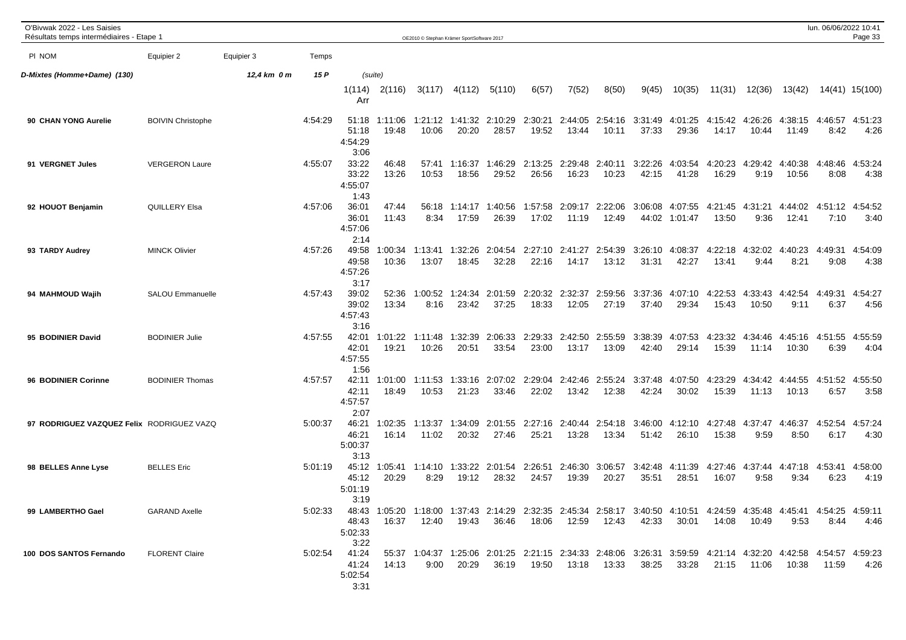O'Bivwak 2022 - Les Saisies
Résultats temps intermédiaires - Etape 1

| Pl NOM | Equipier 2 | Equipier 3 | Temps | 1(114) Arr | 2(116) | 3(117) | 4(112) | 5(110) | 6(57) | 7(52) | 8(50) | 9(45) | 10(35) | 11(31) | 12(36) | 13(42) | 14(41) | 15(100) |
|---|---|---|---|---|---|---|---|---|---|---|---|---|---|---|---|---|---|---|
| ***D-Mixtes (Homme+Dame) (130)*** | | ***12,4 km 0 m*** | ***15 P*** | (suite) | | | | | | | | | | | | | | |
| **90 CHAN YONG Aurelie** | BOIVIN Christophe | | 4:54:29 | 51:18 | 1:11:06 | 1:21:12 | 1:41:32 | 2:10:29 | 2:30:21 | 2:44:05 | 2:54:16 | 3:31:49 | 4:01:25 | 4:15:42 | 4:26:26 | 4:38:15 | 4:46:57 | 4:51:23 |
| | | | | 51:18 | 19:48 | 10:06 | 20:20 | 28:57 | 19:52 | 13:44 | 10:11 | 37:33 | 29:36 | 14:17 | 10:44 | 11:49 | 8:42 | 4:26 |
| | | | | 4:54:29 | | | | | | | | | | | | | | |
| | | | | 3:06 | | | | | | | | | | | | | | |
| **91 VERGNET Jules** | VERGERON Laure | | 4:55:07 | 33:22 | 46:48 | 57:41 | 1:16:37 | 1:46:29 | 2:13:25 | 2:29:48 | 2:40:11 | 3:22:26 | 4:03:54 | 4:20:23 | 4:29:42 | 4:40:38 | 4:48:46 | 4:53:24 |
| | | | | 33:22 | 13:26 | 10:53 | 18:56 | 29:52 | 26:56 | 16:23 | 10:23 | 42:15 | 41:28 | 16:29 | 9:19 | 10:56 | 8:08 | 4:38 |
| | | | | 4:55:07 | | | | | | | | | | | | | | |
| | | | | 1:43 | | | | | | | | | | | | | | |
| **92 HOUOT Benjamin** | QUILLERY Elsa | | 4:57:06 | 36:01 | 47:44 | 56:18 | 1:14:17 | 1:40:56 | 1:57:58 | 2:09:17 | 2:22:06 | 3:06:08 | 4:07:55 | 4:21:45 | 4:31:21 | 4:44:02 | 4:51:12 | 4:54:52 |
| | | | | 36:01 | 11:43 | 8:34 | 17:59 | 26:39 | 17:02 | 11:19 | 12:49 | 44:02 | 1:01:47 | 13:50 | 9:36 | 12:41 | 7:10 | 3:40 |
| | | | | 4:57:06 | | | | | | | | | | | | | | |
| | | | | 2:14 | | | | | | | | | | | | | | |
| **93 TARDY Audrey** | MINCK Olivier | | 4:57:26 | 49:58 | 1:00:34 | 1:13:41 | 1:32:26 | 2:04:54 | 2:27:10 | 2:41:27 | 2:54:39 | 3:26:10 | 4:08:37 | 4:22:18 | 4:32:02 | 4:40:23 | 4:49:31 | 4:54:09 |
| | | | | 49:58 | 10:36 | 13:07 | 18:45 | 32:28 | 22:16 | 14:17 | 13:12 | 31:31 | 42:27 | 13:41 | 9:44 | 8:21 | 9:08 | 4:38 |
| | | | | 4:57:26 | | | | | | | | | | | | | | |
| | | | | 3:17 | | | | | | | | | | | | | | |
| **94 MAHMOUD Wajih** | SALOU Emmanuelle | | 4:57:43 | 39:02 | 52:36 | 1:00:52 | 1:24:34 | 2:01:59 | 2:20:32 | 2:32:37 | 2:59:56 | 3:37:36 | 4:07:10 | 4:22:53 | 4:33:43 | 4:42:54 | 4:49:31 | 4:54:27 |
| | | | | 39:02 | 13:34 | 8:16 | 23:42 | 37:25 | 18:33 | 12:05 | 27:19 | 37:40 | 29:34 | 15:43 | 10:50 | 9:11 | 6:37 | 4:56 |
| | | | | 4:57:43 | | | | | | | | | | | | | | |
| | | | | 3:16 | | | | | | | | | | | | | | |
| **95 BODINIER David** | BODINIER Julie | | 4:57:55 | 42:01 | 1:01:22 | 1:11:48 | 1:32:39 | 2:06:33 | 2:29:33 | 2:42:50 | 2:55:59 | 3:38:39 | 4:07:53 | 4:23:32 | 4:34:46 | 4:45:16 | 4:51:55 | 4:55:59 |
| | | | | 42:01 | 19:21 | 10:26 | 20:51 | 33:54 | 23:00 | 13:17 | 13:09 | 42:40 | 29:14 | 15:39 | 11:14 | 10:30 | 6:39 | 4:04 |
| | | | | 4:57:55 | | | | | | | | | | | | | | |
| | | | | 1:56 | | | | | | | | | | | | | | |
| **96 BODINIER Corinne** | BODINIER Thomas | | 4:57:57 | 42:11 | 1:01:00 | 1:11:53 | 1:33:16 | 2:07:02 | 2:29:04 | 2:42:46 | 2:55:24 | 3:37:48 | 4:07:50 | 4:23:29 | 4:34:42 | 4:44:55 | 4:51:52 | 4:55:50 |
| | | | | 42:11 | 18:49 | 10:53 | 21:23 | 33:46 | 22:02 | 13:42 | 12:38 | 42:24 | 30:02 | 15:39 | 11:13 | 10:13 | 6:57 | 3:58 |
| | | | | 4:57:57 | | | | | | | | | | | | | | |
| | | | | 2:07 | | | | | | | | | | | | | | |
| **97 RODRIGUEZ VAZQUEZ Felix** | RODRIGUEZ VAZQ | | 5:00:37 | 46:21 | 1:02:35 | 1:13:37 | 1:34:09 | 2:01:55 | 2:27:16 | 2:40:44 | 2:54:18 | 3:46:00 | 4:12:10 | 4:27:48 | 4:37:47 | 4:46:37 | 4:52:54 | 4:57:24 |
| | | | | 46:21 | 16:14 | 11:02 | 20:32 | 27:46 | 25:21 | 13:28 | 13:34 | 51:42 | 26:10 | 15:38 | 9:59 | 8:50 | 6:17 | 4:30 |
| | | | | 5:00:37 | | | | | | | | | | | | | | |
| | | | | 3:13 | | | | | | | | | | | | | | |
| **98 BELLES Anne Lyse** | BELLES Eric | | 5:01:19 | 45:12 | 1:05:41 | 1:14:10 | 1:33:22 | 2:01:54 | 2:26:51 | 2:46:30 | 3:06:57 | 3:42:48 | 4:11:39 | 4:27:46 | 4:37:44 | 4:47:18 | 4:53:41 | 4:58:00 |
| | | | | 45:12 | 20:29 | 8:29 | 19:12 | 28:32 | 24:57 | 19:39 | 20:27 | 35:51 | 28:51 | 16:07 | 9:58 | 9:34 | 6:23 | 4:19 |
| | | | | 5:01:19 | | | | | | | | | | | | | | |
| | | | | 3:19 | | | | | | | | | | | | | | |
| **99 LAMBERTHO Gael** | GARAND Axelle | | 5:02:33 | 48:43 | 1:05:20 | 1:18:00 | 1:37:43 | 2:14:29 | 2:32:35 | 2:45:34 | 2:58:17 | 3:40:50 | 4:10:51 | 4:24:59 | 4:35:48 | 4:45:41 | 4:54:25 | 4:59:11 |
| | | | | 48:43 | 16:37 | 12:40 | 19:43 | 36:46 | 18:06 | 12:59 | 12:43 | 42:33 | 30:01 | 14:08 | 10:49 | 9:53 | 8:44 | 4:46 |
| | | | | 5:02:33 | | | | | | | | | | | | | | |
| | | | | 3:22 | | | | | | | | | | | | | | |
| **100 DOS SANTOS Fernando** | FLORENT Claire | | 5:02:54 | 41:24 | 55:37 | 1:04:37 | 1:25:06 | 2:01:25 | 2:21:15 | 2:34:33 | 2:48:06 | 3:26:31 | 3:59:59 | 4:21:14 | 4:32:20 | 4:42:58 | 4:54:57 | 4:59:23 |
| | | | | 41:24 | 14:13 | 9:00 | 20:29 | 36:19 | 19:50 | 13:18 | 13:33 | 38:25 | 33:28 | 21:15 | 11:06 | 10:38 | 11:59 | 4:26 |
| | | | | 5:02:54 | | | | | | | | | | | | | | |
| | | | | 3:31 | | | | | | | | | | | | | | |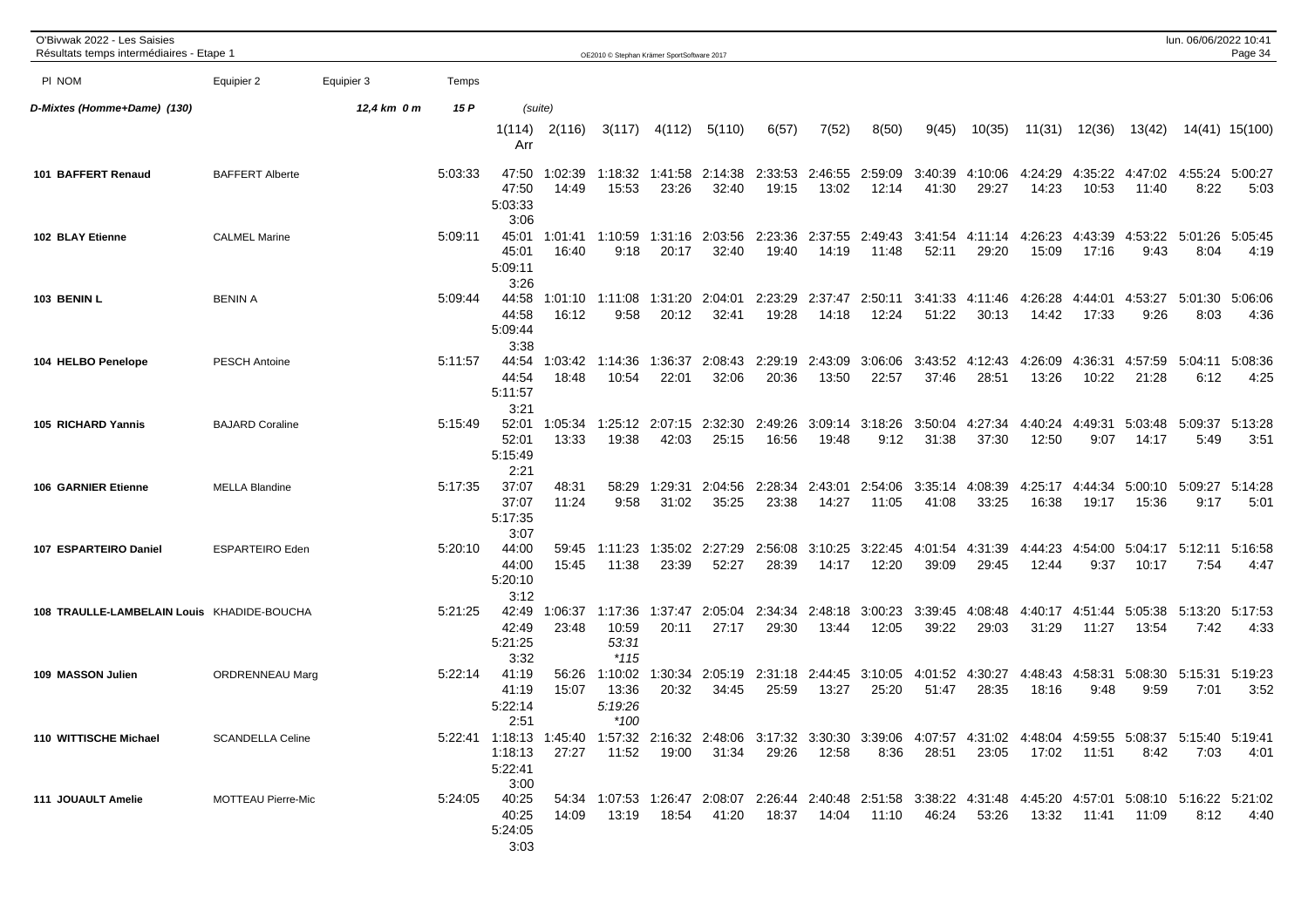O'Bivwak 2022 - Les Saisies
Résultats temps intermédiaires - Etape 1

| Pl NOM | Equipier 2 | Equipier 3 | Temps | 1(114) Arr | 2(116) | 3(117) | 4(112) | 5(110) | 6(57) | 7(52) | 8(50) | 9(45) | 10(35) | 11(31) | 12(36) | 13(42) | 14(41) | 15(100) |
|---|---|---|---|---|---|---|---|---|---|---|---|---|---|---|---|---|---|---|
| **D-Mixtes (Homme+Dame) (130)** | | 12,4 km 0 m | 15 P | (suite) | | | | | | | | | | | | | | |
| **101 BAFFERT Renaud** | BAFFERT Alberte | | 5:03:33 | 47:50 | 1:02:39 | 1:18:32 | 1:41:58 | 2:14:38 | 2:33:53 | 2:46:55 | 2:59:09 | 3:40:39 | 4:10:06 | 4:24:29 | 4:35:22 | 4:47:02 | 4:55:24 | 5:00:27 |
| | | | | 47:50 | 14:49 | 15:53 | 23:26 | 32:40 | 19:15 | 13:02 | 12:14 | 41:30 | 29:27 | 14:23 | 10:53 | 11:40 | 8:22 | 5:03 |
| | | | | 5:03:33 | | | | | | | | | | | | | | |
| | | | | 3:06 | | | | | | | | | | | | | | |
| **102 BLAY Etienne** | CALMEL Marine | | 5:09:11 | 45:01 | 1:01:41 | 1:10:59 | 1:31:16 | 2:03:56 | 2:23:36 | 2:37:55 | 2:49:43 | 3:41:54 | 4:11:14 | 4:26:23 | 4:43:39 | 4:53:22 | 5:01:26 | 5:05:45 |
| | | | | 45:01 | 16:40 | 9:18 | 20:17 | 32:40 | 19:40 | 14:19 | 11:48 | 52:11 | 29:20 | 15:09 | 17:16 | 9:43 | 8:04 | 4:19 |
| | | | | 5:09:11 | | | | | | | | | | | | | | |
| | | | | 3:26 | | | | | | | | | | | | | | |
| **103 BENIN L** | BENIN A | | 5:09:44 | 44:58 | 1:01:10 | 1:11:08 | 1:31:20 | 2:04:01 | 2:23:29 | 2:37:47 | 2:50:11 | 3:41:33 | 4:11:46 | 4:26:28 | 4:44:01 | 4:53:27 | 5:01:30 | 5:06:06 |
| | | | | 44:58 | 16:12 | 9:58 | 20:12 | 32:41 | 19:28 | 14:18 | 12:24 | 51:22 | 30:13 | 14:42 | 17:33 | 9:26 | 8:03 | 4:36 |
| | | | | 5:09:44 | | | | | | | | | | | | | | |
| | | | | 3:38 | | | | | | | | | | | | | | |
| **104 HELBO Penelope** | PESCH Antoine | | 5:11:57 | 44:54 | 1:03:42 | 1:14:36 | 1:36:37 | 2:08:43 | 2:29:19 | 2:43:09 | 3:06:06 | 3:43:52 | 4:12:43 | 4:26:09 | 4:36:31 | 4:57:59 | 5:04:11 | 5:08:36 |
| | | | | 44:54 | 18:48 | 10:54 | 22:01 | 32:06 | 20:36 | 13:50 | 22:57 | 37:46 | 28:51 | 13:26 | 10:22 | 21:28 | 6:12 | 4:25 |
| | | | | 5:11:57 | | | | | | | | | | | | | | |
| | | | | 3:21 | | | | | | | | | | | | | | |
| **105 RICHARD Yannis** | BAJARD Coraline | | 5:15:49 | 52:01 | 1:05:34 | 1:25:12 | 2:07:15 | 2:32:30 | 2:49:26 | 3:09:14 | 3:18:26 | 3:50:04 | 4:27:34 | 4:40:24 | 4:49:31 | 5:03:48 | 5:09:37 | 5:13:28 |
| | | | | 52:01 | 13:33 | 19:38 | 42:03 | 25:15 | 16:56 | 19:48 | 9:12 | 31:38 | 37:30 | 12:50 | 9:07 | 14:17 | 5:49 | 3:51 |
| | | | | 5:15:49 | | | | | | | | | | | | | | |
| | | | | 2:21 | | | | | | | | | | | | | | |
| **106 GARNIER Etienne** | MELLA Blandine | | 5:17:35 | 37:07 | 48:31 | 58:29 | 1:29:31 | 2:04:56 | 2:28:34 | 2:43:01 | 2:54:06 | 3:35:14 | 4:08:39 | 4:25:17 | 4:44:34 | 5:00:10 | 5:09:27 | 5:14:28 |
| | | | | 37:07 | 11:24 | 9:58 | 31:02 | 35:25 | 23:38 | 14:27 | 11:05 | 41:08 | 33:25 | 16:38 | 19:17 | 15:36 | 9:17 | 5:01 |
| | | | | 5:17:35 | | | | | | | | | | | | | | |
| | | | | 3:07 | | | | | | | | | | | | | | |
| **107 ESPARTEIRO Daniel** | ESPARTEIRO Eden | | 5:20:10 | 44:00 | 59:45 | 1:11:23 | 1:35:02 | 2:27:29 | 2:56:08 | 3:10:25 | 3:22:45 | 4:01:54 | 4:31:39 | 4:44:23 | 4:54:00 | 5:04:17 | 5:12:11 | 5:16:58 |
| | | | | 44:00 | 15:45 | 11:38 | 23:39 | 52:27 | 28:39 | 14:17 | 12:20 | 39:09 | 29:45 | 12:44 | 9:37 | 10:17 | 7:54 | 4:47 |
| | | | | 5:20:10 | | | | | | | | | | | | | | |
| | | | | 3:12 | | | | | | | | | | | | | | |
| **108 TRAULLE-LAMBELAIN Louis** | KHADIDE-BOUCHA | | 5:21:25 | 42:49 | 1:06:37 | 1:17:36 | 1:37:47 | 2:05:04 | 2:34:34 | 2:48:18 | 3:00:23 | 3:39:45 | 4:08:48 | 4:40:17 | 4:51:44 | 5:05:38 | 5:13:20 | 5:17:53 |
| | | | | 42:49 | 23:48 | 10:59 | 20:11 | 27:17 | 29:30 | 13:44 | 12:05 | 39:22 | 29:03 | 31:29 | 11:27 | 13:54 | 7:42 | 4:33 |
| | | | | 5:21:25 | | 53:31 | | | | | | | | | | | | |
| | | | | 3:32 | | *115 | | | | | | | | | | | | |
| **109 MASSON Julien** | ORDRENNEAU Marg | | 5:22:14 | 41:19 | 56:26 | 1:10:02 | 1:30:34 | 2:05:19 | 2:31:18 | 2:44:45 | 3:10:05 | 4:01:52 | 4:30:27 | 4:48:43 | 4:58:31 | 5:08:30 | 5:15:31 | 5:19:23 |
| | | | | 41:19 | 15:07 | 13:36 | 20:32 | 34:45 | 25:59 | 13:27 | 25:20 | 51:47 | 28:35 | 18:16 | 9:48 | 9:59 | 7:01 | 3:52 |
| | | | | 5:22:14 | | 5:19:26 | | | | | | | | | | | | |
| | | | | 2:51 | | *100 | | | | | | | | | | | | |
| **110 WITTISCHE Michael** | SCANDELLA Celine | | 5:22:41 | 1:18:13 | 1:45:40 | 1:57:32 | 2:16:32 | 2:48:06 | 3:17:32 | 3:30:30 | 3:39:06 | 4:07:57 | 4:31:02 | 4:48:04 | 4:59:55 | 5:08:37 | 5:15:40 | 5:19:41 |
| | | | | 1:18:13 | 27:27 | 11:52 | 19:00 | 31:34 | 29:26 | 12:58 | 8:36 | 28:51 | 23:05 | 17:02 | 11:51 | 8:42 | 7:03 | 4:01 |
| | | | | 5:22:41 | | | | | | | | | | | | | | |
| | | | | 3:00 | | | | | | | | | | | | | | |
| **111 JOUAULT Amelie** | MOTTEAU Pierre-Mic | | 5:24:05 | 40:25 | 54:34 | 1:07:53 | 1:26:47 | 2:08:07 | 2:26:44 | 2:40:48 | 2:51:58 | 3:38:22 | 4:31:48 | 4:45:20 | 4:57:01 | 5:08:10 | 5:16:22 | 5:21:02 |
| | | | | 40:25 | 14:09 | 13:19 | 18:54 | 41:20 | 18:37 | 14:04 | 11:10 | 46:24 | 53:26 | 13:32 | 11:41 | 11:09 | 8:12 | 4:40 |
| | | | | 5:24:05 | | | | | | | | | | | | | | |
| | | | | 3:03 | | | | | | | | | | | | | | |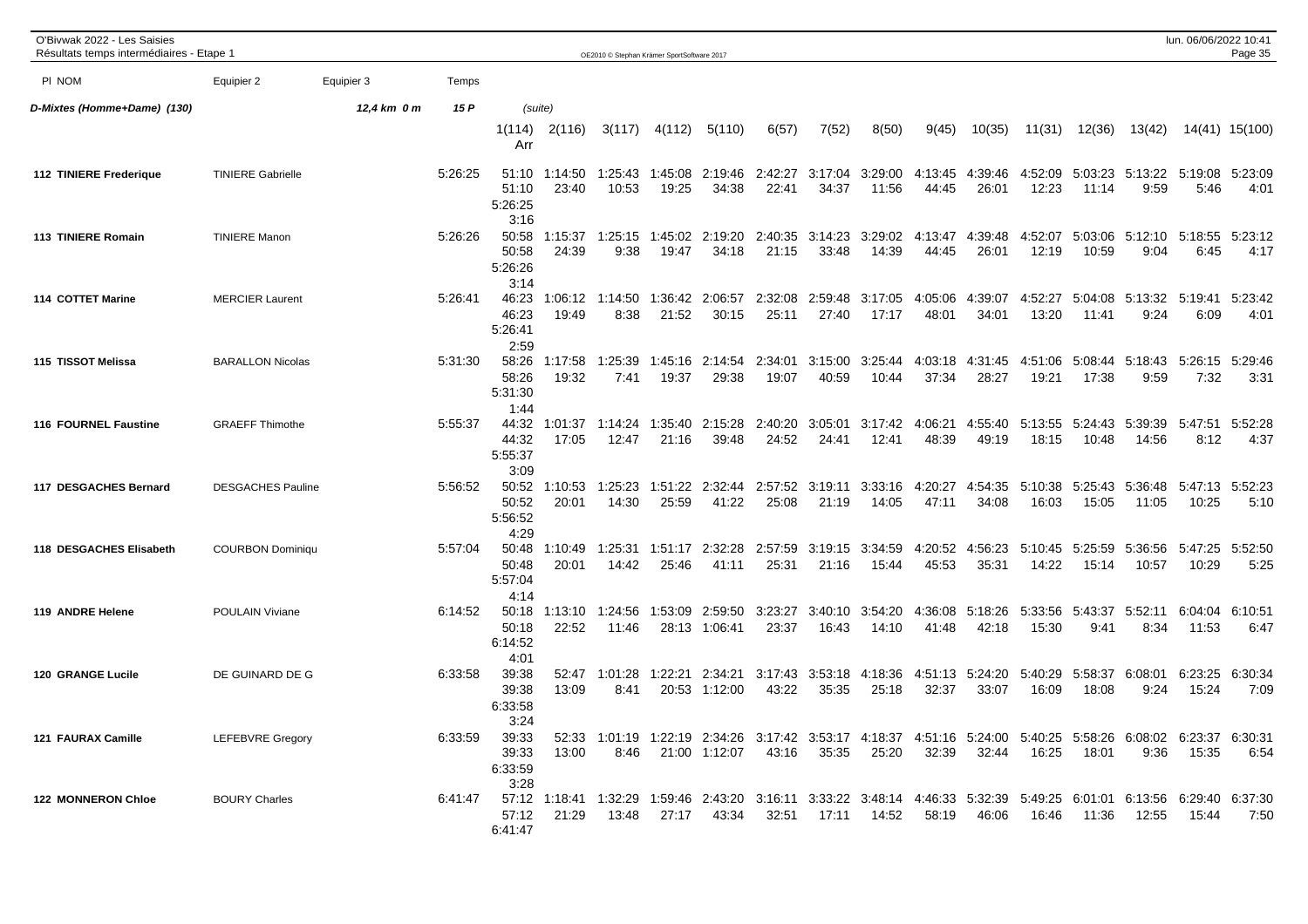O'Bivwak 2022 - Les Saisies
Résultats temps intermédiaires - Etape 1

| Pl NOM | Equipier 2 | Equipier 3 | Temps | 1(114) | 2(116) | 3(117) | 4(112) | 5(110) | 6(57) | 7(52) | 8(50) | 9(45) | 10(35) | 11(31) | 12(36) | 13(42) | 14(41) | 15(100) | Arr |
|---|---|---|---|---|---|---|---|---|---|---|---|---|---|---|---|---|---|---|---|
| **D-Mixtes (Homme+Dame) (130)** | | *12,4 km 0 m* | *15 P* | (suite) | | | | | | | | | | | | | | | |
| **112 TINIERE Frederique** | TINIERE Gabrielle | | 5:26:25 | 51:10<br>51:10 | 1:14:50<br>23:40 | 1:25:43<br>10:53 | 1:45:08<br>19:25 | 2:19:46<br>34:38 | 2:42:27<br>22:41 | 3:17:04<br>34:37 | 3:29:00<br>11:56 | 4:13:45<br>44:45 | 4:39:46<br>26:01 | 4:52:09<br>12:23 | 5:03:23<br>11:14 | 5:13:22<br>9:59 | 5:19:08<br>5:46 | 5:23:09<br>4:01 | 5:26:25<br>3:16 |
| **113 TINIERE Romain** | TINIERE Manon | | 5:26:26 | 50:58<br>50:58 | 1:15:37<br>24:39 | 1:25:15<br>9:38 | 1:45:02<br>19:47 | 2:19:20<br>34:18 | 2:40:35<br>21:15 | 3:14:23<br>33:48 | 3:29:02<br>14:39 | 4:13:47<br>44:45 | 4:39:48<br>26:01 | 4:52:07<br>12:19 | 5:03:06<br>10:59 | 5:12:10<br>9:04 | 5:18:55<br>6:45 | 5:23:12<br>4:17 | 5:26:26<br>3:14 |
| **114 COTTET Marine** | MERCIER Laurent | | 5:26:41 | 46:23<br>46:23 | 1:06:12<br>19:49 | 1:14:50<br>8:38 | 1:36:42<br>21:52 | 2:06:57<br>30:15 | 2:32:08<br>25:11 | 2:59:48<br>27:40 | 3:17:05<br>17:17 | 4:05:06<br>48:01 | 4:39:07<br>34:01 | 4:52:27<br>13:20 | 5:04:08<br>11:41 | 5:13:32<br>9:24 | 5:19:41<br>6:09 | 5:23:42<br>4:01 | 5:26:41<br>2:59 |
| **115 TISSOT Melissa** | BARALLON Nicolas | | 5:31:30 | 58:26<br>58:26 | 1:17:58<br>19:32 | 1:25:39<br>7:41 | 1:45:16<br>19:37 | 2:14:54<br>29:38 | 2:34:01<br>19:07 | 3:15:00<br>40:59 | 3:25:44<br>10:44 | 4:03:18<br>37:34 | 4:31:45<br>28:27 | 4:51:06<br>19:21 | 5:08:44<br>17:38 | 5:18:43<br>9:59 | 5:26:15<br>7:32 | 5:29:46<br>3:31 | 5:31:30<br>1:44 |
| **116 FOURNEL Faustine** | GRAEFF Thimothe | | 5:55:37 | 44:32<br>44:32 | 1:01:37<br>17:05 | 1:14:24<br>12:47 | 1:35:40<br>21:16 | 2:15:28<br>39:48 | 2:40:20<br>24:52 | 3:05:01<br>24:41 | 3:17:42<br>12:41 | 4:06:21<br>48:39 | 4:55:40<br>49:19 | 5:13:55<br>18:15 | 5:24:43<br>10:48 | 5:39:39<br>14:56 | 5:47:51<br>8:12 | 5:52:28<br>4:37 | 5:55:37<br>3:09 |
| **117 DESGACHES Bernard** | DESGACHES Pauline | | 5:56:52 | 50:52<br>50:52 | 1:10:53<br>20:01 | 1:25:23<br>14:30 | 1:51:22<br>25:59 | 2:32:44<br>41:22 | 2:57:52<br>25:08 | 3:19:11<br>21:19 | 3:33:16<br>14:05 | 4:20:27<br>47:11 | 4:54:35<br>34:08 | 5:10:38<br>16:03 | 5:25:43<br>15:05 | 5:36:48<br>11:05 | 5:47:13<br>10:25 | 5:52:23<br>5:10 | 5:56:52<br>4:29 |
| **118 DESGACHES Elisabeth** | COURBON Dominiqu | | 5:57:04 | 50:48<br>50:48 | 1:10:49<br>20:01 | 1:25:31<br>14:42 | 1:51:17<br>25:46 | 2:32:28<br>41:11 | 2:57:59<br>25:31 | 3:19:15<br>21:16 | 3:34:59<br>15:44 | 4:20:52<br>45:53 | 4:56:23<br>35:31 | 5:10:45<br>14:22 | 5:25:59<br>15:14 | 5:36:56<br>10:57 | 5:47:25<br>10:29 | 5:52:50<br>5:25 | 5:57:04<br>4:14 |
| **119 ANDRE Helene** | POULAIN Viviane | | 6:14:52 | 50:18<br>50:18 | 1:13:10<br>22:52 | 1:24:56<br>11:46 | 1:53:09<br>28:13 | 2:59:50<br>1:06:41 | 3:23:27<br>23:37 | 3:40:10<br>16:43 | 3:54:20<br>14:10 | 4:36:08<br>41:48 | 5:18:26<br>42:18 | 5:33:56<br>15:30 | 5:43:37<br>9:41 | 5:52:11<br>8:34 | 6:04:04<br>11:53 | 6:10:51<br>6:47 | 6:14:52<br>4:01 |
| **120 GRANGE Lucile** | DE GUINARD DE G | | 6:33:58 | 39:38<br>39:38 | 52:47<br>13:09 | 1:01:28<br>8:41 | 1:22:21<br>20:53 | 2:34:21<br>1:12:00 | 3:17:43<br>43:22 | 3:53:18<br>35:35 | 4:18:36<br>25:18 | 4:51:13<br>32:37 | 5:24:20<br>33:07 | 5:40:29<br>16:09 | 5:58:37<br>18:08 | 6:08:01<br>9:24 | 6:23:25<br>15:24 | 6:30:34<br>7:09 | 6:33:58<br>3:24 |
| **121 FAURAX Camille** | LEFEBVRE Gregory | | 6:33:59 | 39:33<br>39:33 | 52:33<br>13:00 | 1:01:19<br>8:46 | 1:22:19<br>21:00 | 2:34:26<br>1:12:07 | 3:17:42<br>43:16 | 3:53:17<br>35:35 | 4:18:37<br>25:20 | 4:51:16<br>32:39 | 5:24:00<br>32:44 | 5:40:25<br>16:25 | 5:58:26<br>18:01 | 6:08:02<br>9:36 | 6:23:37<br>15:35 | 6:30:31<br>6:54 | 6:33:59<br>3:28 |
| **122 MONNERON Chloe** | BOURY Charles | | 6:41:47 | 57:12<br>57:12 | 1:18:41<br>21:29 | 1:32:29<br>13:48 | 1:59:46<br>27:17 | 2:43:20<br>43:34 | 3:16:11<br>32:51 | 3:33:22<br>17:11 | 3:48:14<br>14:52 | 4:46:33<br>58:19 | 5:32:39<br>46:06 | 5:49:25<br>16:46 | 6:01:01<br>11:36 | 6:13:56<br>12:55 | 6:29:40<br>15:44 | 6:37:30<br>7:50 | 6:41:47 |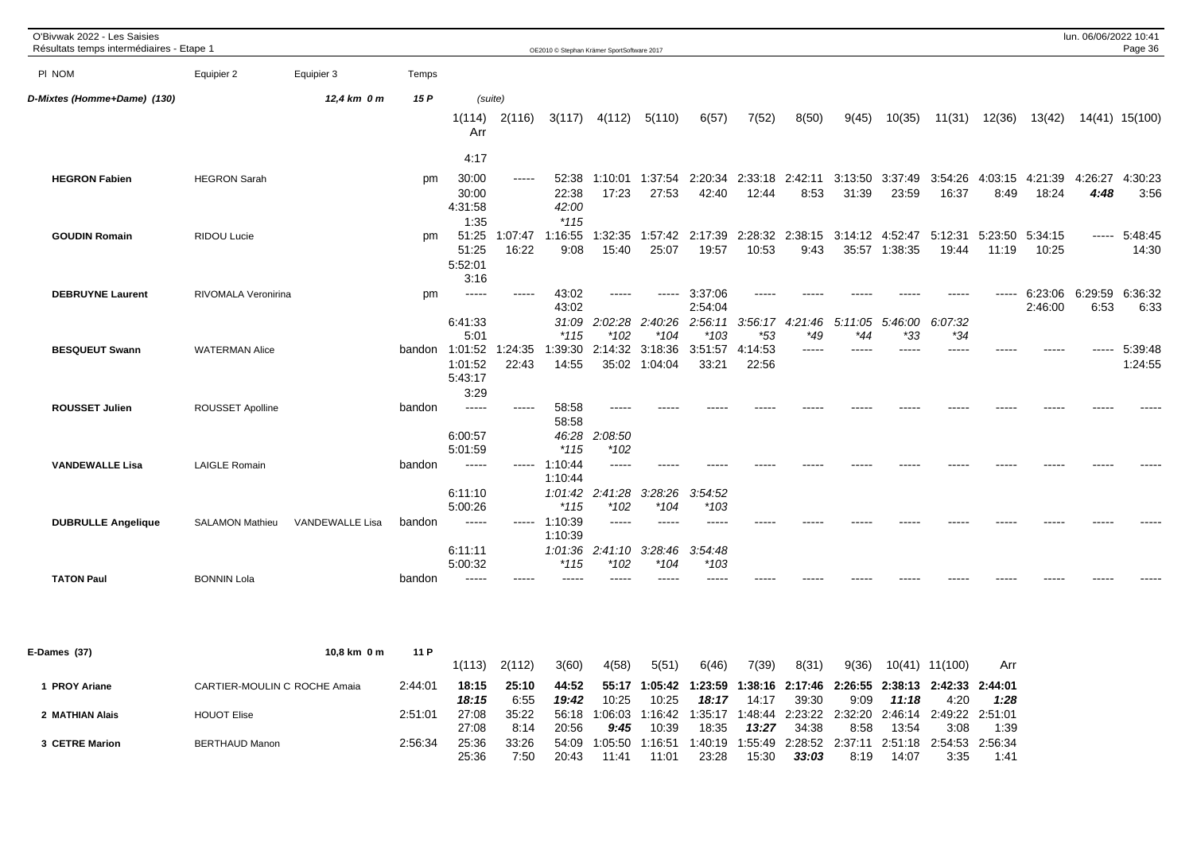## D-Mixtes (Homme+Dame) (130) — 12,4 km 0 m — 15 P (suite)

| Pl | NOM | Equipier 2 | Equipier 3 | Temps | 1(114) | 2(116) | 3(117) | 4(112) | 5(110) | 6(57) | 7(52) | 8(50) | 9(45) | 10(35) | 11(31) | 12(36) | 13(42) | 14(41) | 15(100) | Arr |
|---|---|---|---|---|---|---|---|---|---|---|---|---|---|---|---|---|---|---|---|---|
| | | | | | | | | | | | | | | | | | | | | 4:17 |
| | HEGRON Fabien | HEGRON Sarah | | pm | 30:00 | ----- | 52:38 | 1:10:01 | 1:37:54 | 2:20:34 | 2:33:18 | 2:42:11 | 3:13:50 | 3:37:49 | 3:54:26 | 4:03:15 | 4:21:39 | 4:26:27 | 4:30:23 | 4:31:58 |
| | | | | | 30:00 | | 22:38 | 17:23 | 27:53 | 42:40 | 12:44 | 8:53 | 31:39 | 23:59 | 16:37 | 8:49 | 18:24 | ***4:48*** | 3:56 | 1:35 |
| | | | | | | | *42:00* | | | | | | | | | | | | | |
| | | | | | | | **115* | | | | | | | | | | | | | |
| | GOUDIN Romain | RIDOU Lucie | | pm | 51:25 | 1:07:47 | 1:16:55 | 1:32:35 | 1:57:42 | 2:17:39 | 2:28:32 | 2:38:15 | 3:14:12 | 4:52:47 | 5:12:31 | 5:23:50 | 5:34:15 | ----- | 5:48:45 | 5:52:01 |
| | | | | | 51:25 | 16:22 | 9:08 | 15:40 | 25:07 | 19:57 | 10:53 | 9:43 | 35:57 | 1:38:35 | 19:44 | 11:19 | 10:25 | | 14:30 | 3:16 |
| | DEBRUYNE Laurent | RIVOMALA Veronirina | | pm | ----- | ----- | 43:02 | ----- | ----- | 3:37:06 | ----- | ----- | ----- | ----- | ----- | ----- | 6:23:06 | 6:29:59 | 6:36:32 | 6:41:33 |
| | | | | | | | 43:02 | | | 2:54:04 | | | | | | | 2:46:00 | 6:53 | 6:33 | 5:01 |
| | | | | | | | *31:09* | *2:02:28* | *2:40:26* | *2:56:11* | *3:56:17* | *4:21:46* | *5:11:05* | *5:46:00* | *6:07:32* | | | | | |
| | | | | | | | **115* | **102* | **104* | **103* | **53* | **49* | **44* | **33* | **34* | | | | | |
| | BESQUEUT Swann | WATERMAN Alice | | bandon | 1:01:52 | 1:24:35 | 1:39:30 | 2:14:32 | 3:18:36 | 3:51:57 | 4:14:53 | ----- | ----- | ----- | ----- | ----- | ----- | ----- | 5:39:48 | 5:43:17 |
| | | | | | 1:01:52 | 22:43 | 14:55 | 35:02 | 1:04:04 | 33:21 | 22:56 | | | | | | | | 1:24:55 | 3:29 |
| | ROUSSET Julien | ROUSSET Apolline | | bandon | ----- | ----- | 58:58 | ----- | ----- | ----- | ----- | ----- | ----- | ----- | ----- | ----- | ----- | ----- | ----- | 6:00:57 |
| | | | | | | | 58:58 | | | | | | | | | | | | | 5:01:59 |
| | | | | | | | *46:28* | *2:08:50* | | | | | | | | | | | | |
| | | | | | | | **115* | **102* | | | | | | | | | | | | |
| | VANDEWALLE Lisa | LAIGLE Romain | | bandon | ----- | ----- | 1:10:44 | ----- | ----- | ----- | ----- | ----- | ----- | ----- | ----- | ----- | ----- | ----- | ----- | 6:11:10 |
| | | | | | | | 1:10:44 | | | | | | | | | | | | | 5:00:26 |
| | | | | | | | *1:01:42* | *2:41:28* | *3:28:26* | *3:54:52* | | | | | | | | | | |
| | | | | | | | **115* | **102* | **104* | **103* | | | | | | | | | | |
| | DUBRULLE Angelique | SALAMON Mathieu | VANDEWALLE Lisa | bandon | ----- | ----- | 1:10:39 | ----- | ----- | ----- | ----- | ----- | ----- | ----- | ----- | ----- | ----- | ----- | ----- | 6:11:11 |
| | | | | | | | 1:10:39 | | | | | | | | | | | | | 5:00:32 |
| | | | | | | | *1:01:36* | *2:41:10* | *3:28:46* | *3:54:48* | | | | | | | | | | |
| | | | | | | | **115* | **102* | **104* | **103* | | | | | | | | | | |
| | TATON Paul | BONNIN Lola | | bandon | ----- | ----- | ----- | ----- | ----- | ----- | ----- | ----- | ----- | ----- | ----- | ----- | ----- | ----- | ----- | |

## E-Dames (37) — 10,8 km 0 m — 11 P

| Pl | NOM | Equipier 2 | Temps | 1(113) | 2(112) | 3(60) | 4(58) | 5(51) | 6(46) | 7(39) | 8(31) | 9(36) | 10(41) | 11(100) | Arr |
|---|---|---|---|---|---|---|---|---|---|---|---|---|---|---|---|
| 1 | PROY Ariane | CARTIER-MOULIN C ROCHE Amaia | 2:44:01 | **18:15** | **25:10** | **44:52** | **55:17** | **1:05:42** | **1:23:59** | **1:38:16** | **2:17:46** | **2:26:55** | **2:38:13** | **2:42:33** | **2:44:01** |
| | | | | ***18:15*** | 6:55 | ***19:42*** | 10:25 | 10:25 | ***18:17*** | 14:17 | 39:30 | 9:09 | ***11:18*** | 4:20 | ***1:28*** |
| 2 | MATHIAN Alais | HOUOT Elise | 2:51:01 | 27:08 | 35:22 | 56:18 | 1:06:03 | 1:16:42 | 1:35:17 | 1:48:44 | 2:23:22 | 2:32:20 | 2:46:14 | 2:49:22 | 2:51:01 |
| | | | | 27:08 | 8:14 | 20:56 | ***9:45*** | 10:39 | 18:35 | ***13:27*** | 34:38 | 8:58 | 13:54 | 3:08 | 1:39 |
| 3 | CETRE Marion | BERTHAUD Manon | 2:56:34 | 25:36 | 33:26 | 54:09 | 1:05:50 | 1:16:51 | 1:40:19 | 1:55:49 | 2:28:52 | 2:37:11 | 2:51:18 | 2:54:53 | 2:56:34 |
| | | | | 25:36 | 7:50 | 20:43 | 11:41 | 11:01 | 23:28 | 15:30 | ***33:03*** | 8:19 | 14:07 | 3:35 | 1:41 |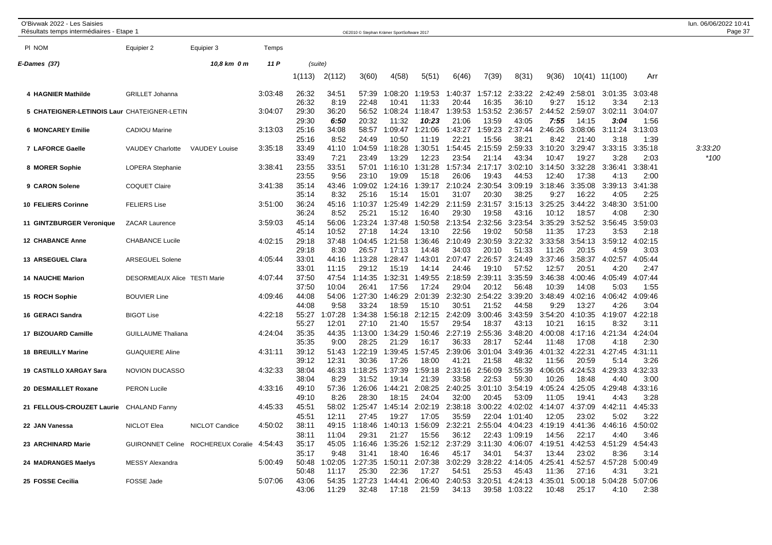O'Bivwak 2022 - Les Saisies
Résultats temps intermédiaires - Etape 1

OE2010 © Stephan Krämer SportSoftware 2017

lun. 06/06/2022 10:41

**E-Dames (37)** — 10,8 km 0 m — 11 P — (suite)

| Pl NOM | Equipier 2 | Equipier 3 | Temps | 1(113) | 2(112) | 3(60) | 4(58) | 5(51) | 6(46) | 7(39) | 8(31) | 9(36) | 10(41) | 11(100) | Arr | |
|---|---|---|---|---|---|---|---|---|---|---|---|---|---|---|---|---|
| 4 HAGNIER Mathilde | GRILLET Johanna | | 3:03:48 | 26:32 | 34:51 | 57:39 | 1:08:20 | 1:19:53 | 1:40:37 | 1:57:12 | 2:33:22 | 2:42:49 | 2:58:01 | 3:01:35 | 3:03:48 | |
| | | | | 26:32 | 8:19 | 22:48 | 10:41 | 11:33 | 20:44 | 16:35 | 36:10 | 9:27 | 15:12 | 3:34 | 2:13 | |
| 5 CHATEIGNER-LETINOIS Laur | CHATEIGNER-LETIN | | 3:04:07 | 29:30 | 36:20 | 56:52 | 1:08:24 | 1:18:47 | 1:39:53 | 1:53:52 | 2:36:57 | 2:44:52 | 2:59:07 | 3:02:11 | 3:04:07 | |
| | | | | 29:30 | *6:50* | 20:32 | 11:32 | *10:23* | 21:06 | 13:59 | 43:05 | *7:55* | 14:15 | *3:04* | 1:56 | |
| 6 MONCAREY Emilie | CADIOU Marine | | 3:13:03 | 25:16 | 34:08 | 58:57 | 1:09:47 | 1:21:06 | 1:43:27 | 1:59:23 | 2:37:44 | 2:46:26 | 3:08:06 | 3:11:24 | 3:13:03 | |
| | | | | 25:16 | 8:52 | 24:49 | 10:50 | 11:19 | 22:21 | 15:56 | 38:21 | 8:42 | 21:40 | 3:18 | 1:39 | |
| 7 LAFORCE Gaelle | VAUDEY Charlotte | VAUDEY Louise | 3:35:18 | 33:49 | 41:10 | 1:04:59 | 1:18:28 | 1:30:51 | 1:54:45 | 2:15:59 | 2:59:33 | 3:10:20 | 3:29:47 | 3:33:15 | 3:35:18 | 3:33:20 |
| | | | | 33:49 | 7:21 | 23:49 | 13:29 | 12:23 | 23:54 | 21:14 | 43:34 | 10:47 | 19:27 | 3:28 | 2:03 | *100 |
| 8 MORER Sophie | LOPERA Stephanie | | 3:38:41 | 23:55 | 33:51 | 57:01 | 1:16:10 | 1:31:28 | 1:57:34 | 2:17:17 | 3:02:10 | 3:14:50 | 3:32:28 | 3:36:41 | 3:38:41 | |
| | | | | 23:55 | 9:56 | 23:10 | 19:09 | 15:18 | 26:06 | 19:43 | 44:53 | 12:40 | 17:38 | 4:13 | 2:00 | |
| 9 CARON Solene | COQUET Claire | | 3:41:38 | 35:14 | 43:46 | 1:09:02 | 1:24:16 | 1:39:17 | 2:10:24 | 2:30:54 | 3:09:19 | 3:18:46 | 3:35:08 | 3:39:13 | 3:41:38 | |
| | | | | 35:14 | 8:32 | 25:16 | 15:14 | 15:01 | 31:07 | 20:30 | 38:25 | 9:27 | 16:22 | 4:05 | 2:25 | |
| 10 FELIERS Corinne | FELIERS Lise | | 3:51:00 | 36:24 | 45:16 | 1:10:37 | 1:25:49 | 1:42:29 | 2:11:59 | 2:31:57 | 3:15:13 | 3:25:25 | 3:44:22 | 3:48:30 | 3:51:00 | |
| | | | | 36:24 | 8:52 | 25:21 | 15:12 | 16:40 | 29:30 | 19:58 | 43:16 | 10:12 | 18:57 | 4:08 | 2:30 | |
| 11 GINTZBURGER Veronique | ZACAR Laurence | | 3:59:03 | 45:14 | 56:06 | 1:23:24 | 1:37:48 | 1:50:58 | 2:13:54 | 2:32:56 | 3:23:54 | 3:35:29 | 3:52:52 | 3:56:45 | 3:59:03 | |
| | | | | 45:14 | 10:52 | 27:18 | 14:24 | 13:10 | 22:56 | 19:02 | 50:58 | 11:35 | 17:23 | 3:53 | 2:18 | |
| 12 CHABANCE Anne | CHABANCE Lucile | | 4:02:15 | 29:18 | 37:48 | 1:04:45 | 1:21:58 | 1:36:46 | 2:10:49 | 2:30:59 | 3:22:32 | 3:33:58 | 3:54:13 | 3:59:12 | 4:02:15 | |
| | | | | 29:18 | 8:30 | 26:57 | 17:13 | 14:48 | 34:03 | 20:10 | 51:33 | 11:26 | 20:15 | 4:59 | 3:03 | |
| 13 ARSEGUEL Clara | ARSEGUEL Solene | | 4:05:44 | 33:01 | 44:16 | 1:13:28 | 1:28:47 | 1:43:01 | 2:07:47 | 2:26:57 | 3:24:49 | 3:37:46 | 3:58:37 | 4:02:57 | 4:05:44 | |
| | | | | 33:01 | 11:15 | 29:12 | 15:19 | 14:14 | 24:46 | 19:10 | 57:52 | 12:57 | 20:51 | 4:20 | 2:47 | |
| 14 NAUCHE Marion | DESORMEAUX Alice | TESTI Marie | 4:07:44 | 37:50 | 47:54 | 1:14:35 | 1:32:31 | 1:49:55 | 2:18:59 | 2:39:11 | 3:35:59 | 3:46:38 | 4:00:46 | 4:05:49 | 4:07:44 | |
| | | | | 37:50 | 10:04 | 26:41 | 17:56 | 17:24 | 29:04 | 20:12 | 56:48 | 10:39 | 14:08 | 5:03 | 1:55 | |
| 15 ROCH Sophie | BOUVIER Line | | 4:09:46 | 44:08 | 54:06 | 1:27:30 | 1:46:29 | 2:01:39 | 2:32:30 | 2:54:22 | 3:39:20 | 3:48:49 | 4:02:16 | 4:06:42 | 4:09:46 | |
| | | | | 44:08 | 9:58 | 33:24 | 18:59 | 15:10 | 30:51 | 21:52 | 44:58 | 9:29 | 13:27 | 4:26 | 3:04 | |
| 16 GERACI Sandra | BIGOT Lise | | 4:22:18 | 55:27 | 1:07:28 | 1:34:38 | 1:56:18 | 2:12:15 | 2:42:09 | 3:00:46 | 3:43:59 | 3:54:20 | 4:10:35 | 4:19:07 | 4:22:18 | |
| | | | | 55:27 | 12:01 | 27:10 | 21:40 | 15:57 | 29:54 | 18:37 | 43:13 | 10:21 | 16:15 | 8:32 | 3:11 | |
| 17 BIZOUARD Camille | GUILLAUME Thaliana | | 4:24:04 | 35:35 | 44:35 | 1:13:00 | 1:34:29 | 1:50:46 | 2:27:19 | 2:55:36 | 3:48:20 | 4:00:08 | 4:17:16 | 4:21:34 | 4:24:04 | |
| | | | | 35:35 | 9:00 | 28:25 | 21:29 | 16:17 | 36:33 | 28:17 | 52:44 | 11:48 | 17:08 | 4:18 | 2:30 | |
| 18 BREUILLY Marine | GUAQUIERE Aline | | 4:31:11 | 39:12 | 51:43 | 1:22:19 | 1:39:45 | 1:57:45 | 2:39:06 | 3:01:04 | 3:49:36 | 4:01:32 | 4:22:31 | 4:27:45 | 4:31:11 | |
| | | | | 39:12 | 12:31 | 30:36 | 17:26 | 18:00 | 41:21 | 21:58 | 48:32 | 11:56 | 20:59 | 5:14 | 3:26 | |
| 19 CASTILLO XARGAY Sara | NOVION DUCASSO | | 4:32:33 | 38:04 | 46:33 | 1:18:25 | 1:37:39 | 1:59:18 | 2:33:16 | 2:56:09 | 3:55:39 | 4:06:05 | 4:24:53 | 4:29:33 | 4:32:33 | |
| | | | | 38:04 | 8:29 | 31:52 | 19:14 | 21:39 | 33:58 | 22:53 | 59:30 | 10:26 | 18:48 | 4:40 | 3:00 | |
| 20 DESMAILLET Roxane | PERON Lucile | | 4:33:16 | 49:10 | 57:36 | 1:26:06 | 1:44:21 | 2:08:25 | 2:40:25 | 3:01:10 | 3:54:19 | 4:05:24 | 4:25:05 | 4:29:48 | 4:33:16 | |
| | | | | 49:10 | 8:26 | 28:30 | 18:15 | 24:04 | 32:00 | 20:45 | 53:09 | 11:05 | 19:41 | 4:43 | 3:28 | |
| 21 FELLOUS-CROUZET Laurie | CHALAND Fanny | | 4:45:33 | 45:51 | 58:02 | 1:25:47 | 1:45:14 | 2:02:19 | 2:38:18 | 3:00:22 | 4:02:02 | 4:14:07 | 4:37:09 | 4:42:11 | 4:45:33 | |
| | | | | 45:51 | 12:11 | 27:45 | 19:27 | 17:05 | 35:59 | 22:04 | 1:01:40 | 12:05 | 23:02 | 5:02 | 3:22 | |
| 22 JAN Vanessa | NICLOT Elea | NICLOT Candice | 4:50:02 | 38:11 | 49:15 | 1:18:46 | 1:40:13 | 1:56:09 | 2:32:21 | 2:55:04 | 4:04:23 | 4:19:19 | 4:41:36 | 4:46:16 | 4:50:02 | |
| | | | | 38:11 | 11:04 | 29:31 | 21:27 | 15:56 | 36:12 | 22:43 | 1:09:19 | 14:56 | 22:17 | 4:40 | 3:46 | |
| 23 ARCHINARD Marie | GUIRONNET Celine | ROCHEREUX Coralie | 4:54:43 | 35:17 | 45:05 | 1:16:46 | 1:35:26 | 1:52:12 | 2:37:29 | 3:11:30 | 4:06:07 | 4:19:51 | 4:42:53 | 4:51:29 | 4:54:43 | |
| | | | | 35:17 | 9:48 | 31:41 | 18:40 | 16:46 | 45:17 | 34:01 | 54:37 | 13:44 | 23:02 | 8:36 | 3:14 | |
| 24 MADRANGES Maelys | MESSY Alexandra | | 5:00:49 | 50:48 | 1:02:05 | 1:27:35 | 1:50:11 | 2:07:38 | 3:02:29 | 3:28:22 | 4:14:05 | 4:25:41 | 4:52:57 | 4:57:28 | 5:00:49 | |
| | | | | 50:48 | 11:17 | 25:30 | 22:36 | 17:27 | 54:51 | 25:53 | 45:43 | 11:36 | 27:16 | 4:31 | 3:21 | |
| 25 FOSSE Cecilia | FOSSE Jade | | 5:07:06 | 43:06 | 54:35 | 1:27:23 | 1:44:41 | 2:06:40 | 2:40:53 | 3:20:51 | 4:24:13 | 4:35:01 | 5:00:18 | 5:04:28 | 5:07:06 | |
| | | | | 43:06 | 11:29 | 32:48 | 17:18 | 21:59 | 34:13 | 39:58 | 1:03:22 | 10:48 | 25:17 | 4:10 | 2:38 | |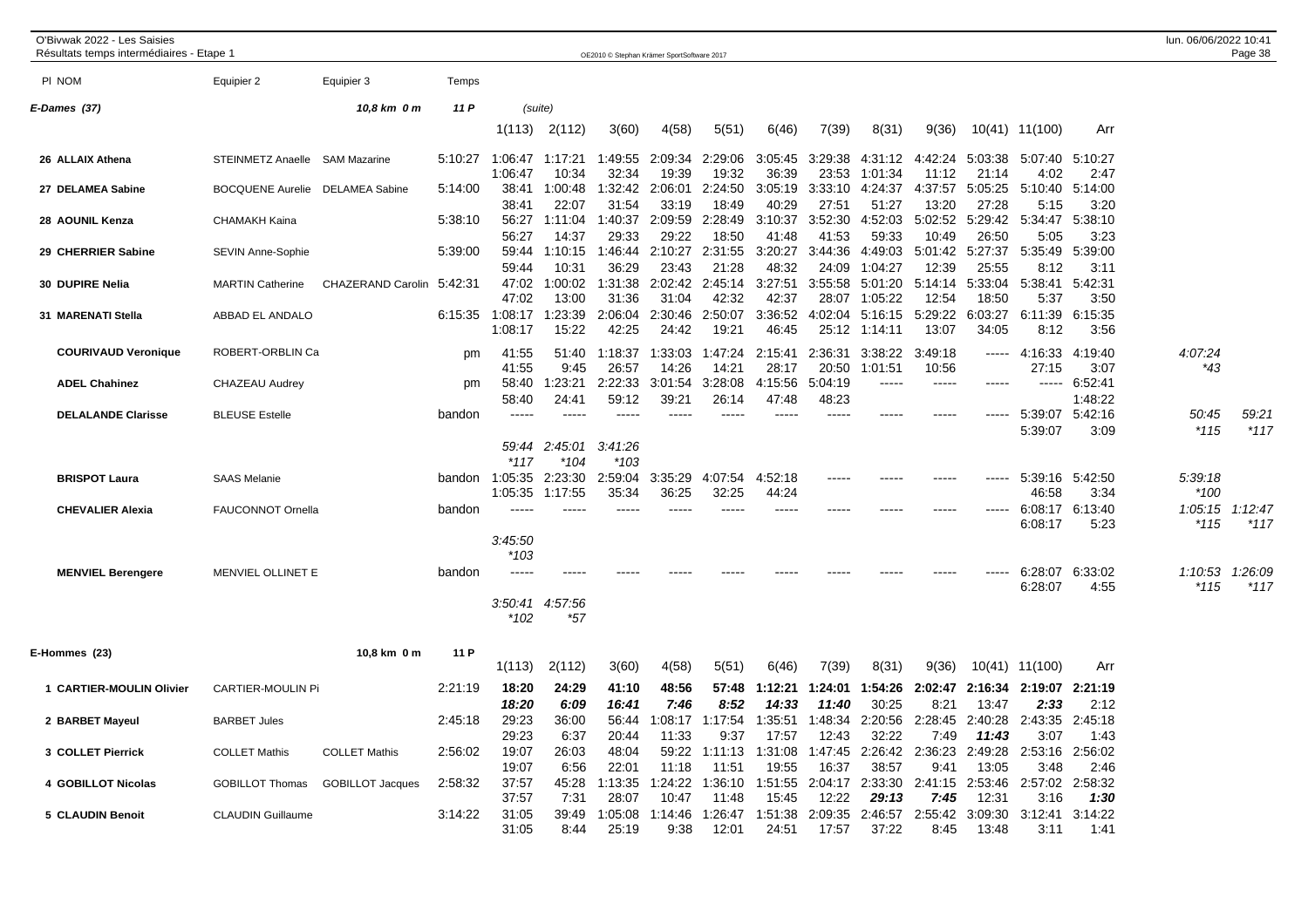O'Bivwak 2022 - Les Saisies
Résultats temps intermédiaires - Etape 1

OE2010 © Stephan Krämer SportSoftware 2017

lun. 06/06/2022 10:41

| Pl NOM | Equipier 2 | Equipier 3 | Temps | | | | | | | | | | | | | | |
|---|---|---|---|---|---|---|---|---|---|---|---|---|---|---|---|---|---|
| **E-Dames (37)** | | **10,8 km 0 m** | **11 P** | (suite) | | | | | | | | | | | | | |
| | | | | 1(113) | 2(112) | 3(60) | 4(58) | 5(51) | 6(46) | 7(39) | 8(31) | 9(36) | 10(41) | 11(100) | Arr | | |
| 26 ALLAIX Athena | STEINMETZ Anaelle | SAM Mazarine | 5:10:27 | 1:06:47 | 1:17:21 | 1:49:55 | 2:09:34 | 2:29:06 | 3:05:45 | 3:29:38 | 4:31:12 | 4:42:24 | 5:03:38 | 5:07:40 | 5:10:27 | | |
| | | | | 1:06:47 | 10:34 | 32:34 | 19:39 | 19:32 | 36:39 | 23:53 | 1:01:34 | 11:12 | 21:14 | 4:02 | 2:47 | | |
| 27 DELAMEA Sabine | BOCQUENE Aurelie | DELAMEA Sabine | 5:14:00 | 38:41 | 1:00:48 | 1:32:42 | 2:06:01 | 2:24:50 | 3:05:19 | 3:33:10 | 4:24:37 | 4:37:57 | 5:05:25 | 5:10:40 | 5:14:00 | | |
| | | | | 38:41 | 22:07 | 31:54 | 33:19 | 18:49 | 40:29 | 27:51 | 51:27 | 13:20 | 27:28 | 5:15 | 3:20 | | |
| 28 AOUNIL Kenza | CHAMAKH Kaina | | 5:38:10 | 56:27 | 1:11:04 | 1:40:37 | 2:09:59 | 2:28:49 | 3:10:37 | 3:52:30 | 4:52:03 | 5:02:52 | 5:29:42 | 5:34:47 | 5:38:10 | | |
| | | | | 56:27 | 14:37 | 29:33 | 29:22 | 18:50 | 41:48 | 41:53 | 59:33 | 10:49 | 26:50 | 5:05 | 3:23 | | |
| 29 CHERRIER Sabine | SEVIN Anne-Sophie | | 5:39:00 | 59:44 | 1:10:15 | 1:46:44 | 2:10:27 | 2:31:55 | 3:20:27 | 3:44:36 | 4:49:03 | 5:01:42 | 5:27:37 | 5:35:49 | 5:39:00 | | |
| | | | | 59:44 | 10:31 | 36:29 | 23:43 | 21:28 | 48:32 | 24:09 | 1:04:27 | 12:39 | 25:55 | 8:12 | 3:11 | | |
| 30 DUPIRE Nelia | MARTIN Catherine | CHAZERAND Carolin | 5:42:31 | 47:02 | 1:00:02 | 1:31:38 | 2:02:42 | 2:45:14 | 3:27:51 | 3:55:58 | 5:01:20 | 5:14:14 | 5:33:04 | 5:38:41 | 5:42:31 | | |
| | | | | 47:02 | 13:00 | 31:36 | 31:04 | 42:32 | 42:37 | 28:07 | 1:05:22 | 12:54 | 18:50 | 5:37 | 3:50 | | |
| 31 MARENATI Stella | ABBAD EL ANDALO | | 6:15:35 | 1:08:17 | 1:23:39 | 2:06:04 | 2:30:46 | 2:50:07 | 3:36:52 | 4:02:04 | 5:16:15 | 5:29:22 | 6:03:27 | 6:11:39 | 6:15:35 | | |
| | | | | 1:08:17 | 15:22 | 42:25 | 24:42 | 19:21 | 46:45 | 25:12 | 1:14:11 | 13:07 | 34:05 | 8:12 | 3:56 | | |
| COURIVAUD Veronique | ROBERT-ORBLIN Ca | | pm | 41:55 | 51:40 | 1:18:37 | 1:33:03 | 1:47:24 | 2:15:41 | 2:36:31 | 3:38:22 | 3:49:18 | ----- | 4:16:33 | 4:19:40 | *4:07:24* | |
| | | | | 41:55 | 9:45 | 26:57 | 14:26 | 14:21 | 28:17 | 20:50 | 1:01:51 | 10:56 | | 27:15 | 3:07 | *\*43* | |
| ADEL Chahinez | CHAZEAU Audrey | | pm | 58:40 | 1:23:21 | 2:22:33 | 3:01:54 | 3:28:08 | 4:15:56 | 5:04:19 | ----- | ----- | ----- | ----- | 6:52:41 | | |
| | | | | 58:40 | 24:41 | 59:12 | 39:21 | 26:14 | 47:48 | 48:23 | | | | | 1:48:22 | | |
| DELALANDE Clarisse | BLEUSE Estelle | | bandon | ----- | ----- | ----- | ----- | ----- | ----- | ----- | ----- | ----- | ----- | 5:39:07 | 5:42:16 | *50:45* | *59:21* |
| | | | | | | | | | | | | | | 5:39:07 | 3:09 | *\*115* | *\*117* |
| | | | | *59:44* | *2:45:01* | *3:41:26* | | | | | | | | | | | |
| | | | | *\*117* | *\*104* | *\*103* | | | | | | | | | | | |
| BRISPOT Laura | SAAS Melanie | | bandon | 1:05:35 | 2:23:30 | 2:59:04 | 3:35:29 | 4:07:54 | 4:52:18 | ----- | ----- | ----- | ----- | 5:39:16 | 5:42:50 | *5:39:18* | |
| | | | | 1:05:35 | 1:17:55 | 35:34 | 36:25 | 32:25 | 44:24 | | | | | 46:58 | 3:34 | *\*100* | |
| CHEVALIER Alexia | FAUCONNOT Ornella | | bandon | ----- | ----- | ----- | ----- | ----- | ----- | ----- | ----- | ----- | ----- | 6:08:17 | 6:13:40 | *1:05:15* | *1:12:47* |
| | | | | | | | | | | | | | | 6:08:17 | 5:23 | *\*115* | *\*117* |
| | | | | *3:45:50* | | | | | | | | | | | | | |
| | | | | *\*103* | | | | | | | | | | | | | |
| MENVIEL Berengere | MENVIEL OLLINET E | | bandon | ----- | ----- | ----- | ----- | ----- | ----- | ----- | ----- | ----- | ----- | 6:28:07 | 6:33:02 | *1:10:53* | *1:26:09* |
| | | | | | | | | | | | | | | 6:28:07 | 4:55 | *\*115* | *\*117* |
| | | | | *3:50:41* | *4:57:56* | | | | | | | | | | | | |
| | | | | *\*102* | *\*57* | | | | | | | | | | | | |
| **E-Hommes (23)** | | **10,8 km 0 m** | **11 P** | 1(113) | 2(112) | 3(60) | 4(58) | 5(51) | 6(46) | 7(39) | 8(31) | 9(36) | 10(41) | 11(100) | Arr | | |
| 1 CARTIER-MOULIN Olivier | CARTIER-MOULIN Pi | | 2:21:19 | **18:20** | **24:29** | **41:10** | **48:56** | **57:48** | **1:12:21** | **1:24:01** | **1:54:26** | **2:02:47** | **2:16:34** | **2:19:07** | **2:21:19** | | |
| | | | | ***18:20*** | ***6:09*** | ***16:41*** | ***7:46*** | ***8:52*** | ***14:33*** | ***11:40*** | 30:25 | 8:21 | 13:47 | ***2:33*** | 2:12 | | |
| 2 BARBET Mayeul | BARBET Jules | | 2:45:18 | 29:23 | 36:00 | 56:44 | 1:08:17 | 1:17:54 | 1:35:51 | 1:48:34 | 2:20:56 | 2:28:45 | 2:40:28 | 2:43:35 | 2:45:18 | | |
| | | | | 29:23 | 6:37 | 20:44 | 11:33 | 9:37 | 17:57 | 12:43 | 32:22 | 7:49 | ***11:43*** | 3:07 | 1:43 | | |
| 3 COLLET Pierrick | COLLET Mathis | COLLET Mathis | 2:56:02 | 19:07 | 26:03 | 48:04 | 59:22 | 1:11:13 | 1:31:08 | 1:47:45 | 2:26:42 | 2:36:23 | 2:49:28 | 2:53:16 | 2:56:02 | | |
| | | | | 19:07 | 6:56 | 22:01 | 11:18 | 11:51 | 19:55 | 16:37 | 38:57 | 9:41 | 13:05 | 3:48 | 2:46 | | |
| 4 GOBILLOT Nicolas | GOBILLOT Thomas | GOBILLOT Jacques | 2:58:32 | 37:57 | 45:28 | 1:13:35 | 1:24:22 | 1:36:10 | 1:51:55 | 2:04:17 | 2:33:30 | 2:41:15 | 2:53:46 | 2:57:02 | 2:58:32 | | |
| | | | | 37:57 | 7:31 | 28:07 | 10:47 | 11:48 | 15:45 | 12:22 | ***29:13*** | ***7:45*** | 12:31 | 3:16 | ***1:30*** | | |
| 5 CLAUDIN Benoit | CLAUDIN Guillaume | | 3:14:22 | 31:05 | 39:49 | 1:05:08 | 1:14:46 | 1:26:47 | 1:51:38 | 2:09:35 | 2:46:57 | 2:55:42 | 3:09:30 | 3:12:41 | 3:14:22 | | |
| | | | | 31:05 | 8:44 | 25:19 | 9:38 | 12:01 | 24:51 | 17:57 | 37:22 | 8:45 | 13:48 | 3:11 | 1:41 | | |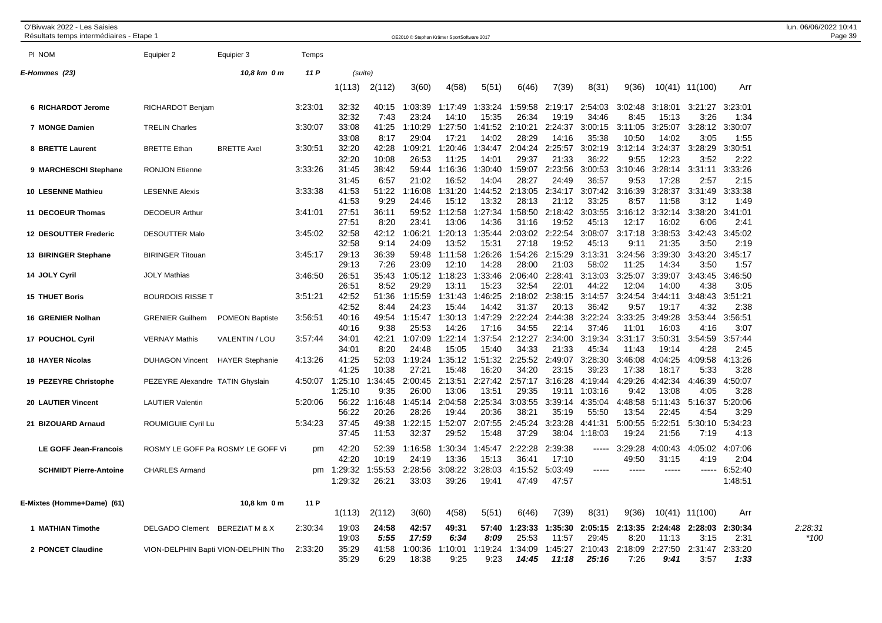O'Bivwak 2022 - Les Saisies
Résultats temps intermédiaires - Etape 1

## E-Hommes (23) — 10,8 km 0 m — 11 P (suite)

| Pl NOM | Equipier 2 | Equipier 3 | Temps | 1(113) | 2(112) | 3(60) | 4(58) | 5(51) | 6(46) | 7(39) | 8(31) | 9(36) | 10(41) | 11(100) | Arr |
|---|---|---|---|---|---|---|---|---|---|---|---|---|---|---|---|
| 6 RICHARDOT Jerome | RICHARDOT Benjam | | 3:23:01 | 32:32 | 40:15 | 1:03:39 | 1:17:49 | 1:33:24 | 1:59:58 | 2:19:17 | 2:54:03 | 3:02:48 | 3:18:01 | 3:21:27 | 3:23:01 |
| | | | | 32:32 | 7:43 | 23:24 | 14:10 | 15:35 | 26:34 | 19:19 | 34:46 | 8:45 | 15:13 | 3:26 | 1:34 |
| 7 MONGE Damien | TRELIN Charles | | 3:30:07 | 33:08 | 41:25 | 1:10:29 | 1:27:50 | 1:41:52 | 2:10:21 | 2:24:37 | 3:00:15 | 3:11:05 | 3:25:07 | 3:28:12 | 3:30:07 |
| | | | | 33:08 | 8:17 | 29:04 | 17:21 | 14:02 | 28:29 | 14:16 | 35:38 | 10:50 | 14:02 | 3:05 | 1:55 |
| 8 BRETTE Laurent | BRETTE Ethan | BRETTE Axel | 3:30:51 | 32:20 | 42:28 | 1:09:21 | 1:20:46 | 1:34:47 | 2:04:24 | 2:25:57 | 3:02:19 | 3:12:14 | 3:24:37 | 3:28:29 | 3:30:51 |
| | | | | 32:20 | 10:08 | 26:53 | 11:25 | 14:01 | 29:37 | 21:33 | 36:22 | 9:55 | 12:23 | 3:52 | 2:22 |
| 9 MARCHESCHI Stephane | RONJON Etienne | | 3:33:26 | 31:45 | 38:42 | 59:44 | 1:16:36 | 1:30:40 | 1:59:07 | 2:23:56 | 3:00:53 | 3:10:46 | 3:28:14 | 3:31:11 | 3:33:26 |
| | | | | 31:45 | 6:57 | 21:02 | 16:52 | 14:04 | 28:27 | 24:49 | 36:57 | 9:53 | 17:28 | 2:57 | 2:15 |
| 10 LESENNE Mathieu | LESENNE Alexis | | 3:33:38 | 41:53 | 51:22 | 1:16:08 | 1:31:20 | 1:44:52 | 2:13:05 | 2:34:17 | 3:07:42 | 3:16:39 | 3:28:37 | 3:31:49 | 3:33:38 |
| | | | | 41:53 | 9:29 | 24:46 | 15:12 | 13:32 | 28:13 | 21:12 | 33:25 | 8:57 | 11:58 | 3:12 | 1:49 |
| 11 DECOEUR Thomas | DECOEUR Arthur | | 3:41:01 | 27:51 | 36:11 | 59:52 | 1:12:58 | 1:27:34 | 1:58:50 | 2:18:42 | 3:03:55 | 3:16:12 | 3:32:14 | 3:38:20 | 3:41:01 |
| | | | | 27:51 | 8:20 | 23:41 | 13:06 | 14:36 | 31:16 | 19:52 | 45:13 | 12:17 | 16:02 | 6:06 | 2:41 |
| 12 DESOUTTER Frederic | DESOUTTER Malo | | 3:45:02 | 32:58 | 42:12 | 1:06:21 | 1:20:13 | 1:35:44 | 2:03:02 | 2:22:54 | 3:08:07 | 3:17:18 | 3:38:53 | 3:42:43 | 3:45:02 |
| | | | | 32:58 | 9:14 | 24:09 | 13:52 | 15:31 | 27:18 | 19:52 | 45:13 | 9:11 | 21:35 | 3:50 | 2:19 |
| 13 BIRINGER Stephane | BIRINGER Titouan | | 3:45:17 | 29:13 | 36:39 | 59:48 | 1:11:58 | 1:26:26 | 1:54:26 | 2:15:29 | 3:13:31 | 3:24:56 | 3:39:30 | 3:43:20 | 3:45:17 |
| | | | | 29:13 | 7:26 | 23:09 | 12:10 | 14:28 | 28:00 | 21:03 | 58:02 | 11:25 | 14:34 | 3:50 | 1:57 |
| 14 JOLY Cyril | JOLY Mathias | | 3:46:50 | 26:51 | 35:43 | 1:05:12 | 1:18:23 | 1:33:46 | 2:06:40 | 2:28:41 | 3:13:03 | 3:25:07 | 3:39:07 | 3:43:45 | 3:46:50 |
| | | | | 26:51 | 8:52 | 29:29 | 13:11 | 15:23 | 32:54 | 22:01 | 44:22 | 12:04 | 14:00 | 4:38 | 3:05 |
| 15 THUET Boris | BOURDOIS RISSE T | | 3:51:21 | 42:52 | 51:36 | 1:15:59 | 1:31:43 | 1:46:25 | 2:18:02 | 2:38:15 | 3:14:57 | 3:24:54 | 3:44:11 | 3:48:43 | 3:51:21 |
| | | | | 42:52 | 8:44 | 24:23 | 15:44 | 14:42 | 31:37 | 20:13 | 36:42 | 9:57 | 19:17 | 4:32 | 2:38 |
| 16 GRENIER Nolhan | GRENIER Guilhem | POMEON Baptiste | 3:56:51 | 40:16 | 49:54 | 1:15:47 | 1:30:13 | 1:47:29 | 2:22:24 | 2:44:38 | 3:22:24 | 3:33:25 | 3:49:28 | 3:53:44 | 3:56:51 |
| | | | | 40:16 | 9:38 | 25:53 | 14:26 | 17:16 | 34:55 | 22:14 | 37:46 | 11:01 | 16:03 | 4:16 | 3:07 |
| 17 POUCHOL Cyril | VERNAY Mathis | VALENTIN / LOU | 3:57:44 | 34:01 | 42:21 | 1:07:09 | 1:22:14 | 1:37:54 | 2:12:27 | 2:34:00 | 3:19:34 | 3:31:17 | 3:50:31 | 3:54:59 | 3:57:44 |
| | | | | 34:01 | 8:20 | 24:48 | 15:05 | 15:40 | 34:33 | 21:33 | 45:34 | 11:43 | 19:14 | 4:28 | 2:45 |
| 18 HAYER Nicolas | DUHAGON Vincent | HAYER Stephanie | 4:13:26 | 41:25 | 52:03 | 1:19:24 | 1:35:12 | 1:51:32 | 2:25:52 | 2:49:07 | 3:28:30 | 3:46:08 | 4:04:25 | 4:09:58 | 4:13:26 |
| | | | | 41:25 | 10:38 | 27:21 | 15:48 | 16:20 | 34:20 | 23:15 | 39:23 | 17:38 | 18:17 | 5:33 | 3:28 |
| 19 PEZEYRE Christophe | PEZEYRE Alexandre | TATIN Ghyslain | 4:50:07 | 1:25:10 | 1:34:45 | 2:00:45 | 2:13:51 | 2:27:42 | 2:57:17 | 3:16:28 | 4:19:44 | 4:29:26 | 4:42:34 | 4:46:39 | 4:50:07 |
| | | | | 1:25:10 | 9:35 | 26:00 | 13:06 | 13:51 | 29:35 | 19:11 | 1:03:16 | 9:42 | 13:08 | 4:05 | 3:28 |
| 20 LAUTIER Vincent | LAUTIER Valentin | | 5:20:06 | 56:22 | 1:16:48 | 1:45:14 | 2:04:58 | 2:25:34 | 3:03:55 | 3:39:14 | 4:35:04 | 4:48:58 | 5:11:43 | 5:16:37 | 5:20:06 |
| | | | | 56:22 | 20:26 | 28:26 | 19:44 | 20:36 | 38:21 | 35:19 | 55:50 | 13:54 | 22:45 | 4:54 | 3:29 |
| 21 BIZOUARD Arnaud | ROUMIGUIE Cyril Lu | | 5:34:23 | 37:45 | 49:38 | 1:22:15 | 1:52:07 | 2:07:55 | 2:45:24 | 3:23:28 | 4:41:31 | 5:00:55 | 5:22:51 | 5:30:10 | 5:34:23 |
| | | | | 37:45 | 11:53 | 32:37 | 29:52 | 15:48 | 37:29 | 38:04 | 1:18:03 | 19:24 | 21:56 | 7:19 | 4:13 |
| LE GOFF Jean-Francois | ROSMY LE GOFF Pa | ROSMY LE GOFF Vi | pm | 42:20 | 52:39 | 1:16:58 | 1:30:34 | 1:45:47 | 2:22:28 | 2:39:38 | ----- | 3:29:28 | 4:00:43 | 4:05:02 | 4:07:06 |
| | | | | 42:20 | 10:19 | 24:19 | 13:36 | 15:13 | 36:41 | 17:10 | | 49:50 | 31:15 | 4:19 | 2:04 |
| SCHMIDT Pierre-Antoine | CHARLES Armand | | pm | 1:29:32 | 1:55:53 | 2:28:56 | 3:08:22 | 3:28:03 | 4:15:52 | 5:03:49 | ----- | ----- | ----- | ----- | 6:52:40 |
| | | | | 1:29:32 | 26:21 | 33:03 | 39:26 | 19:41 | 47:49 | 47:57 | | | | | 1:48:51 |

## E-Mixtes (Homme+Dame) (61) — 10,8 km 0 m — 11 P

| Pl NOM | Equipier 2 | Equipier 3 | Temps | 1(113) | 2(112) | 3(60) | 4(58) | 5(51) | 6(46) | 7(39) | 8(31) | 9(36) | 10(41) | 11(100) | Arr | |
|---|---|---|---|---|---|---|---|---|---|---|---|---|---|---|---|---|
| 1 MATHIAN Timothe | DELGADO Clement | BEREZIAT M & X | 2:30:34 | 19:03 | **24:58** | **42:57** | **49:31** | **57:40** | **1:23:33** | **1:35:30** | **2:05:15** | **2:13:35** | **2:24:48** | **2:28:03** | **2:30:34** | 2:28:31 |
| | | | | 19:03 | ***5:55*** | ***17:59*** | ***6:34*** | ***8:09*** | 25:53 | 11:57 | 29:45 | 8:20 | 11:13 | 3:15 | 2:31 | *100 |
| 2 PONCET Claudine | VION-DELPHIN Bapti | VION-DELPHIN Tho | 2:33:20 | 35:29 | 41:58 | 1:00:36 | 1:10:01 | 1:19:24 | 1:34:09 | 1:45:27 | 2:10:43 | 2:18:09 | 2:27:50 | 2:31:47 | 2:33:20 | |
| | | | | 35:29 | 6:29 | 18:38 | 9:25 | 9:23 | ***14:45*** | ***11:18*** | ***25:16*** | 7:26 | ***9:41*** | 3:57 | ***1:33*** | |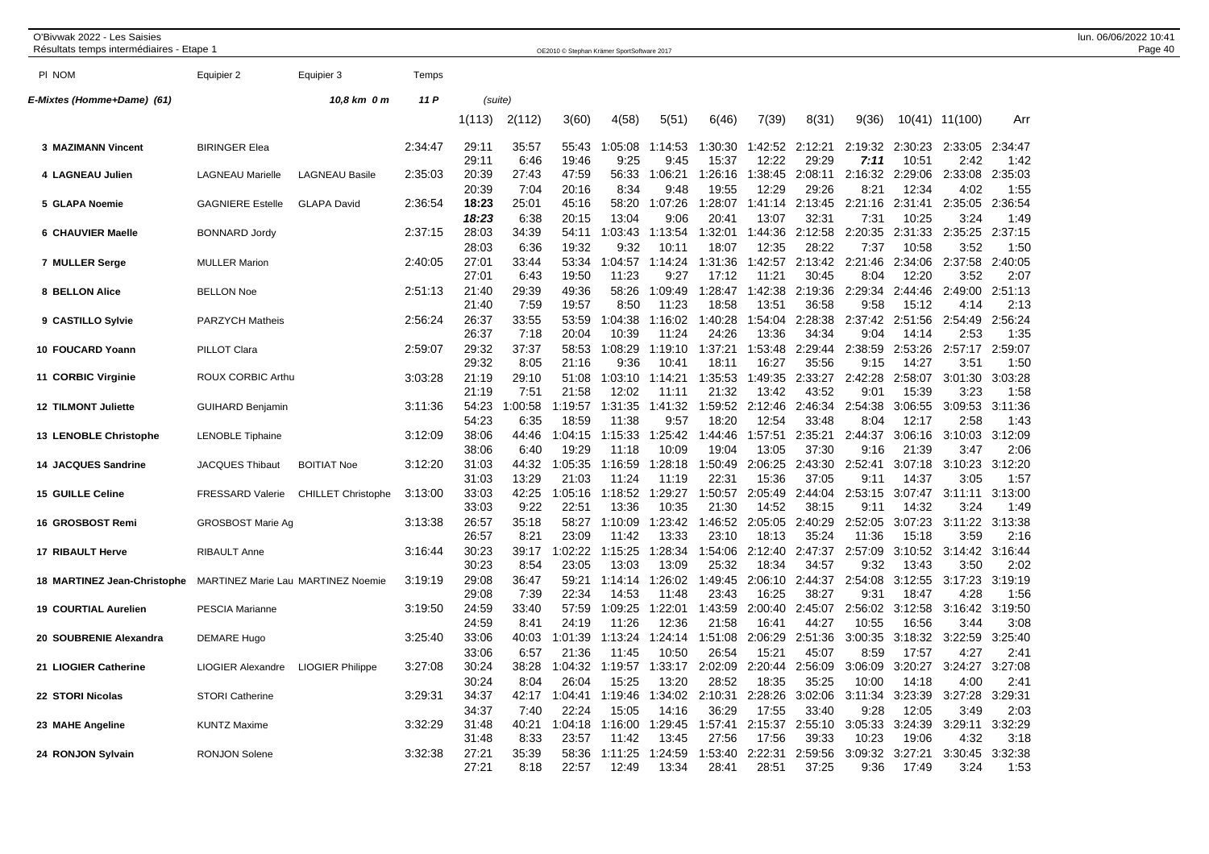O'Bivwak 2022 - Les Saisies
Résultats temps intermédiaires - Etape 1

| Pl NOM | Equipier 2 | Equipier 3 | Temps | 1(113) | 2(112) | 3(60) | 4(58) | 5(51) | 6(46) | 7(39) | 8(31) | 9(36) | 10(41) | 11(100) | Arr |
|---|---|---|---|---|---|---|---|---|---|---|---|---|---|---|---|
| **E-Mixtes (Homme+Dame) (61)** | | **10,8 km 0 m** | **11 P** | (suite) | | | | | | | | | | | |
| **3 MAZIMANN Vincent** | BIRINGER Elea | | 2:34:47 | 29:11 | 35:57 | 55:43 | 1:05:08 | 1:14:53 | 1:30:30 | 1:42:52 | 2:12:21 | 2:19:32 | 2:30:23 | 2:33:05 | 2:34:47 |
| | | | | 29:11 | 6:46 | 19:46 | 9:25 | 9:45 | 15:37 | 12:22 | 29:29 | *7:11* | 10:51 | 2:42 | 1:42 |
| **4 LAGNEAU Julien** | LAGNEAU Marielle | LAGNEAU Basile | 2:35:03 | 20:39 | 27:43 | 47:59 | 56:33 | 1:06:21 | 1:26:16 | 1:38:45 | 2:08:11 | 2:16:32 | 2:29:06 | 2:33:08 | 2:35:03 |
| | | | | 20:39 | 7:04 | 20:16 | 8:34 | 9:48 | 19:55 | 12:29 | 29:26 | 8:21 | 12:34 | 4:02 | 1:55 |
| **5 GLAPA Noemie** | GAGNIERE Estelle | GLAPA David | 2:36:54 | **18:23** | 25:01 | 45:16 | 58:20 | 1:07:26 | 1:28:07 | 1:41:14 | 2:13:45 | 2:21:16 | 2:31:41 | 2:35:05 | 2:36:54 |
| | | | | ***18:23*** | 6:38 | 20:15 | 13:04 | 9:06 | 20:41 | 13:07 | 32:31 | 7:31 | 10:25 | 3:24 | 1:49 |
| **6 CHAUVIER Maelle** | BONNARD Jordy | | 2:37:15 | 28:03 | 34:39 | 54:11 | 1:03:43 | 1:13:54 | 1:32:01 | 1:44:36 | 2:12:58 | 2:20:35 | 2:31:33 | 2:35:25 | 2:37:15 |
| | | | | 28:03 | 6:36 | 19:32 | 9:32 | 10:11 | 18:07 | 12:35 | 28:22 | 7:37 | 10:58 | 3:52 | 1:50 |
| **7 MULLER Serge** | MULLER Marion | | 2:40:05 | 27:01 | 33:44 | 53:34 | 1:04:57 | 1:14:24 | 1:31:36 | 1:42:57 | 2:13:42 | 2:21:46 | 2:34:06 | 2:37:58 | 2:40:05 |
| | | | | 27:01 | 6:43 | 19:50 | 11:23 | 9:27 | 17:12 | 11:21 | 30:45 | 8:04 | 12:20 | 3:52 | 2:07 |
| **8 BELLON Alice** | BELLON Noe | | 2:51:13 | 21:40 | 29:39 | 49:36 | 58:26 | 1:09:49 | 1:28:47 | 1:42:38 | 2:19:36 | 2:29:34 | 2:44:46 | 2:49:00 | 2:51:13 |
| | | | | 21:40 | 7:59 | 19:57 | 8:50 | 11:23 | 18:58 | 13:51 | 36:58 | 9:58 | 15:12 | 4:14 | 2:13 |
| **9 CASTILLO Sylvie** | PARZYCH Matheis | | 2:56:24 | 26:37 | 33:55 | 53:59 | 1:04:38 | 1:16:02 | 1:40:28 | 1:54:04 | 2:28:38 | 2:37:42 | 2:51:56 | 2:54:49 | 2:56:24 |
| | | | | 26:37 | 7:18 | 20:04 | 10:39 | 11:24 | 24:26 | 13:36 | 34:34 | 9:04 | 14:14 | 2:53 | 1:35 |
| **10 FOUCARD Yoann** | PILLOT Clara | | 2:59:07 | 29:32 | 37:37 | 58:53 | 1:08:29 | 1:19:10 | 1:37:21 | 1:53:48 | 2:29:44 | 2:38:59 | 2:53:26 | 2:57:17 | 2:59:07 |
| | | | | 29:32 | 8:05 | 21:16 | 9:36 | 10:41 | 18:11 | 16:27 | 35:56 | 9:15 | 14:27 | 3:51 | 1:50 |
| **11 CORBIC Virginie** | ROUX CORBIC Arthu | | 3:03:28 | 21:19 | 29:10 | 51:08 | 1:03:10 | 1:14:21 | 1:35:53 | 1:49:35 | 2:33:27 | 2:42:28 | 2:58:07 | 3:01:30 | 3:03:28 |
| | | | | 21:19 | 7:51 | 21:58 | 12:02 | 11:11 | 21:32 | 13:42 | 43:52 | 9:01 | 15:39 | 3:23 | 1:58 |
| **12 TILMONT Juliette** | GUIHARD Benjamin | | 3:11:36 | 54:23 | 1:00:58 | 1:19:57 | 1:31:35 | 1:41:32 | 1:59:52 | 2:12:46 | 2:46:34 | 2:54:38 | 3:06:55 | 3:09:53 | 3:11:36 |
| | | | | 54:23 | 6:35 | 18:59 | 11:38 | 9:57 | 18:20 | 12:54 | 33:48 | 8:04 | 12:17 | 2:58 | 1:43 |
| **13 LENOBLE Christophe** | LENOBLE Tiphaine | | 3:12:09 | 38:06 | 44:46 | 1:04:15 | 1:15:33 | 1:25:42 | 1:44:46 | 1:57:51 | 2:35:21 | 2:44:37 | 3:06:16 | 3:10:03 | 3:12:09 |
| | | | | 38:06 | 6:40 | 19:29 | 11:18 | 10:09 | 19:04 | 13:05 | 37:30 | 9:16 | 21:39 | 3:47 | 2:06 |
| **14 JACQUES Sandrine** | JACQUES Thibaut | BOITIAT Noe | 3:12:20 | 31:03 | 44:32 | 1:05:35 | 1:16:59 | 1:28:18 | 1:50:49 | 2:06:25 | 2:43:30 | 2:52:41 | 3:07:18 | 3:10:23 | 3:12:20 |
| | | | | 31:03 | 13:29 | 21:03 | 11:24 | 11:19 | 22:31 | 15:36 | 37:05 | 9:11 | 14:37 | 3:05 | 1:57 |
| **15 GUILLE Celine** | FRESSARD Valerie | CHILLET Christophe | 3:13:00 | 33:03 | 42:25 | 1:05:16 | 1:18:52 | 1:29:27 | 1:50:57 | 2:05:49 | 2:44:04 | 2:53:15 | 3:07:47 | 3:11:11 | 3:13:00 |
| | | | | 33:03 | 9:22 | 22:51 | 13:36 | 10:35 | 21:30 | 14:52 | 38:15 | 9:11 | 14:32 | 3:24 | 1:49 |
| **16 GROSBOST Remi** | GROSBOST Marie Ag | | 3:13:38 | 26:57 | 35:18 | 58:27 | 1:10:09 | 1:23:42 | 1:46:52 | 2:05:05 | 2:40:29 | 2:52:05 | 3:07:23 | 3:11:22 | 3:13:38 |
| | | | | 26:57 | 8:21 | 23:09 | 11:42 | 13:33 | 23:10 | 18:13 | 35:24 | 11:36 | 15:18 | 3:59 | 2:16 |
| **17 RIBAULT Herve** | RIBAULT Anne | | 3:16:44 | 30:23 | 39:17 | 1:02:22 | 1:15:25 | 1:28:34 | 1:54:06 | 2:12:40 | 2:47:37 | 2:57:09 | 3:10:52 | 3:14:42 | 3:16:44 |
| | | | | 30:23 | 8:54 | 23:05 | 13:03 | 13:09 | 25:32 | 18:34 | 34:57 | 9:32 | 13:43 | 3:50 | 2:02 |
| **18 MARTINEZ Jean-Christophe** | MARTINEZ Marie Lau | MARTINEZ Noemie | 3:19:19 | 29:08 | 36:47 | 59:21 | 1:14:14 | 1:26:02 | 1:49:45 | 2:06:10 | 2:44:37 | 2:54:08 | 3:12:55 | 3:17:23 | 3:19:19 |
| | | | | 29:08 | 7:39 | 22:34 | 14:53 | 11:48 | 23:43 | 16:25 | 38:27 | 9:31 | 18:47 | 4:28 | 1:56 |
| **19 COURTIAL Aurelien** | PESCIA Marianne | | 3:19:50 | 24:59 | 33:40 | 57:59 | 1:09:25 | 1:22:01 | 1:43:59 | 2:00:40 | 2:45:07 | 2:56:02 | 3:12:58 | 3:16:42 | 3:19:50 |
| | | | | 24:59 | 8:41 | 24:19 | 11:26 | 12:36 | 21:58 | 16:41 | 44:27 | 10:55 | 16:56 | 3:44 | 3:08 |
| **20 SOUBRENIE Alexandra** | DEMARE Hugo | | 3:25:40 | 33:06 | 40:03 | 1:01:39 | 1:13:24 | 1:24:14 | 1:51:08 | 2:06:29 | 2:51:36 | 3:00:35 | 3:18:32 | 3:22:59 | 3:25:40 |
| | | | | 33:06 | 6:57 | 21:36 | 11:45 | 10:50 | 26:54 | 15:21 | 45:07 | 8:59 | 17:57 | 4:27 | 2:41 |
| **21 LIOGIER Catherine** | LIOGIER Alexandre | LIOGIER Philippe | 3:27:08 | 30:24 | 38:28 | 1:04:32 | 1:19:57 | 1:33:17 | 2:02:09 | 2:20:44 | 2:56:09 | 3:06:09 | 3:20:27 | 3:24:27 | 3:27:08 |
| | | | | 30:24 | 8:04 | 26:04 | 15:25 | 13:20 | 28:52 | 18:35 | 35:25 | 10:00 | 14:18 | 4:00 | 2:41 |
| **22 STORI Nicolas** | STORI Catherine | | 3:29:31 | 34:37 | 42:17 | 1:04:41 | 1:19:46 | 1:34:02 | 2:10:31 | 2:28:26 | 3:02:06 | 3:11:34 | 3:23:39 | 3:27:28 | 3:29:31 |
| | | | | 34:37 | 7:40 | 22:24 | 15:05 | 14:16 | 36:29 | 17:55 | 33:40 | 9:28 | 12:05 | 3:49 | 2:03 |
| **23 MAHE Angeline** | KUNTZ Maxime | | 3:32:29 | 31:48 | 40:21 | 1:04:18 | 1:16:00 | 1:29:45 | 1:57:41 | 2:15:37 | 2:55:10 | 3:05:33 | 3:24:39 | 3:29:11 | 3:32:29 |
| | | | | 31:48 | 8:33 | 23:57 | 11:42 | 13:45 | 27:56 | 17:56 | 39:33 | 10:23 | 19:06 | 4:32 | 3:18 |
| **24 RONJON Sylvain** | RONJON Solene | | 3:32:38 | 27:21 | 35:39 | 58:36 | 1:11:25 | 1:24:59 | 1:53:40 | 2:22:31 | 2:59:56 | 3:09:32 | 3:27:21 | 3:30:45 | 3:32:38 |
| | | | | 27:21 | 8:18 | 22:57 | 12:49 | 13:34 | 28:41 | 28:51 | 37:25 | 9:36 | 17:49 | 3:24 | 1:53 |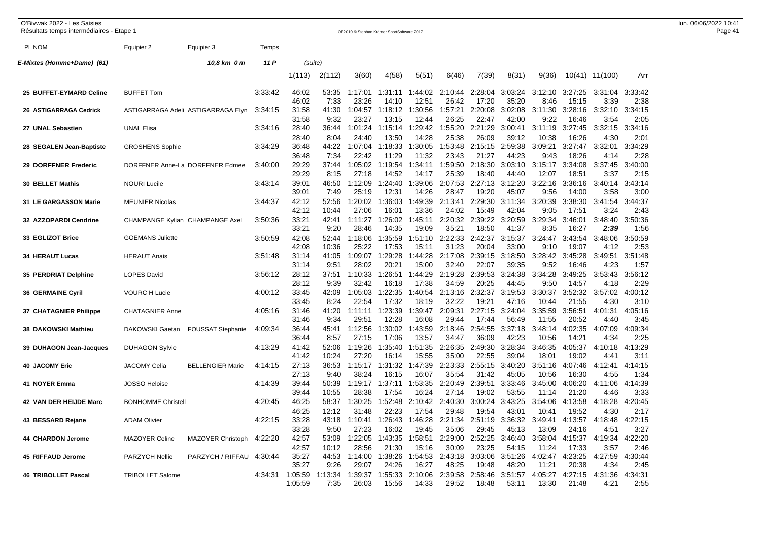O'Bivwak 2022 - Les Saisies
Résultats temps intermédiaires - Etape 1

OE2010 © Stephan Krämer SportSoftware 2017

lun. 06/06/2022 10:41

| Pl NOM | Equipier 2 | Equipier 3 | Temps | | | | | | | | | | | | |
|---|---|---|---|---|---|---|---|---|---|---|---|---|---|---|---|
| **E-Mixtes (Homme+Dame) (61)** | | *10,8 km 0 m* | *11 P* | *(suite)* | | | | | | | | | | | |
| | | | | 1(113) | 2(112) | 3(60) | 4(58) | 5(51) | 6(46) | 7(39) | 8(31) | 9(36) | 10(41) | 11(100) | Arr |
| **25 BUFFET-EYMARD Celine** | BUFFET Tom | | 3:33:42 | 46:02 | 53:35 | 1:17:01 | 1:31:11 | 1:44:02 | 2:10:44 | 2:28:04 | 3:03:24 | 3:12:10 | 3:27:25 | 3:31:04 | 3:33:42 |
| | | | | 46:02 | 7:33 | 23:26 | 14:10 | 12:51 | 26:42 | 17:20 | 35:20 | 8:46 | 15:15 | 3:39 | 2:38 |
| **26 ASTIGARRAGA Cedrick** | ASTIGARRAGA Adeli | ASTIGARRAGA Elyn | 3:34:15 | 31:58 | 41:30 | 1:04:57 | 1:18:12 | 1:30:56 | 1:57:21 | 2:20:08 | 3:02:08 | 3:11:30 | 3:28:16 | 3:32:10 | 3:34:15 |
| | | | | 31:58 | 9:32 | 23:27 | 13:15 | 12:44 | 26:25 | 22:47 | 42:00 | 9:22 | 16:46 | 3:54 | 2:05 |
| **27 UNAL Sebastien** | UNAL Elisa | | 3:34:16 | 28:40 | 36:44 | 1:01:24 | 1:15:14 | 1:29:42 | 1:55:20 | 2:21:29 | 3:00:41 | 3:11:19 | 3:27:45 | 3:32:15 | 3:34:16 |
| | | | | 28:40 | 8:04 | 24:40 | 13:50 | 14:28 | 25:38 | 26:09 | 39:12 | 10:38 | 16:26 | 4:30 | 2:01 |
| **28 SEGALEN Jean-Baptiste** | GROSHENS Sophie | | 3:34:29 | 36:48 | 44:22 | 1:07:04 | 1:18:33 | 1:30:05 | 1:53:48 | 2:15:15 | 2:59:38 | 3:09:21 | 3:27:47 | 3:32:01 | 3:34:29 |
| | | | | 36:48 | 7:34 | 22:42 | 11:29 | 11:32 | 23:43 | 21:27 | 44:23 | 9:43 | 18:26 | 4:14 | 2:28 |
| **29 DORFFNER Frederic** | DORFFNER Anne-La | DORFFNER Edmee | 3:40:00 | 29:29 | 37:44 | 1:05:02 | 1:19:54 | 1:34:11 | 1:59:50 | 2:18:30 | 3:03:10 | 3:15:17 | 3:34:08 | 3:37:45 | 3:40:00 |
| | | | | 29:29 | 8:15 | 27:18 | 14:52 | 14:17 | 25:39 | 18:40 | 44:40 | 12:07 | 18:51 | 3:37 | 2:15 |
| **30 BELLET Mathis** | NOURI Lucile | | 3:43:14 | 39:01 | 46:50 | 1:12:09 | 1:24:40 | 1:39:06 | 2:07:53 | 2:27:13 | 3:12:20 | 3:22:16 | 3:36:16 | 3:40:14 | 3:43:14 |
| | | | | 39:01 | 7:49 | 25:19 | 12:31 | 14:26 | 28:47 | 19:20 | 45:07 | 9:56 | 14:00 | 3:58 | 3:00 |
| **31 LE GARGASSON Marie** | MEUNIER Nicolas | | 3:44:37 | 42:12 | 52:56 | 1:20:02 | 1:36:03 | 1:49:39 | 2:13:41 | 2:29:30 | 3:11:34 | 3:20:39 | 3:38:30 | 3:41:54 | 3:44:37 |
| | | | | 42:12 | 10:44 | 27:06 | 16:01 | 13:36 | 24:02 | 15:49 | 42:04 | 9:05 | 17:51 | 3:24 | 2:43 |
| **32 AZZOPARDI Cendrine** | CHAMPANGE Kylian | CHAMPANGE Axel | 3:50:36 | 33:21 | 42:41 | 1:11:27 | 1:26:02 | 1:45:11 | 2:20:32 | 2:39:22 | 3:20:59 | 3:29:34 | 3:46:01 | 3:48:40 | 3:50:36 |
| | | | | 33:21 | 9:20 | 28:46 | 14:35 | 19:09 | 35:21 | 18:50 | 41:37 | 8:35 | 16:27 | ***2:39*** | 1:56 |
| **33 EGLIZOT Brice** | GOEMANS Juliette | | 3:50:59 | 42:08 | 52:44 | 1:18:06 | 1:35:59 | 1:51:10 | 2:22:33 | 2:42:37 | 3:15:37 | 3:24:47 | 3:43:54 | 3:48:06 | 3:50:59 |
| | | | | 42:08 | 10:36 | 25:22 | 17:53 | 15:11 | 31:23 | 20:04 | 33:00 | 9:10 | 19:07 | 4:12 | 2:53 |
| **34 HERAUT Lucas** | HERAUT Anais | | 3:51:48 | 31:14 | 41:05 | 1:09:07 | 1:29:28 | 1:44:28 | 2:17:08 | 2:39:15 | 3:18:50 | 3:28:42 | 3:45:28 | 3:49:51 | 3:51:48 |
| | | | | 31:14 | 9:51 | 28:02 | 20:21 | 15:00 | 32:40 | 22:07 | 39:35 | 9:52 | 16:46 | 4:23 | 1:57 |
| **35 PERDRIAT Delphine** | LOPES David | | 3:56:12 | 28:12 | 37:51 | 1:10:33 | 1:26:51 | 1:44:29 | 2:19:28 | 2:39:53 | 3:24:38 | 3:34:28 | 3:49:25 | 3:53:43 | 3:56:12 |
| | | | | 28:12 | 9:39 | 32:42 | 16:18 | 17:38 | 34:59 | 20:25 | 44:45 | 9:50 | 14:57 | 4:18 | 2:29 |
| **36 GERMAINE Cyril** | VOURC H Lucie | | 4:00:12 | 33:45 | 42:09 | 1:05:03 | 1:22:35 | 1:40:54 | 2:13:16 | 2:32:37 | 3:19:53 | 3:30:37 | 3:52:32 | 3:57:02 | 4:00:12 |
| | | | | 33:45 | 8:24 | 22:54 | 17:32 | 18:19 | 32:22 | 19:21 | 47:16 | 10:44 | 21:55 | 4:30 | 3:10 |
| **37 CHATAGNIER Philippe** | CHATAGNIER Anne | | 4:05:16 | 31:46 | 41:20 | 1:11:11 | 1:23:39 | 1:39:47 | 2:09:31 | 2:27:15 | 3:24:04 | 3:35:59 | 3:56:51 | 4:01:31 | 4:05:16 |
| | | | | 31:46 | 9:34 | 29:51 | 12:28 | 16:08 | 29:44 | 17:44 | 56:49 | 11:55 | 20:52 | 4:40 | 3:45 |
| **38 DAKOWSKI Mathieu** | DAKOWSKI Gaetan | FOUSSAT Stephanie | 4:09:34 | 36:44 | 45:41 | 1:12:56 | 1:30:02 | 1:43:59 | 2:18:46 | 2:54:55 | 3:37:18 | 3:48:14 | 4:02:35 | 4:07:09 | 4:09:34 |
| | | | | 36:44 | 8:57 | 27:15 | 17:06 | 13:57 | 34:47 | 36:09 | 42:23 | 10:56 | 14:21 | 4:34 | 2:25 |
| **39 DUHAGON Jean-Jacques** | DUHAGON Sylvie | | 4:13:29 | 41:42 | 52:06 | 1:19:26 | 1:35:40 | 1:51:35 | 2:26:35 | 2:49:30 | 3:28:34 | 3:46:35 | 4:05:37 | 4:10:18 | 4:13:29 |
| | | | | 41:42 | 10:24 | 27:20 | 16:14 | 15:55 | 35:00 | 22:55 | 39:04 | 18:01 | 19:02 | 4:41 | 3:11 |
| **40 JACOMY Eric** | JACOMY Celia | BELLENGIER Marie | 4:14:15 | 27:13 | 36:53 | 1:15:17 | 1:31:32 | 1:47:39 | 2:23:33 | 2:55:15 | 3:40:20 | 3:51:16 | 4:07:46 | 4:12:41 | 4:14:15 |
| | | | | 27:13 | 9:40 | 38:24 | 16:15 | 16:07 | 35:54 | 31:42 | 45:05 | 10:56 | 16:30 | 4:55 | 1:34 |
| **41 NOYER Emma** | JOSSO Heloise | | 4:14:39 | 39:44 | 50:39 | 1:19:17 | 1:37:11 | 1:53:35 | 2:20:49 | 2:39:51 | 3:33:46 | 3:45:00 | 4:06:20 | 4:11:06 | 4:14:39 |
| | | | | 39:44 | 10:55 | 28:38 | 17:54 | 16:24 | 27:14 | 19:02 | 53:55 | 11:14 | 21:20 | 4:46 | 3:33 |
| **42 VAN DER HEIJDE Marc** | BONHOMME Christell | | 4:20:45 | 46:25 | 58:37 | 1:30:25 | 1:52:48 | 2:10:42 | 2:40:30 | 3:00:24 | 3:43:25 | 3:54:06 | 4:13:58 | 4:18:28 | 4:20:45 |
| | | | | 46:25 | 12:12 | 31:48 | 22:23 | 17:54 | 29:48 | 19:54 | 43:01 | 10:41 | 19:52 | 4:30 | 2:17 |
| **43 BESSARD Rejane** | ADAM Olivier | | 4:22:15 | 33:28 | 43:18 | 1:10:41 | 1:26:43 | 1:46:28 | 2:21:34 | 2:51:19 | 3:36:32 | 3:49:41 | 4:13:57 | 4:18:48 | 4:22:15 |
| | | | | 33:28 | 9:50 | 27:23 | 16:02 | 19:45 | 35:06 | 29:45 | 45:13 | 13:09 | 24:16 | 4:51 | 3:27 |
| **44 CHARDON Jerome** | MAZOYER Celine | MAZOYER Christoph | 4:22:20 | 42:57 | 53:09 | 1:22:05 | 1:43:35 | 1:58:51 | 2:29:00 | 2:52:25 | 3:46:40 | 3:58:04 | 4:15:37 | 4:19:34 | 4:22:20 |
| | | | | 42:57 | 10:12 | 28:56 | 21:30 | 15:16 | 30:09 | 23:25 | 54:15 | 11:24 | 17:33 | 3:57 | 2:46 |
| **45 RIFFAUD Jerome** | PARZYCH Nellie | PARZYCH / RIFFAU | 4:30:44 | 35:27 | 44:53 | 1:14:00 | 1:38:26 | 1:54:53 | 2:43:18 | 3:03:06 | 3:51:26 | 4:02:47 | 4:23:25 | 4:27:59 | 4:30:44 |
| | | | | 35:27 | 9:26 | 29:07 | 24:26 | 16:27 | 48:25 | 19:48 | 48:20 | 11:21 | 20:38 | 4:34 | 2:45 |
| **46 TRIBOLLET Pascal** | TRIBOLLET Salome | | 4:34:31 | 1:05:59 | 1:13:34 | 1:39:37 | 1:55:33 | 2:10:06 | 2:39:58 | 2:58:46 | 3:51:57 | 4:05:27 | 4:27:15 | 4:31:36 | 4:34:31 |
| | | | | 1:05:59 | 7:35 | 26:03 | 15:56 | 14:33 | 29:52 | 18:48 | 53:11 | 13:30 | 21:48 | 4:21 | 2:55 |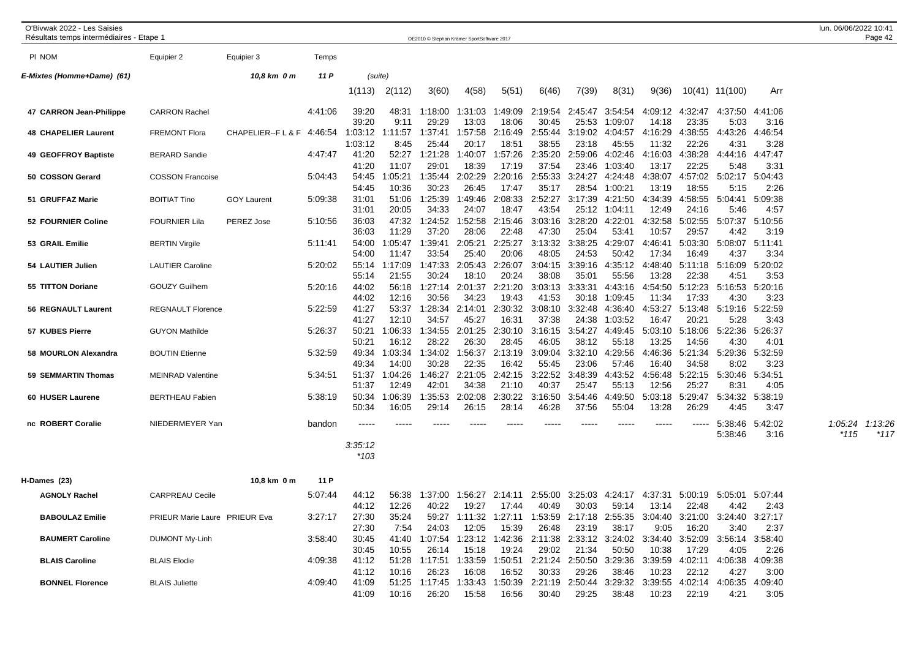O'Bivwak 2022 - Les Saisies
Résultats temps intermédiaires - Etape 1

OE2010 © Stephan Krämer SportSoftware 2017

lun. 06/06/2022 10:41

**E-Mixtes (Homme+Dame) (61)** — 10,8 km 0 m — 11 P — (suite)

| Pl NOM | Equipier 2 | Equipier 3 | Temps | 1(113) | 2(112) | 3(60) | 4(58) | 5(51) | 6(46) | 7(39) | 8(31) | 9(36) | 10(41) | 11(100) | Arr | | |
|---|---|---|---|---|---|---|---|---|---|---|---|---|---|---|---|---|---|
| 47 CARRON Jean-Philippe | CARRON Rachel | | 4:41:06 | 39:20 | 48:31 | 1:18:00 | 1:31:03 | 1:49:09 | 2:19:54 | 2:45:47 | 3:54:54 | 4:09:12 | 4:32:47 | 4:37:50 | 4:41:06 | | |
| | | | | 39:20 | 9:11 | 29:29 | 13:03 | 18:06 | 30:45 | 25:53 | 1:09:07 | 14:18 | 23:35 | 5:03 | 3:16 | | |
| 48 CHAPELIER Laurent | FREMONT Flora | CHAPELIER--F L & F | 4:46:54 | 1:03:12 | 1:11:57 | 1:37:41 | 1:57:58 | 2:16:49 | 2:55:44 | 3:19:02 | 4:04:57 | 4:16:29 | 4:38:55 | 4:43:26 | 4:46:54 | | |
| | | | | 1:03:12 | 8:45 | 25:44 | 20:17 | 18:51 | 38:55 | 23:18 | 45:55 | 11:32 | 22:26 | 4:31 | 3:28 | | |
| 49 GEOFFROY Baptiste | BERARD Sandie | | 4:47:47 | 41:20 | 52:27 | 1:21:28 | 1:40:07 | 1:57:26 | 2:35:20 | 2:59:06 | 4:02:46 | 4:16:03 | 4:38:28 | 4:44:16 | 4:47:47 | | |
| | | | | 41:20 | 11:07 | 29:01 | 18:39 | 17:19 | 37:54 | 23:46 | 1:03:40 | 13:17 | 22:25 | 5:48 | 3:31 | | |
| 50 COSSON Gerard | COSSON Francoise | | 5:04:43 | 54:45 | 1:05:21 | 1:35:44 | 2:02:29 | 2:20:16 | 2:55:33 | 3:24:27 | 4:24:48 | 4:38:07 | 4:57:02 | 5:02:17 | 5:04:43 | | |
| | | | | 54:45 | 10:36 | 30:23 | 26:45 | 17:47 | 35:17 | 28:54 | 1:00:21 | 13:19 | 18:55 | 5:15 | 2:26 | | |
| 51 GRUFFAZ Marie | BOITIAT Tino | GOY Laurent | 5:09:38 | 31:01 | 51:06 | 1:25:39 | 1:49:46 | 2:08:33 | 2:52:27 | 3:17:39 | 4:21:50 | 4:34:39 | 4:58:55 | 5:04:41 | 5:09:38 | | |
| | | | | 31:01 | 20:05 | 34:33 | 24:07 | 18:47 | 43:54 | 25:12 | 1:04:11 | 12:49 | 24:16 | 5:46 | 4:57 | | |
| 52 FOURNIER Coline | FOURNIER Lila | PEREZ Jose | 5:10:56 | 36:03 | 47:32 | 1:24:52 | 1:52:58 | 2:15:46 | 3:03:16 | 3:28:20 | 4:22:01 | 4:32:58 | 5:02:55 | 5:07:37 | 5:10:56 | | |
| | | | | 36:03 | 11:29 | 37:20 | 28:06 | 22:48 | 47:30 | 25:04 | 53:41 | 10:57 | 29:57 | 4:42 | 3:19 | | |
| 53 GRAIL Emilie | BERTIN Virgile | | 5:11:41 | 54:00 | 1:05:47 | 1:39:41 | 2:05:21 | 2:25:27 | 3:13:32 | 3:38:25 | 4:29:07 | 4:46:41 | 5:03:30 | 5:08:07 | 5:11:41 | | |
| | | | | 54:00 | 11:47 | 33:54 | 25:40 | 20:06 | 48:05 | 24:53 | 50:42 | 17:34 | 16:49 | 4:37 | 3:34 | | |
| 54 LAUTIER Julien | LAUTIER Caroline | | 5:20:02 | 55:14 | 1:17:09 | 1:47:33 | 2:05:43 | 2:26:07 | 3:04:15 | 3:39:16 | 4:35:12 | 4:48:40 | 5:11:18 | 5:16:09 | 5:20:02 | | |
| | | | | 55:14 | 21:55 | 30:24 | 18:10 | 20:24 | 38:08 | 35:01 | 55:56 | 13:28 | 22:38 | 4:51 | 3:53 | | |
| 55 TITTON Doriane | GOUZY Guilhem | | 5:20:16 | 44:02 | 56:18 | 1:27:14 | 2:01:37 | 2:21:20 | 3:03:13 | 3:33:31 | 4:43:16 | 4:54:50 | 5:12:23 | 5:16:53 | 5:20:16 | | |
| | | | | 44:02 | 12:16 | 30:56 | 34:23 | 19:43 | 41:53 | 30:18 | 1:09:45 | 11:34 | 17:33 | 4:30 | 3:23 | | |
| 56 REGNAULT Laurent | REGNAULT Florence | | 5:22:59 | 41:27 | 53:37 | 1:28:34 | 2:14:01 | 2:30:32 | 3:08:10 | 3:32:48 | 4:36:40 | 4:53:27 | 5:13:48 | 5:19:16 | 5:22:59 | | |
| | | | | 41:27 | 12:10 | 34:57 | 45:27 | 16:31 | 37:38 | 24:38 | 1:03:52 | 16:47 | 20:21 | 5:28 | 3:43 | | |
| 57 KUBES Pierre | GUYON Mathilde | | 5:26:37 | 50:21 | 1:06:33 | 1:34:55 | 2:01:25 | 2:30:10 | 3:16:15 | 3:54:27 | 4:49:45 | 5:03:10 | 5:18:06 | 5:22:36 | 5:26:37 | | |
| | | | | 50:21 | 16:12 | 28:22 | 26:30 | 28:45 | 46:05 | 38:12 | 55:18 | 13:25 | 14:56 | 4:30 | 4:01 | | |
| 58 MOURLON Alexandra | BOUTIN Etienne | | 5:32:59 | 49:34 | 1:03:34 | 1:34:02 | 1:56:37 | 2:13:19 | 3:09:04 | 3:32:10 | 4:29:56 | 4:46:36 | 5:21:34 | 5:29:36 | 5:32:59 | | |
| | | | | 49:34 | 14:00 | 30:28 | 22:35 | 16:42 | 55:45 | 23:06 | 57:46 | 16:40 | 34:58 | 8:02 | 3:23 | | |
| 59 SEMMARTIN Thomas | MEINRAD Valentine | | 5:34:51 | 51:37 | 1:04:26 | 1:46:27 | 2:21:05 | 2:42:15 | 3:22:52 | 3:48:39 | 4:43:52 | 4:56:48 | 5:22:15 | 5:30:46 | 5:34:51 | | |
| | | | | 51:37 | 12:49 | 42:01 | 34:38 | 21:10 | 40:37 | 25:47 | 55:13 | 12:56 | 25:27 | 8:31 | 4:05 | | |
| 60 HUSER Laurene | BERTHEAU Fabien | | 5:38:19 | 50:34 | 1:06:39 | 1:35:53 | 2:02:08 | 2:30:22 | 3:16:50 | 3:54:46 | 4:49:50 | 5:03:18 | 5:29:47 | 5:34:32 | 5:38:19 | | |
| | | | | 50:34 | 16:05 | 29:14 | 26:15 | 28:14 | 46:28 | 37:56 | 55:04 | 13:28 | 26:29 | 4:45 | 3:47 | | |
| nc ROBERT Coralie | NIEDERMEYER Yan | | bandon | ----- | ----- | ----- | ----- | ----- | ----- | ----- | ----- | ----- | ----- | 5:38:46 | 5:42:02 | 1:05:24 | 1:13:26 |
| | | | | 3:35:12 | | | | | | | | | | 5:38:46 | 3:16 | *115 | *117 |
| | | | | *103 | | | | | | | | | | | | | |

**H-Dames (23)** — 10,8 km 0 m — 11 P

| Pl NOM | Equipier 2 | Equipier 3 | Temps | 1 | 2 | 3 | 4 | 5 | 6 | 7 | 8 | 9 | 10 | 11 | Arr |
|---|---|---|---|---|---|---|---|---|---|---|---|---|---|---|---|
| AGNOLY Rachel | CARPREAU Cecile | | 5:07:44 | 44:12 | 56:38 | 1:37:00 | 1:56:27 | 2:14:11 | 2:55:00 | 3:25:03 | 4:24:17 | 4:37:31 | 5:00:19 | 5:05:01 | 5:07:44 |
| | | | | 44:12 | 12:26 | 40:22 | 19:27 | 17:44 | 40:49 | 30:03 | 59:14 | 13:14 | 22:48 | 4:42 | 2:43 |
| BABOULAZ Emilie | PRIEUR Marie Laure | PRIEUR Eva | 3:27:17 | 27:30 | 35:24 | 59:27 | 1:11:32 | 1:27:11 | 1:53:59 | 2:17:18 | 2:55:35 | 3:04:40 | 3:21:00 | 3:24:40 | 3:27:17 |
| | | | | 27:30 | 7:54 | 24:03 | 12:05 | 15:39 | 26:48 | 23:19 | 38:17 | 9:05 | 16:20 | 3:40 | 2:37 |
| BAUMERT Caroline | DUMONT My-Linh | | 3:58:40 | 30:45 | 41:40 | 1:07:54 | 1:23:12 | 1:42:36 | 2:11:38 | 2:33:12 | 3:24:02 | 3:34:40 | 3:52:09 | 3:56:14 | 3:58:40 |
| | | | | 30:45 | 10:55 | 26:14 | 15:18 | 19:24 | 29:02 | 21:34 | 50:50 | 10:38 | 17:29 | 4:05 | 2:26 |
| BLAIS Caroline | BLAIS Elodie | | 4:09:38 | 41:12 | 51:28 | 1:17:51 | 1:33:59 | 1:50:51 | 2:21:24 | 2:50:50 | 3:29:36 | 3:39:59 | 4:02:11 | 4:06:38 | 4:09:38 |
| | | | | 41:12 | 10:16 | 26:23 | 16:08 | 16:52 | 30:33 | 29:26 | 38:46 | 10:23 | 22:12 | 4:27 | 3:00 |
| BONNEL Florence | BLAIS Juliette | | 4:09:40 | 41:09 | 51:25 | 1:17:45 | 1:33:43 | 1:50:39 | 2:21:19 | 2:50:44 | 3:29:32 | 3:39:55 | 4:02:14 | 4:06:35 | 4:09:40 |
| | | | | 41:09 | 10:16 | 26:20 | 15:58 | 16:56 | 30:40 | 29:25 | 38:48 | 10:23 | 22:19 | 4:21 | 3:05 |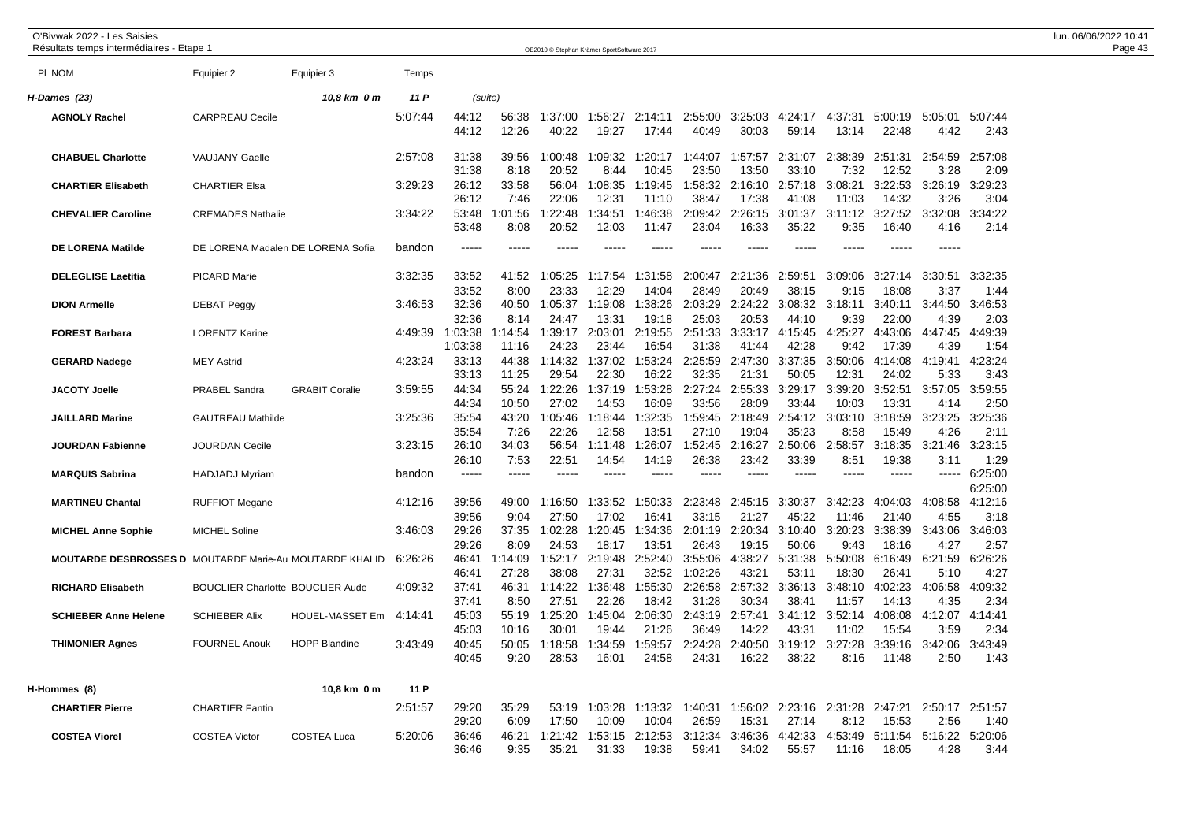O'Bivwak 2022 - Les Saisies
Résultats temps intermédiaires - Etape 1

| Pl NOM | Equipier 2 | Equipier 3 | Temps | | | | | | | | | | | | |
|---|---|---|---|---|---|---|---|---|---|---|---|---|---|---|---|
| **H-Dames (23)** | | 10,8 km 0 m | 11 P | (suite) | | | | | | | | | | | |
| **AGNOLY Rachel** | CARPREAU Cecile | | 5:07:44 | 44:12 | 56:38 | 1:37:00 | 1:56:27 | 2:14:11 | 2:55:00 | 3:25:03 | 4:24:17 | 4:37:31 | 5:00:19 | 5:05:01 | 5:07:44 |
| | | | | 44:12 | 12:26 | 40:22 | 19:27 | 17:44 | 40:49 | 30:03 | 59:14 | 13:14 | 22:48 | 4:42 | 2:43 |
| **CHABUEL Charlotte** | VAUJANY Gaelle | | 2:57:08 | 31:38 | 39:56 | 1:00:48 | 1:09:32 | 1:20:17 | 1:44:07 | 1:57:57 | 2:31:07 | 2:38:39 | 2:51:31 | 2:54:59 | 2:57:08 |
| | | | | 31:38 | 8:18 | 20:52 | 8:44 | 10:45 | 23:50 | 13:50 | 33:10 | 7:32 | 12:52 | 3:28 | 2:09 |
| **CHARTIER Elisabeth** | CHARTIER Elsa | | 3:29:23 | 26:12 | 33:58 | 56:04 | 1:08:35 | 1:19:45 | 1:58:32 | 2:16:10 | 2:57:18 | 3:08:21 | 3:22:53 | 3:26:19 | 3:29:23 |
| | | | | 26:12 | 7:46 | 22:06 | 12:31 | 11:10 | 38:47 | 17:38 | 41:08 | 11:03 | 14:32 | 3:26 | 3:04 |
| **CHEVALIER Caroline** | CREMADES Nathalie | | 3:34:22 | 53:48 | 1:01:56 | 1:22:48 | 1:34:51 | 1:46:38 | 2:09:42 | 2:26:15 | 3:01:37 | 3:11:12 | 3:27:52 | 3:32:08 | 3:34:22 |
| | | | | 53:48 | 8:08 | 20:52 | 12:03 | 11:47 | 23:04 | 16:33 | 35:22 | 9:35 | 16:40 | 4:16 | 2:14 |
| **DE LORENA Matilde** | DE LORENA Madalen | DE LORENA Sofia | bandon | ----- | ----- | ----- | ----- | ----- | ----- | ----- | ----- | ----- | ----- | ----- | |
| **DELEGLISE Laetitia** | PICARD Marie | | 3:32:35 | 33:52 | 41:52 | 1:05:25 | 1:17:54 | 1:31:58 | 2:00:47 | 2:21:36 | 2:59:51 | 3:09:06 | 3:27:14 | 3:30:51 | 3:32:35 |
| | | | | 33:52 | 8:00 | 23:33 | 12:29 | 14:04 | 28:49 | 20:49 | 38:15 | 9:15 | 18:08 | 3:37 | 1:44 |
| **DION Armelle** | DEBAT Peggy | | 3:46:53 | 32:36 | 40:50 | 1:05:37 | 1:19:08 | 1:38:26 | 2:03:29 | 2:24:22 | 3:08:32 | 3:18:11 | 3:40:11 | 3:44:50 | 3:46:53 |
| | | | | 32:36 | 8:14 | 24:47 | 13:31 | 19:18 | 25:03 | 20:53 | 44:10 | 9:39 | 22:00 | 4:39 | 2:03 |
| **FOREST Barbara** | LORENTZ Karine | | 4:49:39 | 1:03:38 | 1:14:54 | 1:39:17 | 2:03:01 | 2:19:55 | 2:51:33 | 3:33:17 | 4:15:45 | 4:25:27 | 4:43:06 | 4:47:45 | 4:49:39 |
| | | | | 1:03:38 | 11:16 | 24:23 | 23:44 | 16:54 | 31:38 | 41:44 | 42:28 | 9:42 | 17:39 | 4:39 | 1:54 |
| **GERARD Nadege** | MEY Astrid | | 4:23:24 | 33:13 | 44:38 | 1:14:32 | 1:37:02 | 1:53:24 | 2:25:59 | 2:47:30 | 3:37:35 | 3:50:06 | 4:14:08 | 4:19:41 | 4:23:24 |
| | | | | 33:13 | 11:25 | 29:54 | 22:30 | 16:22 | 32:35 | 21:31 | 50:05 | 12:31 | 24:02 | 5:33 | 3:43 |
| **JACOTY Joelle** | PRABEL Sandra | GRABIT Coralie | 3:59:55 | 44:34 | 55:24 | 1:22:26 | 1:37:19 | 1:53:28 | 2:27:24 | 2:55:33 | 3:29:17 | 3:39:20 | 3:52:51 | 3:57:05 | 3:59:55 |
| | | | | 44:34 | 10:50 | 27:02 | 14:53 | 16:09 | 33:56 | 28:09 | 33:44 | 10:03 | 13:31 | 4:14 | 2:50 |
| **JAILLARD Marine** | GAUTREAU Mathilde | | 3:25:36 | 35:54 | 43:20 | 1:05:46 | 1:18:44 | 1:32:35 | 1:59:45 | 2:18:49 | 2:54:12 | 3:03:10 | 3:18:59 | 3:23:25 | 3:25:36 |
| | | | | 35:54 | 7:26 | 22:26 | 12:58 | 13:51 | 27:10 | 19:04 | 35:23 | 8:58 | 15:49 | 4:26 | 2:11 |
| **JOURDAN Fabienne** | JOURDAN Cecile | | 3:23:15 | 26:10 | 34:03 | 56:54 | 1:11:48 | 1:26:07 | 1:52:45 | 2:16:27 | 2:50:06 | 2:58:57 | 3:18:35 | 3:21:46 | 3:23:15 |
| | | | | 26:10 | 7:53 | 22:51 | 14:54 | 14:19 | 26:38 | 23:42 | 33:39 | 8:51 | 19:38 | 3:11 | 1:29 |
| **MARQUIS Sabrina** | HADJADJ Myriam | | bandon | ----- | ----- | ----- | ----- | ----- | ----- | ----- | ----- | ----- | ----- | ----- | 6:25:00 |
| | | | | | | | | | | | | | | | 6:25:00 |
| **MARTINEU Chantal** | RUFFIOT Megane | | 4:12:16 | 39:56 | 49:00 | 1:16:50 | 1:33:52 | 1:50:33 | 2:23:48 | 2:45:15 | 3:30:37 | 3:42:23 | 4:04:03 | 4:08:58 | 4:12:16 |
| | | | | 39:56 | 9:04 | 27:50 | 17:02 | 16:41 | 33:15 | 21:27 | 45:22 | 11:46 | 21:40 | 4:55 | 3:18 |
| **MICHEL Anne Sophie** | MICHEL Soline | | 3:46:03 | 29:26 | 37:35 | 1:02:28 | 1:20:45 | 1:34:36 | 2:01:19 | 2:20:34 | 3:10:40 | 3:20:23 | 3:38:39 | 3:43:06 | 3:46:03 |
| | | | | 29:26 | 8:09 | 24:53 | 18:17 | 13:51 | 26:43 | 19:15 | 50:06 | 9:43 | 18:16 | 4:27 | 2:57 |
| **MOUTARDE DESBROSSES D** | MOUTARDE Marie-Au | MOUTARDE KHALID | 6:26:26 | 46:41 | 1:14:09 | 1:52:17 | 2:19:48 | 2:52:40 | 3:55:06 | 4:38:27 | 5:31:38 | 5:50:08 | 6:16:49 | 6:21:59 | 6:26:26 |
| | | | | 46:41 | 27:28 | 38:08 | 27:31 | 32:52 | 1:02:26 | 43:21 | 53:11 | 18:30 | 26:41 | 5:10 | 4:27 |
| **RICHARD Elisabeth** | BOUCLIER Charlotte | BOUCLIER Aude | 4:09:32 | 37:41 | 46:31 | 1:14:22 | 1:36:48 | 1:55:30 | 2:26:58 | 2:57:32 | 3:36:13 | 3:48:10 | 4:02:23 | 4:06:58 | 4:09:32 |
| | | | | 37:41 | 8:50 | 27:51 | 22:26 | 18:42 | 31:28 | 30:34 | 38:41 | 11:57 | 14:13 | 4:35 | 2:34 |
| **SCHIEBER Anne Helene** | SCHIEBER Alix | HOUEL-MASSET Em | 4:14:41 | 45:03 | 55:19 | 1:25:20 | 1:45:04 | 2:06:30 | 2:43:19 | 2:57:41 | 3:41:12 | 3:52:14 | 4:08:08 | 4:12:07 | 4:14:41 |
| | | | | 45:03 | 10:16 | 30:01 | 19:44 | 21:26 | 36:49 | 14:22 | 43:31 | 11:02 | 15:54 | 3:59 | 2:34 |
| **THIMONIER Agnes** | FOURNEL Anouk | HOPP Blandine | 3:43:49 | 40:45 | 50:05 | 1:18:58 | 1:34:59 | 1:59:57 | 2:24:28 | 2:40:50 | 3:19:12 | 3:27:28 | 3:39:16 | 3:42:06 | 3:43:49 |
| | | | | 40:45 | 9:20 | 28:53 | 16:01 | 24:58 | 24:31 | 16:22 | 38:22 | 8:16 | 11:48 | 2:50 | 1:43 |
| **H-Hommes (8)** | | 10,8 km 0 m | 11 P | | | | | | | | | | | | |
| **CHARTIER Pierre** | CHARTIER Fantin | | 2:51:57 | 29:20 | 35:29 | 53:19 | 1:03:28 | 1:13:32 | 1:40:31 | 1:56:02 | 2:23:16 | 2:31:28 | 2:47:21 | 2:50:17 | 2:51:57 |
| | | | | 29:20 | 6:09 | 17:50 | 10:09 | 10:04 | 26:59 | 15:31 | 27:14 | 8:12 | 15:53 | 2:56 | 1:40 |
| **COSTEA Viorel** | COSTEA Victor | COSTEA Luca | 5:20:06 | 36:46 | 46:21 | 1:21:42 | 1:53:15 | 2:12:53 | 3:12:34 | 3:46:36 | 4:42:33 | 4:53:49 | 5:11:54 | 5:16:22 | 5:20:06 |
| | | | | 36:46 | 9:35 | 35:21 | 31:33 | 19:38 | 59:41 | 34:02 | 55:57 | 11:16 | 18:05 | 4:28 | 3:44 |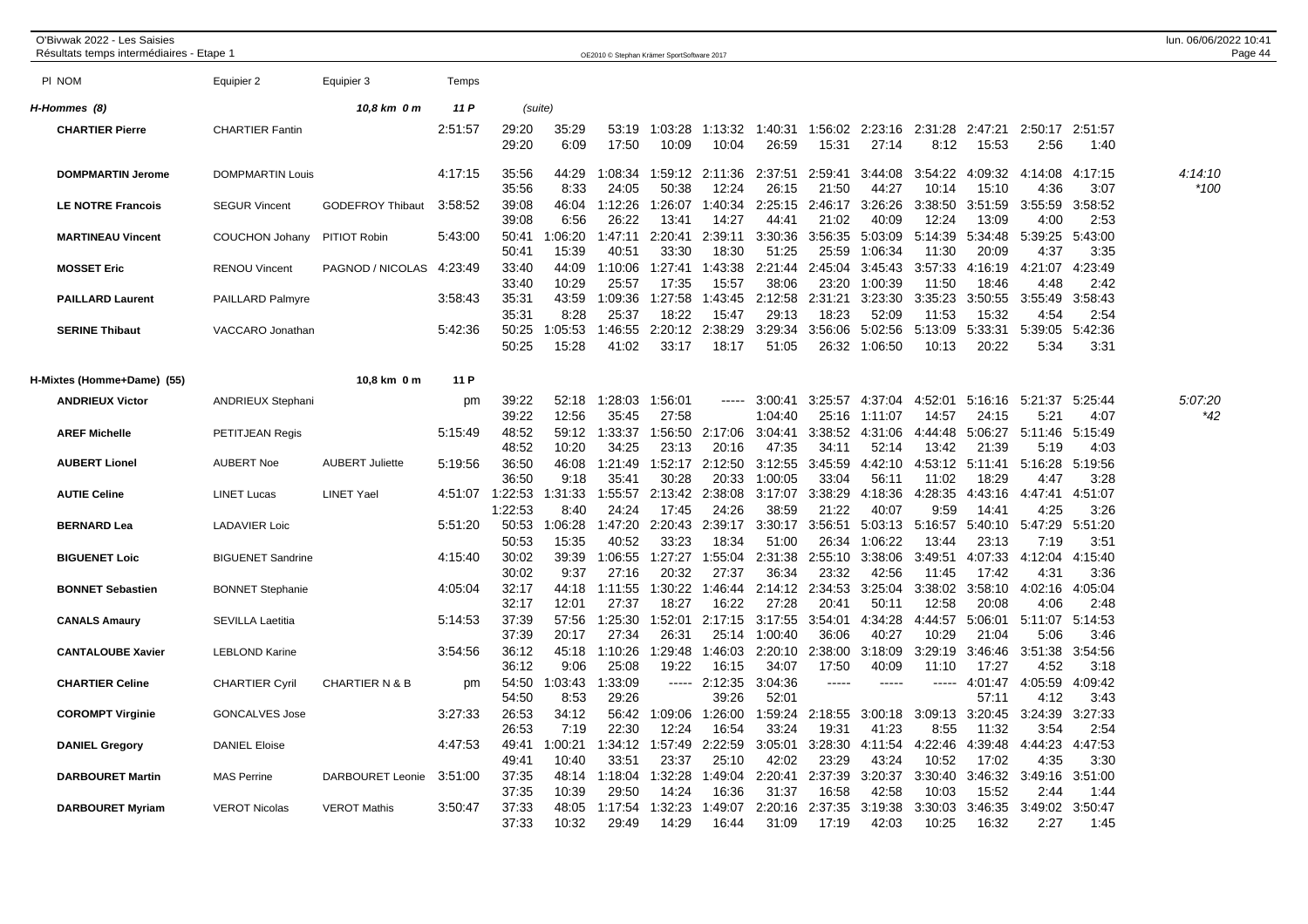O'Bivwak 2022 - Les Saisies
Résultats temps intermédiaires - Etape 1

| Pl NOM | Equipier 2 | Equipier 3 | Temps | | | | | | | | | | | | | |
|---|---|---|---|---|---|---|---|---|---|---|---|---|---|---|---|---|
| **H-Hommes (8)** | | *10,8 km 0 m* | *11 P* | (suite) | | | | | | | | | | | | |
| **CHARTIER Pierre** | CHARTIER Fantin | | 2:51:57 | 29:20 | 35:29 | 53:19 | 1:03:28 | 1:13:32 | 1:40:31 | 1:56:02 | 2:23:16 | 2:31:28 | 2:47:21 | 2:50:17 | 2:51:57 | |
| | | | | 29:20 | 6:09 | 17:50 | 10:09 | 10:04 | 26:59 | 15:31 | 27:14 | 8:12 | 15:53 | 2:56 | 1:40 | |
| **DOMPMARTIN Jerome** | DOMPMARTIN Louis | | 4:17:15 | 35:56 | 44:29 | 1:08:34 | 1:59:12 | 2:11:36 | 2:37:51 | 2:59:41 | 3:44:08 | 3:54:22 | 4:09:32 | 4:14:08 | 4:17:15 | 4:14:10 |
| | | | | 35:56 | 8:33 | 24:05 | 50:38 | 12:24 | 26:15 | 21:50 | 44:27 | 10:14 | 15:10 | 4:36 | 3:07 | *100 |
| **LE NOTRE Francois** | SEGUR Vincent | GODEFROY Thibaut | 3:58:52 | 39:08 | 46:04 | 1:12:26 | 1:26:07 | 1:40:34 | 2:25:15 | 2:46:17 | 3:26:26 | 3:38:50 | 3:51:59 | 3:55:59 | 3:58:52 | |
| | | | | 39:08 | 6:56 | 26:22 | 13:41 | 14:27 | 44:41 | 21:02 | 40:09 | 12:24 | 13:09 | 4:00 | 2:53 | |
| **MARTINEAU Vincent** | COUCHON Johany | PITIOT Robin | 5:43:00 | 50:41 | 1:06:20 | 1:47:11 | 2:20:41 | 2:39:11 | 3:30:36 | 3:56:35 | 5:03:09 | 5:14:39 | 5:34:48 | 5:39:25 | 5:43:00 | |
| | | | | 50:41 | 15:39 | 40:51 | 33:30 | 18:30 | 51:25 | 25:59 | 1:06:34 | 11:30 | 20:09 | 4:37 | 3:35 | |
| **MOSSET Eric** | RENOU Vincent | PAGNOD / NICOLAS | 4:23:49 | 33:40 | 44:09 | 1:10:06 | 1:27:41 | 1:43:38 | 2:21:44 | 2:45:04 | 3:45:43 | 3:57:33 | 4:16:19 | 4:21:07 | 4:23:49 | |
| | | | | 33:40 | 10:29 | 25:57 | 17:35 | 15:57 | 38:06 | 23:20 | 1:00:39 | 11:50 | 18:46 | 4:48 | 2:42 | |
| **PAILLARD Laurent** | PAILLARD Palmyre | | 3:58:43 | 35:31 | 43:59 | 1:09:36 | 1:27:58 | 1:43:45 | 2:12:58 | 2:31:21 | 3:23:30 | 3:35:23 | 3:50:55 | 3:55:49 | 3:58:43 | |
| | | | | 35:31 | 8:28 | 25:37 | 18:22 | 15:47 | 29:13 | 18:23 | 52:09 | 11:53 | 15:32 | 4:54 | 2:54 | |
| **SERINE Thibaut** | VACCARO Jonathan | | 5:42:36 | 50:25 | 1:05:53 | 1:46:55 | 2:20:12 | 2:38:29 | 3:29:34 | 3:56:06 | 5:02:56 | 5:13:09 | 5:33:31 | 5:39:05 | 5:42:36 | |
| | | | | 50:25 | 15:28 | 41:02 | 33:17 | 18:17 | 51:05 | 26:32 | 1:06:50 | 10:13 | 20:22 | 5:34 | 3:31 | |
| **H-Mixtes (Homme+Dame) (55)** | | **10,8 km 0 m** | **11 P** | | | | | | | | | | | | | |
| **ANDRIEUX Victor** | ANDRIEUX Stephani | | pm | 39:22 | 52:18 | 1:28:03 | 1:56:01 | ----- | 3:00:41 | 3:25:57 | 4:37:04 | 4:52:01 | 5:16:16 | 5:21:37 | 5:25:44 | 5:07:20 |
| | | | | 39:22 | 12:56 | 35:45 | 27:58 | | 1:04:40 | 25:16 | 1:11:07 | 14:57 | 24:15 | 5:21 | 4:07 | *42 |
| **AREF Michelle** | PETITJEAN Regis | | 5:15:49 | 48:52 | 59:12 | 1:33:37 | 1:56:50 | 2:17:06 | 3:04:41 | 3:38:52 | 4:31:06 | 4:44:48 | 5:06:27 | 5:11:46 | 5:15:49 | |
| | | | | 48:52 | 10:20 | 34:25 | 23:13 | 20:16 | 47:35 | 34:11 | 52:14 | 13:42 | 21:39 | 5:19 | 4:03 | |
| **AUBERT Lionel** | AUBERT Noe | AUBERT Juliette | 5:19:56 | 36:50 | 46:08 | 1:21:49 | 1:52:17 | 2:12:50 | 3:12:55 | 3:45:59 | 4:42:10 | 4:53:12 | 5:11:41 | 5:16:28 | 5:19:56 | |
| | | | | 36:50 | 9:18 | 35:41 | 30:28 | 20:33 | 1:00:05 | 33:04 | 56:11 | 11:02 | 18:29 | 4:47 | 3:28 | |
| **AUTIE Celine** | LINET Lucas | LINET Yael | 4:51:07 | 1:22:53 | 1:31:33 | 1:55:57 | 2:13:42 | 2:38:08 | 3:17:07 | 3:38:29 | 4:18:36 | 4:28:35 | 4:43:16 | 4:47:41 | 4:51:07 | |
| | | | | 1:22:53 | 8:40 | 24:24 | 17:45 | 24:26 | 38:59 | 21:22 | 40:07 | 9:59 | 14:41 | 4:25 | 3:26 | |
| **BERNARD Lea** | LADAVIER Loic | | 5:51:20 | 50:53 | 1:06:28 | 1:47:20 | 2:20:43 | 2:39:17 | 3:30:17 | 3:56:51 | 5:03:13 | 5:16:57 | 5:40:10 | 5:47:29 | 5:51:20 | |
| | | | | 50:53 | 15:35 | 40:52 | 33:23 | 18:34 | 51:00 | 26:34 | 1:06:22 | 13:44 | 23:13 | 7:19 | 3:51 | |
| **BIGUENET Loic** | BIGUENET Sandrine | | 4:15:40 | 30:02 | 39:39 | 1:06:55 | 1:27:27 | 1:55:04 | 2:31:38 | 2:55:10 | 3:38:06 | 3:49:51 | 4:07:33 | 4:12:04 | 4:15:40 | |
| | | | | 30:02 | 9:37 | 27:16 | 20:32 | 27:37 | 36:34 | 23:32 | 42:56 | 11:45 | 17:42 | 4:31 | 3:36 | |
| **BONNET Sebastien** | BONNET Stephanie | | 4:05:04 | 32:17 | 44:18 | 1:11:55 | 1:30:22 | 1:46:44 | 2:14:12 | 2:34:53 | 3:25:04 | 3:38:02 | 3:58:10 | 4:02:16 | 4:05:04 | |
| | | | | 32:17 | 12:01 | 27:37 | 18:27 | 16:22 | 27:28 | 20:41 | 50:11 | 12:58 | 20:08 | 4:06 | 2:48 | |
| **CANALS Amaury** | SEVILLA Laetitia | | 5:14:53 | 37:39 | 57:56 | 1:25:30 | 1:52:01 | 2:17:15 | 3:17:55 | 3:54:01 | 4:34:28 | 4:44:57 | 5:06:01 | 5:11:07 | 5:14:53 | |
| | | | | 37:39 | 20:17 | 27:34 | 26:31 | 25:14 | 1:00:40 | 36:06 | 40:27 | 10:29 | 21:04 | 5:06 | 3:46 | |
| **CANTALOUBE Xavier** | LEBLOND Karine | | 3:54:56 | 36:12 | 45:18 | 1:10:26 | 1:29:48 | 1:46:03 | 2:20:10 | 2:38:00 | 3:18:09 | 3:29:19 | 3:46:46 | 3:51:38 | 3:54:56 | |
| | | | | 36:12 | 9:06 | 25:08 | 19:22 | 16:15 | 34:07 | 17:50 | 40:09 | 11:10 | 17:27 | 4:52 | 3:18 | |
| **CHARTIER Celine** | CHARTIER Cyril | CHARTIER N & B | pm | 54:50 | 1:03:43 | 1:33:09 | ----- | 2:12:35 | 3:04:36 | ----- | ----- | ----- | 4:01:47 | 4:05:59 | 4:09:42 | |
| | | | | 54:50 | 8:53 | 29:26 | | 39:26 | 52:01 | | | | 57:11 | 4:12 | 3:43 | |
| **COROMPT Virginie** | GONCALVES Jose | | 3:27:33 | 26:53 | 34:12 | 56:42 | 1:09:06 | 1:26:00 | 1:59:24 | 2:18:55 | 3:00:18 | 3:09:13 | 3:20:45 | 3:24:39 | 3:27:33 | |
| | | | | 26:53 | 7:19 | 22:30 | 12:24 | 16:54 | 33:24 | 19:31 | 41:23 | 8:55 | 11:32 | 3:54 | 2:54 | |
| **DANIEL Gregory** | DANIEL Eloise | | 4:47:53 | 49:41 | 1:00:21 | 1:34:12 | 1:57:49 | 2:22:59 | 3:05:01 | 3:28:30 | 4:11:54 | 4:22:46 | 4:39:48 | 4:44:23 | 4:47:53 | |
| | | | | 49:41 | 10:40 | 33:51 | 23:37 | 25:10 | 42:02 | 23:29 | 43:24 | 10:52 | 17:02 | 4:35 | 3:30 | |
| **DARBOURET Martin** | MAS Perrine | DARBOURET Leonie | 3:51:00 | 37:35 | 48:14 | 1:18:04 | 1:32:28 | 1:49:04 | 2:20:41 | 2:37:39 | 3:20:37 | 3:30:40 | 3:46:32 | 3:49:16 | 3:51:00 | |
| | | | | 37:35 | 10:39 | 29:50 | 14:24 | 16:36 | 31:37 | 16:58 | 42:58 | 10:03 | 15:52 | 2:44 | 1:44 | |
| **DARBOURET Myriam** | VEROT Nicolas | VEROT Mathis | 3:50:47 | 37:33 | 48:05 | 1:17:54 | 1:32:23 | 1:49:07 | 2:20:16 | 2:37:35 | 3:19:38 | 3:30:03 | 3:46:35 | 3:49:02 | 3:50:47 | |
| | | | | 37:33 | 10:32 | 29:49 | 14:29 | 16:44 | 31:09 | 17:19 | 42:03 | 10:25 | 16:32 | 2:27 | 1:45 | |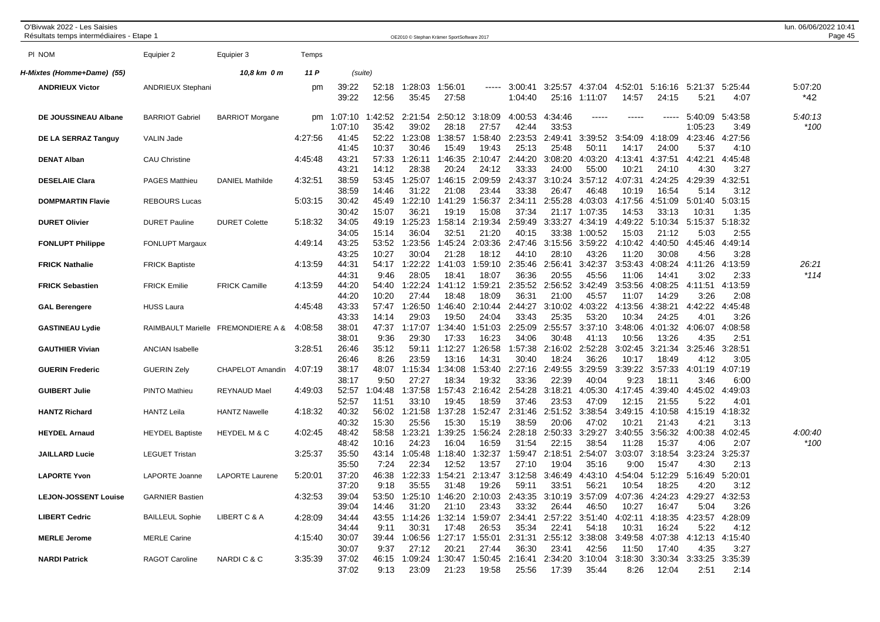O'Bivwak 2022 - Les Saisies
Résultats temps intermédiaires - Etape 1

| Pl NOM | Equipier 2 | Equipier 3 | Temps | | | | | | | | | | | | | |
|---|---|---|---|---|---|---|---|---|---|---|---|---|---|---|---|---|
| *H-Mixtes (Homme+Dame) (55)* | | *10,8 km 0 m* | *11 P* | *(suite)* | | | | | | | | | | | | |
| **ANDRIEUX Victor** | ANDRIEUX Stephani | | pm | 39:22 | 52:18 | 1:28:03 | 1:56:01 | ----- | 3:00:41 | 3:25:57 | 4:37:04 | 4:52:01 | 5:16:16 | 5:21:37 | 5:25:44 | 5:07:20 |
| | | | | 39:22 | 12:56 | 35:45 | 27:58 | | 1:04:40 | 25:16 | 1:11:07 | 14:57 | 24:15 | 5:21 | 4:07 | *42 |
| **DE JOUSSINEAU Albane** | BARRIOT Gabriel | BARRIOT Morgane | pm | 1:07:10 | 1:42:52 | 2:21:54 | 2:50:12 | 3:18:09 | 4:00:53 | 4:34:46 | ----- | ----- | ----- | 5:40:09 | 5:43:58 | *5:40:13* |
| | | | | 1:07:10 | 35:42 | 39:02 | 28:18 | 27:57 | 42:44 | 33:53 | | | | 1:05:23 | 3:49 | *\*100* |
| **DE LA SERRAZ Tanguy** | VALIN Jade | | 4:27:56 | 41:45 | 52:22 | 1:23:08 | 1:38:57 | 1:58:40 | 2:23:53 | 2:49:41 | 3:39:52 | 3:54:09 | 4:18:09 | 4:23:46 | 4:27:56 | |
| | | | | 41:45 | 10:37 | 30:46 | 15:49 | 19:43 | 25:13 | 25:48 | 50:11 | 14:17 | 24:00 | 5:37 | 4:10 | |
| **DENAT Alban** | CAU Christine | | 4:45:48 | 43:21 | 57:33 | 1:26:11 | 1:46:35 | 2:10:47 | 2:44:20 | 3:08:20 | 4:03:20 | 4:13:41 | 4:37:51 | 4:42:21 | 4:45:48 | |
| | | | | 43:21 | 14:12 | 28:38 | 20:24 | 24:12 | 33:33 | 24:00 | 55:00 | 10:21 | 24:10 | 4:30 | 3:27 | |
| **DESELAIE Clara** | PAGES Matthieu | DANIEL Mathilde | 4:32:51 | 38:59 | 53:45 | 1:25:07 | 1:46:15 | 2:09:59 | 2:43:37 | 3:10:24 | 3:57:12 | 4:07:31 | 4:24:25 | 4:29:39 | 4:32:51 | |
| | | | | 38:59 | 14:46 | 31:22 | 21:08 | 23:44 | 33:38 | 26:47 | 46:48 | 10:19 | 16:54 | 5:14 | 3:12 | |
| **DOMPMARTIN Flavie** | REBOURS Lucas | | 5:03:15 | 30:42 | 45:49 | 1:22:10 | 1:41:29 | 1:56:37 | 2:34:11 | 2:55:28 | 4:03:03 | 4:17:56 | 4:51:09 | 5:01:40 | 5:03:15 | |
| | | | | 30:42 | 15:07 | 36:21 | 19:19 | 15:08 | 37:34 | 21:17 | 1:07:35 | 14:53 | 33:13 | 10:31 | 1:35 | |
| **DURET Olivier** | DURET Pauline | DURET Colette | 5:18:32 | 34:05 | 49:19 | 1:25:23 | 1:58:14 | 2:19:34 | 2:59:49 | 3:33:27 | 4:34:19 | 4:49:22 | 5:10:34 | 5:15:37 | 5:18:32 | |
| | | | | 34:05 | 15:14 | 36:04 | 32:51 | 21:20 | 40:15 | 33:38 | 1:00:52 | 15:03 | 21:12 | 5:03 | 2:55 | |
| **FONLUPT Philippe** | FONLUPT Margaux | | 4:49:14 | 43:25 | 53:52 | 1:23:56 | 1:45:24 | 2:03:36 | 2:47:46 | 3:15:56 | 3:59:22 | 4:10:42 | 4:40:50 | 4:45:46 | 4:49:14 | |
| | | | | 43:25 | 10:27 | 30:04 | 21:28 | 18:12 | 44:10 | 28:10 | 43:26 | 11:20 | 30:08 | 4:56 | 3:28 | |
| **FRICK Nathalie** | FRICK Baptiste | | 4:13:59 | 44:31 | 54:17 | 1:22:22 | 1:41:03 | 1:59:10 | 2:35:46 | 2:56:41 | 3:42:37 | 3:53:43 | 4:08:24 | 4:11:26 | 4:13:59 | *26:21* |
| | | | | 44:31 | 9:46 | 28:05 | 18:41 | 18:07 | 36:36 | 20:55 | 45:56 | 11:06 | 14:41 | 3:02 | 2:33 | *\*114* |
| **FRICK Sebastien** | FRICK Emilie | FRICK Camille | 4:13:59 | 44:20 | 54:40 | 1:22:24 | 1:41:12 | 1:59:21 | 2:35:52 | 2:56:52 | 3:42:49 | 3:53:56 | 4:08:25 | 4:11:51 | 4:13:59 | |
| | | | | 44:20 | 10:20 | 27:44 | 18:48 | 18:09 | 36:31 | 21:00 | 45:57 | 11:07 | 14:29 | 3:26 | 2:08 | |
| **GAL Berengere** | HUSS Laura | | 4:45:48 | 43:33 | 57:47 | 1:26:50 | 1:46:40 | 2:10:44 | 2:44:27 | 3:10:02 | 4:03:22 | 4:13:56 | 4:38:21 | 4:42:22 | 4:45:48 | |
| | | | | 43:33 | 14:14 | 29:03 | 19:50 | 24:04 | 33:43 | 25:35 | 53:20 | 10:34 | 24:25 | 4:01 | 3:26 | |
| **GASTINEAU Lydie** | RAIMBAULT Marielle | FREMONDIERE A & | 4:08:58 | 38:01 | 47:37 | 1:17:07 | 1:34:40 | 1:51:03 | 2:25:09 | 2:55:57 | 3:37:10 | 3:48:06 | 4:01:32 | 4:06:07 | 4:08:58 | |
| | | | | 38:01 | 9:36 | 29:30 | 17:33 | 16:23 | 34:06 | 30:48 | 41:13 | 10:56 | 13:26 | 4:35 | 2:51 | |
| **GAUTHIER Vivian** | ANCIAN Isabelle | | 3:28:51 | 26:46 | 35:12 | 59:11 | 1:12:27 | 1:26:58 | 1:57:38 | 2:16:02 | 2:52:28 | 3:02:45 | 3:21:34 | 3:25:46 | 3:28:51 | |
| | | | | 26:46 | 8:26 | 23:59 | 13:16 | 14:31 | 30:40 | 18:24 | 36:26 | 10:17 | 18:49 | 4:12 | 3:05 | |
| **GUERIN Frederic** | GUERIN Zely | CHAPELOT Amandin | 4:07:19 | 38:17 | 48:07 | 1:15:34 | 1:34:08 | 1:53:40 | 2:27:16 | 2:49:55 | 3:29:59 | 3:39:22 | 3:57:33 | 4:01:19 | 4:07:19 | |
| | | | | 38:17 | 9:50 | 27:27 | 18:34 | 19:32 | 33:36 | 22:39 | 40:04 | 9:23 | 18:11 | 3:46 | 6:00 | |
| **GUIBERT Julie** | PINTO Mathieu | REYNAUD Mael | 4:49:03 | 52:57 | 1:04:48 | 1:37:58 | 1:57:43 | 2:16:42 | 2:54:28 | 3:18:21 | 4:05:30 | 4:17:45 | 4:39:40 | 4:45:02 | 4:49:03 | |
| | | | | 52:57 | 11:51 | 33:10 | 19:45 | 18:59 | 37:46 | 23:53 | 47:09 | 12:15 | 21:55 | 5:22 | 4:01 | |
| **HANTZ Richard** | HANTZ Leila | HANTZ Nawelle | 4:18:32 | 40:32 | 56:02 | 1:21:58 | 1:37:28 | 1:52:47 | 2:31:46 | 2:51:52 | 3:38:54 | 3:49:15 | 4:10:58 | 4:15:19 | 4:18:32 | |
| | | | | 40:32 | 15:30 | 25:56 | 15:30 | 15:19 | 38:59 | 20:06 | 47:02 | 10:21 | 21:43 | 4:21 | 3:13 | |
| **HEYDEL Arnaud** | HEYDEL Baptiste | HEYDEL M & C | 4:02:45 | 48:42 | 58:58 | 1:23:21 | 1:39:25 | 1:56:24 | 2:28:18 | 2:50:33 | 3:29:27 | 3:40:55 | 3:56:32 | 4:00:38 | 4:02:45 | *4:00:40* |
| | | | | 48:42 | 10:16 | 24:23 | 16:04 | 16:59 | 31:54 | 22:15 | 38:54 | 11:28 | 15:37 | 4:06 | 2:07 | *\*100* |
| **JAILLARD Lucie** | LEGUET Tristan | | 3:25:37 | 35:50 | 43:14 | 1:05:48 | 1:18:40 | 1:32:37 | 1:59:47 | 2:18:51 | 2:54:07 | 3:03:07 | 3:18:54 | 3:23:24 | 3:25:37 | |
| | | | | 35:50 | 7:24 | 22:34 | 12:52 | 13:57 | 27:10 | 19:04 | 35:16 | 9:00 | 15:47 | 4:30 | 2:13 | |
| **LAPORTE Yvon** | LAPORTE Joanne | LAPORTE Laurene | 5:20:01 | 37:20 | 46:38 | 1:22:33 | 1:54:21 | 2:13:47 | 3:12:58 | 3:46:49 | 4:43:10 | 4:54:04 | 5:12:29 | 5:16:49 | 5:20:01 | |
| | | | | 37:20 | 9:18 | 35:55 | 31:48 | 19:26 | 59:11 | 33:51 | 56:21 | 10:54 | 18:25 | 4:20 | 3:12 | |
| **LEJON-JOSSENT Louise** | GARNIER Bastien | | 4:32:53 | 39:04 | 53:50 | 1:25:10 | 1:46:20 | 2:10:03 | 2:43:35 | 3:10:19 | 3:57:09 | 4:07:36 | 4:24:23 | 4:29:27 | 4:32:53 | |
| | | | | 39:04 | 14:46 | 31:20 | 21:10 | 23:43 | 33:32 | 26:44 | 46:50 | 10:27 | 16:47 | 5:04 | 3:26 | |
| **LIBERT Cedric** | BAILLEUL Sophie | LIBERT C & A | 4:28:09 | 34:44 | 43:55 | 1:14:26 | 1:32:14 | 1:59:07 | 2:34:41 | 2:57:22 | 3:51:40 | 4:02:11 | 4:18:35 | 4:23:57 | 4:28:09 | |
| | | | | 34:44 | 9:11 | 30:31 | 17:48 | 26:53 | 35:34 | 22:41 | 54:18 | 10:31 | 16:24 | 5:22 | 4:12 | |
| **MERLE Jerome** | MERLE Carine | | 4:15:40 | 30:07 | 39:44 | 1:06:56 | 1:27:17 | 1:55:01 | 2:31:31 | 2:55:12 | 3:38:08 | 3:49:58 | 4:07:38 | 4:12:13 | 4:15:40 | |
| | | | | 30:07 | 9:37 | 27:12 | 20:21 | 27:44 | 36:30 | 23:41 | 42:56 | 11:50 | 17:40 | 4:35 | 3:27 | |
| **NARDI Patrick** | RAGOT Caroline | NARDI C & C | 3:35:39 | 37:02 | 46:15 | 1:09:24 | 1:30:47 | 1:50:45 | 2:16:41 | 2:34:20 | 3:10:04 | 3:18:30 | 3:30:34 | 3:33:25 | 3:35:39 | |
| | | | | 37:02 | 9:13 | 23:09 | 21:23 | 19:58 | 25:56 | 17:39 | 35:44 | 8:26 | 12:04 | 2:51 | 2:14 | |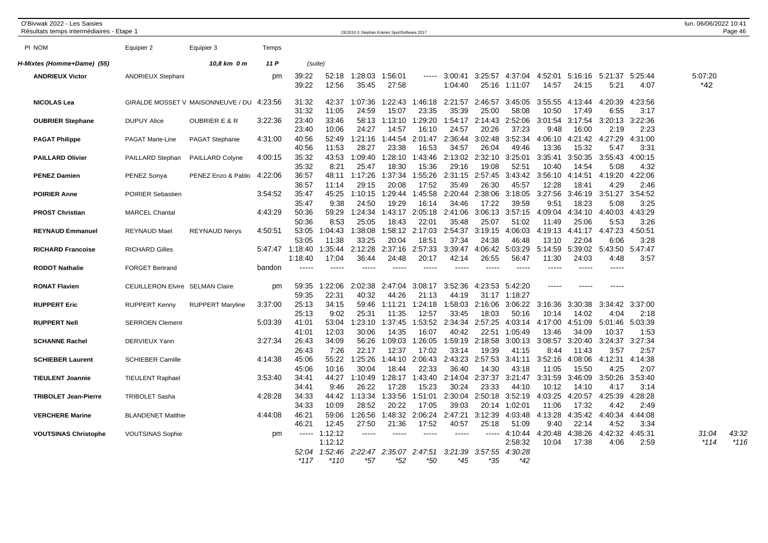O'Bivwak 2022 - Les Saisies
Résultats temps intermédiaires - Etape 1

| Pl NOM | Equipier 2 | Equipier 3 | Temps | | | | | | | | | | | | | | |
|---|---|---|---|---|---|---|---|---|---|---|---|---|---|---|---|---|---|
| **H-Mixtes (Homme+Dame) (55)** | | *10,8 km 0 m* | *11 P* | *(suite)* | | | | | | | | | | | | | |
| **ANDRIEUX Victor** | ANDRIEUX Stephani | | pm | 39:22 | 52:18 | 1:28:03 | 1:56:01 | ----- | 3:00:41 | 3:25:57 | 4:37:04 | 4:52:01 | 5:16:16 | 5:21:37 | 5:25:44 | 5:07:20 | |
| | | | | 39:22 | 12:56 | 35:45 | 27:58 | | 1:04:40 | 25:16 | 1:11:07 | 14:57 | 24:15 | 5:21 | 4:07 | *42 | |
| **NICOLAS Lea** | GIRALDE MOSSET V | MAISONNEUVE / DU | 4:23:56 | 31:32 | 42:37 | 1:07:36 | 1:22:43 | 1:46:18 | 2:21:57 | 2:46:57 | 3:45:05 | 3:55:55 | 4:13:44 | 4:20:39 | 4:23:56 | | |
| | | | | 31:32 | 11:05 | 24:59 | 15:07 | 23:35 | 35:39 | 25:00 | 58:08 | 10:50 | 17:49 | 6:55 | 3:17 | | |
| **OUBRIER Stephane** | DUPUY Alice | OUBRIER E & R | 3:22:36 | 23:40 | 33:46 | 58:13 | 1:13:10 | 1:29:20 | 1:54:17 | 2:14:43 | 2:52:06 | 3:01:54 | 3:17:54 | 3:20:13 | 3:22:36 | | |
| | | | | 23:40 | 10:06 | 24:27 | 14:57 | 16:10 | 24:57 | 20:26 | 37:23 | 9:48 | 16:00 | 2:19 | 2:23 | | |
| **PAGAT Philippe** | PAGAT Marie-Line | PAGAT Stephanie | 4:31:00 | 40:56 | 52:49 | 1:21:16 | 1:44:54 | 2:01:47 | 2:36:44 | 3:02:48 | 3:52:34 | 4:06:10 | 4:21:42 | 4:27:29 | 4:31:00 | | |
| | | | | 40:56 | 11:53 | 28:27 | 23:38 | 16:53 | 34:57 | 26:04 | 49:46 | 13:36 | 15:32 | 5:47 | 3:31 | | |
| **PAILLARD Olivier** | PAILLARD Stephan | PAILLARD Colyne | 4:00:15 | 35:32 | 43:53 | 1:09:40 | 1:28:10 | 1:43:46 | 2:13:02 | 2:32:10 | 3:25:01 | 3:35:41 | 3:50:35 | 3:55:43 | 4:00:15 | | |
| | | | | 35:32 | 8:21 | 25:47 | 18:30 | 15:36 | 29:16 | 19:08 | 52:51 | 10:40 | 14:54 | 5:08 | 4:32 | | |
| **PENEZ Damien** | PENEZ Sonya | PENEZ Enzo & Pablo | 4:22:06 | 36:57 | 48:11 | 1:17:26 | 1:37:34 | 1:55:26 | 2:31:15 | 2:57:45 | 3:43:42 | 3:56:10 | 4:14:51 | 4:19:20 | 4:22:06 | | |
| | | | | 36:57 | 11:14 | 29:15 | 20:08 | 17:52 | 35:49 | 26:30 | 45:57 | 12:28 | 18:41 | 4:29 | 2:46 | | |
| **POIRIER Anne** | POIRIER Sebastien | | 3:54:52 | 35:47 | 45:25 | 1:10:15 | 1:29:44 | 1:45:58 | 2:20:44 | 2:38:06 | 3:18:05 | 3:27:56 | 3:46:19 | 3:51:27 | 3:54:52 | | |
| | | | | 35:47 | 9:38 | 24:50 | 19:29 | 16:14 | 34:46 | 17:22 | 39:59 | 9:51 | 18:23 | 5:08 | 3:25 | | |
| **PROST Christian** | MARCEL Chantal | | 4:43:29 | 50:36 | 59:29 | 1:24:34 | 1:43:17 | 2:05:18 | 2:41:06 | 3:06:13 | 3:57:15 | 4:09:04 | 4:34:10 | 4:40:03 | 4:43:29 | | |
| | | | | 50:36 | 8:53 | 25:05 | 18:43 | 22:01 | 35:48 | 25:07 | 51:02 | 11:49 | 25:06 | 5:53 | 3:26 | | |
| **REYNAUD Emmanuel** | REYNAUD Mael | REYNAUD Nerys | 4:50:51 | 53:05 | 1:04:43 | 1:38:08 | 1:58:12 | 2:17:03 | 2:54:37 | 3:19:15 | 4:06:03 | 4:19:13 | 4:41:17 | 4:47:23 | 4:50:51 | | |
| | | | | 53:05 | 11:38 | 33:25 | 20:04 | 18:51 | 37:34 | 24:38 | 46:48 | 13:10 | 22:04 | 6:06 | 3:28 | | |
| **RICHARD Francoise** | RICHARD Gilles | | 5:47:47 | 1:18:40 | 1:35:44 | 2:12:28 | 2:37:16 | 2:57:33 | 3:39:47 | 4:06:42 | 5:03:29 | 5:14:59 | 5:39:02 | 5:43:50 | 5:47:47 | | |
| | | | | 1:18:40 | 17:04 | 36:44 | 24:48 | 20:17 | 42:14 | 26:55 | 56:47 | 11:30 | 24:03 | 4:48 | 3:57 | | |
| **RODOT Nathalie** | FORGET Bertrand | | bandon | ----- | ----- | ----- | ----- | ----- | ----- | ----- | ----- | ----- | ----- | ----- | | | |
| **RONAT Flavien** | CEUILLERON Elvire | SELMAN Claire | pm | 59:35 | 1:22:06 | 2:02:38 | 2:47:04 | 3:08:17 | 3:52:36 | 4:23:53 | 5:42:20 | ----- | ----- | ----- | | | |
| | | | | 59:35 | 22:31 | 40:32 | 44:26 | 21:13 | 44:19 | 31:17 | 1:18:27 | | | | | | |
| **RUPPERT Eric** | RUPPERT Kenny | RUPPERT Maryline | 3:37:00 | 25:13 | 34:15 | 59:46 | 1:11:21 | 1:24:18 | 1:58:03 | 2:16:06 | 3:06:22 | 3:16:36 | 3:30:38 | 3:34:42 | 3:37:00 | | |
| | | | | 25:13 | 9:02 | 25:31 | 11:35 | 12:57 | 33:45 | 18:03 | 50:16 | 10:14 | 14:02 | 4:04 | 2:18 | | |
| **RUPPERT Nell** | SERROEN Clement | | 5:03:39 | 41:01 | 53:04 | 1:23:10 | 1:37:45 | 1:53:52 | 2:34:34 | 2:57:25 | 4:03:14 | 4:17:00 | 4:51:09 | 5:01:46 | 5:03:39 | | |
| | | | | 41:01 | 12:03 | 30:06 | 14:35 | 16:07 | 40:42 | 22:51 | 1:05:49 | 13:46 | 34:09 | 10:37 | 1:53 | | |
| **SCHANNE Rachel** | DERVIEUX Yann | | 3:27:34 | 26:43 | 34:09 | 56:26 | 1:09:03 | 1:26:05 | 1:59:19 | 2:18:58 | 3:00:13 | 3:08:57 | 3:20:40 | 3:24:37 | 3:27:34 | | |
| | | | | 26:43 | 7:26 | 22:17 | 12:37 | 17:02 | 33:14 | 19:39 | 41:15 | 8:44 | 11:43 | 3:57 | 2:57 | | |
| **SCHIEBER Laurent** | SCHIEBER Camille | | 4:14:38 | 45:06 | 55:22 | 1:25:26 | 1:44:10 | 2:06:43 | 2:43:23 | 2:57:53 | 3:41:11 | 3:52:16 | 4:08:06 | 4:12:31 | 4:14:38 | | |
| | | | | 45:06 | 10:16 | 30:04 | 18:44 | 22:33 | 36:40 | 14:30 | 43:18 | 11:05 | 15:50 | 4:25 | 2:07 | | |
| **TIEULENT Joannie** | TIEULENT Raphael | | 3:53:40 | 34:41 | 44:27 | 1:10:49 | 1:28:17 | 1:43:40 | 2:14:04 | 2:37:37 | 3:21:47 | 3:31:59 | 3:46:09 | 3:50:26 | 3:53:40 | | |
| | | | | 34:41 | 9:46 | 26:22 | 17:28 | 15:23 | 30:24 | 23:33 | 44:10 | 10:12 | 14:10 | 4:17 | 3:14 | | |
| **TRIBOLET Jean-Pierre** | TRIBOLET Sasha | | 4:28:28 | 34:33 | 44:42 | 1:13:34 | 1:33:56 | 1:51:01 | 2:30:04 | 2:50:18 | 3:52:19 | 4:03:25 | 4:20:57 | 4:25:39 | 4:28:28 | | |
| | | | | 34:33 | 10:09 | 28:52 | 20:22 | 17:05 | 39:03 | 20:14 | 1:02:01 | 11:06 | 17:32 | 4:42 | 2:49 | | |
| **VERCHERE Marine** | BLANDENET Matthie | | 4:44:08 | 46:21 | 59:06 | 1:26:56 | 1:48:32 | 2:06:24 | 2:47:21 | 3:12:39 | 4:03:48 | 4:13:28 | 4:35:42 | 4:40:34 | 4:44:08 | | |
| | | | | 46:21 | 12:45 | 27:50 | 21:36 | 17:52 | 40:57 | 25:18 | 51:09 | 9:40 | 22:14 | 4:52 | 3:34 | | |
| **VOUTSINAS Christophe** | VOUTSINAS Sophie | | pm | ----- | 1:12:12 | ----- | ----- | ----- | ----- | ----- | 4:10:44 | 4:20:48 | 4:38:26 | 4:42:32 | 4:45:31 | *31:04* | *43:32* |
| | | | | | 1:12:12 | | | | | | 2:58:32 | 10:04 | 17:38 | 4:06 | 2:59 | *\*114* | *\*116* |
| | | | | *52:04* | *1:52:46* | *2:22:47* | *2:35:07* | *2:47:51* | *3:21:39* | *3:57:55* | *4:30:28* | | | | | | |
| | | | | *\*117* | *\*110* | *\*57* | *\*52* | *\*50* | *\*45* | *\*35* | *\*42* | | | | | | |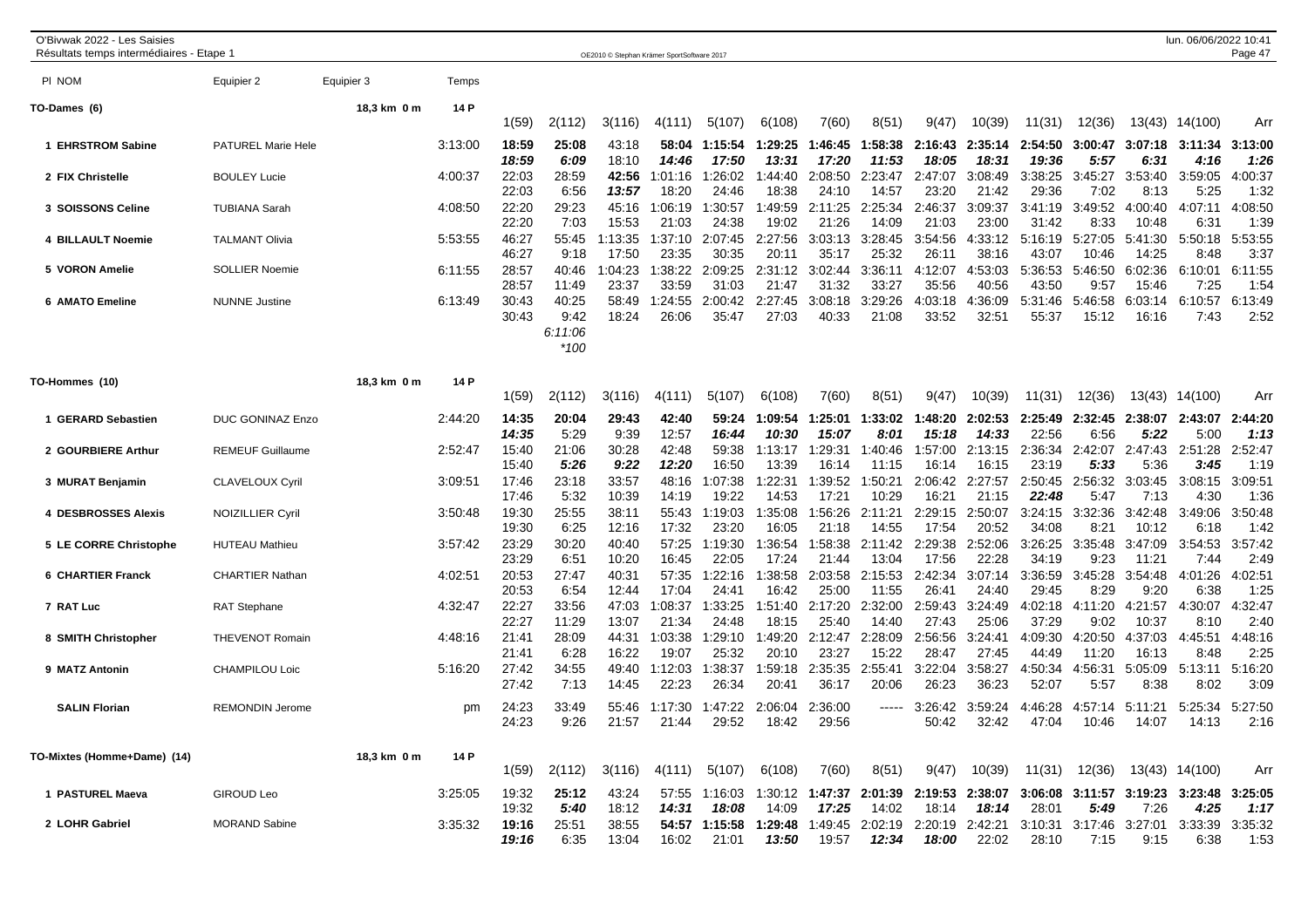O'Bivwak 2022 - Les Saisies
Résultats temps intermédiaires - Etape 1

OE2010 © Stephan Krämer SportSoftware 2017

lun. 06/06/2022 10:41

## TO-Dames (6) — 18,3 km 0 m — 14 P

| Pl NOM | Equipier 2 | Equipier 3 | Temps | 1(59) | 2(112) | 3(116) | 4(111) | 5(107) | 6(108) | 7(60) | 8(51) | 9(47) | 10(39) | 11(31) | 12(36) | 13(43) | 14(100) | Arr |
|---|---|---|---|---|---|---|---|---|---|---|---|---|---|---|---|---|---|---|
| 1 EHRSTROM Sabine | PATUREL Marie Hele | | 3:13:00 | **18:59** | 25:08 | 43:18 | **58:04** | **1:15:54** | **1:29:25** | **1:46:45** | **1:58:38** | **2:16:43** | **2:35:14** | **2:54:50** | **3:00:47** | **3:07:18** | **3:11:34** | **3:13:00** |
| | | | | *18:59* | *6:09* | 18:10 | *14:46* | *17:50* | *13:31* | *17:20* | *11:53* | *18:05* | *18:31* | *19:36* | *5:57* | *6:31* | *4:16* | *1:26* |
| 2 FIX Christelle | BOULEY Lucie | | 4:00:37 | 22:03 | 28:59 | **42:56** | 1:01:16 | 1:26:02 | 1:44:40 | 2:08:50 | 2:23:47 | 2:47:07 | 3:08:49 | 3:38:25 | 3:45:27 | 3:53:40 | 3:59:05 | 4:00:37 |
| | | | | 22:03 | 6:56 | *13:57* | 18:20 | 24:46 | 18:38 | 24:10 | 14:57 | 23:20 | 21:42 | 29:36 | 7:02 | 8:13 | 5:25 | 1:32 |
| 3 SOISSONS Celine | TUBIANA Sarah | | 4:08:50 | 22:20 | 29:23 | 45:16 | 1:06:19 | 1:30:57 | 1:49:59 | 2:11:25 | 2:25:34 | 2:46:37 | 3:09:37 | 3:41:19 | 3:49:52 | 4:00:40 | 4:07:11 | 4:08:50 |
| | | | | 22:20 | 7:03 | 15:53 | 21:03 | 24:38 | 19:02 | 21:26 | 14:09 | 21:03 | 23:00 | 31:42 | 8:33 | 10:48 | 6:31 | 1:39 |
| 4 BILLAULT Noemie | TALMANT Olivia | | 5:53:55 | 46:27 | 55:45 | 1:13:35 | 1:37:10 | 2:07:45 | 2:27:56 | 3:03:13 | 3:28:45 | 3:54:56 | 4:33:12 | 5:16:19 | 5:27:05 | 5:41:30 | 5:50:18 | 5:53:55 |
| | | | | 46:27 | 9:18 | 17:50 | 23:35 | 30:35 | 20:11 | 35:17 | 25:32 | 26:11 | 38:16 | 43:07 | 10:46 | 14:25 | 8:48 | 3:37 |
| 5 VORON Amelie | SOLLIER Noemie | | 6:11:55 | 28:57 | 40:46 | 1:04:23 | 1:38:22 | 2:09:25 | 2:31:12 | 3:02:44 | 3:36:11 | 4:12:07 | 4:53:03 | 5:36:53 | 5:46:50 | 6:02:36 | 6:10:01 | 6:11:55 |
| | | | | 28:57 | 11:49 | 23:37 | 33:59 | 31:03 | 21:47 | 31:32 | 33:27 | 35:56 | 40:56 | 43:50 | 9:57 | 15:46 | 7:25 | 1:54 |
| 6 AMATO Emeline | NUNNE Justine | | 6:13:49 | 30:43 | 40:25 | 58:49 | 1:24:55 | 2:00:42 | 2:27:45 | 3:08:18 | 3:29:26 | 4:03:18 | 4:36:09 | 5:31:46 | 5:46:58 | 6:03:14 | 6:10:57 | 6:13:49 |
| | | | | 30:43 | 9:42 | 18:24 | 26:06 | 35:47 | 27:03 | 40:33 | 21:08 | 33:52 | 32:51 | 55:37 | 15:12 | 16:16 | 7:43 | 2:52 |
| | | | | | 6:11:06 | | | | | | | | | | | | | |
| | | | | | *100 | | | | | | | | | | | | | |

## TO-Hommes (10) — 18,3 km 0 m — 14 P

| Pl NOM | Equipier 2 | Equipier 3 | Temps | 1(59) | 2(112) | 3(116) | 4(111) | 5(107) | 6(108) | 7(60) | 8(51) | 9(47) | 10(39) | 11(31) | 12(36) | 13(43) | 14(100) | Arr |
|---|---|---|---|---|---|---|---|---|---|---|---|---|---|---|---|---|---|---|
| 1 GERARD Sebastien | DUC GONINAZ Enzo | | 2:44:20 | **14:35** | **20:04** | **29:43** | **42:40** | **59:24** | **1:09:54** | **1:25:01** | **1:33:02** | **1:48:20** | **2:02:53** | **2:25:49** | **2:32:45** | **2:38:07** | **2:43:07** | **2:44:20** |
| | | | | *14:35* | 5:29 | 9:39 | 12:57 | *16:44* | *10:30* | *15:07* | *8:01* | *15:18* | *14:33* | 22:56 | 6:56 | *5:22* | 5:00 | *1:13* |
| 2 GOURBIERE Arthur | REMEUF Guillaume | | 2:52:47 | 15:40 | 21:06 | 30:28 | 42:48 | 59:38 | 1:13:17 | 1:29:31 | 1:40:46 | 1:57:00 | 2:13:15 | 2:36:34 | 2:42:07 | 2:47:43 | 2:51:28 | 2:52:47 |
| | | | | 15:40 | *5:26* | *9:22* | *12:20* | 16:50 | 13:39 | 16:14 | 11:15 | 16:14 | 16:15 | 23:19 | *5:33* | 5:36 | *3:45* | 1:19 |
| 3 MURAT Benjamin | CLAVELOUX Cyril | | 3:09:51 | 17:46 | 23:18 | 33:57 | 48:16 | 1:07:38 | 1:22:31 | 1:39:52 | 1:50:21 | 2:06:42 | 2:27:57 | 2:50:45 | 2:56:32 | 3:03:45 | 3:08:15 | 3:09:51 |
| | | | | 17:46 | 5:32 | 10:39 | 14:19 | 19:22 | 14:53 | 17:21 | 10:29 | 16:21 | 21:15 | *22:48* | 5:47 | 7:13 | 4:30 | 1:36 |
| 4 DESBROSSES Alexis | NOIZILLIER Cyril | | 3:50:48 | 19:30 | 25:55 | 38:11 | 55:43 | 1:19:03 | 1:35:08 | 1:56:26 | 2:11:21 | 2:29:15 | 2:50:07 | 3:24:15 | 3:32:36 | 3:42:48 | 3:49:06 | 3:50:48 |
| | | | | 19:30 | 6:25 | 12:16 | 17:32 | 23:20 | 16:05 | 21:18 | 14:55 | 17:54 | 20:52 | 34:08 | 8:21 | 10:12 | 6:18 | 1:42 |
| 5 LE CORRE Christophe | HUTEAU Mathieu | | 3:57:42 | 23:29 | 30:20 | 40:40 | 57:25 | 1:19:30 | 1:36:54 | 1:58:38 | 2:11:42 | 2:29:38 | 2:52:06 | 3:26:25 | 3:35:48 | 3:47:09 | 3:54:53 | 3:57:42 |
| | | | | 23:29 | 6:51 | 10:20 | 16:45 | 22:05 | 17:24 | 21:44 | 13:04 | 17:56 | 22:28 | 34:19 | 9:23 | 11:21 | 7:44 | 2:49 |
| 6 CHARTIER Franck | CHARTIER Nathan | | 4:02:51 | 20:53 | 27:47 | 40:31 | 57:35 | 1:22:16 | 1:38:58 | 2:03:58 | 2:15:53 | 2:42:34 | 3:07:14 | 3:36:59 | 3:45:28 | 3:54:48 | 4:01:26 | 4:02:51 |
| | | | | 20:53 | 6:54 | 12:44 | 17:04 | 24:41 | 16:42 | 25:00 | 11:55 | 26:41 | 24:40 | 29:45 | 8:29 | 9:20 | 6:38 | 1:25 |
| 7 RAT Luc | RAT Stephane | | 4:32:47 | 22:27 | 33:56 | 47:03 | 1:08:37 | 1:33:25 | 1:51:40 | 2:17:20 | 2:32:00 | 2:59:43 | 3:24:49 | 4:02:18 | 4:11:20 | 4:21:57 | 4:30:07 | 4:32:47 |
| | | | | 22:27 | 11:29 | 13:07 | 21:34 | 24:48 | 18:15 | 25:40 | 14:40 | 27:43 | 25:06 | 37:29 | 9:02 | 10:37 | 8:10 | 2:40 |
| 8 SMITH Christopher | THEVENOT Romain | | 4:48:16 | 21:41 | 28:09 | 44:31 | 1:03:38 | 1:29:10 | 1:49:20 | 2:12:47 | 2:28:09 | 2:56:56 | 3:24:41 | 4:09:30 | 4:20:50 | 4:37:03 | 4:45:51 | 4:48:16 |
| | | | | 21:41 | 6:28 | 16:22 | 19:07 | 25:32 | 20:10 | 23:27 | 15:22 | 28:47 | 27:45 | 44:49 | 11:20 | 16:13 | 8:48 | 2:25 |
| 9 MATZ Antonin | CHAMPILOU Loic | | 5:16:20 | 27:42 | 34:55 | 49:40 | 1:12:03 | 1:38:37 | 1:59:18 | 2:35:35 | 2:55:41 | 3:22:04 | 3:58:27 | 4:50:34 | 4:56:31 | 5:05:09 | 5:13:11 | 5:16:20 |
| | | | | 27:42 | 7:13 | 14:45 | 22:23 | 26:34 | 20:41 | 36:17 | 20:06 | 26:23 | 36:23 | 52:07 | 5:57 | 8:38 | 8:02 | 3:09 |
| SALIN Florian | REMONDIN Jerome | | pm | 24:23 | 33:49 | 55:46 | 1:17:30 | 1:47:22 | 2:06:04 | 2:36:00 | ----- | 3:26:42 | 3:59:24 | 4:46:28 | 4:57:14 | 5:11:21 | 5:25:34 | 5:27:50 |
| | | | | 24:23 | 9:26 | 21:57 | 21:44 | 29:52 | 18:42 | 29:56 | | 50:42 | 32:42 | 47:04 | 10:46 | 14:07 | 14:13 | 2:16 |

## TO-Mixtes (Homme+Dame) (14) — 18,3 km 0 m — 14 P

| Pl NOM | Equipier 2 | Equipier 3 | Temps | 1(59) | 2(112) | 3(116) | 4(111) | 5(107) | 6(108) | 7(60) | 8(51) | 9(47) | 10(39) | 11(31) | 12(36) | 13(43) | 14(100) | Arr |
|---|---|---|---|---|---|---|---|---|---|---|---|---|---|---|---|---|---|---|
| 1 PASTUREL Maeva | GIROUD Leo | | 3:25:05 | 19:32 | **25:12** | 43:24 | 57:55 | 1:16:03 | 1:30:12 | **1:47:37** | **2:01:39** | **2:19:53** | **2:38:07** | **3:06:08** | **3:11:57** | **3:19:23** | **3:23:48** | **3:25:05** |
| | | | | 19:32 | *5:40* | 18:12 | *14:31* | *18:08* | 14:09 | *17:25* | 14:02 | 18:14 | *18:14* | 28:01 | *5:49* | 7:26 | *4:25* | *1:17* |
| 2 LOHR Gabriel | MORAND Sabine | | 3:35:32 | **19:16** | 25:51 | 38:55 | **54:57** | **1:15:58** | **1:29:48** | 1:49:45 | 2:02:19 | 2:20:19 | 2:42:21 | 3:10:31 | 3:17:46 | 3:27:01 | 3:33:39 | 3:35:32 |
| | | | | *19:16* | 6:35 | 13:04 | 16:02 | 21:01 | *13:50* | 19:57 | *12:34* | *18:00* | 22:02 | 28:10 | 7:15 | 9:15 | 6:38 | 1:53 |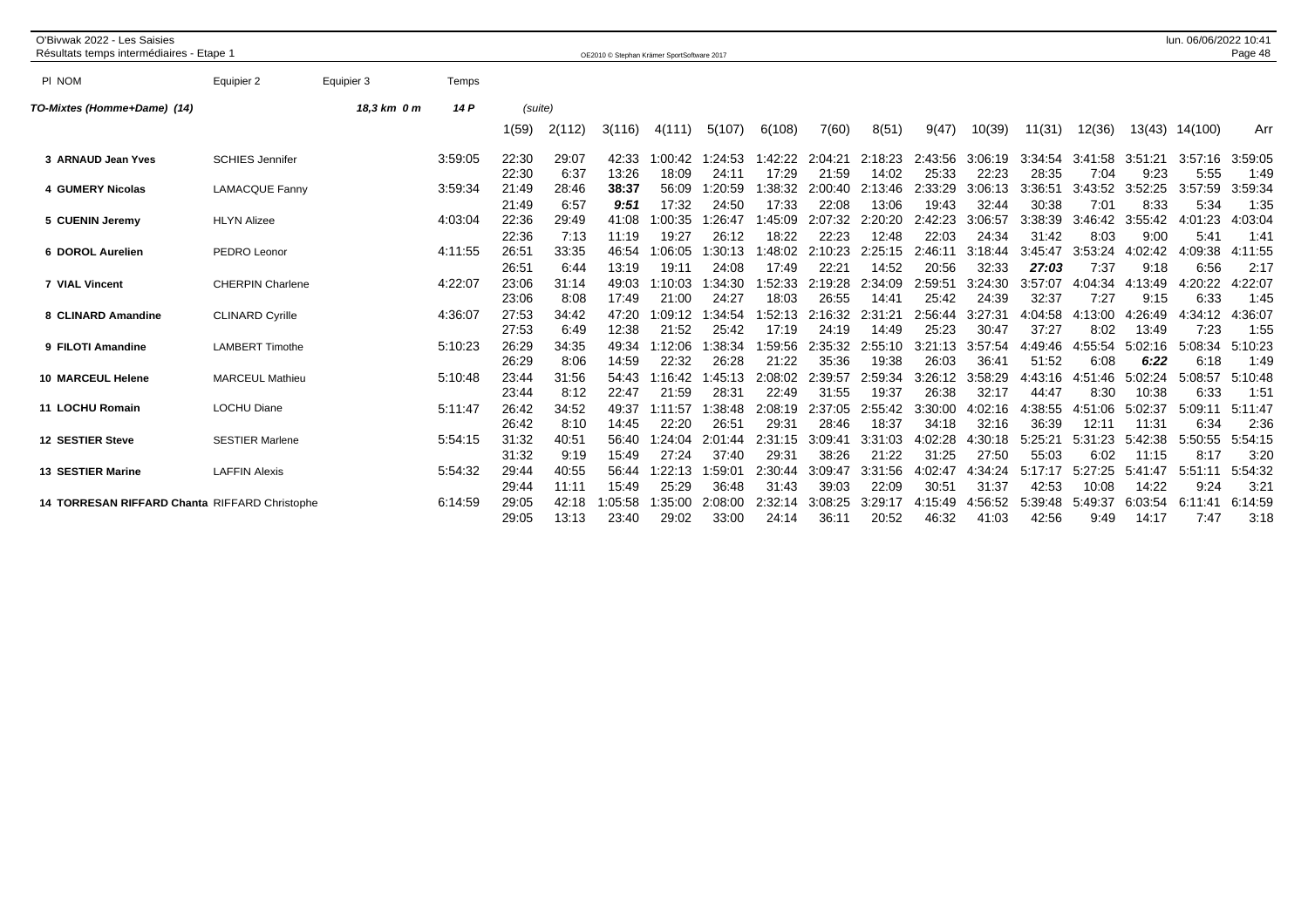PI NOM | Equipier 2 | Equipier 3 | Temps

**TO-Mixtes (Homme+Dame) (14)** — 18,3 km 0 m — 14 P — (suite)

| Pl NOM | Equipier 2 | Equipier 3 | Temps | 1(59) | 2(112) | 3(116) | 4(111) | 5(107) | 6(108) | 7(60) | 8(51) | 9(47) | 10(39) | 11(31) | 12(36) | 13(43) | 14(100) | Arr |
|---|---|---|---|---|---|---|---|---|---|---|---|---|---|---|---|---|---|---|
| **3 ARNAUD Jean Yves** | SCHIES Jennifer | | 3:59:05 | 22:30 | 29:07 | 42:33 | 1:00:42 | 1:24:53 | 1:42:22 | 2:04:21 | 2:18:23 | 2:43:56 | 3:06:19 | 3:34:54 | 3:41:58 | 3:51:21 | 3:57:16 | 3:59:05 |
| | | | | 22:30 | 6:37 | 13:26 | 18:09 | 24:11 | 17:29 | 21:59 | 14:02 | 25:33 | 22:23 | 28:35 | 7:04 | 9:23 | 5:55 | 1:49 |
| **4 GUMERY Nicolas** | LAMACQUE Fanny | | 3:59:34 | 21:49 | 28:46 | **38:37** | 56:09 | 1:20:59 | 1:38:32 | 2:00:40 | 2:13:46 | 2:33:29 | 3:06:13 | 3:36:51 | 3:43:52 | 3:52:25 | 3:57:59 | 3:59:34 |
| | | | | 21:49 | 6:57 | ***9:51*** | 17:32 | 24:50 | 17:33 | 22:08 | 13:06 | 19:43 | 32:44 | 30:38 | 7:01 | 8:33 | 5:34 | 1:35 |
| **5 CUENIN Jeremy** | HLYN Alizee | | 4:03:04 | 22:36 | 29:49 | 41:08 | 1:00:35 | 1:26:47 | 1:45:09 | 2:07:32 | 2:20:20 | 2:42:23 | 3:06:57 | 3:38:39 | 3:46:42 | 3:55:42 | 4:01:23 | 4:03:04 |
| | | | | 22:36 | 7:13 | 11:19 | 19:27 | 26:12 | 18:22 | 22:23 | 12:48 | 22:03 | 24:34 | 31:42 | 8:03 | 9:00 | 5:41 | 1:41 |
| **6 DOROL Aurelien** | PEDRO Leonor | | 4:11:55 | 26:51 | 33:35 | 46:54 | 1:06:05 | 1:30:13 | 1:48:02 | 2:10:23 | 2:25:15 | 2:46:11 | 3:18:44 | 3:45:47 | 3:53:24 | 4:02:42 | 4:09:38 | 4:11:55 |
| | | | | 26:51 | 6:44 | 13:19 | 19:11 | 24:08 | 17:49 | 22:21 | 14:52 | 20:56 | 32:33 | ***27:03*** | 7:37 | 9:18 | 6:56 | 2:17 |
| **7 VIAL Vincent** | CHERPIN Charlene | | 4:22:07 | 23:06 | 31:14 | 49:03 | 1:10:03 | 1:34:30 | 1:52:33 | 2:19:28 | 2:34:09 | 2:59:51 | 3:24:30 | 3:57:07 | 4:04:34 | 4:13:49 | 4:20:22 | 4:22:07 |
| | | | | 23:06 | 8:08 | 17:49 | 21:00 | 24:27 | 18:03 | 26:55 | 14:41 | 25:42 | 24:39 | 32:37 | 7:27 | 9:15 | 6:33 | 1:45 |
| **8 CLINARD Amandine** | CLINARD Cyrille | | 4:36:07 | 27:53 | 34:42 | 47:20 | 1:09:12 | 1:34:54 | 1:52:13 | 2:16:32 | 2:31:21 | 2:56:44 | 3:27:31 | 4:04:58 | 4:13:00 | 4:26:49 | 4:34:12 | 4:36:07 |
| | | | | 27:53 | 6:49 | 12:38 | 21:52 | 25:42 | 17:19 | 24:19 | 14:49 | 25:23 | 30:47 | 37:27 | 8:02 | 13:49 | 7:23 | 1:55 |
| **9 FILOTI Amandine** | LAMBERT Timothe | | 5:10:23 | 26:29 | 34:35 | 49:34 | 1:12:06 | 1:38:34 | 1:59:56 | 2:35:32 | 2:55:10 | 3:21:13 | 3:57:54 | 4:49:46 | 4:55:54 | 5:02:16 | 5:08:34 | 5:10:23 |
| | | | | 26:29 | 8:06 | 14:59 | 22:32 | 26:28 | 21:22 | 35:36 | 19:38 | 26:03 | 36:41 | 51:52 | 6:08 | ***6:22*** | 6:18 | 1:49 |
| **10 MARCEUL Helene** | MARCEUL Mathieu | | 5:10:48 | 23:44 | 31:56 | 54:43 | 1:16:42 | 1:45:13 | 2:08:02 | 2:39:57 | 2:59:34 | 3:26:12 | 3:58:29 | 4:43:16 | 4:51:46 | 5:02:24 | 5:08:57 | 5:10:48 |
| | | | | 23:44 | 8:12 | 22:47 | 21:59 | 28:31 | 22:49 | 31:55 | 19:37 | 26:38 | 32:17 | 44:47 | 8:30 | 10:38 | 6:33 | 1:51 |
| **11 LOCHU Romain** | LOCHU Diane | | 5:11:47 | 26:42 | 34:52 | 49:37 | 1:11:57 | 1:38:48 | 2:08:19 | 2:37:05 | 2:55:42 | 3:30:00 | 4:02:16 | 4:38:55 | 4:51:06 | 5:02:37 | 5:09:11 | 5:11:47 |
| | | | | 26:42 | 8:10 | 14:45 | 22:20 | 26:51 | 29:31 | 28:46 | 18:37 | 34:18 | 32:16 | 36:39 | 12:11 | 11:31 | 6:34 | 2:36 |
| **12 SESTIER Steve** | SESTIER Marlene | | 5:54:15 | 31:32 | 40:51 | 56:40 | 1:24:04 | 2:01:44 | 2:31:15 | 3:09:41 | 3:31:03 | 4:02:28 | 4:30:18 | 5:25:21 | 5:31:23 | 5:42:38 | 5:50:55 | 5:54:15 |
| | | | | 31:32 | 9:19 | 15:49 | 27:24 | 37:40 | 29:31 | 38:26 | 21:22 | 31:25 | 27:50 | 55:03 | 6:02 | 11:15 | 8:17 | 3:20 |
| **13 SESTIER Marine** | LAFFIN Alexis | | 5:54:32 | 29:44 | 40:55 | 56:44 | 1:22:13 | 1:59:01 | 2:30:44 | 3:09:47 | 3:31:56 | 4:02:47 | 4:34:24 | 5:17:17 | 5:27:25 | 5:41:47 | 5:51:11 | 5:54:32 |
| | | | | 29:44 | 11:11 | 15:49 | 25:29 | 36:48 | 31:43 | 39:03 | 22:09 | 30:51 | 31:37 | 42:53 | 10:08 | 14:22 | 9:24 | 3:21 |
| **14 TORRESAN RIFFARD Chanta** | RIFFARD Christophe | | 6:14:59 | 29:05 | 42:18 | 1:05:58 | 1:35:00 | 2:08:00 | 2:32:14 | 3:08:25 | 3:29:17 | 4:15:49 | 4:56:52 | 5:39:48 | 5:49:37 | 6:03:54 | 6:11:41 | 6:14:59 |
| | | | | 29:05 | 13:13 | 23:40 | 29:02 | 33:00 | 24:14 | 36:11 | 20:52 | 46:32 | 41:03 | 42:56 | 9:49 | 14:17 | 7:47 | 3:18 |